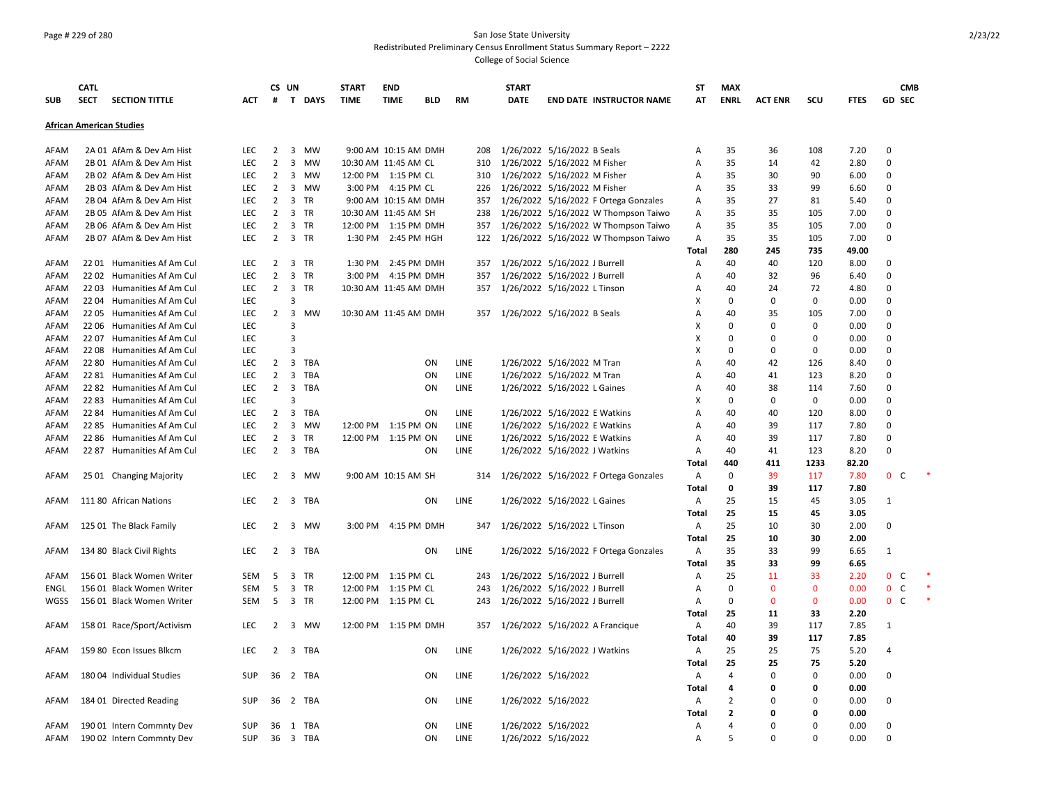San Jose State University

Redistributed Preliminary Census Enrollment Status Summary Report – 2222

College of Social Science

| SUB | CATL SECT | SECTION TITTLE | ACT | CS # | UN T | DAYS | START TIME | END TIME | BLD | RM | START DATE | END DATE | INSTRUCTOR NAME | ST AT | MAX ENRL | ACT ENR | SCU | FTES | GD | CMB SEC |
|---|---|---|---|---|---|---|---|---|---|---|---|---|---|---|---|---|---|---|---|---|
| **African American Studies** | | | | | | | | | | | | | | | | | | | | |
| AFAM | 2A 01 | AfAm & Dev Am Hist | LEC | 2 | 3 | MW | 9:00 AM | 10:15 AM | DMH | 208 | 1/26/2022 | 5/16/2022 | B Seals | A | 35 | 36 | 108 | 7.20 | 0 | |
| AFAM | 2B 01 | AfAm & Dev Am Hist | LEC | 2 | 3 | MW | 10:30 AM | 11:45 AM | CL | 310 | 1/26/2022 | 5/16/2022 | M Fisher | A | 35 | 14 | 42 | 2.80 | 0 | |
| AFAM | 2B 02 | AfAm & Dev Am Hist | LEC | 2 | 3 | MW | 12:00 PM | 1:15 PM | CL | 310 | 1/26/2022 | 5/16/2022 | M Fisher | A | 35 | 30 | 90 | 6.00 | 0 | |
| AFAM | 2B 03 | AfAm & Dev Am Hist | LEC | 2 | 3 | MW | 3:00 PM | 4:15 PM | CL | 226 | 1/26/2022 | 5/16/2022 | M Fisher | A | 35 | 33 | 99 | 6.60 | 0 | |
| AFAM | 2B 04 | AfAm & Dev Am Hist | LEC | 2 | 3 | TR | 9:00 AM | 10:15 AM | DMH | 357 | 1/26/2022 | 5/16/2022 | F Ortega Gonzales | A | 35 | 27 | 81 | 5.40 | 0 | |
| AFAM | 2B 05 | AfAm & Dev Am Hist | LEC | 2 | 3 | TR | 10:30 AM | 11:45 AM | SH | 238 | 1/26/2022 | 5/16/2022 | W Thompson Taiwo | A | 35 | 35 | 105 | 7.00 | 0 | |
| AFAM | 2B 06 | AfAm & Dev Am Hist | LEC | 2 | 3 | TR | 12:00 PM | 1:15 PM | DMH | 357 | 1/26/2022 | 5/16/2022 | W Thompson Taiwo | A | 35 | 35 | 105 | 7.00 | 0 | |
| AFAM | 2B 07 | AfAm & Dev Am Hist | LEC | 2 | 3 | TR | 1:30 PM | 2:45 PM | HGH | 122 | 1/26/2022 | 5/16/2022 | W Thompson Taiwo | A | 35 | 35 | 105 | 7.00 | 0 | |
| | | | | | | | | | | | | | | **Total** | **280** | **245** | **735** | **49.00** | | |
| AFAM | 22 01 | Humanities Af Am Cul | LEC | 2 | 3 | TR | 1:30 PM | 2:45 PM | DMH | 357 | 1/26/2022 | 5/16/2022 | J Burrell | A | 40 | 40 | 120 | 8.00 | 0 | |
| AFAM | 22 02 | Humanities Af Am Cul | LEC | 2 | 3 | TR | 3:00 PM | 4:15 PM | DMH | 357 | 1/26/2022 | 5/16/2022 | J Burrell | A | 40 | 32 | 96 | 6.40 | 0 | |
| AFAM | 22 03 | Humanities Af Am Cul | LEC | 2 | 3 | TR | 10:30 AM | 11:45 AM | DMH | 357 | 1/26/2022 | 5/16/2022 | L Tinson | A | 40 | 24 | 72 | 4.80 | 0 | |
| AFAM | 22 04 | Humanities Af Am Cul | LEC | | 3 | | | | | | | | | X | 0 | 0 | 0 | 0.00 | 0 | |
| AFAM | 22 05 | Humanities Af Am Cul | LEC | 2 | 3 | MW | 10:30 AM | 11:45 AM | DMH | 357 | 1/26/2022 | 5/16/2022 | B Seals | A | 40 | 35 | 105 | 7.00 | 0 | |
| AFAM | 22 06 | Humanities Af Am Cul | LEC | | 3 | | | | | | | | | X | 0 | 0 | 0 | 0.00 | 0 | |
| AFAM | 22 07 | Humanities Af Am Cul | LEC | | 3 | | | | | | | | | X | 0 | 0 | 0 | 0.00 | 0 | |
| AFAM | 22 08 | Humanities Af Am Cul | LEC | | 3 | | | | | | | | | X | 0 | 0 | 0 | 0.00 | 0 | |
| AFAM | 22 80 | Humanities Af Am Cul | LEC | 2 | 3 | TBA | | | ON | LINE | 1/26/2022 | 5/16/2022 | M Tran | A | 40 | 42 | 126 | 8.40 | 0 | |
| AFAM | 22 81 | Humanities Af Am Cul | LEC | 2 | 3 | TBA | | | ON | LINE | 1/26/2022 | 5/16/2022 | M Tran | A | 40 | 41 | 123 | 8.20 | 0 | |
| AFAM | 22 82 | Humanities Af Am Cul | LEC | 2 | 3 | TBA | | | ON | LINE | 1/26/2022 | 5/16/2022 | L Gaines | A | 40 | 38 | 114 | 7.60 | 0 | |
| AFAM | 22 83 | Humanities Af Am Cul | LEC | | 3 | | | | | | | | | X | 0 | 0 | 0 | 0.00 | 0 | |
| AFAM | 22 84 | Humanities Af Am Cul | LEC | 2 | 3 | TBA | | | ON | LINE | 1/26/2022 | 5/16/2022 | E Watkins | A | 40 | 40 | 120 | 8.00 | 0 | |
| AFAM | 22 85 | Humanities Af Am Cul | LEC | 2 | 3 | MW | 12:00 PM | 1:15 PM | ON | LINE | 1/26/2022 | 5/16/2022 | E Watkins | A | 40 | 39 | 117 | 7.80 | 0 | |
| AFAM | 22 86 | Humanities Af Am Cul | LEC | 2 | 3 | TR | 12:00 PM | 1:15 PM | ON | LINE | 1/26/2022 | 5/16/2022 | E Watkins | A | 40 | 39 | 117 | 7.80 | 0 | |
| AFAM | 22 87 | Humanities Af Am Cul | LEC | 2 | 3 | TBA | | | ON | LINE | 1/26/2022 | 5/16/2022 | J Watkins | A | 40 | 41 | 123 | 8.20 | 0 | |
| | | | | | | | | | | | | | | **Total** | **440** | **411** | **1233** | **82.20** | | |
| AFAM | 25 01 | Changing Majority | LEC | 2 | 3 | MW | 9:00 AM | 10:15 AM | SH | 314 | 1/26/2022 | 5/16/2022 | F Ortega Gonzales | A | 0 | 39 | 117 | 7.80 | 0 | C * |
| | | | | | | | | | | | | | | **Total** | **0** | **39** | **117** | **7.80** | | |
| AFAM | 111 80 | African Nations | LEC | 2 | 3 | TBA | | | ON | LINE | 1/26/2022 | 5/16/2022 | L Gaines | A | 25 | 15 | 45 | 3.05 | 1 | |
| | | | | | | | | | | | | | | **Total** | **25** | **15** | **45** | **3.05** | | |
| AFAM | 125 01 | The Black Family | LEC | 2 | 3 | MW | 3:00 PM | 4:15 PM | DMH | 347 | 1/26/2022 | 5/16/2022 | L Tinson | A | 25 | 10 | 30 | 2.00 | 0 | |
| | | | | | | | | | | | | | | **Total** | **25** | **10** | **30** | **2.00** | | |
| AFAM | 134 80 | Black Civil Rights | LEC | 2 | 3 | TBA | | | ON | LINE | | 1/26/2022 5/16/2022 | F Ortega Gonzales | A | 35 | 33 | 99 | 6.65 | 1 | |
| | | | | | | | | | | | | | | **Total** | **35** | **33** | **99** | **6.65** | | |
| AFAM | 156 01 | Black Women Writer | SEM | 5 | 3 | TR | 12:00 PM | 1:15 PM | CL | 243 | 1/26/2022 | 5/16/2022 | J Burrell | A | 25 | 11 | 33 | 2.20 | 0 | C * |
| ENGL | 156 01 | Black Women Writer | SEM | 5 | 3 | TR | 12:00 PM | 1:15 PM | CL | 243 | 1/26/2022 | 5/16/2022 | J Burrell | A | 0 | 0 | 0 | 0.00 | 0 | C * |
| WGSS | 156 01 | Black Women Writer | SEM | 5 | 3 | TR | 12:00 PM | 1:15 PM | CL | 243 | 1/26/2022 | 5/16/2022 | J Burrell | A | 0 | 0 | 0 | 0.00 | 0 | C * |
| | | | | | | | | | | | | | | **Total** | **25** | **11** | **33** | **2.20** | | |
| AFAM | 158 01 | Race/Sport/Activism | LEC | 2 | 3 | MW | 12:00 PM | 1:15 PM | DMH | 357 | 1/26/2022 | 5/16/2022 | A Francique | A | 40 | 39 | 117 | 7.85 | 1 | |
| | | | | | | | | | | | | | | **Total** | **40** | **39** | **117** | **7.85** | | |
| AFAM | 159 80 | Econ Issues Blkcm | LEC | 2 | 3 | TBA | | | ON | LINE | 1/26/2022 | 5/16/2022 | J Watkins | A | 25 | 25 | 75 | 5.20 | 4 | |
| | | | | | | | | | | | | | | **Total** | **25** | **25** | **75** | **5.20** | | |
| AFAM | 180 04 | Individual Studies | SUP | 36 | 2 | TBA | | | ON | LINE | 1/26/2022 | 5/16/2022 | | A | 4 | 0 | 0 | 0.00 | 0 | |
| | | | | | | | | | | | | | | **Total** | **4** | **0** | **0** | **0.00** | | |
| AFAM | 184 01 | Directed Reading | SUP | 36 | 2 | TBA | | | ON | LINE | 1/26/2022 | 5/16/2022 | | A | 2 | 0 | 0 | 0.00 | 0 | |
| | | | | | | | | | | | | | | **Total** | **2** | **0** | **0** | **0.00** | | |
| AFAM | 190 01 | Intern Commnty Dev | SUP | 36 | 1 | TBA | | | ON | LINE | 1/26/2022 | 5/16/2022 | | A | 4 | 0 | 0 | 0.00 | 0 | |
| AFAM | 190 02 | Intern Commnty Dev | SUP | 36 | 3 | TBA | | | ON | LINE | 1/26/2022 | 5/16/2022 | | A | 5 | 0 | 0 | 0.00 | 0 | |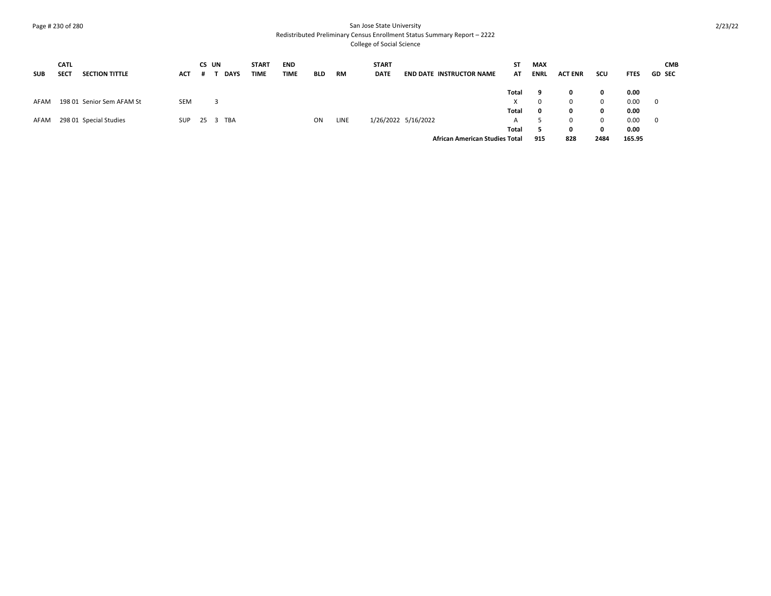San Jose State University

Redistributed Preliminary Census Enrollment Status Summary Report – 2222

College of Social Science

| SUB | CATL SECT | SECTION TITTLE | ACT | CS # | UN T | DAYS | START TIME | END TIME | BLD | RM | START DATE | END DATE | INSTRUCTOR NAME | ST AT | MAX ENRL | ACT ENR | SCU | FTES | GD | CMB SEC |
|---|---|---|---|---|---|---|---|---|---|---|---|---|---|---|---|---|---|---|---|---|
| | | | | | | | | | | | | | | **Total** | **9** | **0** | **0** | **0.00** | | |
| AFAM | 198 01 | Senior Sem AFAM St | SEM | | 3 | | | | | | | | | X | 0 | 0 | 0 | 0.00 | 0 | |
| | | | | | | | | | | | | | | **Total** | **0** | **0** | **0** | **0.00** | | |
| AFAM | 298 01 | Special Studies | SUP | 25 | 3 | TBA | | | ON | LINE | 1/26/2022 | 5/16/2022 | | A | 5 | 0 | 0 | 0.00 | 0 | |
| | | | | | | | | | | | | | | **Total** | **5** | **0** | **0** | **0.00** | | |
| | | | | | | | | | | | | | **African American Studies Total** | | **915** | **828** | **2484** | **165.95** | | |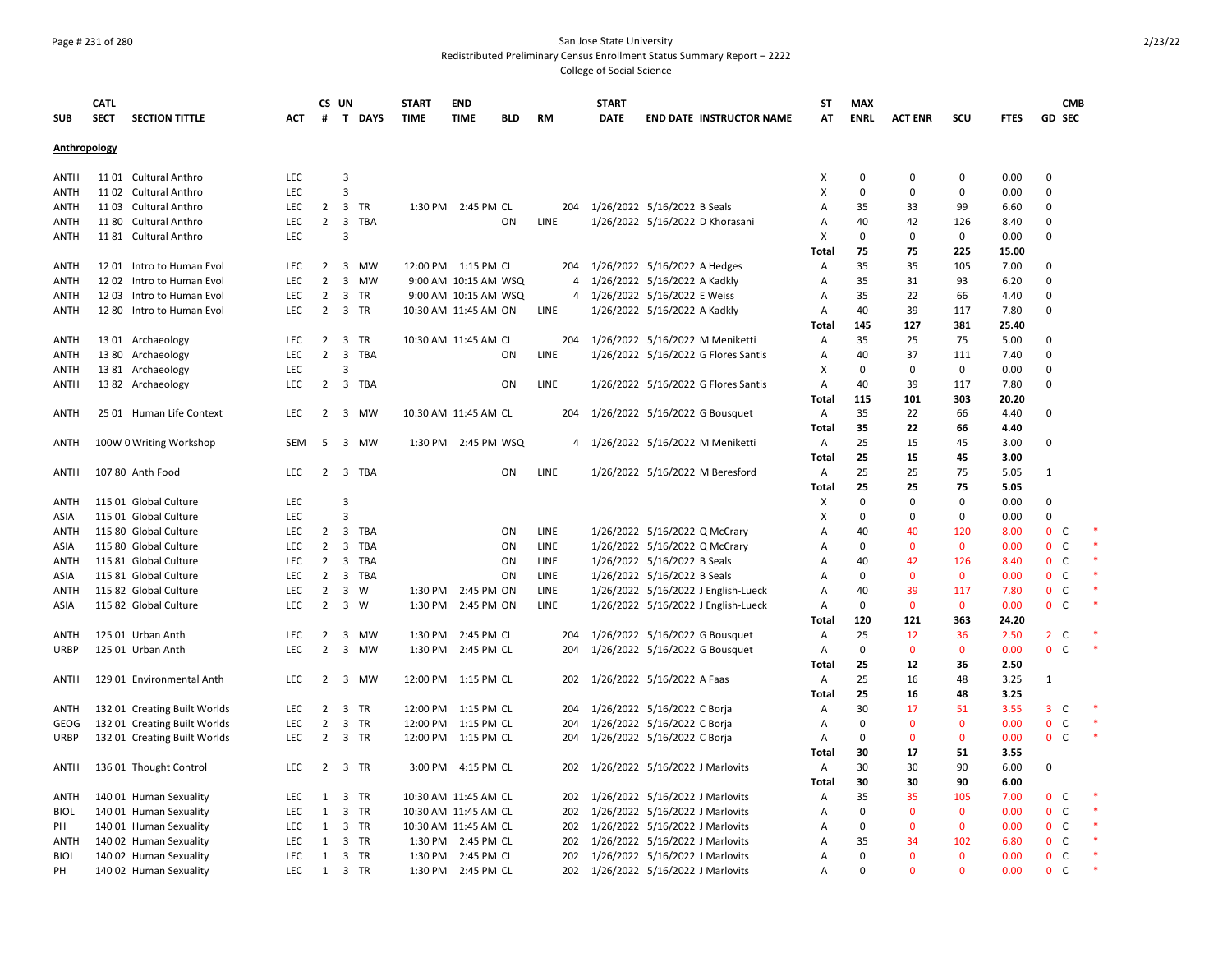San Jose State University
Redistributed Preliminary Census Enrollment Status Summary Report – 2222
College of Social Science

| SUB | CATL SECT | SECTION TITTLE | ACT | CS # | UN T | DAYS | START TIME | END TIME | BLD | RM | START DATE | END DATE | INSTRUCTOR NAME | ST AT | MAX ENRL | ACT ENR | SCU | FTES | GD | CMB SEC | |
|---|---|---|---|---|---|---|---|---|---|---|---|---|---|---|---|---|---|---|---|---|---|
| **Anthropology** | | | | | | | | | | | | | | | | | | | | | |
| ANTH | 11 01 | Cultural Anthro | LEC | | 3 | | | | | | | | | X | 0 | 0 | 0 | 0.00 | 0 | | |
| ANTH | 11 02 | Cultural Anthro | LEC | | 3 | | | | | | | | | X | 0 | 0 | 0 | 0.00 | 0 | | |
| ANTH | 11 03 | Cultural Anthro | LEC | 2 | 3 | TR | 1:30 PM | 2:45 PM | CL | 204 | 1/26/2022 | 5/16/2022 | B Seals | A | 35 | 33 | 99 | 6.60 | 0 | | |
| ANTH | 11 80 | Cultural Anthro | LEC | 2 | 3 | TBA | | | ON | LINE | 1/26/2022 | 5/16/2022 | D Khorasani | A | 40 | 42 | 126 | 8.40 | 0 | | |
| ANTH | 11 81 | Cultural Anthro | LEC | | 3 | | | | | | | | | X | 0 | 0 | 0 | 0.00 | 0 | | |
| | | | | | | | | | | | | | | **Total** | **75** | **75** | **225** | **15.00** | | | |
| ANTH | 12 01 | Intro to Human Evol | LEC | 2 | 3 | MW | 12:00 PM | 1:15 PM | CL | 204 | 1/26/2022 | 5/16/2022 | A Hedges | A | 35 | 35 | 105 | 7.00 | 0 | | |
| ANTH | 12 02 | Intro to Human Evol | LEC | 2 | 3 | MW | 9:00 AM | 10:15 AM | WSQ | 4 | 1/26/2022 | 5/16/2022 | A Kadkly | A | 35 | 31 | 93 | 6.20 | 0 | | |
| ANTH | 12 03 | Intro to Human Evol | LEC | 2 | 3 | TR | 9:00 AM | 10:15 AM | WSQ | 4 | 1/26/2022 | 5/16/2022 | E Weiss | A | 35 | 22 | 66 | 4.40 | 0 | | |
| ANTH | 12 80 | Intro to Human Evol | LEC | 2 | 3 | TR | 10:30 AM | 11:45 AM | ON | LINE | 1/26/2022 | 5/16/2022 | A Kadkly | A | 40 | 39 | 117 | 7.80 | 0 | | |
| | | | | | | | | | | | | | | **Total** | **145** | **127** | **381** | **25.40** | | | |
| ANTH | 13 01 | Archaeology | LEC | 2 | 3 | TR | 10:30 AM | 11:45 AM | CL | 204 | 1/26/2022 | 5/16/2022 | M Meniketti | A | 35 | 25 | 75 | 5.00 | 0 | | |
| ANTH | 13 80 | Archaeology | LEC | 2 | 3 | TBA | | | ON | LINE | 1/26/2022 | 5/16/2022 | G Flores Santis | A | 40 | 37 | 111 | 7.40 | 0 | | |
| ANTH | 13 81 | Archaeology | LEC | | 3 | | | | | | | | | X | 0 | 0 | 0 | 0.00 | 0 | | |
| ANTH | 13 82 | Archaeology | LEC | 2 | 3 | TBA | | | ON | LINE | 1/26/2022 | 5/16/2022 | G Flores Santis | A | 40 | 39 | 117 | 7.80 | 0 | | |
| | | | | | | | | | | | | | | **Total** | **115** | **101** | **303** | **20.20** | | | |
| ANTH | 25 01 | Human Life Context | LEC | 2 | 3 | MW | 10:30 AM | 11:45 AM | CL | 204 | 1/26/2022 | 5/16/2022 | G Bousquet | A | 35 | 22 | 66 | 4.40 | 0 | | |
| | | | | | | | | | | | | | | **Total** | **35** | **22** | **66** | **4.40** | | | |
| ANTH | 100W 0 | Writing Workshop | SEM | 5 | 3 | MW | 1:30 PM | 2:45 PM | WSQ | 4 | 1/26/2022 | 5/16/2022 | M Meniketti | A | 25 | 15 | 45 | 3.00 | 0 | | |
| | | | | | | | | | | | | | | **Total** | **25** | **15** | **45** | **3.00** | | | |
| ANTH | 107 80 | Anth Food | LEC | 2 | 3 | TBA | | | ON | LINE | 1/26/2022 | 5/16/2022 | M Beresford | A | 25 | 25 | 75 | 5.05 | 1 | | |
| | | | | | | | | | | | | | | **Total** | **25** | **25** | **75** | **5.05** | | | |
| ANTH | 115 01 | Global Culture | LEC | | 3 | | | | | | | | | X | 0 | 0 | 0 | 0.00 | 0 | | |
| ASIA | 115 01 | Global Culture | LEC | | 3 | | | | | | | | | X | 0 | 0 | 0 | 0.00 | 0 | | |
| ANTH | 115 80 | Global Culture | LEC | 2 | 3 | TBA | | | ON | LINE | 1/26/2022 | 5/16/2022 | Q McCrary | A | 40 | 40 | 120 | 8.00 | 0 | C | * |
| ASIA | 115 80 | Global Culture | LEC | 2 | 3 | TBA | | | ON | LINE | 1/26/2022 | 5/16/2022 | Q McCrary | A | 0 | 0 | 0 | 0.00 | 0 | C | * |
| ANTH | 115 81 | Global Culture | LEC | 2 | 3 | TBA | | | ON | LINE | 1/26/2022 | 5/16/2022 | B Seals | A | 40 | 42 | 126 | 8.40 | 0 | C | * |
| ASIA | 115 81 | Global Culture | LEC | 2 | 3 | TBA | | | ON | LINE | 1/26/2022 | 5/16/2022 | B Seals | A | 0 | 0 | 0 | 0.00 | 0 | C | * |
| ANTH | 115 82 | Global Culture | LEC | 2 | 3 | W | 1:30 PM | 2:45 PM | ON | LINE | 1/26/2022 | 5/16/2022 | J English-Lueck | A | 40 | 39 | 117 | 7.80 | 0 | C | * |
| ASIA | 115 82 | Global Culture | LEC | 2 | 3 | W | 1:30 PM | 2:45 PM | ON | LINE | 1/26/2022 | 5/16/2022 | J English-Lueck | A | 0 | 0 | 0 | 0.00 | 0 | C | * |
| | | | | | | | | | | | | | | **Total** | **120** | **121** | **363** | **24.20** | | | |
| ANTH | 125 01 | Urban Anth | LEC | 2 | 3 | MW | 1:30 PM | 2:45 PM | CL | 204 | 1/26/2022 | 5/16/2022 | G Bousquet | A | 25 | 12 | 36 | 2.50 | 2 | C | * |
| URBP | 125 01 | Urban Anth | LEC | 2 | 3 | MW | 1:30 PM | 2:45 PM | CL | 204 | 1/26/2022 | 5/16/2022 | G Bousquet | A | 0 | 0 | 0 | 0.00 | 0 | C | * |
| | | | | | | | | | | | | | | **Total** | **25** | **12** | **36** | **2.50** | | | |
| ANTH | 129 01 | Environmental Anth | LEC | 2 | 3 | MW | 12:00 PM | 1:15 PM | CL | 202 | 1/26/2022 | 5/16/2022 | A Faas | A | 25 | 16 | 48 | 3.25 | 1 | | |
| | | | | | | | | | | | | | | **Total** | **25** | **16** | **48** | **3.25** | | | |
| ANTH | 132 01 | Creating Built Worlds | LEC | 2 | 3 | TR | 12:00 PM | 1:15 PM | CL | 204 | 1/26/2022 | 5/16/2022 | C Borja | A | 30 | 17 | 51 | 3.55 | 3 | C | * |
| GEOG | 132 01 | Creating Built Worlds | LEC | 2 | 3 | TR | 12:00 PM | 1:15 PM | CL | 204 | 1/26/2022 | 5/16/2022 | C Borja | A | 0 | 0 | 0 | 0.00 | 0 | C | * |
| URBP | 132 01 | Creating Built Worlds | LEC | 2 | 3 | TR | 12:00 PM | 1:15 PM | CL | 204 | 1/26/2022 | 5/16/2022 | C Borja | A | 0 | 0 | 0 | 0.00 | 0 | C | * |
| | | | | | | | | | | | | | | **Total** | **30** | **17** | **51** | **3.55** | | | |
| ANTH | 136 01 | Thought Control | LEC | 2 | 3 | TR | 3:00 PM | 4:15 PM | CL | 202 | 1/26/2022 | 5/16/2022 | J Marlovits | A | 30 | 30 | 90 | 6.00 | 0 | | |
| | | | | | | | | | | | | | | **Total** | **30** | **30** | **90** | **6.00** | | | |
| ANTH | 140 01 | Human Sexuality | LEC | 1 | 3 | TR | 10:30 AM | 11:45 AM | CL | 202 | 1/26/2022 | 5/16/2022 | J Marlovits | A | 35 | 35 | 105 | 7.00 | 0 | C | * |
| BIOL | 140 01 | Human Sexuality | LEC | 1 | 3 | TR | 10:30 AM | 11:45 AM | CL | 202 | 1/26/2022 | 5/16/2022 | J Marlovits | A | 0 | 0 | 0 | 0.00 | 0 | C | * |
| PH | 140 01 | Human Sexuality | LEC | 1 | 3 | TR | 10:30 AM | 11:45 AM | CL | 202 | 1/26/2022 | 5/16/2022 | J Marlovits | A | 0 | 0 | 0 | 0.00 | 0 | C | * |
| ANTH | 140 02 | Human Sexuality | LEC | 1 | 3 | TR | 1:30 PM | 2:45 PM | CL | 202 | 1/26/2022 | 5/16/2022 | J Marlovits | A | 35 | 34 | 102 | 6.80 | 0 | C | * |
| BIOL | 140 02 | Human Sexuality | LEC | 1 | 3 | TR | 1:30 PM | 2:45 PM | CL | 202 | 1/26/2022 | 5/16/2022 | J Marlovits | A | 0 | 0 | 0 | 0.00 | 0 | C | * |
| PH | 140 02 | Human Sexuality | LEC | 1 | 3 | TR | 1:30 PM | 2:45 PM | CL | 202 | 1/26/2022 | 5/16/2022 | J Marlovits | A | 0 | 0 | 0 | 0.00 | 0 | C | * |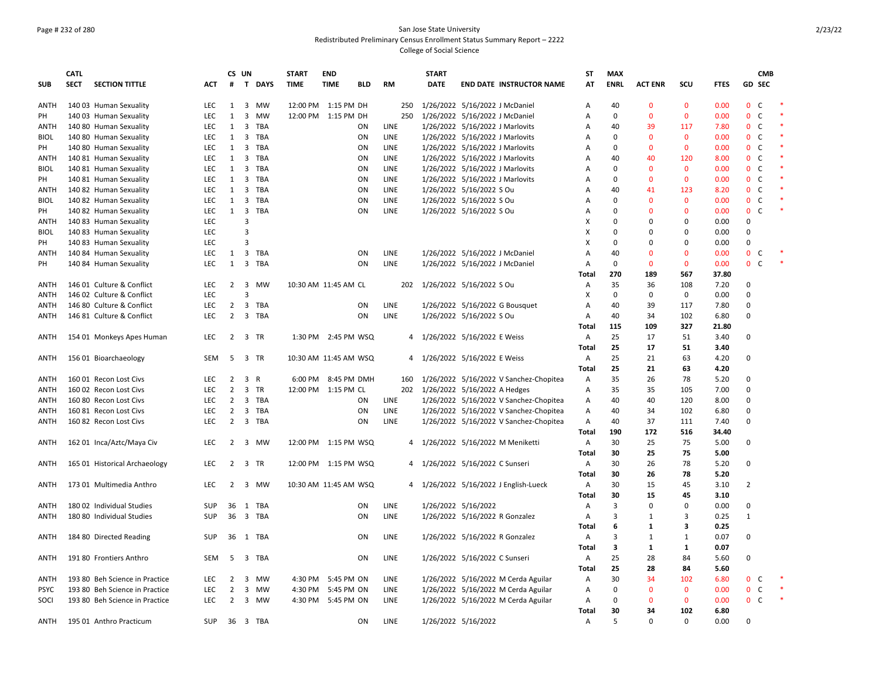San Jose State University
Redistributed Preliminary Census Enrollment Status Summary Report – 2222
College of Social Science

| SUB | CATL SECT | SECTION TITTLE | ACT | CS # | UN T | DAYS | START TIME | END TIME | BLD | RM | START DATE | END DATE | INSTRUCTOR NAME | ST AT | MAX ENRL | ACT ENR | SCU | FTES | GD | CMB SEC | |
|---|---|---|---|---|---|---|---|---|---|---|---|---|---|---|---|---|---|---|---|---|---|
| ANTH | 140 03 | Human Sexuality | LEC | 1 | 3 | MW | 12:00 PM | 1:15 PM | DH | 250 | 1/26/2022 | 5/16/2022 | J McDaniel | A | 40 | 0 | 0 | 0.00 | 0 | C | * |
| PH | 140 03 | Human Sexuality | LEC | 1 | 3 | MW | 12:00 PM | 1:15 PM | DH | 250 | 1/26/2022 | 5/16/2022 | J McDaniel | A | 0 | 0 | 0 | 0.00 | 0 | C | * |
| ANTH | 140 80 | Human Sexuality | LEC | 1 | 3 | TBA | | | ON | LINE | 1/26/2022 | 5/16/2022 | J Marlovits | A | 40 | 39 | 117 | 7.80 | 0 | C | * |
| BIOL | 140 80 | Human Sexuality | LEC | 1 | 3 | TBA | | | ON | LINE | 1/26/2022 | 5/16/2022 | J Marlovits | A | 0 | 0 | 0 | 0.00 | 0 | C | * |
| PH | 140 80 | Human Sexuality | LEC | 1 | 3 | TBA | | | ON | LINE | 1/26/2022 | 5/16/2022 | J Marlovits | A | 0 | 0 | 0 | 0.00 | 0 | C | * |
| ANTH | 140 81 | Human Sexuality | LEC | 1 | 3 | TBA | | | ON | LINE | 1/26/2022 | 5/16/2022 | J Marlovits | A | 40 | 40 | 120 | 8.00 | 0 | C | * |
| BIOL | 140 81 | Human Sexuality | LEC | 1 | 3 | TBA | | | ON | LINE | 1/26/2022 | 5/16/2022 | J Marlovits | A | 0 | 0 | 0 | 0.00 | 0 | C | * |
| PH | 140 81 | Human Sexuality | LEC | 1 | 3 | TBA | | | ON | LINE | 1/26/2022 | 5/16/2022 | J Marlovits | A | 0 | 0 | 0 | 0.00 | 0 | C | * |
| ANTH | 140 82 | Human Sexuality | LEC | 1 | 3 | TBA | | | ON | LINE | 1/26/2022 | 5/16/2022 | S Ou | A | 40 | 41 | 123 | 8.20 | 0 | C | * |
| BIOL | 140 82 | Human Sexuality | LEC | 1 | 3 | TBA | | | ON | LINE | 1/26/2022 | 5/16/2022 | S Ou | A | 0 | 0 | 0 | 0.00 | 0 | C | * |
| PH | 140 82 | Human Sexuality | LEC | 1 | 3 | TBA | | | ON | LINE | 1/26/2022 | 5/16/2022 | S Ou | A | 0 | 0 | 0 | 0.00 | 0 | C | * |
| ANTH | 140 83 | Human Sexuality | LEC | | 3 | | | | | | | | | X | 0 | 0 | 0 | 0.00 | 0 | | |
| BIOL | 140 83 | Human Sexuality | LEC | | 3 | | | | | | | | | X | 0 | 0 | 0 | 0.00 | 0 | | |
| PH | 140 83 | Human Sexuality | LEC | | 3 | | | | | | | | | X | 0 | 0 | 0 | 0.00 | 0 | | |
| ANTH | 140 84 | Human Sexuality | LEC | 1 | 3 | TBA | | | ON | LINE | 1/26/2022 | 5/16/2022 | J McDaniel | A | 40 | 0 | 0 | 0.00 | 0 | C | * |
| PH | 140 84 | Human Sexuality | LEC | 1 | 3 | TBA | | | ON | LINE | 1/26/2022 | 5/16/2022 | J McDaniel | A | 0 | 0 | 0 | 0.00 | 0 | C | * |
| | | | | | | | | | | | | | | **Total** | **270** | **189** | **567** | **37.80** | | | |
| ANTH | 146 01 | Culture & Conflict | LEC | 2 | 3 | MW | 10:30 AM | 11:45 AM | CL | 202 | 1/26/2022 | 5/16/2022 | S Ou | A | 35 | 36 | 108 | 7.20 | 0 | | |
| ANTH | 146 02 | Culture & Conflict | LEC | | 3 | | | | | | | | | X | 0 | 0 | 0 | 0.00 | 0 | | |
| ANTH | 146 80 | Culture & Conflict | LEC | 2 | 3 | TBA | | | ON | LINE | 1/26/2022 | 5/16/2022 | G Bousquet | A | 40 | 39 | 117 | 7.80 | 0 | | |
| ANTH | 146 81 | Culture & Conflict | LEC | 2 | 3 | TBA | | | ON | LINE | 1/26/2022 | 5/16/2022 | S Ou | A | 40 | 34 | 102 | 6.80 | 0 | | |
| | | | | | | | | | | | | | | **Total** | **115** | **109** | **327** | **21.80** | | | |
| ANTH | 154 01 | Monkeys Apes Human | LEC | 2 | 3 | TR | 1:30 PM | 2:45 PM | WSQ | 4 | 1/26/2022 | 5/16/2022 | E Weiss | A | 25 | 17 | 51 | 3.40 | 0 | | |
| | | | | | | | | | | | | | | **Total** | **25** | **17** | **51** | **3.40** | | | |
| ANTH | 156 01 | Bioarchaeology | SEM | 5 | 3 | TR | 10:30 AM | 11:45 AM | WSQ | 4 | 1/26/2022 | 5/16/2022 | E Weiss | A | 25 | 21 | 63 | 4.20 | 0 | | |
| | | | | | | | | | | | | | | **Total** | **25** | **21** | **63** | **4.20** | | | |
| ANTH | 160 01 | Recon Lost Civs | LEC | 2 | 3 | R | 6:00 PM | 8:45 PM | DMH | 160 | 1/26/2022 | 5/16/2022 | V Sanchez-Chopitea | A | 35 | 26 | 78 | 5.20 | 0 | | |
| ANTH | 160 02 | Recon Lost Civs | LEC | 2 | 3 | TR | 12:00 PM | 1:15 PM | CL | 202 | 1/26/2022 | 5/16/2022 | A Hedges | A | 35 | 35 | 105 | 7.00 | 0 | | |
| ANTH | 160 80 | Recon Lost Civs | LEC | 2 | 3 | TBA | | | ON | LINE | 1/26/2022 | 5/16/2022 | V Sanchez-Chopitea | A | 40 | 40 | 120 | 8.00 | 0 | | |
| ANTH | 160 81 | Recon Lost Civs | LEC | 2 | 3 | TBA | | | ON | LINE | 1/26/2022 | 5/16/2022 | V Sanchez-Chopitea | A | 40 | 34 | 102 | 6.80 | 0 | | |
| ANTH | 160 82 | Recon Lost Civs | LEC | 2 | 3 | TBA | | | ON | LINE | 1/26/2022 | 5/16/2022 | V Sanchez-Chopitea | A | 40 | 37 | 111 | 7.40 | 0 | | |
| | | | | | | | | | | | | | | **Total** | **190** | **172** | **516** | **34.40** | | | |
| ANTH | 162 01 | Inca/Aztc/Maya Civ | LEC | 2 | 3 | MW | 12:00 PM | 1:15 PM | WSQ | 4 | 1/26/2022 | 5/16/2022 | M Meniketti | A | 30 | 25 | 75 | 5.00 | 0 | | |
| | | | | | | | | | | | | | | **Total** | **30** | **25** | **75** | **5.00** | | | |
| ANTH | 165 01 | Historical Archaeology | LEC | 2 | 3 | TR | 12:00 PM | 1:15 PM | WSQ | 4 | 1/26/2022 | 5/16/2022 | C Sunseri | A | 30 | 26 | 78 | 5.20 | 0 | | |
| | | | | | | | | | | | | | | **Total** | **30** | **26** | **78** | **5.20** | | | |
| ANTH | 173 01 | Multimedia Anthro | LEC | 2 | 3 | MW | 10:30 AM | 11:45 AM | WSQ | 4 | 1/26/2022 | 5/16/2022 | J English-Lueck | A | 30 | 15 | 45 | 3.10 | 2 | | |
| | | | | | | | | | | | | | | **Total** | **30** | **15** | **45** | **3.10** | | | |
| ANTH | 180 02 | Individual Studies | SUP | 36 | 1 | TBA | | | ON | LINE | 1/26/2022 | 5/16/2022 | | A | 3 | 0 | 0 | 0.00 | 0 | | |
| ANTH | 180 80 | Individual Studies | SUP | 36 | 3 | TBA | | | ON | LINE | 1/26/2022 | 5/16/2022 | R Gonzalez | A | 3 | 1 | 3 | 0.25 | 1 | | |
| | | | | | | | | | | | | | | **Total** | **6** | **1** | **3** | **0.25** | | | |
| ANTH | 184 80 | Directed Reading | SUP | 36 | 1 | TBA | | | ON | LINE | 1/26/2022 | 5/16/2022 | R Gonzalez | A | 3 | 1 | 1 | 0.07 | 0 | | |
| | | | | | | | | | | | | | | **Total** | **3** | **1** | **1** | **0.07** | | | |
| ANTH | 191 80 | Frontiers Anthro | SEM | 5 | 3 | TBA | | | ON | LINE | 1/26/2022 | 5/16/2022 | C Sunseri | A | 25 | 28 | 84 | 5.60 | 0 | | |
| | | | | | | | | | | | | | | **Total** | **25** | **28** | **84** | **5.60** | | | |
| ANTH | 193 80 | Beh Science in Practice | LEC | 2 | 3 | MW | 4:30 PM | 5:45 PM | ON | LINE | 1/26/2022 | 5/16/2022 | M Cerda Aguilar | A | 30 | 34 | 102 | 6.80 | 0 | C | * |
| PSYC | 193 80 | Beh Science in Practice | LEC | 2 | 3 | MW | 4:30 PM | 5:45 PM | ON | LINE | 1/26/2022 | 5/16/2022 | M Cerda Aguilar | A | 0 | 0 | 0 | 0.00 | 0 | C | * |
| SOCI | 193 80 | Beh Science in Practice | LEC | 2 | 3 | MW | 4:30 PM | 5:45 PM | ON | LINE | 1/26/2022 | 5/16/2022 | M Cerda Aguilar | A | 0 | 0 | 0 | 0.00 | 0 | C | * |
| | | | | | | | | | | | | | | **Total** | **30** | **34** | **102** | **6.80** | | | |
| ANTH | 195 01 | Anthro Practicum | SUP | 36 | 3 | TBA | | | ON | LINE | 1/26/2022 | 5/16/2022 | | A | 5 | 0 | 0 | 0.00 | 0 | | |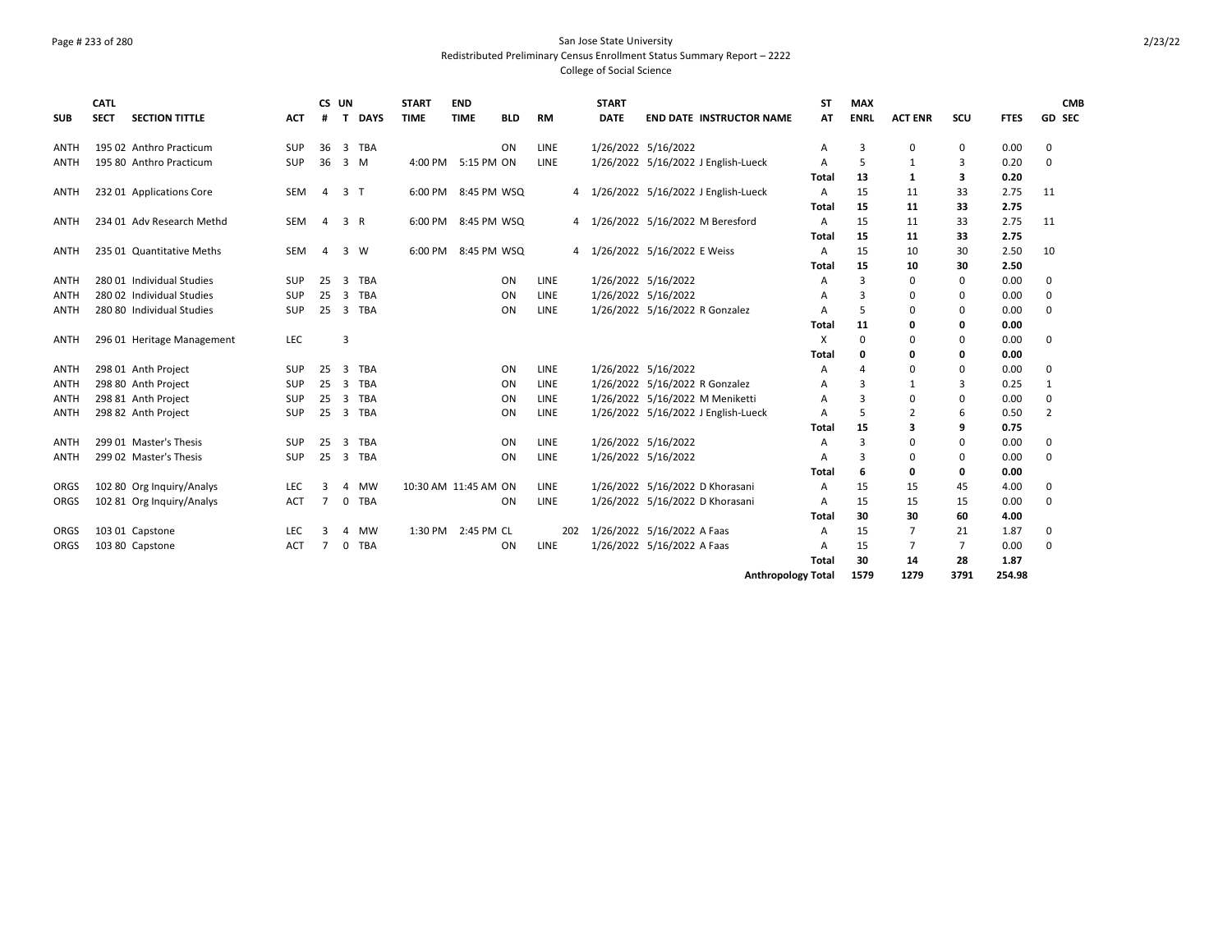San Jose State University

Redistributed Preliminary Census Enrollment Status Summary Report – 2222

College of Social Science

| SUB | CATL SECT | SECTION TITTLE | ACT | CS # | UN T | DAYS | START TIME | END TIME | BLD | RM | START DATE | END DATE | INSTRUCTOR NAME | ST AT | MAX ENRL | ACT ENR | SCU | FTES | GD | CMB SEC |
|---|---|---|---|---|---|---|---|---|---|---|---|---|---|---|---|---|---|---|---|---|
| ANTH | 195 02 | Anthro Practicum | SUP | 36 | 3 | TBA | | | ON | LINE | 1/26/2022 | 5/16/2022 | | A | 3 | 0 | 0 | 0.00 | 0 | |
| ANTH | 195 80 | Anthro Practicum | SUP | 36 | 3 | M | 4:00 PM | 5:15 PM | ON | LINE | 1/26/2022 | 5/16/2022 | J English-Lueck | A | 5 | 1 | 3 | 0.20 | 0 | |
| | | | | | | | | | | | | | | **Total** | **13** | **1** | **3** | **0.20** | | |
| ANTH | 232 01 | Applications Core | SEM | 4 | 3 | T | 6:00 PM | 8:45 PM | WSQ | 4 | 1/26/2022 | 5/16/2022 | J English-Lueck | A | 15 | 11 | 33 | 2.75 | 11 | |
| | | | | | | | | | | | | | | **Total** | **15** | **11** | **33** | **2.75** | | |
| ANTH | 234 01 | Adv Research Methd | SEM | 4 | 3 | R | 6:00 PM | 8:45 PM | WSQ | 4 | 1/26/2022 | 5/16/2022 | M Beresford | A | 15 | 11 | 33 | 2.75 | 11 | |
| | | | | | | | | | | | | | | **Total** | **15** | **11** | **33** | **2.75** | | |
| ANTH | 235 01 | Quantitative Meths | SEM | 4 | 3 | W | 6:00 PM | 8:45 PM | WSQ | 4 | 1/26/2022 | 5/16/2022 | E Weiss | A | 15 | 10 | 30 | 2.50 | 10 | |
| | | | | | | | | | | | | | | **Total** | **15** | **10** | **30** | **2.50** | | |
| ANTH | 280 01 | Individual Studies | SUP | 25 | 3 | TBA | | | ON | LINE | 1/26/2022 | 5/16/2022 | | A | 3 | 0 | 0 | 0.00 | 0 | |
| ANTH | 280 02 | Individual Studies | SUP | 25 | 3 | TBA | | | ON | LINE | 1/26/2022 | 5/16/2022 | | A | 3 | 0 | 0 | 0.00 | 0 | |
| ANTH | 280 80 | Individual Studies | SUP | 25 | 3 | TBA | | | ON | LINE | 1/26/2022 | 5/16/2022 | R Gonzalez | A | 5 | 0 | 0 | 0.00 | 0 | |
| | | | | | | | | | | | | | | **Total** | **11** | **0** | **0** | **0.00** | | |
| ANTH | 296 01 | Heritage Management | LEC | | 3 | | | | | | | | | X | 0 | 0 | 0 | 0.00 | 0 | |
| | | | | | | | | | | | | | | **Total** | **0** | **0** | **0** | **0.00** | | |
| ANTH | 298 01 | Anth Project | SUP | 25 | 3 | TBA | | | ON | LINE | 1/26/2022 | 5/16/2022 | | A | 4 | 0 | 0 | 0.00 | 0 | |
| ANTH | 298 80 | Anth Project | SUP | 25 | 3 | TBA | | | ON | LINE | 1/26/2022 | 5/16/2022 | R Gonzalez | A | 3 | 1 | 3 | 0.25 | 1 | |
| ANTH | 298 81 | Anth Project | SUP | 25 | 3 | TBA | | | ON | LINE | 1/26/2022 | 5/16/2022 | M Meniketti | A | 3 | 0 | 0 | 0.00 | 0 | |
| ANTH | 298 82 | Anth Project | SUP | 25 | 3 | TBA | | | ON | LINE | 1/26/2022 | 5/16/2022 | J English-Lueck | A | 5 | 2 | 6 | 0.50 | 2 | |
| | | | | | | | | | | | | | | **Total** | **15** | **3** | **9** | **0.75** | | |
| ANTH | 299 01 | Master's Thesis | SUP | 25 | 3 | TBA | | | ON | LINE | 1/26/2022 | 5/16/2022 | | A | 3 | 0 | 0 | 0.00 | 0 | |
| ANTH | 299 02 | Master's Thesis | SUP | 25 | 3 | TBA | | | ON | LINE | 1/26/2022 | 5/16/2022 | | A | 3 | 0 | 0 | 0.00 | 0 | |
| | | | | | | | | | | | | | | **Total** | **6** | **0** | **0** | **0.00** | | |
| ORGS | 102 80 | Org Inquiry/Analys | LEC | 3 | 4 | MW | 10:30 AM | 11:45 AM | ON | LINE | 1/26/2022 | 5/16/2022 | D Khorasani | A | 15 | 15 | 45 | 4.00 | 0 | |
| ORGS | 102 81 | Org Inquiry/Analys | ACT | 7 | 0 | TBA | | | ON | LINE | 1/26/2022 | 5/16/2022 | D Khorasani | A | 15 | 15 | 15 | 0.00 | 0 | |
| | | | | | | | | | | | | | | **Total** | **30** | **30** | **60** | **4.00** | | |
| ORGS | 103 01 | Capstone | LEC | 3 | 4 | MW | 1:30 PM | 2:45 PM | CL | 202 | 1/26/2022 | 5/16/2022 | A Faas | A | 15 | 7 | 21 | 1.87 | 0 | |
| ORGS | 103 80 | Capstone | ACT | 7 | 0 | TBA | | | ON | LINE | 1/26/2022 | 5/16/2022 | A Faas | A | 15 | 7 | 7 | 0.00 | 0 | |
| | | | | | | | | | | | | | | **Total** | **30** | **14** | **28** | **1.87** | | |
| | | | | | | | | | | | | | **Anthropology Total** | | **1579** | **1279** | **3791** | **254.98** | | |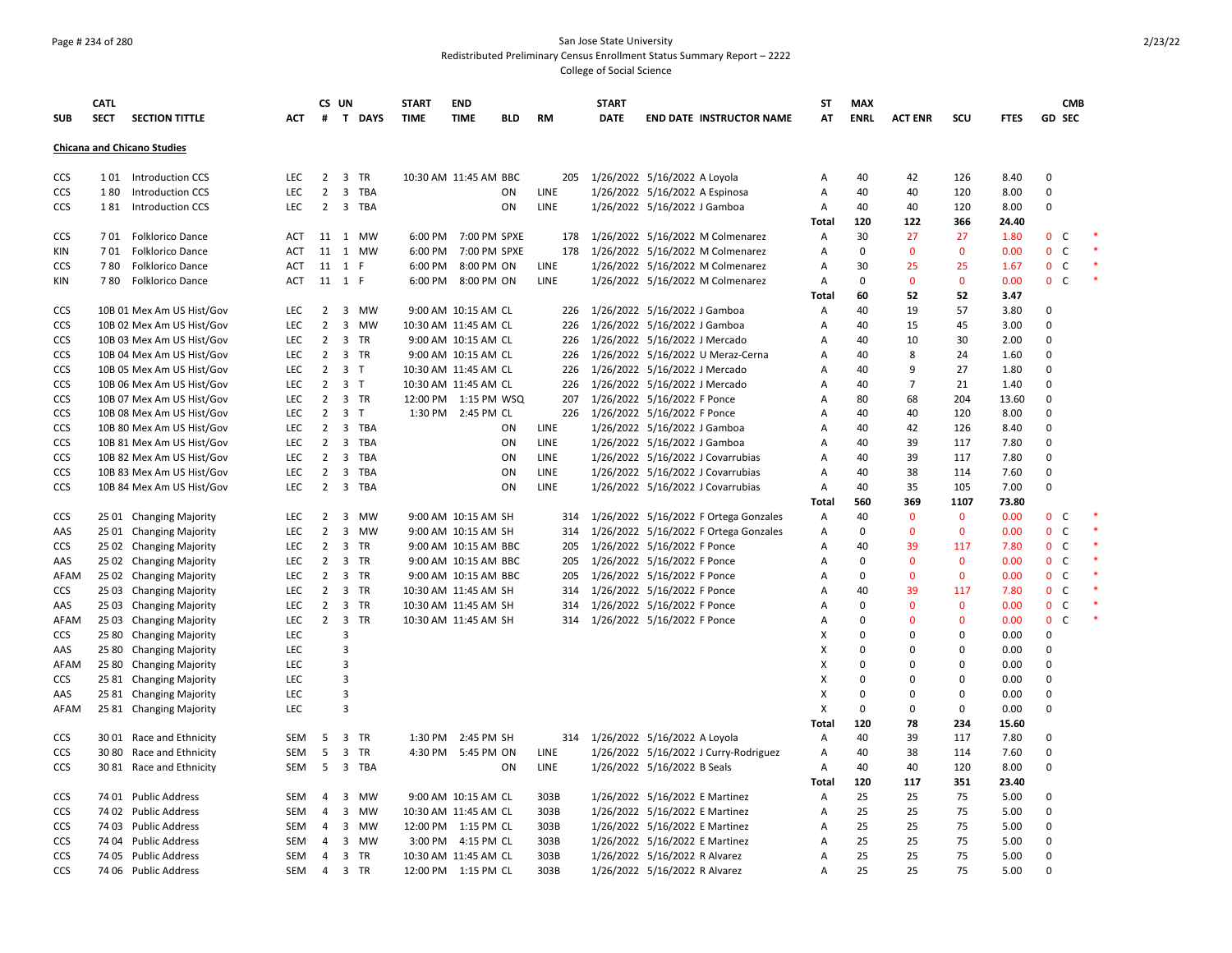San Jose State University

Redistributed Preliminary Census Enrollment Status Summary Report – 2222

College of Social Science

## Chicana and Chicano Studies

| SUB | CATL SECT | SECTION TITTLE | ACT | CS # | UN T | DAYS | START TIME | END TIME | BLD | RM | START DATE | END DATE | INSTRUCTOR NAME | ST AT | MAX ENRL | ACT ENR | SCU | FTES | GD | CMB SEC |
|---|---|---|---|---|---|---|---|---|---|---|---|---|---|---|---|---|---|---|---|---|
| CCS | 1 01 | Introduction CCS | LEC | 2 | 3 | TR | 10:30 AM | 11:45 AM | BBC | 205 | 1/26/2022 | 5/16/2022 | A Loyola | A | 40 | 42 | 126 | 8.40 | 0 | |
| CCS | 1 80 | Introduction CCS | LEC | 2 | 3 | TBA | | | ON | LINE | 1/26/2022 | 5/16/2022 | A Espinosa | A | 40 | 40 | 120 | 8.00 | 0 | |
| CCS | 1 81 | Introduction CCS | LEC | 2 | 3 | TBA | | | ON | LINE | 1/26/2022 | 5/16/2022 | J Gamboa | A | 40 | 40 | 120 | 8.00 | 0 | |
| | | | | | | | | | | | | | | Total | 120 | 122 | 366 | 24.40 | | |
| CCS | 7 01 | Folklorico Dance | ACT | 11 | 1 | MW | 6:00 PM | 7:00 PM | SPXE | 178 | 1/26/2022 | 5/16/2022 | M Colmenarez | A | 30 | 27 | 27 | 1.80 | 0 | C * |
| KIN | 7 01 | Folklorico Dance | ACT | 11 | 1 | MW | 6:00 PM | 7:00 PM | SPXE | 178 | 1/26/2022 | 5/16/2022 | M Colmenarez | A | 0 | 0 | 0 | 0.00 | 0 | C * |
| CCS | 7 80 | Folklorico Dance | ACT | 11 | 1 | F | 6:00 PM | 8:00 PM | ON | LINE | 1/26/2022 | 5/16/2022 | M Colmenarez | A | 30 | 25 | 25 | 1.67 | 0 | C * |
| KIN | 7 80 | Folklorico Dance | ACT | 11 | 1 | F | 6:00 PM | 8:00 PM | ON | LINE | 1/26/2022 | 5/16/2022 | M Colmenarez | A | 0 | 0 | 0 | 0.00 | 0 | C * |
| | | | | | | | | | | | | | | Total | 60 | 52 | 52 | 3.47 | | |
| CCS | 10B 01 | Mex Am US Hist/Gov | LEC | 2 | 3 | MW | 9:00 AM | 10:15 AM | CL | 226 | 1/26/2022 | 5/16/2022 | J Gamboa | A | 40 | 19 | 57 | 3.80 | 0 | |
| CCS | 10B 02 | Mex Am US Hist/Gov | LEC | 2 | 3 | MW | 10:30 AM | 11:45 AM | CL | 226 | 1/26/2022 | 5/16/2022 | J Gamboa | A | 40 | 15 | 45 | 3.00 | 0 | |
| CCS | 10B 03 | Mex Am US Hist/Gov | LEC | 2 | 3 | TR | 9:00 AM | 10:15 AM | CL | 226 | 1/26/2022 | 5/16/2022 | J Mercado | A | 40 | 10 | 30 | 2.00 | 0 | |
| CCS | 10B 04 | Mex Am US Hist/Gov | LEC | 2 | 3 | TR | 9:00 AM | 10:15 AM | CL | 226 | 1/26/2022 | 5/16/2022 | U Meraz-Cerna | A | 40 | 8 | 24 | 1.60 | 0 | |
| CCS | 10B 05 | Mex Am US Hist/Gov | LEC | 2 | 3 | T | 10:30 AM | 11:45 AM | CL | 226 | 1/26/2022 | 5/16/2022 | J Mercado | A | 40 | 9 | 27 | 1.80 | 0 | |
| CCS | 10B 06 | Mex Am US Hist/Gov | LEC | 2 | 3 | T | 10:30 AM | 11:45 AM | CL | 226 | 1/26/2022 | 5/16/2022 | J Mercado | A | 40 | 7 | 21 | 1.40 | 0 | |
| CCS | 10B 07 | Mex Am US Hist/Gov | LEC | 2 | 3 | TR | 12:00 PM | 1:15 PM | WSQ | 207 | 1/26/2022 | 5/16/2022 | F Ponce | A | 80 | 68 | 204 | 13.60 | 0 | |
| CCS | 10B 08 | Mex Am US Hist/Gov | LEC | 2 | 3 | T | 1:30 PM | 2:45 PM | CL | 226 | 1/26/2022 | 5/16/2022 | F Ponce | A | 40 | 40 | 120 | 8.00 | 0 | |
| CCS | 10B 80 | Mex Am US Hist/Gov | LEC | 2 | 3 | TBA | | | ON | LINE | 1/26/2022 | 5/16/2022 | J Gamboa | A | 40 | 42 | 126 | 8.40 | 0 | |
| CCS | 10B 81 | Mex Am US Hist/Gov | LEC | 2 | 3 | TBA | | | ON | LINE | 1/26/2022 | 5/16/2022 | J Gamboa | A | 40 | 39 | 117 | 7.80 | 0 | |
| CCS | 10B 82 | Mex Am US Hist/Gov | LEC | 2 | 3 | TBA | | | ON | LINE | 1/26/2022 | 5/16/2022 | J Covarrubias | A | 40 | 39 | 117 | 7.80 | 0 | |
| CCS | 10B 83 | Mex Am US Hist/Gov | LEC | 2 | 3 | TBA | | | ON | LINE | 1/26/2022 | 5/16/2022 | J Covarrubias | A | 40 | 38 | 114 | 7.60 | 0 | |
| CCS | 10B 84 | Mex Am US Hist/Gov | LEC | 2 | 3 | TBA | | | ON | LINE | 1/26/2022 | 5/16/2022 | J Covarrubias | A | 40 | 35 | 105 | 7.00 | 0 | |
| | | | | | | | | | | | | | | Total | 560 | 369 | 1107 | 73.80 | | |
| CCS | 25 01 | Changing Majority | LEC | 2 | 3 | MW | 9:00 AM | 10:15 AM | SH | 314 | 1/26/2022 | 5/16/2022 | F Ortega Gonzales | A | 40 | 0 | 0 | 0.00 | 0 | C * |
| AAS | 25 01 | Changing Majority | LEC | 2 | 3 | MW | 9:00 AM | 10:15 AM | SH | 314 | 1/26/2022 | 5/16/2022 | F Ortega Gonzales | A | 0 | 0 | 0 | 0.00 | 0 | C * |
| CCS | 25 02 | Changing Majority | LEC | 2 | 3 | TR | 9:00 AM | 10:15 AM | BBC | 205 | 1/26/2022 | 5/16/2022 | F Ponce | A | 40 | 39 | 117 | 7.80 | 0 | C * |
| AAS | 25 02 | Changing Majority | LEC | 2 | 3 | TR | 9:00 AM | 10:15 AM | BBC | 205 | 1/26/2022 | 5/16/2022 | F Ponce | A | 0 | 0 | 0 | 0.00 | 0 | C * |
| AFAM | 25 02 | Changing Majority | LEC | 2 | 3 | TR | 9:00 AM | 10:15 AM | BBC | 205 | 1/26/2022 | 5/16/2022 | F Ponce | A | 0 | 0 | 0 | 0.00 | 0 | C * |
| CCS | 25 03 | Changing Majority | LEC | 2 | 3 | TR | 10:30 AM | 11:45 AM | SH | 314 | 1/26/2022 | 5/16/2022 | F Ponce | A | 40 | 39 | 117 | 7.80 | 0 | C * |
| AAS | 25 03 | Changing Majority | LEC | 2 | 3 | TR | 10:30 AM | 11:45 AM | SH | 314 | 1/26/2022 | 5/16/2022 | F Ponce | A | 0 | 0 | 0 | 0.00 | 0 | C * |
| AFAM | 25 03 | Changing Majority | LEC | 2 | 3 | TR | 10:30 AM | 11:45 AM | SH | 314 | 1/26/2022 | 5/16/2022 | F Ponce | A | 0 | 0 | 0 | 0.00 | 0 | C * |
| CCS | 25 80 | Changing Majority | LEC | | 3 | | | | | | | | | X | 0 | 0 | 0 | 0.00 | 0 | |
| AAS | 25 80 | Changing Majority | LEC | | 3 | | | | | | | | | X | 0 | 0 | 0 | 0.00 | 0 | |
| AFAM | 25 80 | Changing Majority | LEC | | 3 | | | | | | | | | X | 0 | 0 | 0 | 0.00 | 0 | |
| CCS | 25 81 | Changing Majority | LEC | | 3 | | | | | | | | | X | 0 | 0 | 0 | 0.00 | 0 | |
| AAS | 25 81 | Changing Majority | LEC | | 3 | | | | | | | | | X | 0 | 0 | 0 | 0.00 | 0 | |
| AFAM | 25 81 | Changing Majority | LEC | | 3 | | | | | | | | | X | 0 | 0 | 0 | 0.00 | 0 | |
| | | | | | | | | | | | | | | Total | 120 | 78 | 234 | 15.60 | | |
| CCS | 30 01 | Race and Ethnicity | SEM | 5 | 3 | TR | 1:30 PM | 2:45 PM | SH | 314 | 1/26/2022 | 5/16/2022 | A Loyola | A | 40 | 39 | 117 | 7.80 | 0 | |
| CCS | 30 80 | Race and Ethnicity | SEM | 5 | 3 | TR | 4:30 PM | 5:45 PM | ON | LINE | 1/26/2022 | 5/16/2022 | J Curry-Rodriguez | A | 40 | 38 | 114 | 7.60 | 0 | |
| CCS | 30 81 | Race and Ethnicity | SEM | 5 | 3 | TBA | | | ON | LINE | 1/26/2022 | 5/16/2022 | B Seals | A | 40 | 40 | 120 | 8.00 | 0 | |
| | | | | | | | | | | | | | | Total | 120 | 117 | 351 | 23.40 | | |
| CCS | 74 01 | Public Address | SEM | 4 | 3 | MW | 9:00 AM | 10:15 AM | CL | 303B | 1/26/2022 | 5/16/2022 | E Martinez | A | 25 | 25 | 75 | 5.00 | 0 | |
| CCS | 74 02 | Public Address | SEM | 4 | 3 | MW | 10:30 AM | 11:45 AM | CL | 303B | 1/26/2022 | 5/16/2022 | E Martinez | A | 25 | 25 | 75 | 5.00 | 0 | |
| CCS | 74 03 | Public Address | SEM | 4 | 3 | MW | 12:00 PM | 1:15 PM | CL | 303B | 1/26/2022 | 5/16/2022 | E Martinez | A | 25 | 25 | 75 | 5.00 | 0 | |
| CCS | 74 04 | Public Address | SEM | 4 | 3 | MW | 3:00 PM | 4:15 PM | CL | 303B | 1/26/2022 | 5/16/2022 | E Martinez | A | 25 | 25 | 75 | 5.00 | 0 | |
| CCS | 74 05 | Public Address | SEM | 4 | 3 | TR | 10:30 AM | 11:45 AM | CL | 303B | 1/26/2022 | 5/16/2022 | R Alvarez | A | 25 | 25 | 75 | 5.00 | 0 | |
| CCS | 74 06 | Public Address | SEM | 4 | 3 | TR | 12:00 PM | 1:15 PM | CL | 303B | 1/26/2022 | 5/16/2022 | R Alvarez | A | 25 | 25 | 75 | 5.00 | 0 | |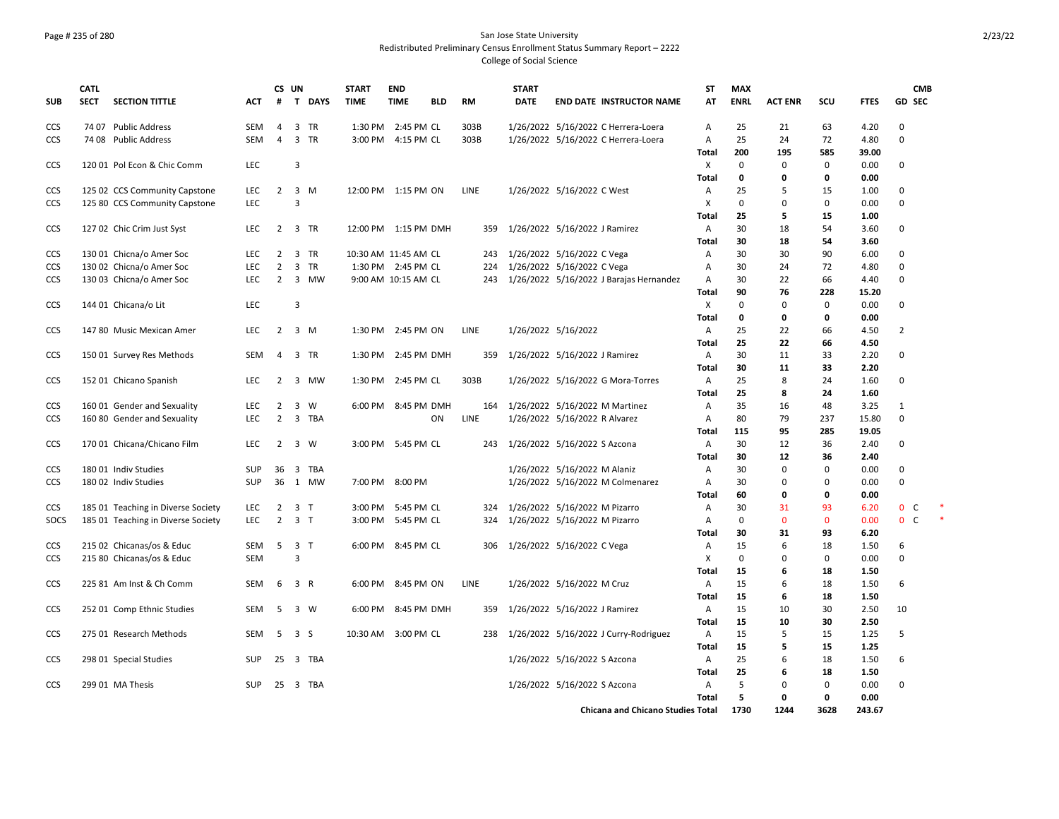San Jose State University

Redistributed Preliminary Census Enrollment Status Summary Report – 2222

College of Social Science

| SUB | CATL SECT | SECTION TITTLE | ACT | CS # | UN T | DAYS | START TIME | END TIME | BLD | RM | START DATE | END DATE | INSTRUCTOR NAME | ST AT | MAX ENRL | ACT ENR | SCU | FTES | GD | CMB SEC | |
|---|---|---|---|---|---|---|---|---|---|---|---|---|---|---|---|---|---|---|---|---|---|
| CCS | 74 07 | Public Address | SEM | 4 | 3 | TR | 1:30 PM | 2:45 PM | CL | 303B | 1/26/2022 | 5/16/2022 | C Herrera-Loera | A | 25 | 21 | 63 | 4.20 | 0 | | |
| CCS | 74 08 | Public Address | SEM | 4 | 3 | TR | 3:00 PM | 4:15 PM | CL | 303B | 1/26/2022 | 5/16/2022 | C Herrera-Loera | A | 25 | 24 | 72 | 4.80 | 0 | | |
| | | | | | | | | | | | | | | **Total** | **200** | **195** | **585** | **39.00** | | | |
| CCS | 120 01 | Pol Econ & Chic Comm | LEC | | 3 | | | | | | | | | X | 0 | 0 | 0 | 0.00 | 0 | | |
| | | | | | | | | | | | | | | **Total** | **0** | **0** | **0** | **0.00** | | | |
| CCS | 125 02 | CCS Community Capstone | LEC | 2 | 3 | M | 12:00 PM | 1:15 PM | ON | LINE | 1/26/2022 | 5/16/2022 | C West | A | 25 | 5 | 15 | 1.00 | 0 | | |
| CCS | 125 80 | CCS Community Capstone | LEC | | 3 | | | | | | | | | X | 0 | 0 | 0 | 0.00 | 0 | | |
| | | | | | | | | | | | | | | **Total** | **25** | **5** | **15** | **1.00** | | | |
| CCS | 127 02 | Chic Crim Just Syst | LEC | 2 | 3 | TR | 12:00 PM | 1:15 PM | DMH | 359 | 1/26/2022 | 5/16/2022 | J Ramirez | A | 30 | 18 | 54 | 3.60 | 0 | | |
| | | | | | | | | | | | | | | **Total** | **30** | **18** | **54** | **3.60** | | | |
| CCS | 130 01 | Chicna/o Amer Soc | LEC | 2 | 3 | TR | 10:30 AM | 11:45 AM | CL | 243 | 1/26/2022 | 5/16/2022 | C Vega | A | 30 | 30 | 90 | 6.00 | 0 | | |
| CCS | 130 02 | Chicna/o Amer Soc | LEC | 2 | 3 | TR | 1:30 PM | 2:45 PM | CL | 224 | 1/26/2022 | 5/16/2022 | C Vega | A | 30 | 24 | 72 | 4.80 | 0 | | |
| CCS | 130 03 | Chicna/o Amer Soc | LEC | 2 | 3 | MW | 9:00 AM | 10:15 AM | CL | 243 | 1/26/2022 | 5/16/2022 | J Barajas Hernandez | A | 30 | 22 | 66 | 4.40 | 0 | | |
| | | | | | | | | | | | | | | **Total** | **90** | **76** | **228** | **15.20** | | | |
| CCS | 144 01 | Chicana/o Lit | LEC | | 3 | | | | | | | | | X | 0 | 0 | 0 | 0.00 | 0 | | |
| | | | | | | | | | | | | | | **Total** | **0** | **0** | **0** | **0.00** | | | |
| CCS | 147 80 | Music Mexican Amer | LEC | 2 | 3 | M | 1:30 PM | 2:45 PM | ON | LINE | 1/26/2022 | 5/16/2022 | | A | 25 | 22 | 66 | 4.50 | 2 | | |
| | | | | | | | | | | | | | | **Total** | **25** | **22** | **66** | **4.50** | | | |
| CCS | 150 01 | Survey Res Methods | SEM | 4 | 3 | TR | 1:30 PM | 2:45 PM | DMH | 359 | 1/26/2022 | 5/16/2022 | J Ramirez | A | 30 | 11 | 33 | 2.20 | 0 | | |
| | | | | | | | | | | | | | | **Total** | **30** | **11** | **33** | **2.20** | | | |
| CCS | 152 01 | Chicano Spanish | LEC | 2 | 3 | MW | 1:30 PM | 2:45 PM | CL | 303B | 1/26/2022 | 5/16/2022 | G Mora-Torres | A | 25 | 8 | 24 | 1.60 | 0 | | |
| | | | | | | | | | | | | | | **Total** | **25** | **8** | **24** | **1.60** | | | |
| CCS | 160 01 | Gender and Sexuality | LEC | 2 | 3 | W | 6:00 PM | 8:45 PM | DMH | 164 | 1/26/2022 | 5/16/2022 | M Martinez | A | 35 | 16 | 48 | 3.25 | 1 | | |
| CCS | 160 80 | Gender and Sexuality | LEC | 2 | 3 | TBA | | | ON | LINE | 1/26/2022 | 5/16/2022 | R Alvarez | A | 80 | 79 | 237 | 15.80 | 0 | | |
| | | | | | | | | | | | | | | **Total** | **115** | **95** | **285** | **19.05** | | | |
| CCS | 170 01 | Chicana/Chicano Film | LEC | 2 | 3 | W | 3:00 PM | 5:45 PM | CL | 243 | 1/26/2022 | 5/16/2022 | S Azcona | A | 30 | 12 | 36 | 2.40 | 0 | | |
| | | | | | | | | | | | | | | **Total** | **30** | **12** | **36** | **2.40** | | | |
| CCS | 180 01 | Indiv Studies | SUP | 36 | 3 | TBA | | | | | 1/26/2022 | 5/16/2022 | M Alaniz | A | 30 | 0 | 0 | 0.00 | 0 | | |
| CCS | 180 02 | Indiv Studies | SUP | 36 | 1 | MW | 7:00 PM | 8:00 PM | | | 1/26/2022 | 5/16/2022 | M Colmenarez | A | 30 | 0 | 0 | 0.00 | 0 | | |
| | | | | | | | | | | | | | | **Total** | **60** | **0** | **0** | **0.00** | | | |
| CCS | 185 01 | Teaching in Diverse Society | LEC | 2 | 3 | T | 3:00 PM | 5:45 PM | CL | 324 | 1/26/2022 | 5/16/2022 | M Pizarro | A | 30 | 31 | 93 | 6.20 | 0 | C | * |
| SOCS | 185 01 | Teaching in Diverse Society | LEC | 2 | 3 | T | 3:00 PM | 5:45 PM | CL | 324 | 1/26/2022 | 5/16/2022 | M Pizarro | A | 0 | 0 | 0 | 0.00 | 0 | C | * |
| | | | | | | | | | | | | | | **Total** | **30** | **31** | **93** | **6.20** | | | |
| CCS | 215 02 | Chicanas/os & Educ | SEM | 5 | 3 | T | 6:00 PM | 8:45 PM | CL | 306 | 1/26/2022 | 5/16/2022 | C Vega | A | 15 | 6 | 18 | 1.50 | 6 | | |
| CCS | 215 80 | Chicanas/os & Educ | SEM | | 3 | | | | | | | | | X | 0 | 0 | 0 | 0.00 | 0 | | |
| | | | | | | | | | | | | | | **Total** | **15** | **6** | **18** | **1.50** | | | |
| CCS | 225 81 | Am Inst & Ch Comm | SEM | 6 | 3 | R | 6:00 PM | 8:45 PM | ON | LINE | 1/26/2022 | 5/16/2022 | M Cruz | A | 15 | 6 | 18 | 1.50 | 6 | | |
| | | | | | | | | | | | | | | **Total** | **15** | **6** | **18** | **1.50** | | | |
| CCS | 252 01 | Comp Ethnic Studies | SEM | 5 | 3 | W | 6:00 PM | 8:45 PM | DMH | 359 | 1/26/2022 | 5/16/2022 | J Ramirez | A | 15 | 10 | 30 | 2.50 | 10 | | |
| | | | | | | | | | | | | | | **Total** | **15** | **10** | **30** | **2.50** | | | |
| CCS | 275 01 | Research Methods | SEM | 5 | 3 | S | 10:30 AM | 3:00 PM | CL | 238 | 1/26/2022 | 5/16/2022 | J Curry-Rodriguez | A | 15 | 5 | 15 | 1.25 | 5 | | |
| | | | | | | | | | | | | | | **Total** | **15** | **5** | **15** | **1.25** | | | |
| CCS | 298 01 | Special Studies | SUP | 25 | 3 | TBA | | | | | 1/26/2022 | 5/16/2022 | S Azcona | A | 25 | 6 | 18 | 1.50 | 6 | | |
| | | | | | | | | | | | | | | **Total** | **25** | **6** | **18** | **1.50** | | | |
| CCS | 299 01 | MA Thesis | SUP | 25 | 3 | TBA | | | | | 1/26/2022 | 5/16/2022 | S Azcona | A | 5 | 0 | 0 | 0.00 | 0 | | |
| | | | | | | | | | | | | | | **Total** | **5** | **0** | **0** | **0.00** | | | |
| | | | | | | | | | | | | | **Chicana and Chicano Studies Total** | | **1730** | **1244** | **3628** | **243.67** | | | |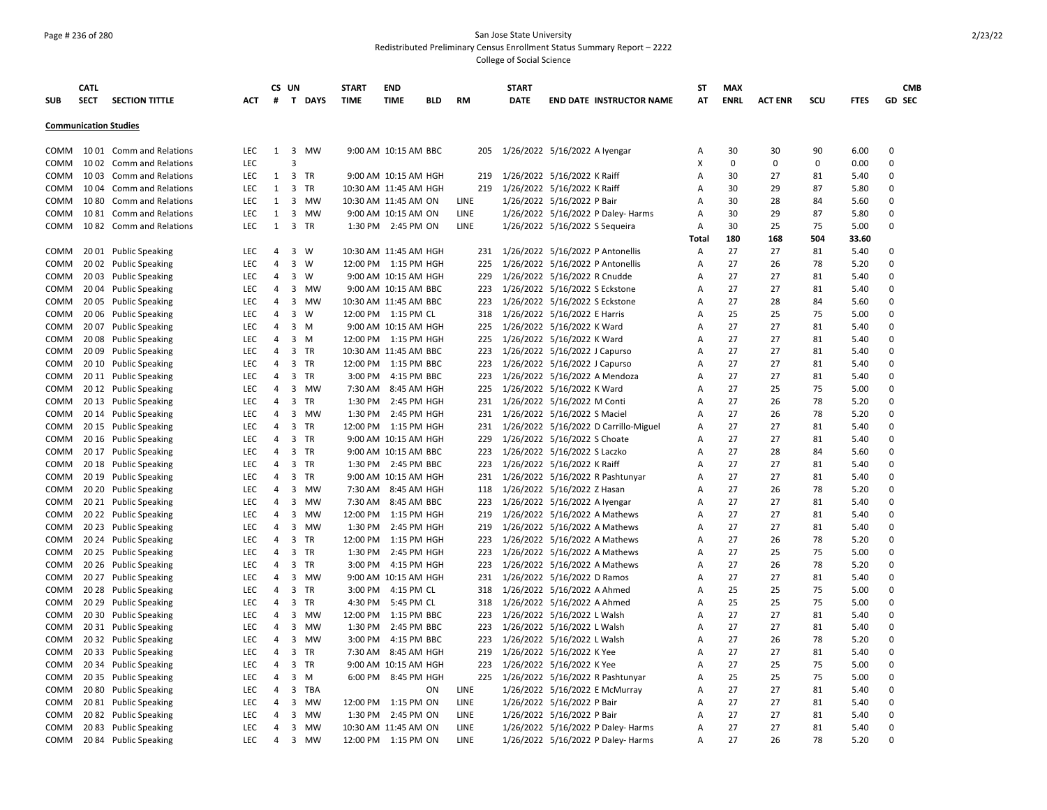San Jose State University

Redistributed Preliminary Census Enrollment Status Summary Report – 2222

College of Social Science

## Communication Studies

| SUB | CATL SECT | SECTION TITTLE | ACT | CS # | UN T | DAYS | START TIME | END TIME | BLD | RM | START DATE | END DATE | INSTRUCTOR NAME | ST AT | MAX ENRL | ACT ENR | SCU | FTES | GD | CMB SEC |
|---|---|---|---|---|---|---|---|---|---|---|---|---|---|---|---|---|---|---|---|---|
| COMM | 10 01 | Comm and Relations | LEC | 1 | 3 | MW | 9:00 AM | 10:15 AM | BBC | 205 | 1/26/2022 | 5/16/2022 | A Iyengar | A | 30 | 30 | 90 | 6.00 | 0 | |
| COMM | 10 02 | Comm and Relations | LEC | | 3 | | | | | | | | | X | 0 | 0 | 0 | 0.00 | 0 | |
| COMM | 10 03 | Comm and Relations | LEC | 1 | 3 | TR | 9:00 AM | 10:15 AM | HGH | 219 | 1/26/2022 | 5/16/2022 | K Raiff | A | 30 | 27 | 81 | 5.40 | 0 | |
| COMM | 10 04 | Comm and Relations | LEC | 1 | 3 | TR | 10:30 AM | 11:45 AM | HGH | 219 | 1/26/2022 | 5/16/2022 | K Raiff | A | 30 | 29 | 87 | 5.80 | 0 | |
| COMM | 10 80 | Comm and Relations | LEC | 1 | 3 | MW | 10:30 AM | 11:45 AM | ON | LINE | 1/26/2022 | 5/16/2022 | P Bair | A | 30 | 28 | 84 | 5.60 | 0 | |
| COMM | 10 81 | Comm and Relations | LEC | 1 | 3 | MW | 9:00 AM | 10:15 AM | ON | LINE | 1/26/2022 | 5/16/2022 | P Daley- Harms | A | 30 | 29 | 87 | 5.80 | 0 | |
| COMM | 10 82 | Comm and Relations | LEC | 1 | 3 | TR | 1:30 PM | 2:45 PM | ON | LINE | 1/26/2022 | 5/16/2022 | S Sequeira | A | 30 | 25 | 75 | 5.00 | 0 | |
| | | | | | | | | | | | | | | Total | 180 | 168 | 504 | 33.60 | | |
| COMM | 20 01 | Public Speaking | LEC | 4 | 3 | W | 10:30 AM | 11:45 AM | HGH | 231 | 1/26/2022 | 5/16/2022 | P Antonellis | A | 27 | 27 | 81 | 5.40 | 0 | |
| COMM | 20 02 | Public Speaking | LEC | 4 | 3 | W | 12:00 PM | 1:15 PM | HGH | 225 | 1/26/2022 | 5/16/2022 | P Antonellis | A | 27 | 26 | 78 | 5.20 | 0 | |
| COMM | 20 03 | Public Speaking | LEC | 4 | 3 | W | 9:00 AM | 10:15 AM | HGH | 229 | 1/26/2022 | 5/16/2022 | R Cnudde | A | 27 | 27 | 81 | 5.40 | 0 | |
| COMM | 20 04 | Public Speaking | LEC | 4 | 3 | MW | 9:00 AM | 10:15 AM | BBC | 223 | 1/26/2022 | 5/16/2022 | S Eckstone | A | 27 | 27 | 81 | 5.40 | 0 | |
| COMM | 20 05 | Public Speaking | LEC | 4 | 3 | MW | 10:30 AM | 11:45 AM | BBC | 223 | 1/26/2022 | 5/16/2022 | S Eckstone | A | 27 | 28 | 84 | 5.60 | 0 | |
| COMM | 20 06 | Public Speaking | LEC | 4 | 3 | W | 12:00 PM | 1:15 PM | CL | 318 | 1/26/2022 | 5/16/2022 | E Harris | A | 25 | 25 | 75 | 5.00 | 0 | |
| COMM | 20 07 | Public Speaking | LEC | 4 | 3 | M | 9:00 AM | 10:15 AM | HGH | 225 | 1/26/2022 | 5/16/2022 | K Ward | A | 27 | 27 | 81 | 5.40 | 0 | |
| COMM | 20 08 | Public Speaking | LEC | 4 | 3 | M | 12:00 PM | 1:15 PM | HGH | 225 | 1/26/2022 | 5/16/2022 | K Ward | A | 27 | 27 | 81 | 5.40 | 0 | |
| COMM | 20 09 | Public Speaking | LEC | 4 | 3 | TR | 10:30 AM | 11:45 AM | BBC | 223 | 1/26/2022 | 5/16/2022 | J Capurso | A | 27 | 27 | 81 | 5.40 | 0 | |
| COMM | 20 10 | Public Speaking | LEC | 4 | 3 | TR | 12:00 PM | 1:15 PM | BBC | 223 | 1/26/2022 | 5/16/2022 | J Capurso | A | 27 | 27 | 81 | 5.40 | 0 | |
| COMM | 20 11 | Public Speaking | LEC | 4 | 3 | TR | 3:00 PM | 4:15 PM | BBC | 223 | 1/26/2022 | 5/16/2022 | A Mendoza | A | 27 | 27 | 81 | 5.40 | 0 | |
| COMM | 20 12 | Public Speaking | LEC | 4 | 3 | MW | 7:30 AM | 8:45 AM | HGH | 225 | 1/26/2022 | 5/16/2022 | K Ward | A | 27 | 25 | 75 | 5.00 | 0 | |
| COMM | 20 13 | Public Speaking | LEC | 4 | 3 | TR | 1:30 PM | 2:45 PM | HGH | 231 | 1/26/2022 | 5/16/2022 | M Conti | A | 27 | 26 | 78 | 5.20 | 0 | |
| COMM | 20 14 | Public Speaking | LEC | 4 | 3 | MW | 1:30 PM | 2:45 PM | HGH | 231 | 1/26/2022 | 5/16/2022 | S Maciel | A | 27 | 26 | 78 | 5.20 | 0 | |
| COMM | 20 15 | Public Speaking | LEC | 4 | 3 | TR | 12:00 PM | 1:15 PM | HGH | 231 | 1/26/2022 | 5/16/2022 | D Carrillo-Miguel | A | 27 | 27 | 81 | 5.40 | 0 | |
| COMM | 20 16 | Public Speaking | LEC | 4 | 3 | TR | 9:00 AM | 10:15 AM | HGH | 229 | 1/26/2022 | 5/16/2022 | S Choate | A | 27 | 27 | 81 | 5.40 | 0 | |
| COMM | 20 17 | Public Speaking | LEC | 4 | 3 | TR | 9:00 AM | 10:15 AM | BBC | 223 | 1/26/2022 | 5/16/2022 | S Laczko | A | 27 | 28 | 84 | 5.60 | 0 | |
| COMM | 20 18 | Public Speaking | LEC | 4 | 3 | TR | 1:30 PM | 2:45 PM | BBC | 223 | 1/26/2022 | 5/16/2022 | K Raiff | A | 27 | 27 | 81 | 5.40 | 0 | |
| COMM | 20 19 | Public Speaking | LEC | 4 | 3 | TR | 9:00 AM | 10:15 AM | HGH | 231 | 1/26/2022 | 5/16/2022 | R Pashtunyar | A | 27 | 27 | 81 | 5.40 | 0 | |
| COMM | 20 20 | Public Speaking | LEC | 4 | 3 | MW | 7:30 AM | 8:45 AM | HGH | 118 | 1/26/2022 | 5/16/2022 | Z Hasan | A | 27 | 26 | 78 | 5.20 | 0 | |
| COMM | 20 21 | Public Speaking | LEC | 4 | 3 | MW | 7:30 AM | 8:45 AM | BBC | 223 | 1/26/2022 | 5/16/2022 | A Iyengar | A | 27 | 27 | 81 | 5.40 | 0 | |
| COMM | 20 22 | Public Speaking | LEC | 4 | 3 | MW | 12:00 PM | 1:15 PM | HGH | 219 | 1/26/2022 | 5/16/2022 | A Mathews | A | 27 | 27 | 81 | 5.40 | 0 | |
| COMM | 20 23 | Public Speaking | LEC | 4 | 3 | MW | 1:30 PM | 2:45 PM | HGH | 219 | 1/26/2022 | 5/16/2022 | A Mathews | A | 27 | 27 | 81 | 5.40 | 0 | |
| COMM | 20 24 | Public Speaking | LEC | 4 | 3 | TR | 12:00 PM | 1:15 PM | HGH | 223 | 1/26/2022 | 5/16/2022 | A Mathews | A | 27 | 26 | 78 | 5.20 | 0 | |
| COMM | 20 25 | Public Speaking | LEC | 4 | 3 | TR | 1:30 PM | 2:45 PM | HGH | 223 | 1/26/2022 | 5/16/2022 | A Mathews | A | 27 | 25 | 75 | 5.00 | 0 | |
| COMM | 20 26 | Public Speaking | LEC | 4 | 3 | TR | 3:00 PM | 4:15 PM | HGH | 223 | 1/26/2022 | 5/16/2022 | A Mathews | A | 27 | 26 | 78 | 5.20 | 0 | |
| COMM | 20 27 | Public Speaking | LEC | 4 | 3 | MW | 9:00 AM | 10:15 AM | HGH | 231 | 1/26/2022 | 5/16/2022 | D Ramos | A | 27 | 27 | 81 | 5.40 | 0 | |
| COMM | 20 28 | Public Speaking | LEC | 4 | 3 | TR | 3:00 PM | 4:15 PM | CL | 318 | 1/26/2022 | 5/16/2022 | A Ahmed | A | 25 | 25 | 75 | 5.00 | 0 | |
| COMM | 20 29 | Public Speaking | LEC | 4 | 3 | TR | 4:30 PM | 5:45 PM | CL | 318 | 1/26/2022 | 5/16/2022 | A Ahmed | A | 25 | 25 | 75 | 5.00 | 0 | |
| COMM | 20 30 | Public Speaking | LEC | 4 | 3 | MW | 12:00 PM | 1:15 PM | BBC | 223 | 1/26/2022 | 5/16/2022 | L Walsh | A | 27 | 27 | 81 | 5.40 | 0 | |
| COMM | 20 31 | Public Speaking | LEC | 4 | 3 | MW | 1:30 PM | 2:45 PM | BBC | 223 | 1/26/2022 | 5/16/2022 | L Walsh | A | 27 | 27 | 81 | 5.40 | 0 | |
| COMM | 20 32 | Public Speaking | LEC | 4 | 3 | MW | 3:00 PM | 4:15 PM | BBC | 223 | 1/26/2022 | 5/16/2022 | L Walsh | A | 27 | 26 | 78 | 5.20 | 0 | |
| COMM | 20 33 | Public Speaking | LEC | 4 | 3 | TR | 7:30 AM | 8:45 AM | HGH | 219 | 1/26/2022 | 5/16/2022 | K Yee | A | 27 | 27 | 81 | 5.40 | 0 | |
| COMM | 20 34 | Public Speaking | LEC | 4 | 3 | TR | 9:00 AM | 10:15 AM | HGH | 223 | 1/26/2022 | 5/16/2022 | K Yee | A | 27 | 25 | 75 | 5.00 | 0 | |
| COMM | 20 35 | Public Speaking | LEC | 4 | 3 | M | 6:00 PM | 8:45 PM | HGH | 225 | 1/26/2022 | 5/16/2022 | R Pashtunyar | A | 25 | 25 | 75 | 5.00 | 0 | |
| COMM | 20 80 | Public Speaking | LEC | 4 | 3 | TBA | | | ON | LINE | 1/26/2022 | 5/16/2022 | E McMurray | A | 27 | 27 | 81 | 5.40 | 0 | |
| COMM | 20 81 | Public Speaking | LEC | 4 | 3 | MW | 12:00 PM | 1:15 PM | ON | LINE | 1/26/2022 | 5/16/2022 | P Bair | A | 27 | 27 | 81 | 5.40 | 0 | |
| COMM | 20 82 | Public Speaking | LEC | 4 | 3 | MW | 1:30 PM | 2:45 PM | ON | LINE | 1/26/2022 | 5/16/2022 | P Bair | A | 27 | 27 | 81 | 5.40 | 0 | |
| COMM | 20 83 | Public Speaking | LEC | 4 | 3 | MW | 10:30 AM | 11:45 AM | ON | LINE | 1/26/2022 | 5/16/2022 | P Daley- Harms | A | 27 | 27 | 81 | 5.40 | 0 | |
| COMM | 20 84 | Public Speaking | LEC | 4 | 3 | MW | 12:00 PM | 1:15 PM | ON | LINE | 1/26/2022 | 5/16/2022 | P Daley- Harms | A | 27 | 26 | 78 | 5.20 | 0 | |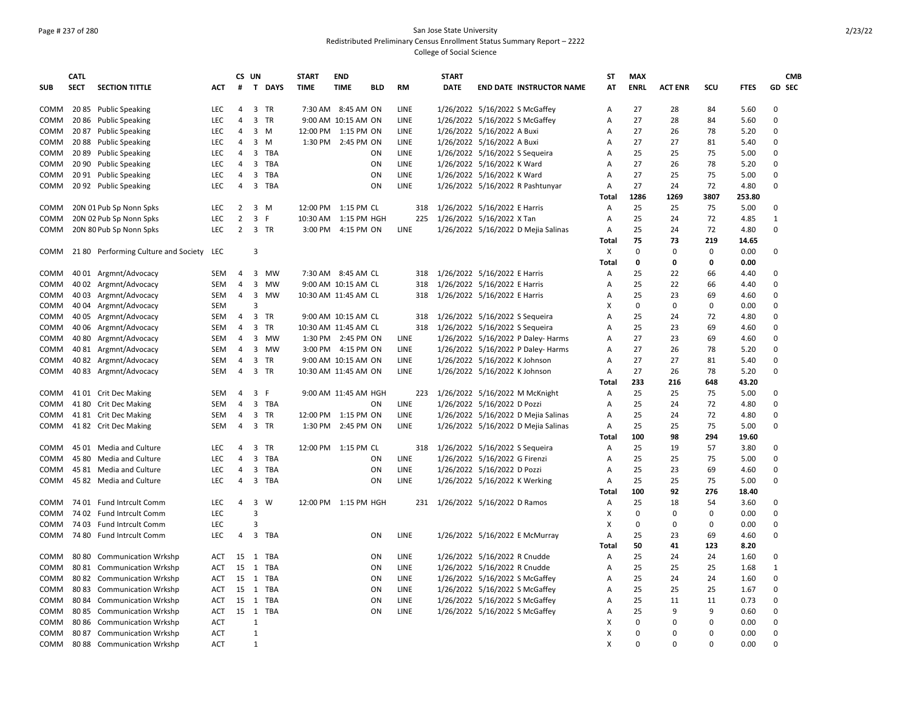San Jose State University
Redistributed Preliminary Census Enrollment Status Summary Report – 2222
College of Social Science

| SUB | CATL SECT | SECTION TITTLE | ACT | CS # | UN T | DAYS | START TIME | END TIME | BLD | RM | START DATE | END DATE | INSTRUCTOR NAME | ST AT | MAX ENRL | ACT ENR | SCU | FTES | GD | CMB SEC |
|---|---|---|---|---|---|---|---|---|---|---|---|---|---|---|---|---|---|---|---|---|
| COMM | 20 85 | Public Speaking | LEC | 4 | 3 | TR | 7:30 AM | 8:45 AM | ON | LINE | 1/26/2022 | 5/16/2022 | S McGaffey | A | 27 | 28 | 84 | 5.60 | 0 | |
| COMM | 20 86 | Public Speaking | LEC | 4 | 3 | TR | 9:00 AM | 10:15 AM | ON | LINE | 1/26/2022 | 5/16/2022 | S McGaffey | A | 27 | 28 | 84 | 5.60 | 0 | |
| COMM | 20 87 | Public Speaking | LEC | 4 | 3 | M | 12:00 PM | 1:15 PM | ON | LINE | 1/26/2022 | 5/16/2022 | A Buxi | A | 27 | 26 | 78 | 5.20 | 0 | |
| COMM | 20 88 | Public Speaking | LEC | 4 | 3 | M | 1:30 PM | 2:45 PM | ON | LINE | 1/26/2022 | 5/16/2022 | A Buxi | A | 27 | 27 | 81 | 5.40 | 0 | |
| COMM | 20 89 | Public Speaking | LEC | 4 | 3 | TBA | | | ON | LINE | 1/26/2022 | 5/16/2022 | S Sequeira | A | 25 | 25 | 75 | 5.00 | 0 | |
| COMM | 20 90 | Public Speaking | LEC | 4 | 3 | TBA | | | ON | LINE | 1/26/2022 | 5/16/2022 | K Ward | A | 27 | 26 | 78 | 5.20 | 0 | |
| COMM | 20 91 | Public Speaking | LEC | 4 | 3 | TBA | | | ON | LINE | 1/26/2022 | 5/16/2022 | K Ward | A | 27 | 25 | 75 | 5.00 | 0 | |
| COMM | 20 92 | Public Speaking | LEC | 4 | 3 | TBA | | | ON | LINE | 1/26/2022 | 5/16/2022 | R Pashtunyar | A | 27 | 24 | 72 | 4.80 | 0 | |
| | | | | | | | | | | | | | | Total | 1286 | 1269 | 3807 | 253.80 | | |
| COMM | 20N 01 | Pub Sp Nonn Spks | LEC | 2 | 3 | M | 12:00 PM | 1:15 PM | CL | 318 | 1/26/2022 | 5/16/2022 | E Harris | A | 25 | 25 | 75 | 5.00 | 0 | |
| COMM | 20N 02 | Pub Sp Nonn Spks | LEC | 2 | 3 | F | 10:30 AM | 1:15 PM | HGH | 225 | 1/26/2022 | 5/16/2022 | X Tan | A | 25 | 24 | 72 | 4.85 | 1 | |
| COMM | 20N 80 | Pub Sp Nonn Spks | LEC | 2 | 3 | TR | 3:00 PM | 4:15 PM | ON | LINE | 1/26/2022 | 5/16/2022 | D Mejia Salinas | A | 25 | 24 | 72 | 4.80 | 0 | |
| | | | | | | | | | | | | | | Total | 75 | 73 | 219 | 14.65 | | |
| COMM | 21 80 | Performing Culture and Society | LEC | | 3 | | | | | | | | | X | 0 | 0 | 0 | 0.00 | 0 | |
| | | | | | | | | | | | | | | Total | 0 | 0 | 0 | 0.00 | | |
| COMM | 40 01 | Argmnt/Advocacy | SEM | 4 | 3 | MW | 7:30 AM | 8:45 AM | CL | 318 | 1/26/2022 | 5/16/2022 | E Harris | A | 25 | 22 | 66 | 4.40 | 0 | |
| COMM | 40 02 | Argmnt/Advocacy | SEM | 4 | 3 | MW | 9:00 AM | 10:15 AM | CL | 318 | 1/26/2022 | 5/16/2022 | E Harris | A | 25 | 22 | 66 | 4.40 | 0 | |
| COMM | 40 03 | Argmnt/Advocacy | SEM | 4 | 3 | MW | 10:30 AM | 11:45 AM | CL | 318 | 1/26/2022 | 5/16/2022 | E Harris | A | 25 | 23 | 69 | 4.60 | 0 | |
| COMM | 40 04 | Argmnt/Advocacy | SEM | | 3 | | | | | | | | | X | 0 | 0 | 0 | 0.00 | 0 | |
| COMM | 40 05 | Argmnt/Advocacy | SEM | 4 | 3 | TR | 9:00 AM | 10:15 AM | CL | 318 | 1/26/2022 | 5/16/2022 | S Sequeira | A | 25 | 24 | 72 | 4.80 | 0 | |
| COMM | 40 06 | Argmnt/Advocacy | SEM | 4 | 3 | TR | 10:30 AM | 11:45 AM | CL | 318 | 1/26/2022 | 5/16/2022 | S Sequeira | A | 25 | 23 | 69 | 4.60 | 0 | |
| COMM | 40 80 | Argmnt/Advocacy | SEM | 4 | 3 | MW | 1:30 PM | 2:45 PM | ON | LINE | 1/26/2022 | 5/16/2022 | P Daley- Harms | A | 27 | 23 | 69 | 4.60 | 0 | |
| COMM | 40 81 | Argmnt/Advocacy | SEM | 4 | 3 | MW | 3:00 PM | 4:15 PM | ON | LINE | 1/26/2022 | 5/16/2022 | P Daley- Harms | A | 27 | 26 | 78 | 5.20 | 0 | |
| COMM | 40 82 | Argmnt/Advocacy | SEM | 4 | 3 | TR | 9:00 AM | 10:15 AM | ON | LINE | 1/26/2022 | 5/16/2022 | K Johnson | A | 27 | 27 | 81 | 5.40 | 0 | |
| COMM | 40 83 | Argmnt/Advocacy | SEM | 4 | 3 | TR | 10:30 AM | 11:45 AM | ON | LINE | 1/26/2022 | 5/16/2022 | K Johnson | A | 27 | 26 | 78 | 5.20 | 0 | |
| | | | | | | | | | | | | | | Total | 233 | 216 | 648 | 43.20 | | |
| COMM | 41 01 | Crit Dec Making | SEM | 4 | 3 | F | 9:00 AM | 11:45 AM | HGH | 223 | 1/26/2022 | 5/16/2022 | M McKnight | A | 25 | 25 | 75 | 5.00 | 0 | |
| COMM | 41 80 | Crit Dec Making | SEM | 4 | 3 | TBA | | | ON | LINE | 1/26/2022 | 5/16/2022 | D Pozzi | A | 25 | 24 | 72 | 4.80 | 0 | |
| COMM | 41 81 | Crit Dec Making | SEM | 4 | 3 | TR | 12:00 PM | 1:15 PM | ON | LINE | 1/26/2022 | 5/16/2022 | D Mejia Salinas | A | 25 | 24 | 72 | 4.80 | 0 | |
| COMM | 41 82 | Crit Dec Making | SEM | 4 | 3 | TR | 1:30 PM | 2:45 PM | ON | LINE | 1/26/2022 | 5/16/2022 | D Mejia Salinas | A | 25 | 25 | 75 | 5.00 | 0 | |
| | | | | | | | | | | | | | | Total | 100 | 98 | 294 | 19.60 | | |
| COMM | 45 01 | Media and Culture | LEC | 4 | 3 | TR | 12:00 PM | 1:15 PM | CL | 318 | 1/26/2022 | 5/16/2022 | S Sequeira | A | 25 | 19 | 57 | 3.80 | 0 | |
| COMM | 45 80 | Media and Culture | LEC | 4 | 3 | TBA | | | ON | LINE | 1/26/2022 | 5/16/2022 | G Firenzi | A | 25 | 25 | 75 | 5.00 | 0 | |
| COMM | 45 81 | Media and Culture | LEC | 4 | 3 | TBA | | | ON | LINE | 1/26/2022 | 5/16/2022 | D Pozzi | A | 25 | 23 | 69 | 4.60 | 0 | |
| COMM | 45 82 | Media and Culture | LEC | 4 | 3 | TBA | | | ON | LINE | 1/26/2022 | 5/16/2022 | K Werking | A | 25 | 25 | 75 | 5.00 | 0 | |
| | | | | | | | | | | | | | | Total | 100 | 92 | 276 | 18.40 | | |
| COMM | 74 01 | Fund Intrcult Comm | LEC | 4 | 3 | W | 12:00 PM | 1:15 PM | HGH | 231 | 1/26/2022 | 5/16/2022 | D Ramos | A | 25 | 18 | 54 | 3.60 | 0 | |
| COMM | 74 02 | Fund Intrcult Comm | LEC | | 3 | | | | | | | | | X | 0 | 0 | 0 | 0.00 | 0 | |
| COMM | 74 03 | Fund Intrcult Comm | LEC | | 3 | | | | | | | | | X | 0 | 0 | 0 | 0.00 | 0 | |
| COMM | 74 80 | Fund Intrcult Comm | LEC | 4 | 3 | TBA | | | ON | LINE | 1/26/2022 | 5/16/2022 | E McMurray | A | 25 | 23 | 69 | 4.60 | 0 | |
| | | | | | | | | | | | | | | Total | 50 | 41 | 123 | 8.20 | | |
| COMM | 80 80 | Communication Wrkshp | ACT | 15 | 1 | TBA | | | ON | LINE | 1/26/2022 | 5/16/2022 | R Cnudde | A | 25 | 24 | 24 | 1.60 | 0 | |
| COMM | 80 81 | Communication Wrkshp | ACT | 15 | 1 | TBA | | | ON | LINE | 1/26/2022 | 5/16/2022 | R Cnudde | A | 25 | 25 | 25 | 1.68 | 1 | |
| COMM | 80 82 | Communication Wrkshp | ACT | 15 | 1 | TBA | | | ON | LINE | 1/26/2022 | 5/16/2022 | S McGaffey | A | 25 | 24 | 24 | 1.60 | 0 | |
| COMM | 80 83 | Communication Wrkshp | ACT | 15 | 1 | TBA | | | ON | LINE | 1/26/2022 | 5/16/2022 | S McGaffey | A | 25 | 25 | 25 | 1.67 | 0 | |
| COMM | 80 84 | Communication Wrkshp | ACT | 15 | 1 | TBA | | | ON | LINE | 1/26/2022 | 5/16/2022 | S McGaffey | A | 25 | 11 | 11 | 0.73 | 0 | |
| COMM | 80 85 | Communication Wrkshp | ACT | 15 | 1 | TBA | | | ON | LINE | 1/26/2022 | 5/16/2022 | S McGaffey | A | 25 | 9 | 9 | 0.60 | 0 | |
| COMM | 80 86 | Communication Wrkshp | ACT | | 1 | | | | | | | | | X | 0 | 0 | 0 | 0.00 | 0 | |
| COMM | 80 87 | Communication Wrkshp | ACT | | 1 | | | | | | | | | X | 0 | 0 | 0 | 0.00 | 0 | |
| COMM | 80 88 | Communication Wrkshp | ACT | | 1 | | | | | | | | | X | 0 | 0 | 0 | 0.00 | 0 | |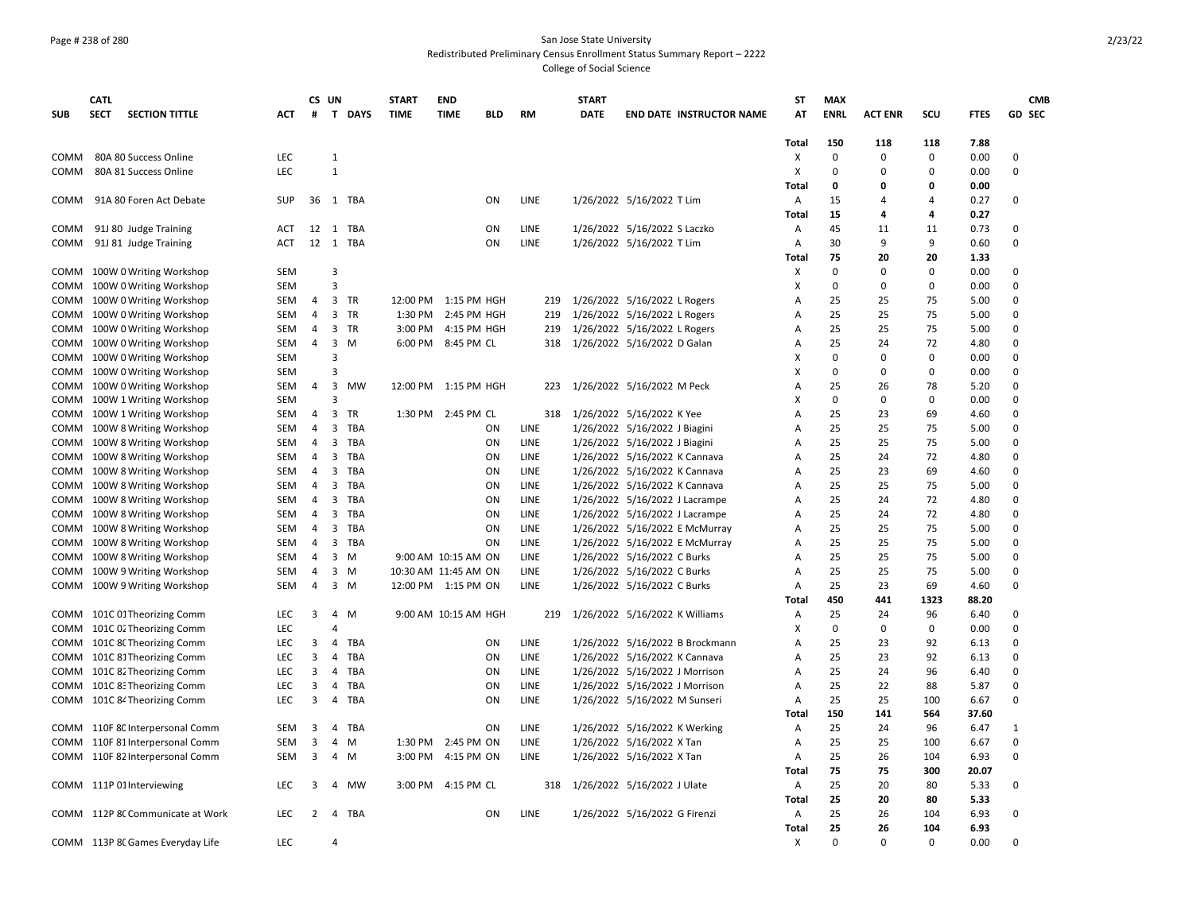San Jose State University

Redistributed Preliminary Census Enrollment Status Summary Report – 2222

College of Social Science

| SUB | CATL SECT | SECTION TITTLE | ACT | CS # | UN T | DAYS | START TIME | END TIME | BLD | RM | START DATE | END DATE | INSTRUCTOR NAME | ST AT | MAX ENRL | ACT ENR | SCU | FTES | GD | CMB SEC |
|---|---|---|---|---|---|---|---|---|---|---|---|---|---|---|---|---|---|---|---|---|
| | | | | | | | | | | | | | | Total | 150 | 118 | 118 | 7.88 | | |
| COMM | 80A 80 | Success Online | LEC | | 1 | | | | | | | | | X | 0 | 0 | 0 | 0.00 | 0 | |
| COMM | 80A 81 | Success Online | LEC | | 1 | | | | | | | | | X | 0 | 0 | 0 | 0.00 | 0 | |
| | | | | | | | | | | | | | | Total | 0 | 0 | 0 | 0.00 | | |
| COMM | 91A 80 | Foren Act Debate | SUP | 36 | 1 | TBA | | | ON | LINE | 1/26/2022 | 5/16/2022 | T Lim | A | 15 | 4 | 4 | 0.27 | 0 | |
| | | | | | | | | | | | | | | Total | 15 | 4 | 4 | 0.27 | | |
| COMM | 91J 80 | Judge Training | ACT | 12 | 1 | TBA | | | ON | LINE | 1/26/2022 | 5/16/2022 | S Laczko | A | 45 | 11 | 11 | 0.73 | 0 | |
| COMM | 91J 81 | Judge Training | ACT | 12 | 1 | TBA | | | ON | LINE | 1/26/2022 | 5/16/2022 | T Lim | A | 30 | 9 | 9 | 0.60 | 0 | |
| | | | | | | | | | | | | | | Total | 75 | 20 | 20 | 1.33 | | |
| COMM | 100W 0 | Writing Workshop | SEM | | 3 | | | | | | | | | X | 0 | 0 | 0 | 0.00 | 0 | |
| COMM | 100W 0 | Writing Workshop | SEM | | 3 | | | | | | | | | X | 0 | 0 | 0 | 0.00 | 0 | |
| COMM | 100W 0 | Writing Workshop | SEM | 4 | 3 | TR | 12:00 PM | 1:15 PM | HGH | 219 | 1/26/2022 | 5/16/2022 | L Rogers | A | 25 | 25 | 75 | 5.00 | 0 | |
| COMM | 100W 0 | Writing Workshop | SEM | 4 | 3 | TR | 1:30 PM | 2:45 PM | HGH | 219 | 1/26/2022 | 5/16/2022 | L Rogers | A | 25 | 25 | 75 | 5.00 | 0 | |
| COMM | 100W 0 | Writing Workshop | SEM | 4 | 3 | TR | 3:00 PM | 4:15 PM | HGH | 219 | 1/26/2022 | 5/16/2022 | L Rogers | A | 25 | 25 | 75 | 5.00 | 0 | |
| COMM | 100W 0 | Writing Workshop | SEM | 4 | 3 | M | 6:00 PM | 8:45 PM | CL | 318 | 1/26/2022 | 5/16/2022 | D Galan | A | 25 | 24 | 72 | 4.80 | 0 | |
| COMM | 100W 0 | Writing Workshop | SEM | | 3 | | | | | | | | | X | 0 | 0 | 0 | 0.00 | 0 | |
| COMM | 100W 0 | Writing Workshop | SEM | | 3 | | | | | | | | | X | 0 | 0 | 0 | 0.00 | 0 | |
| COMM | 100W 0 | Writing Workshop | SEM | 4 | 3 | MW | 12:00 PM | 1:15 PM | HGH | 223 | 1/26/2022 | 5/16/2022 | M Peck | A | 25 | 26 | 78 | 5.20 | 0 | |
| COMM | 100W 1 | Writing Workshop | SEM | | 3 | | | | | | | | | X | 0 | 0 | 0 | 0.00 | 0 | |
| COMM | 100W 1 | Writing Workshop | SEM | 4 | 3 | TR | 1:30 PM | 2:45 PM | CL | 318 | 1/26/2022 | 5/16/2022 | K Yee | A | 25 | 23 | 69 | 4.60 | 0 | |
| COMM | 100W 8 | Writing Workshop | SEM | 4 | 3 | TBA | | | ON | LINE | 1/26/2022 | 5/16/2022 | J Biagini | A | 25 | 25 | 75 | 5.00 | 0 | |
| COMM | 100W 8 | Writing Workshop | SEM | 4 | 3 | TBA | | | ON | LINE | 1/26/2022 | 5/16/2022 | J Biagini | A | 25 | 25 | 75 | 5.00 | 0 | |
| COMM | 100W 8 | Writing Workshop | SEM | 4 | 3 | TBA | | | ON | LINE | 1/26/2022 | 5/16/2022 | K Cannava | A | 25 | 24 | 72 | 4.80 | 0 | |
| COMM | 100W 8 | Writing Workshop | SEM | 4 | 3 | TBA | | | ON | LINE | 1/26/2022 | 5/16/2022 | K Cannava | A | 25 | 23 | 69 | 4.60 | 0 | |
| COMM | 100W 8 | Writing Workshop | SEM | 4 | 3 | TBA | | | ON | LINE | 1/26/2022 | 5/16/2022 | K Cannava | A | 25 | 25 | 75 | 5.00 | 0 | |
| COMM | 100W 8 | Writing Workshop | SEM | 4 | 3 | TBA | | | ON | LINE | 1/26/2022 | 5/16/2022 | J Lacrampe | A | 25 | 24 | 72 | 4.80 | 0 | |
| COMM | 100W 8 | Writing Workshop | SEM | 4 | 3 | TBA | | | ON | LINE | 1/26/2022 | 5/16/2022 | J Lacrampe | A | 25 | 24 | 72 | 4.80 | 0 | |
| COMM | 100W 8 | Writing Workshop | SEM | 4 | 3 | TBA | | | ON | LINE | 1/26/2022 | 5/16/2022 | E McMurray | A | 25 | 25 | 75 | 5.00 | 0 | |
| COMM | 100W 8 | Writing Workshop | SEM | 4 | 3 | TBA | | | ON | LINE | 1/26/2022 | 5/16/2022 | E McMurray | A | 25 | 25 | 75 | 5.00 | 0 | |
| COMM | 100W 8 | Writing Workshop | SEM | 4 | 3 | M | 9:00 AM | 10:15 AM | ON | LINE | 1/26/2022 | 5/16/2022 | C Burks | A | 25 | 25 | 75 | 5.00 | 0 | |
| COMM | 100W 9 | Writing Workshop | SEM | 4 | 3 | M | 10:30 AM | 11:45 AM | ON | LINE | 1/26/2022 | 5/16/2022 | C Burks | A | 25 | 25 | 75 | 5.00 | 0 | |
| COMM | 100W 9 | Writing Workshop | SEM | 4 | 3 | M | 12:00 PM | 1:15 PM | ON | LINE | 1/26/2022 | 5/16/2022 | C Burks | A | 25 | 23 | 69 | 4.60 | 0 | |
| | | | | | | | | | | | | | | Total | 450 | 441 | 1323 | 88.20 | | |
| COMM | 101C 01 | Theorizing Comm | LEC | 3 | 4 | M | 9:00 AM | 10:15 AM | HGH | 219 | 1/26/2022 | 5/16/2022 | K Williams | A | 25 | 24 | 96 | 6.40 | 0 | |
| COMM | 101C 02 | Theorizing Comm | LEC | | 4 | | | | | | | | | X | 0 | 0 | 0 | 0.00 | 0 | |
| COMM | 101C 80 | Theorizing Comm | LEC | 3 | 4 | TBA | | | ON | LINE | 1/26/2022 | 5/16/2022 | B Brockmann | A | 25 | 23 | 92 | 6.13 | 0 | |
| COMM | 101C 81 | Theorizing Comm | LEC | 3 | 4 | TBA | | | ON | LINE | 1/26/2022 | 5/16/2022 | K Cannava | A | 25 | 23 | 92 | 6.13 | 0 | |
| COMM | 101C 82 | Theorizing Comm | LEC | 3 | 4 | TBA | | | ON | LINE | 1/26/2022 | 5/16/2022 | J Morrison | A | 25 | 24 | 96 | 6.40 | 0 | |
| COMM | 101C 83 | Theorizing Comm | LEC | 3 | 4 | TBA | | | ON | LINE | 1/26/2022 | 5/16/2022 | J Morrison | A | 25 | 22 | 88 | 5.87 | 0 | |
| COMM | 101C 84 | Theorizing Comm | LEC | 3 | 4 | TBA | | | ON | LINE | 1/26/2022 | 5/16/2022 | M Sunseri | A | 25 | 25 | 100 | 6.67 | 0 | |
| | | | | | | | | | | | | | | Total | 150 | 141 | 564 | 37.60 | | |
| COMM | 110F 80 | Interpersonal Comm | SEM | 3 | 4 | TBA | | | ON | LINE | 1/26/2022 | 5/16/2022 | K Werking | A | 25 | 24 | 96 | 6.47 | 1 | |
| COMM | 110F 81 | Interpersonal Comm | SEM | 3 | 4 | M | 1:30 PM | 2:45 PM | ON | LINE | 1/26/2022 | 5/16/2022 | X Tan | A | 25 | 25 | 100 | 6.67 | 0 | |
| COMM | 110F 82 | Interpersonal Comm | SEM | 3 | 4 | M | 3:00 PM | 4:15 PM | ON | LINE | 1/26/2022 | 5/16/2022 | X Tan | A | 25 | 26 | 104 | 6.93 | 0 | |
| | | | | | | | | | | | | | | Total | 75 | 75 | 300 | 20.07 | | |
| COMM | 111P 01 | Interviewing | LEC | 3 | 4 | MW | 3:00 PM | 4:15 PM | CL | 318 | 1/26/2022 | 5/16/2022 | J Ulate | A | 25 | 20 | 80 | 5.33 | 0 | |
| | | | | | | | | | | | | | | Total | 25 | 20 | 80 | 5.33 | | |
| COMM | 112P 80 | Communicate at Work | LEC | 2 | 4 | TBA | | | ON | LINE | 1/26/2022 | 5/16/2022 | G Firenzi | A | 25 | 26 | 104 | 6.93 | 0 | |
| | | | | | | | | | | | | | | Total | 25 | 26 | 104 | 6.93 | | |
| COMM | 113P 80 | Games Everyday Life | LEC | | 4 | | | | | | | | | X | 0 | 0 | 0 | 0.00 | 0 | |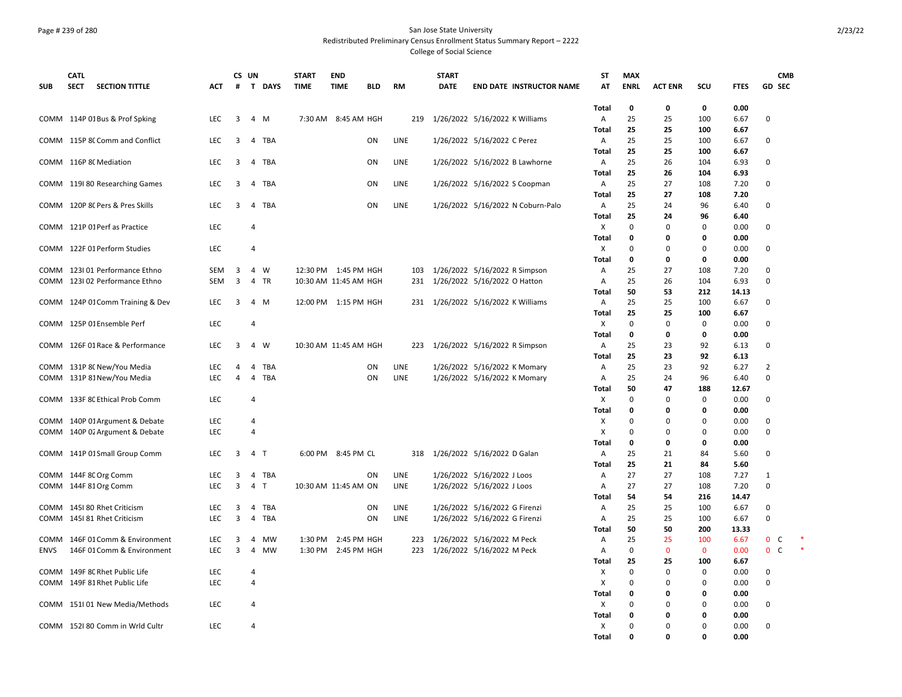San Jose State University

Redistributed Preliminary Census Enrollment Status Summary Report – 2222

College of Social Science

| SUB | CATL SECT | SECTION TITTLE | ACT | CS # | UN T | DAYS | START TIME | END TIME | BLD | RM | START DATE | END DATE | INSTRUCTOR NAME | ST AT | MAX ENRL | ACT ENR | SCU | FTES | GD | CMB SEC | |
|---|---|---|---|---|---|---|---|---|---|---|---|---|---|---|---|---|---|---|---|---|---|
| | | | | | | | | | | | | | | **Total** | **0** | **0** | **0** | **0.00** | | | |
| COMM | 114P 01 | Bus & Prof Spking | LEC | 3 | 4 | M | 7:30 AM | 8:45 AM | HGH | 219 | 1/26/2022 | 5/16/2022 | K Williams | A | 25 | 25 | 100 | 6.67 | 0 | | |
| | | | | | | | | | | | | | | **Total** | **25** | **25** | **100** | **6.67** | | | |
| COMM | 115P 80 | Comm and Conflict | LEC | 3 | 4 | TBA | | | ON | LINE | 1/26/2022 | 5/16/2022 | C Perez | A | 25 | 25 | 100 | 6.67 | 0 | | |
| | | | | | | | | | | | | | | **Total** | **25** | **25** | **100** | **6.67** | | | |
| COMM | 116P 80 | Mediation | LEC | 3 | 4 | TBA | | | ON | LINE | 1/26/2022 | 5/16/2022 | B Lawhorne | A | 25 | 26 | 104 | 6.93 | 0 | | |
| | | | | | | | | | | | | | | **Total** | **25** | **26** | **104** | **6.93** | | | |
| COMM | 119I 80 | Researching Games | LEC | 3 | 4 | TBA | | | ON | LINE | 1/26/2022 | 5/16/2022 | S Coopman | A | 25 | 27 | 108 | 7.20 | 0 | | |
| | | | | | | | | | | | | | | **Total** | **25** | **27** | **108** | **7.20** | | | |
| COMM | 120P 80 | Pers & Pres Skills | LEC | 3 | 4 | TBA | | | ON | LINE | 1/26/2022 | 5/16/2022 | N Coburn-Palo | A | 25 | 24 | 96 | 6.40 | 0 | | |
| | | | | | | | | | | | | | | **Total** | **25** | **24** | **96** | **6.40** | | | |
| COMM | 121P 01 | Perf as Practice | LEC | | 4 | | | | | | | | | X | 0 | 0 | 0 | 0.00 | 0 | | |
| | | | | | | | | | | | | | | **Total** | **0** | **0** | **0** | **0.00** | | | |
| COMM | 122F 01 | Perform Studies | LEC | | 4 | | | | | | | | | X | 0 | 0 | 0 | 0.00 | 0 | | |
| | | | | | | | | | | | | | | **Total** | **0** | **0** | **0** | **0.00** | | | |
| COMM | 123I 01 | Performance Ethno | SEM | 3 | 4 | W | 12:30 PM | 1:45 PM | HGH | 103 | 1/26/2022 | 5/16/2022 | R Simpson | A | 25 | 27 | 108 | 7.20 | 0 | | |
| COMM | 123I 02 | Performance Ethno | SEM | 3 | 4 | TR | 10:30 AM | 11:45 AM | HGH | 231 | 1/26/2022 | 5/16/2022 | O Hatton | A | 25 | 26 | 104 | 6.93 | 0 | | |
| | | | | | | | | | | | | | | **Total** | **50** | **53** | **212** | **14.13** | | | |
| COMM | 124P 01 | Comm Training & Dev | LEC | 3 | 4 | M | 12:00 PM | 1:15 PM | HGH | 231 | 1/26/2022 | 5/16/2022 | K Williams | A | 25 | 25 | 100 | 6.67 | 0 | | |
| | | | | | | | | | | | | | | **Total** | **25** | **25** | **100** | **6.67** | | | |
| COMM | 125P 01 | Ensemble Perf | LEC | | 4 | | | | | | | | | X | 0 | 0 | 0 | 0.00 | 0 | | |
| | | | | | | | | | | | | | | **Total** | **0** | **0** | **0** | **0.00** | | | |
| COMM | 126F 01 | Race & Performance | LEC | 3 | 4 | W | 10:30 AM | 11:45 AM | HGH | 223 | 1/26/2022 | 5/16/2022 | R Simpson | A | 25 | 23 | 92 | 6.13 | 0 | | |
| | | | | | | | | | | | | | | **Total** | **25** | **23** | **92** | **6.13** | | | |
| COMM | 131P 80 | New/You Media | LEC | 4 | 4 | TBA | | | ON | LINE | 1/26/2022 | 5/16/2022 | K Momary | A | 25 | 23 | 92 | 6.27 | 2 | | |
| COMM | 131P 81 | New/You Media | LEC | 4 | 4 | TBA | | | ON | LINE | 1/26/2022 | 5/16/2022 | K Momary | A | 25 | 24 | 96 | 6.40 | 0 | | |
| | | | | | | | | | | | | | | **Total** | **50** | **47** | **188** | **12.67** | | | |
| COMM | 133F 80 | Ethical Prob Comm | LEC | | 4 | | | | | | | | | X | 0 | 0 | 0 | 0.00 | 0 | | |
| | | | | | | | | | | | | | | **Total** | **0** | **0** | **0** | **0.00** | | | |
| COMM | 140P 01 | Argument & Debate | LEC | | 4 | | | | | | | | | X | 0 | 0 | 0 | 0.00 | 0 | | |
| COMM | 140P 02 | Argument & Debate | LEC | | 4 | | | | | | | | | X | 0 | 0 | 0 | 0.00 | 0 | | |
| | | | | | | | | | | | | | | **Total** | **0** | **0** | **0** | **0.00** | | | |
| COMM | 141P 01 | Small Group Comm | LEC | 3 | 4 | T | 6:00 PM | 8:45 PM | CL | 318 | 1/26/2022 | 5/16/2022 | D Galan | A | 25 | 21 | 84 | 5.60 | 0 | | |
| | | | | | | | | | | | | | | **Total** | **25** | **21** | **84** | **5.60** | | | |
| COMM | 144F 80 | Org Comm | LEC | 3 | 4 | TBA | | | ON | LINE | 1/26/2022 | 5/16/2022 | J Loos | A | 27 | 27 | 108 | 7.27 | 1 | | |
| COMM | 144F 81 | Org Comm | LEC | 3 | 4 | T | 10:30 AM | 11:45 AM | ON | LINE | 1/26/2022 | 5/16/2022 | J Loos | A | 27 | 27 | 108 | 7.20 | 0 | | |
| | | | | | | | | | | | | | | **Total** | **54** | **54** | **216** | **14.47** | | | |
| COMM | 145I 80 | Rhet Criticism | LEC | 3 | 4 | TBA | | | ON | LINE | 1/26/2022 | 5/16/2022 | G Firenzi | A | 25 | 25 | 100 | 6.67 | 0 | | |
| COMM | 145I 81 | Rhet Criticism | LEC | 3 | 4 | TBA | | | ON | LINE | 1/26/2022 | 5/16/2022 | G Firenzi | A | 25 | 25 | 100 | 6.67 | 0 | | |
| | | | | | | | | | | | | | | **Total** | **50** | **50** | **200** | **13.33** | | | |
| COMM | 146F 01 | Comm & Environment | LEC | 3 | 4 | MW | 1:30 PM | 2:45 PM | HGH | 223 | 1/26/2022 | 5/16/2022 | M Peck | A | 25 | 25 | 100 | 6.67 | 0 | C | * |
| ENVS | 146F 01 | Comm & Environment | LEC | 3 | 4 | MW | 1:30 PM | 2:45 PM | HGH | 223 | 1/26/2022 | 5/16/2022 | M Peck | A | 0 | 0 | 0 | 0.00 | 0 | C | * |
| | | | | | | | | | | | | | | **Total** | **25** | **25** | **100** | **6.67** | | | |
| COMM | 149F 80 | Rhet Public Life | LEC | | 4 | | | | | | | | | X | 0 | 0 | 0 | 0.00 | 0 | | |
| COMM | 149F 81 | Rhet Public Life | LEC | | 4 | | | | | | | | | X | 0 | 0 | 0 | 0.00 | 0 | | |
| | | | | | | | | | | | | | | **Total** | **0** | **0** | **0** | **0.00** | | | |
| COMM | 151I 01 | New Media/Methods | LEC | | 4 | | | | | | | | | X | 0 | 0 | 0 | 0.00 | 0 | | |
| | | | | | | | | | | | | | | **Total** | **0** | **0** | **0** | **0.00** | | | |
| COMM | 152I 80 | Comm in Wrld Cultr | LEC | | 4 | | | | | | | | | X | 0 | 0 | 0 | 0.00 | 0 | | |
| | | | | | | | | | | | | | | **Total** | **0** | **0** | **0** | **0.00** | | | |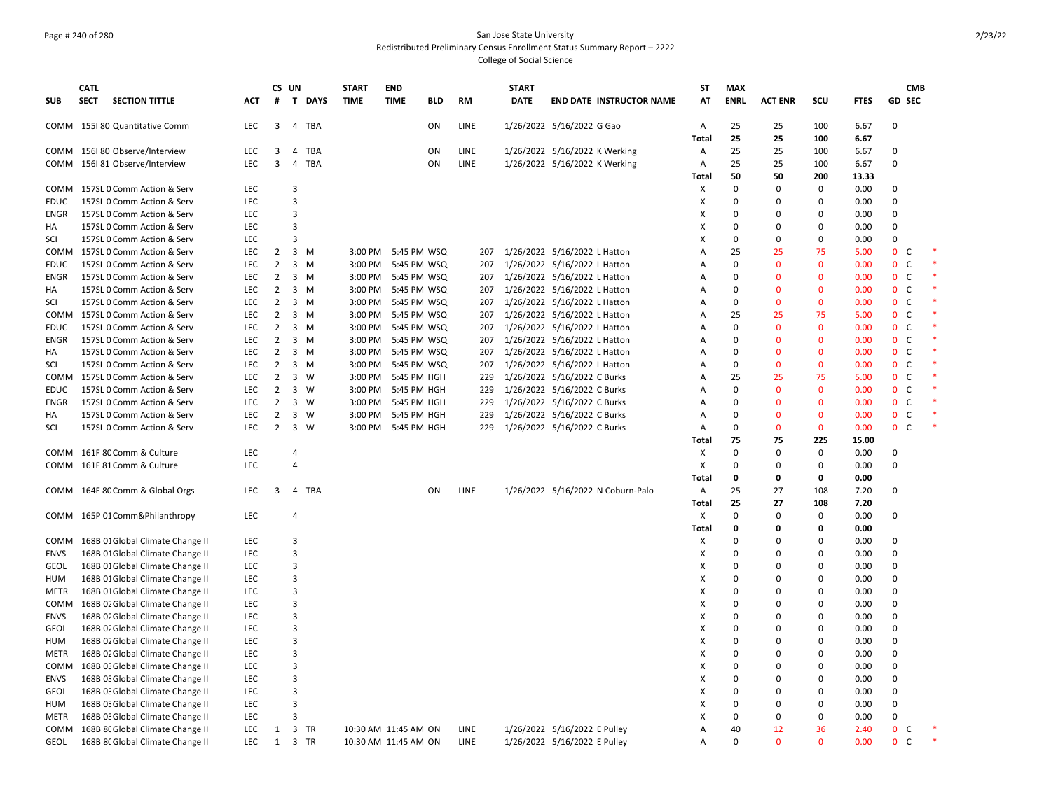San Jose State University
Redistributed Preliminary Census Enrollment Status Summary Report – 2222
College of Social Science

| SUB | CATL SECT | SECTION TITTLE | ACT | CS # | UN T | DAYS | START TIME | END TIME | BLD | RM | START DATE | END DATE | INSTRUCTOR NAME | ST AT | MAX ENRL | ACT ENR | SCU | FTES | GD | CMB SEC | |
|---|---|---|---|---|---|---|---|---|---|---|---|---|---|---|---|---|---|---|---|---|---|
| COMM | 155I 80 | Quantitative Comm | LEC | 3 | 4 | TBA | | | ON | LINE | 1/26/2022 | 5/16/2022 | G Gao | A | 25 | 25 | 100 | 6.67 | 0 | | |
| | | | | | | | | | | | | | | Total | 25 | 25 | 100 | 6.67 | | | |
| COMM | 156I 80 | Observe/Interview | LEC | 3 | 4 | TBA | | | ON | LINE | 1/26/2022 | 5/16/2022 | K Werking | A | 25 | 25 | 100 | 6.67 | 0 | | |
| COMM | 156I 81 | Observe/Interview | LEC | 3 | 4 | TBA | | | ON | LINE | 1/26/2022 | 5/16/2022 | K Werking | A | 25 | 25 | 100 | 6.67 | 0 | | |
| | | | | | | | | | | | | | | Total | 50 | 50 | 200 | 13.33 | | | |
| COMM | 157SL 0 | Comm Action & Serv | LEC | | 3 | | | | | | | | | X | 0 | 0 | 0 | 0.00 | 0 | | |
| EDUC | 157SL 0 | Comm Action & Serv | LEC | | 3 | | | | | | | | | X | 0 | 0 | 0 | 0.00 | 0 | | |
| ENGR | 157SL 0 | Comm Action & Serv | LEC | | 3 | | | | | | | | | X | 0 | 0 | 0 | 0.00 | 0 | | |
| HA | 157SL 0 | Comm Action & Serv | LEC | | 3 | | | | | | | | | X | 0 | 0 | 0 | 0.00 | 0 | | |
| SCI | 157SL 0 | Comm Action & Serv | LEC | | 3 | | | | | | | | | X | 0 | 0 | 0 | 0.00 | 0 | | |
| COMM | 157SL 0 | Comm Action & Serv | LEC | 2 | 3 | M | 3:00 PM | 5:45 PM | WSQ | 207 | 1/26/2022 | 5/16/2022 | L Hatton | A | 25 | 25 | 75 | 5.00 | 0 | C | * |
| EDUC | 157SL 0 | Comm Action & Serv | LEC | 2 | 3 | M | 3:00 PM | 5:45 PM | WSQ | 207 | 1/26/2022 | 5/16/2022 | L Hatton | A | 0 | 0 | 0 | 0.00 | 0 | C | * |
| ENGR | 157SL 0 | Comm Action & Serv | LEC | 2 | 3 | M | 3:00 PM | 5:45 PM | WSQ | 207 | 1/26/2022 | 5/16/2022 | L Hatton | A | 0 | 0 | 0 | 0.00 | 0 | C | * |
| HA | 157SL 0 | Comm Action & Serv | LEC | 2 | 3 | M | 3:00 PM | 5:45 PM | WSQ | 207 | 1/26/2022 | 5/16/2022 | L Hatton | A | 0 | 0 | 0 | 0.00 | 0 | C | * |
| SCI | 157SL 0 | Comm Action & Serv | LEC | 2 | 3 | M | 3:00 PM | 5:45 PM | WSQ | 207 | 1/26/2022 | 5/16/2022 | L Hatton | A | 0 | 0 | 0 | 0.00 | 0 | C | * |
| COMM | 157SL 0 | Comm Action & Serv | LEC | 2 | 3 | M | 3:00 PM | 5:45 PM | WSQ | 207 | 1/26/2022 | 5/16/2022 | L Hatton | A | 25 | 25 | 75 | 5.00 | 0 | C | * |
| EDUC | 157SL 0 | Comm Action & Serv | LEC | 2 | 3 | M | 3:00 PM | 5:45 PM | WSQ | 207 | 1/26/2022 | 5/16/2022 | L Hatton | A | 0 | 0 | 0 | 0.00 | 0 | C | * |
| ENGR | 157SL 0 | Comm Action & Serv | LEC | 2 | 3 | M | 3:00 PM | 5:45 PM | WSQ | 207 | 1/26/2022 | 5/16/2022 | L Hatton | A | 0 | 0 | 0 | 0.00 | 0 | C | * |
| HA | 157SL 0 | Comm Action & Serv | LEC | 2 | 3 | M | 3:00 PM | 5:45 PM | WSQ | 207 | 1/26/2022 | 5/16/2022 | L Hatton | A | 0 | 0 | 0 | 0.00 | 0 | C | * |
| SCI | 157SL 0 | Comm Action & Serv | LEC | 2 | 3 | M | 3:00 PM | 5:45 PM | WSQ | 207 | 1/26/2022 | 5/16/2022 | L Hatton | A | 0 | 0 | 0 | 0.00 | 0 | C | * |
| COMM | 157SL 0 | Comm Action & Serv | LEC | 2 | 3 | W | 3:00 PM | 5:45 PM | HGH | 229 | 1/26/2022 | 5/16/2022 | C Burks | A | 25 | 25 | 75 | 5.00 | 0 | C | * |
| EDUC | 157SL 0 | Comm Action & Serv | LEC | 2 | 3 | W | 3:00 PM | 5:45 PM | HGH | 229 | 1/26/2022 | 5/16/2022 | C Burks | A | 0 | 0 | 0 | 0.00 | 0 | C | * |
| ENGR | 157SL 0 | Comm Action & Serv | LEC | 2 | 3 | W | 3:00 PM | 5:45 PM | HGH | 229 | 1/26/2022 | 5/16/2022 | C Burks | A | 0 | 0 | 0 | 0.00 | 0 | C | * |
| HA | 157SL 0 | Comm Action & Serv | LEC | 2 | 3 | W | 3:00 PM | 5:45 PM | HGH | 229 | 1/26/2022 | 5/16/2022 | C Burks | A | 0 | 0 | 0 | 0.00 | 0 | C | * |
| SCI | 157SL 0 | Comm Action & Serv | LEC | 2 | 3 | W | 3:00 PM | 5:45 PM | HGH | 229 | 1/26/2022 | 5/16/2022 | C Burks | A | 0 | 0 | 0 | 0.00 | 0 | C | * |
| | | | | | | | | | | | | | | Total | 75 | 75 | 225 | 15.00 | | | |
| COMM | 161F 80 | Comm & Culture | LEC | | 4 | | | | | | | | | X | 0 | 0 | 0 | 0.00 | 0 | | |
| COMM | 161F 81 | Comm & Culture | LEC | | 4 | | | | | | | | | X | 0 | 0 | 0 | 0.00 | 0 | | |
| | | | | | | | | | | | | | | Total | 0 | 0 | 0 | 0.00 | | | |
| COMM | 164F 80 | Comm & Global Orgs | LEC | 3 | 4 | TBA | | | ON | LINE | 1/26/2022 | 5/16/2022 | N Coburn-Palo | A | 25 | 27 | 108 | 7.20 | 0 | | |
| | | | | | | | | | | | | | | Total | 25 | 27 | 108 | 7.20 | | | |
| COMM | 165P 01 | Comm&Philanthropy | LEC | | 4 | | | | | | | | | X | 0 | 0 | 0 | 0.00 | 0 | | |
| | | | | | | | | | | | | | | Total | 0 | 0 | 0 | 0.00 | | | |
| COMM | 168B 01 | Global Climate Change II | LEC | | 3 | | | | | | | | | X | 0 | 0 | 0 | 0.00 | 0 | | |
| ENVS | 168B 01 | Global Climate Change II | LEC | | 3 | | | | | | | | | X | 0 | 0 | 0 | 0.00 | 0 | | |
| GEOL | 168B 01 | Global Climate Change II | LEC | | 3 | | | | | | | | | X | 0 | 0 | 0 | 0.00 | 0 | | |
| HUM | 168B 01 | Global Climate Change II | LEC | | 3 | | | | | | | | | X | 0 | 0 | 0 | 0.00 | 0 | | |
| METR | 168B 01 | Global Climate Change II | LEC | | 3 | | | | | | | | | X | 0 | 0 | 0 | 0.00 | 0 | | |
| COMM | 168B 02 | Global Climate Change II | LEC | | 3 | | | | | | | | | X | 0 | 0 | 0 | 0.00 | 0 | | |
| ENVS | 168B 02 | Global Climate Change II | LEC | | 3 | | | | | | | | | X | 0 | 0 | 0 | 0.00 | 0 | | |
| GEOL | 168B 02 | Global Climate Change II | LEC | | 3 | | | | | | | | | X | 0 | 0 | 0 | 0.00 | 0 | | |
| HUM | 168B 02 | Global Climate Change II | LEC | | 3 | | | | | | | | | X | 0 | 0 | 0 | 0.00 | 0 | | |
| METR | 168B 02 | Global Climate Change II | LEC | | 3 | | | | | | | | | X | 0 | 0 | 0 | 0.00 | 0 | | |
| COMM | 168B 03 | Global Climate Change II | LEC | | 3 | | | | | | | | | X | 0 | 0 | 0 | 0.00 | 0 | | |
| ENVS | 168B 03 | Global Climate Change II | LEC | | 3 | | | | | | | | | X | 0 | 0 | 0 | 0.00 | 0 | | |
| GEOL | 168B 03 | Global Climate Change II | LEC | | 3 | | | | | | | | | X | 0 | 0 | 0 | 0.00 | 0 | | |
| HUM | 168B 03 | Global Climate Change II | LEC | | 3 | | | | | | | | | X | 0 | 0 | 0 | 0.00 | 0 | | |
| METR | 168B 03 | Global Climate Change II | LEC | | 3 | | | | | | | | | X | 0 | 0 | 0 | 0.00 | 0 | | |
| COMM | 168B 80 | Global Climate Change II | LEC | 1 | 3 | TR | 10:30 AM | 11:45 AM | ON | LINE | 1/26/2022 | 5/16/2022 | E Pulley | A | 40 | 12 | 36 | 2.40 | 0 | C | * |
| GEOL | 168B 80 | Global Climate Change II | LEC | 1 | 3 | TR | 10:30 AM | 11:45 AM | ON | LINE | 1/26/2022 | 5/16/2022 | E Pulley | A | 0 | 0 | 0 | 0.00 | 0 | C | * |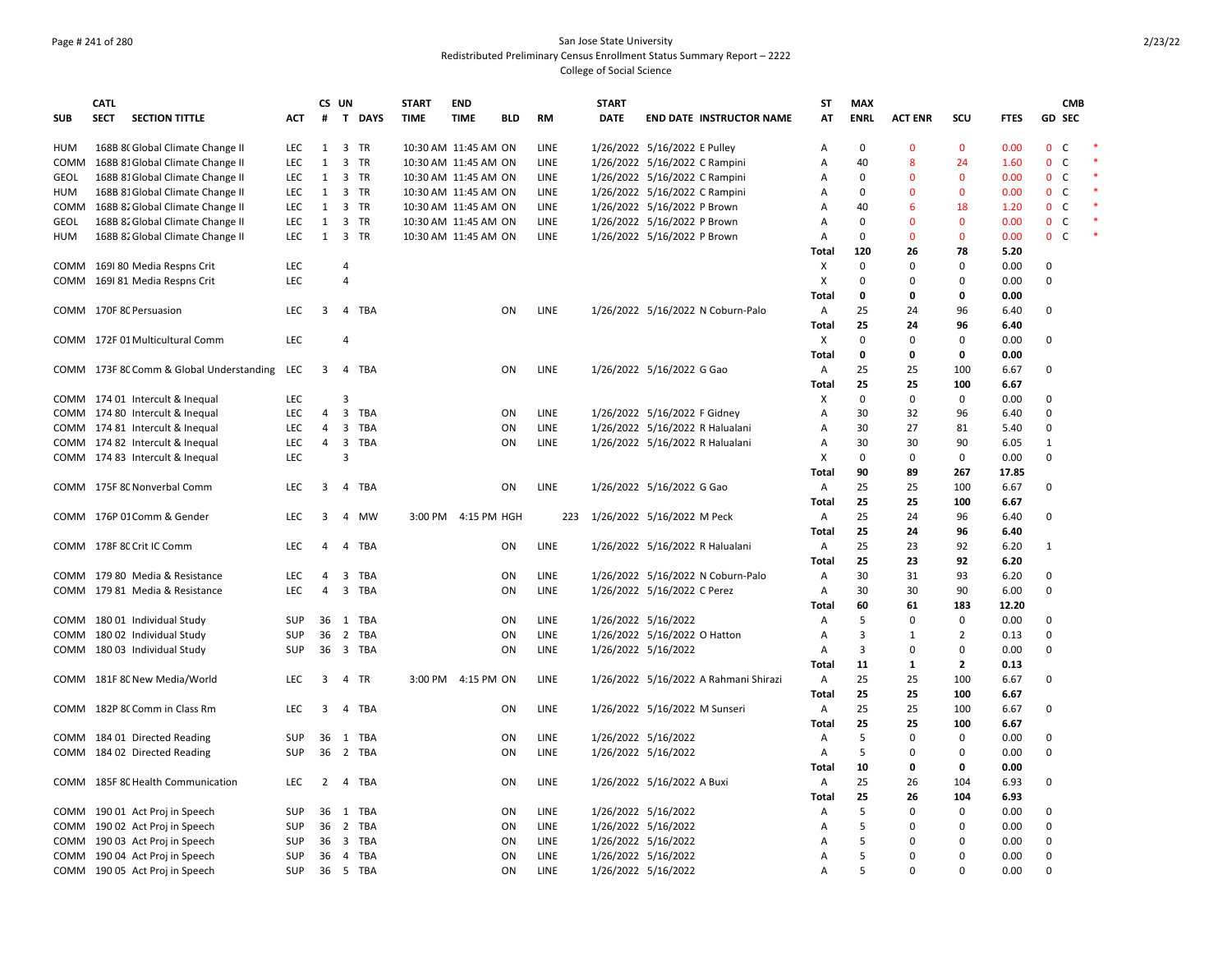San Jose State University
Redistributed Preliminary Census Enrollment Status Summary Report – 2222
College of Social Science

| SUB | CATL SECT | SECTION TITTLE | ACT | CS # | UN T | DAYS | START TIME | END TIME | BLD | RM | START DATE | END DATE | INSTRUCTOR NAME | ST AT | MAX ENRL | ACT ENR | SCU | FTES | GD | CMB SEC | |
|---|---|---|---|---|---|---|---|---|---|---|---|---|---|---|---|---|---|---|---|---|---|
| HUM | 168B 8( | Global Climate Change II | LEC | 1 | 3 | TR | 10:30 AM | 11:45 AM | ON | LINE | 1/26/2022 | 5/16/2022 | E Pulley | A | 0 | 0 | 0 | 0.00 | 0 | C | * |
| COMM | 168B 81 | Global Climate Change II | LEC | 1 | 3 | TR | 10:30 AM | 11:45 AM | ON | LINE | 1/26/2022 | 5/16/2022 | C Rampini | A | 40 | 8 | 24 | 1.60 | 0 | C | * |
| GEOL | 168B 81 | Global Climate Change II | LEC | 1 | 3 | TR | 10:30 AM | 11:45 AM | ON | LINE | 1/26/2022 | 5/16/2022 | C Rampini | A | 0 | 0 | 0 | 0.00 | 0 | C | * |
| HUM | 168B 81 | Global Climate Change II | LEC | 1 | 3 | TR | 10:30 AM | 11:45 AM | ON | LINE | 1/26/2022 | 5/16/2022 | C Rampini | A | 0 | 0 | 0 | 0.00 | 0 | C | * |
| COMM | 168B 82 | Global Climate Change II | LEC | 1 | 3 | TR | 10:30 AM | 11:45 AM | ON | LINE | 1/26/2022 | 5/16/2022 | P Brown | A | 40 | 6 | 18 | 1.20 | 0 | C | * |
| GEOL | 168B 82 | Global Climate Change II | LEC | 1 | 3 | TR | 10:30 AM | 11:45 AM | ON | LINE | 1/26/2022 | 5/16/2022 | P Brown | A | 0 | 0 | 0 | 0.00 | 0 | C | * |
| HUM | 168B 82 | Global Climate Change II | LEC | 1 | 3 | TR | 10:30 AM | 11:45 AM | ON | LINE | 1/26/2022 | 5/16/2022 | P Brown | A | 0 | 0 | 0 | 0.00 | 0 | C | * |
| | | | | | | | | | | | | | | Total | 120 | 26 | 78 | 5.20 | | | |
| COMM | 169I 80 | Media Respns Crit | LEC | | 4 | | | | | | | | | X | 0 | 0 | 0 | 0.00 | 0 | | |
| COMM | 169I 81 | Media Respns Crit | LEC | | 4 | | | | | | | | | X | 0 | 0 | 0 | 0.00 | 0 | | |
| | | | | | | | | | | | | | | Total | 0 | 0 | 0 | 0.00 | | | |
| COMM | 170F 80 | Persuasion | LEC | 3 | 4 | TBA | | | ON | LINE | 1/26/2022 | 5/16/2022 | N Coburn-Palo | A | 25 | 24 | 96 | 6.40 | 0 | | |
| | | | | | | | | | | | | | | Total | 25 | 24 | 96 | 6.40 | | | |
| COMM | 172F 01 | Multicultural Comm | LEC | | 4 | | | | | | | | | X | 0 | 0 | 0 | 0.00 | 0 | | |
| | | | | | | | | | | | | | | Total | 0 | 0 | 0 | 0.00 | | | |
| COMM | 173F 80 | Comm & Global Understanding | LEC | 3 | 4 | TBA | | | ON | LINE | 1/26/2022 | 5/16/2022 | G Gao | A | 25 | 25 | 100 | 6.67 | 0 | | |
| | | | | | | | | | | | | | | Total | 25 | 25 | 100 | 6.67 | | | |
| COMM | 174 01 | Intercult & Inequal | LEC | | 3 | | | | | | | | | X | 0 | 0 | 0 | 0.00 | 0 | | |
| COMM | 174 80 | Intercult & Inequal | LEC | 4 | 3 | TBA | | | ON | LINE | 1/26/2022 | 5/16/2022 | F Gidney | A | 30 | 32 | 96 | 6.40 | 0 | | |
| COMM | 174 81 | Intercult & Inequal | LEC | 4 | 3 | TBA | | | ON | LINE | 1/26/2022 | 5/16/2022 | R Halualani | A | 30 | 27 | 81 | 5.40 | 0 | | |
| COMM | 174 82 | Intercult & Inequal | LEC | 4 | 3 | TBA | | | ON | LINE | 1/26/2022 | 5/16/2022 | R Halualani | A | 30 | 30 | 90 | 6.05 | 1 | | |
| COMM | 174 83 | Intercult & Inequal | LEC | | 3 | | | | | | | | | X | 0 | 0 | 0 | 0.00 | 0 | | |
| | | | | | | | | | | | | | | Total | 90 | 89 | 267 | 17.85 | | | |
| COMM | 175F 80 | Nonverbal Comm | LEC | 3 | 4 | TBA | | | ON | LINE | 1/26/2022 | 5/16/2022 | G Gao | A | 25 | 25 | 100 | 6.67 | 0 | | |
| | | | | | | | | | | | | | | Total | 25 | 25 | 100 | 6.67 | | | |
| COMM | 176P 01 | Comm & Gender | LEC | 3 | 4 | MW | 3:00 PM | 4:15 PM | HGH | 223 | 1/26/2022 | 5/16/2022 | M Peck | A | 25 | 24 | 96 | 6.40 | 0 | | |
| | | | | | | | | | | | | | | Total | 25 | 24 | 96 | 6.40 | | | |
| COMM | 178F 80 | Crit IC Comm | LEC | 4 | 4 | TBA | | | ON | LINE | 1/26/2022 | 5/16/2022 | R Halualani | A | 25 | 23 | 92 | 6.20 | 1 | | |
| | | | | | | | | | | | | | | Total | 25 | 23 | 92 | 6.20 | | | |
| COMM | 179 80 | Media & Resistance | LEC | 4 | 3 | TBA | | | ON | LINE | 1/26/2022 | 5/16/2022 | N Coburn-Palo | A | 30 | 31 | 93 | 6.20 | 0 | | |
| COMM | 179 81 | Media & Resistance | LEC | 4 | 3 | TBA | | | ON | LINE | 1/26/2022 | 5/16/2022 | C Perez | A | 30 | 30 | 90 | 6.00 | 0 | | |
| | | | | | | | | | | | | | | Total | 60 | 61 | 183 | 12.20 | | | |
| COMM | 180 01 | Individual Study | SUP | 36 | 1 | TBA | | | ON | LINE | 1/26/2022 | 5/16/2022 | | A | 5 | 0 | 0 | 0.00 | 0 | | |
| COMM | 180 02 | Individual Study | SUP | 36 | 2 | TBA | | | ON | LINE | 1/26/2022 | 5/16/2022 | O Hatton | A | 3 | 1 | 2 | 0.13 | 0 | | |
| COMM | 180 03 | Individual Study | SUP | 36 | 3 | TBA | | | ON | LINE | 1/26/2022 | 5/16/2022 | | A | 3 | 0 | 0 | 0.00 | 0 | | |
| | | | | | | | | | | | | | | Total | 11 | 1 | 2 | 0.13 | | | |
| COMM | 181F 80 | New Media/World | LEC | 3 | 4 | TR | 3:00 PM | 4:15 PM | ON | LINE | 1/26/2022 | 5/16/2022 | A Rahmani Shirazi | A | 25 | 25 | 100 | 6.67 | 0 | | |
| | | | | | | | | | | | | | | Total | 25 | 25 | 100 | 6.67 | | | |
| COMM | 182P 80 | Comm in Class Rm | LEC | 3 | 4 | TBA | | | ON | LINE | 1/26/2022 | 5/16/2022 | M Sunseri | A | 25 | 25 | 100 | 6.67 | 0 | | |
| | | | | | | | | | | | | | | Total | 25 | 25 | 100 | 6.67 | | | |
| COMM | 184 01 | Directed Reading | SUP | 36 | 1 | TBA | | | ON | LINE | 1/26/2022 | 5/16/2022 | | A | 5 | 0 | 0 | 0.00 | 0 | | |
| COMM | 184 02 | Directed Reading | SUP | 36 | 2 | TBA | | | ON | LINE | 1/26/2022 | 5/16/2022 | | A | 5 | 0 | 0 | 0.00 | 0 | | |
| | | | | | | | | | | | | | | Total | 10 | 0 | 0 | 0.00 | | | |
| COMM | 185F 80 | Health Communication | LEC | 2 | 4 | TBA | | | ON | LINE | 1/26/2022 | 5/16/2022 | A Buxi | A | 25 | 26 | 104 | 6.93 | 0 | | |
| | | | | | | | | | | | | | | Total | 25 | 26 | 104 | 6.93 | | | |
| COMM | 190 01 | Act Proj in Speech | SUP | 36 | 1 | TBA | | | ON | LINE | 1/26/2022 | 5/16/2022 | | A | 5 | 0 | 0 | 0.00 | 0 | | |
| COMM | 190 02 | Act Proj in Speech | SUP | 36 | 2 | TBA | | | ON | LINE | 1/26/2022 | 5/16/2022 | | A | 5 | 0 | 0 | 0.00 | 0 | | |
| COMM | 190 03 | Act Proj in Speech | SUP | 36 | 3 | TBA | | | ON | LINE | 1/26/2022 | 5/16/2022 | | A | 5 | 0 | 0 | 0.00 | 0 | | |
| COMM | 190 04 | Act Proj in Speech | SUP | 36 | 4 | TBA | | | ON | LINE | 1/26/2022 | 5/16/2022 | | A | 5 | 0 | 0 | 0.00 | 0 | | |
| COMM | 190 05 | Act Proj in Speech | SUP | 36 | 5 | TBA | | | ON | LINE | 1/26/2022 | 5/16/2022 | | A | 5 | 0 | 0 | 0.00 | 0 | | |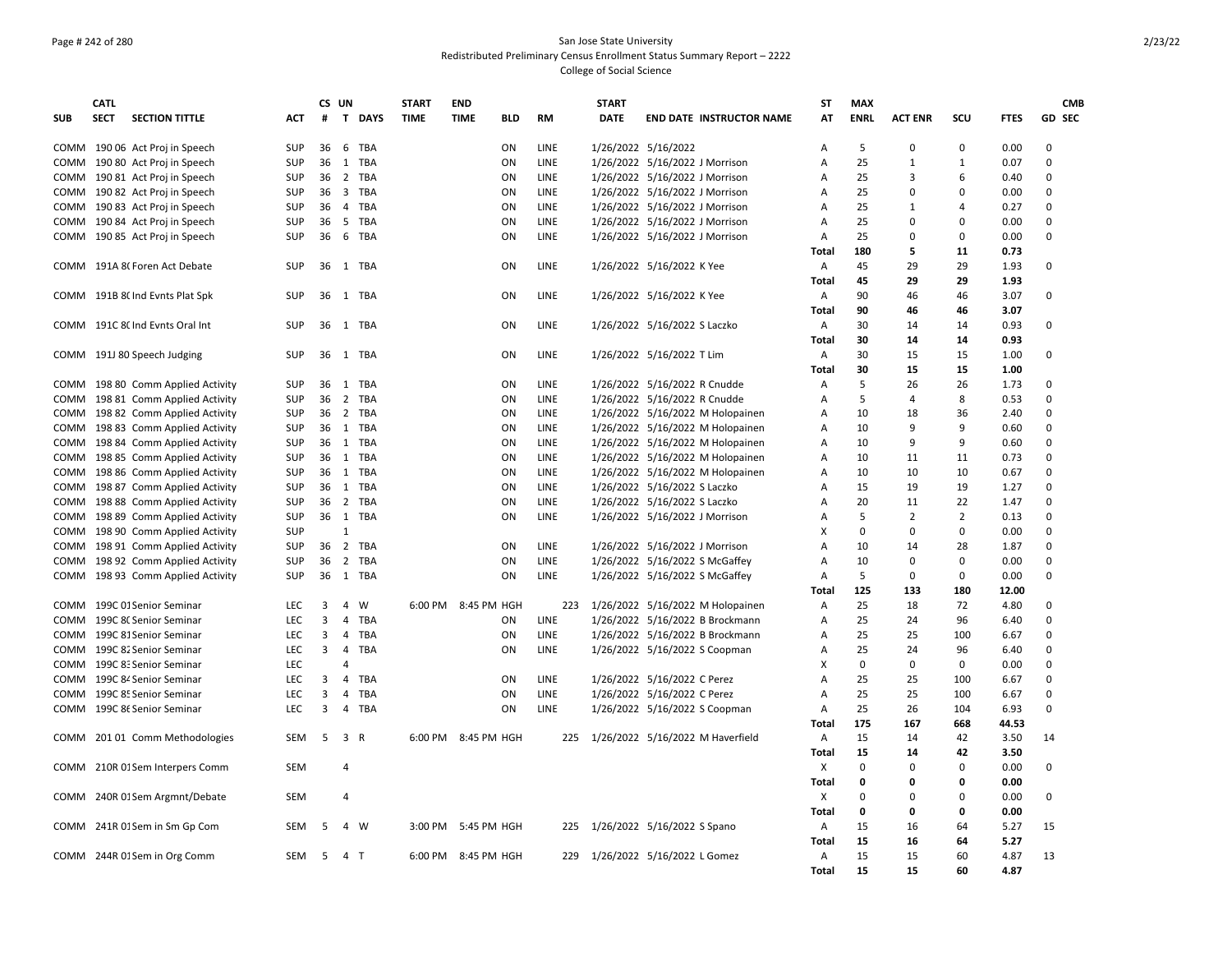San Jose State University
Redistributed Preliminary Census Enrollment Status Summary Report – 2222
College of Social Science

| SUB | CATL SECT | SECTION TITTLE | ACT | CS # | UN T | DAYS | START TIME | END TIME | BLD | RM | START DATE | END DATE | INSTRUCTOR NAME | ST AT | MAX ENRL | ACT ENR | SCU | FTES | GD | CMB SEC |
|---|---|---|---|---|---|---|---|---|---|---|---|---|---|---|---|---|---|---|---|---|
| COMM | 190 06 | Act Proj in Speech | SUP | 36 | 6 | TBA | | | ON | LINE | 1/26/2022 | 5/16/2022 | | A | 5 | 0 | 0 | 0.00 | 0 | |
| COMM | 190 80 | Act Proj in Speech | SUP | 36 | 1 | TBA | | | ON | LINE | 1/26/2022 | 5/16/2022 | J Morrison | A | 25 | 1 | 1 | 0.07 | 0 | |
| COMM | 190 81 | Act Proj in Speech | SUP | 36 | 2 | TBA | | | ON | LINE | 1/26/2022 | 5/16/2022 | J Morrison | A | 25 | 3 | 6 | 0.40 | 0 | |
| COMM | 190 82 | Act Proj in Speech | SUP | 36 | 3 | TBA | | | ON | LINE | 1/26/2022 | 5/16/2022 | J Morrison | A | 25 | 0 | 0 | 0.00 | 0 | |
| COMM | 190 83 | Act Proj in Speech | SUP | 36 | 4 | TBA | | | ON | LINE | 1/26/2022 | 5/16/2022 | J Morrison | A | 25 | 1 | 4 | 0.27 | 0 | |
| COMM | 190 84 | Act Proj in Speech | SUP | 36 | 5 | TBA | | | ON | LINE | 1/26/2022 | 5/16/2022 | J Morrison | A | 25 | 0 | 0 | 0.00 | 0 | |
| COMM | 190 85 | Act Proj in Speech | SUP | 36 | 6 | TBA | | | ON | LINE | 1/26/2022 | 5/16/2022 | J Morrison | A | 25 | 0 | 0 | 0.00 | 0 | |
| | | | | | | | | | | | | | | **Total** | **180** | **5** | **11** | **0.73** | | |
| COMM | 191A 80 | Foren Act Debate | SUP | 36 | 1 | TBA | | | ON | LINE | 1/26/2022 | 5/16/2022 | K Yee | A | 45 | 29 | 29 | 1.93 | 0 | |
| | | | | | | | | | | | | | | **Total** | **45** | **29** | **29** | **1.93** | | |
| COMM | 191B 80 | Ind Evnts Plat Spk | SUP | 36 | 1 | TBA | | | ON | LINE | 1/26/2022 | 5/16/2022 | K Yee | A | 90 | 46 | 46 | 3.07 | 0 | |
| | | | | | | | | | | | | | | **Total** | **90** | **46** | **46** | **3.07** | | |
| COMM | 191C 80 | Ind Evnts Oral Int | SUP | 36 | 1 | TBA | | | ON | LINE | 1/26/2022 | 5/16/2022 | S Laczko | A | 30 | 14 | 14 | 0.93 | 0 | |
| | | | | | | | | | | | | | | **Total** | **30** | **14** | **14** | **0.93** | | |
| COMM | 191J 80 | Speech Judging | SUP | 36 | 1 | TBA | | | ON | LINE | 1/26/2022 | 5/16/2022 | T Lim | A | 30 | 15 | 15 | 1.00 | 0 | |
| | | | | | | | | | | | | | | **Total** | **30** | **15** | **15** | **1.00** | | |
| COMM | 198 80 | Comm Applied Activity | SUP | 36 | 1 | TBA | | | ON | LINE | 1/26/2022 | 5/16/2022 | R Cnudde | A | 5 | 26 | 26 | 1.73 | 0 | |
| COMM | 198 81 | Comm Applied Activity | SUP | 36 | 2 | TBA | | | ON | LINE | 1/26/2022 | 5/16/2022 | R Cnudde | A | 5 | 4 | 8 | 0.53 | 0 | |
| COMM | 198 82 | Comm Applied Activity | SUP | 36 | 2 | TBA | | | ON | LINE | 1/26/2022 | 5/16/2022 | M Holopainen | A | 10 | 18 | 36 | 2.40 | 0 | |
| COMM | 198 83 | Comm Applied Activity | SUP | 36 | 1 | TBA | | | ON | LINE | 1/26/2022 | 5/16/2022 | M Holopainen | A | 10 | 9 | 9 | 0.60 | 0 | |
| COMM | 198 84 | Comm Applied Activity | SUP | 36 | 1 | TBA | | | ON | LINE | 1/26/2022 | 5/16/2022 | M Holopainen | A | 10 | 9 | 9 | 0.60 | 0 | |
| COMM | 198 85 | Comm Applied Activity | SUP | 36 | 1 | TBA | | | ON | LINE | 1/26/2022 | 5/16/2022 | M Holopainen | A | 10 | 11 | 11 | 0.73 | 0 | |
| COMM | 198 86 | Comm Applied Activity | SUP | 36 | 1 | TBA | | | ON | LINE | 1/26/2022 | 5/16/2022 | M Holopainen | A | 10 | 10 | 10 | 0.67 | 0 | |
| COMM | 198 87 | Comm Applied Activity | SUP | 36 | 1 | TBA | | | ON | LINE | 1/26/2022 | 5/16/2022 | S Laczko | A | 15 | 19 | 19 | 1.27 | 0 | |
| COMM | 198 88 | Comm Applied Activity | SUP | 36 | 2 | TBA | | | ON | LINE | 1/26/2022 | 5/16/2022 | S Laczko | A | 20 | 11 | 22 | 1.47 | 0 | |
| COMM | 198 89 | Comm Applied Activity | SUP | 36 | 1 | TBA | | | ON | LINE | 1/26/2022 | 5/16/2022 | J Morrison | A | 5 | 2 | 2 | 0.13 | 0 | |
| COMM | 198 90 | Comm Applied Activity | SUP | | 1 | | | | | | | | | X | 0 | 0 | 0 | 0.00 | 0 | |
| COMM | 198 91 | Comm Applied Activity | SUP | 36 | 2 | TBA | | | ON | LINE | 1/26/2022 | 5/16/2022 | J Morrison | A | 10 | 14 | 28 | 1.87 | 0 | |
| COMM | 198 92 | Comm Applied Activity | SUP | 36 | 2 | TBA | | | ON | LINE | 1/26/2022 | 5/16/2022 | S McGaffey | A | 10 | 0 | 0 | 0.00 | 0 | |
| COMM | 198 93 | Comm Applied Activity | SUP | 36 | 1 | TBA | | | ON | LINE | 1/26/2022 | 5/16/2022 | S McGaffey | A | 5 | 0 | 0 | 0.00 | 0 | |
| | | | | | | | | | | | | | | **Total** | **125** | **133** | **180** | **12.00** | | |
| COMM | 199C 01 | Senior Seminar | LEC | 3 | 4 | W | 6:00 PM | 8:45 PM | HGH | 223 | 1/26/2022 | 5/16/2022 | M Holopainen | A | 25 | 18 | 72 | 4.80 | 0 | |
| COMM | 199C 80 | Senior Seminar | LEC | 3 | 4 | TBA | | | ON | LINE | 1/26/2022 | 5/16/2022 | B Brockmann | A | 25 | 24 | 96 | 6.40 | 0 | |
| COMM | 199C 81 | Senior Seminar | LEC | 3 | 4 | TBA | | | ON | LINE | 1/26/2022 | 5/16/2022 | B Brockmann | A | 25 | 25 | 100 | 6.67 | 0 | |
| COMM | 199C 82 | Senior Seminar | LEC | 3 | 4 | TBA | | | ON | LINE | 1/26/2022 | 5/16/2022 | S Coopman | A | 25 | 24 | 96 | 6.40 | 0 | |
| COMM | 199C 83 | Senior Seminar | LEC | | 4 | | | | | | | | | X | 0 | 0 | 0 | 0.00 | 0 | |
| COMM | 199C 84 | Senior Seminar | LEC | 3 | 4 | TBA | | | ON | LINE | 1/26/2022 | 5/16/2022 | C Perez | A | 25 | 25 | 100 | 6.67 | 0 | |
| COMM | 199C 85 | Senior Seminar | LEC | 3 | 4 | TBA | | | ON | LINE | 1/26/2022 | 5/16/2022 | C Perez | A | 25 | 25 | 100 | 6.67 | 0 | |
| COMM | 199C 86 | Senior Seminar | LEC | 3 | 4 | TBA | | | ON | LINE | 1/26/2022 | 5/16/2022 | S Coopman | A | 25 | 26 | 104 | 6.93 | 0 | |
| | | | | | | | | | | | | | | **Total** | **175** | **167** | **668** | **44.53** | | |
| COMM | 201 01 | Comm Methodologies | SEM | 5 | 3 | R | 6:00 PM | 8:45 PM | HGH | 225 | 1/26/2022 | 5/16/2022 | M Haverfield | A | 15 | 14 | 42 | 3.50 | 14 | |
| | | | | | | | | | | | | | | **Total** | **15** | **14** | **42** | **3.50** | | |
| COMM | 210R 01 | Sem Interpers Comm | SEM | | 4 | | | | | | | | | X | 0 | 0 | 0 | 0.00 | 0 | |
| | | | | | | | | | | | | | | **Total** | **0** | **0** | **0** | **0.00** | | |
| COMM | 240R 01 | Sem Argmnt/Debate | SEM | | 4 | | | | | | | | | X | 0 | 0 | 0 | 0.00 | 0 | |
| | | | | | | | | | | | | | | **Total** | **0** | **0** | **0** | **0.00** | | |
| COMM | 241R 01 | Sem in Sm Gp Com | SEM | 5 | 4 | W | 3:00 PM | 5:45 PM | HGH | 225 | 1/26/2022 | 5/16/2022 | S Spano | A | 15 | 16 | 64 | 5.27 | 15 | |
| | | | | | | | | | | | | | | **Total** | **15** | **16** | **64** | **5.27** | | |
| COMM | 244R 01 | Sem in Org Comm | SEM | 5 | 4 | T | 6:00 PM | 8:45 PM | HGH | 229 | 1/26/2022 | 5/16/2022 | L Gomez | A | 15 | 15 | 60 | 4.87 | 13 | |
| | | | | | | | | | | | | | | **Total** | **15** | **15** | **60** | **4.87** | | |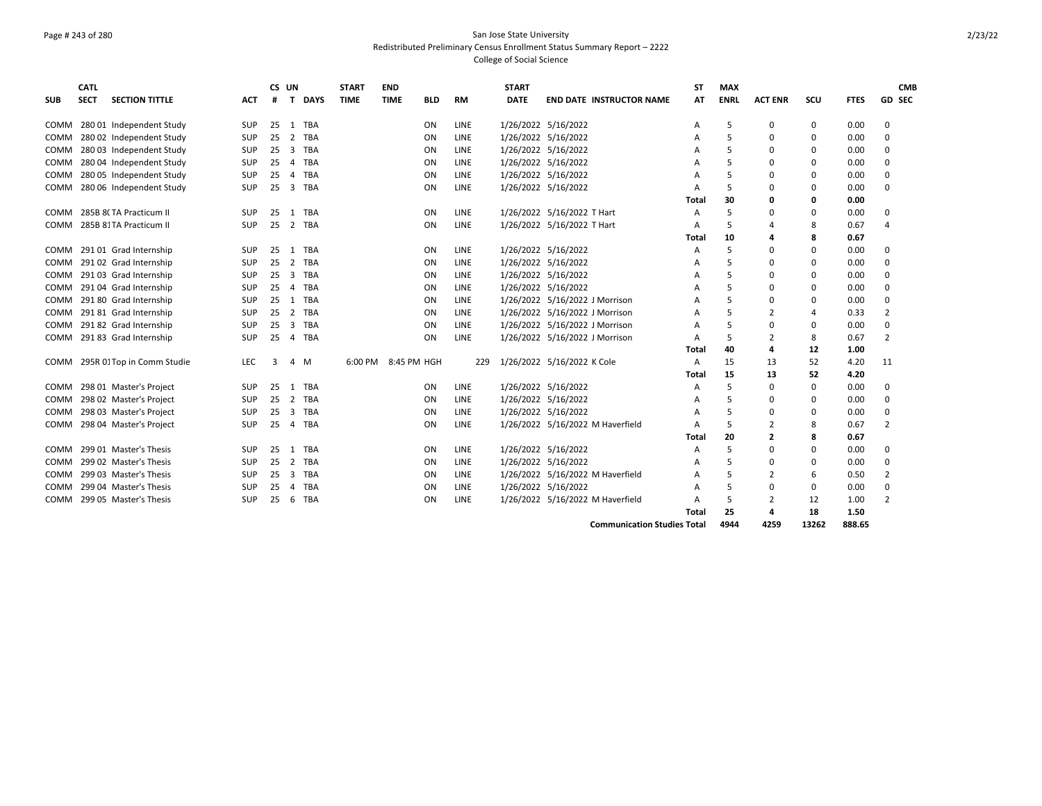San Jose State University

Redistributed Preliminary Census Enrollment Status Summary Report – 2222

College of Social Science

| SUB | CATL SECT | SECTION TITTLE | ACT | CS # | UN T | DAYS | START TIME | END TIME | BLD | RM | START DATE | END DATE | INSTRUCTOR NAME | ST AT | MAX ENRL | ACT ENR | SCU | FTES | GD | CMB SEC |
|---|---|---|---|---|---|---|---|---|---|---|---|---|---|---|---|---|---|---|---|---|
| COMM | 280 01 | Independent Study | SUP | 25 | 1 | TBA | | | ON | LINE | 1/26/2022 | 5/16/2022 | | A | 5 | 0 | 0 | 0.00 | 0 | |
| COMM | 280 02 | Independent Study | SUP | 25 | 2 | TBA | | | ON | LINE | 1/26/2022 | 5/16/2022 | | A | 5 | 0 | 0 | 0.00 | 0 | |
| COMM | 280 03 | Independent Study | SUP | 25 | 3 | TBA | | | ON | LINE | 1/26/2022 | 5/16/2022 | | A | 5 | 0 | 0 | 0.00 | 0 | |
| COMM | 280 04 | Independent Study | SUP | 25 | 4 | TBA | | | ON | LINE | 1/26/2022 | 5/16/2022 | | A | 5 | 0 | 0 | 0.00 | 0 | |
| COMM | 280 05 | Independent Study | SUP | 25 | 4 | TBA | | | ON | LINE | 1/26/2022 | 5/16/2022 | | A | 5 | 0 | 0 | 0.00 | 0 | |
| COMM | 280 06 | Independent Study | SUP | 25 | 3 | TBA | | | ON | LINE | 1/26/2022 | 5/16/2022 | | A | 5 | 0 | 0 | 0.00 | 0 | |
| | | | | | | | | | | | | | | **Total** | **30** | **0** | **0** | **0.00** | | |
| COMM | 285B 80 | TA Practicum II | SUP | 25 | 1 | TBA | | | ON | LINE | 1/26/2022 | 5/16/2022 | T Hart | A | 5 | 0 | 0 | 0.00 | 0 | |
| COMM | 285B 81 | TA Practicum II | SUP | 25 | 2 | TBA | | | ON | LINE | 1/26/2022 | 5/16/2022 | T Hart | A | 5 | 4 | 8 | 0.67 | 4 | |
| | | | | | | | | | | | | | | **Total** | **10** | **4** | **8** | **0.67** | | |
| COMM | 291 01 | Grad Internship | SUP | 25 | 1 | TBA | | | ON | LINE | 1/26/2022 | 5/16/2022 | | A | 5 | 0 | 0 | 0.00 | 0 | |
| COMM | 291 02 | Grad Internship | SUP | 25 | 2 | TBA | | | ON | LINE | 1/26/2022 | 5/16/2022 | | A | 5 | 0 | 0 | 0.00 | 0 | |
| COMM | 291 03 | Grad Internship | SUP | 25 | 3 | TBA | | | ON | LINE | 1/26/2022 | 5/16/2022 | | A | 5 | 0 | 0 | 0.00 | 0 | |
| COMM | 291 04 | Grad Internship | SUP | 25 | 4 | TBA | | | ON | LINE | 1/26/2022 | 5/16/2022 | | A | 5 | 0 | 0 | 0.00 | 0 | |
| COMM | 291 80 | Grad Internship | SUP | 25 | 1 | TBA | | | ON | LINE | 1/26/2022 | 5/16/2022 | J Morrison | A | 5 | 0 | 0 | 0.00 | 0 | |
| COMM | 291 81 | Grad Internship | SUP | 25 | 2 | TBA | | | ON | LINE | 1/26/2022 | 5/16/2022 | J Morrison | A | 5 | 2 | 4 | 0.33 | 2 | |
| COMM | 291 82 | Grad Internship | SUP | 25 | 3 | TBA | | | ON | LINE | 1/26/2022 | 5/16/2022 | J Morrison | A | 5 | 0 | 0 | 0.00 | 0 | |
| COMM | 291 83 | Grad Internship | SUP | 25 | 4 | TBA | | | ON | LINE | 1/26/2022 | 5/16/2022 | J Morrison | A | 5 | 2 | 8 | 0.67 | 2 | |
| | | | | | | | | | | | | | | **Total** | **40** | **4** | **12** | **1.00** | | |
| COMM | 295R 01 | Top in Comm Studie | LEC | 3 | 4 | M | 6:00 PM | 8:45 PM | HGH | 229 | 1/26/2022 | 5/16/2022 | K Cole | A | 15 | 13 | 52 | 4.20 | 11 | |
| | | | | | | | | | | | | | | **Total** | **15** | **13** | **52** | **4.20** | | |
| COMM | 298 01 | Master's Project | SUP | 25 | 1 | TBA | | | ON | LINE | 1/26/2022 | 5/16/2022 | | A | 5 | 0 | 0 | 0.00 | 0 | |
| COMM | 298 02 | Master's Project | SUP | 25 | 2 | TBA | | | ON | LINE | 1/26/2022 | 5/16/2022 | | A | 5 | 0 | 0 | 0.00 | 0 | |
| COMM | 298 03 | Master's Project | SUP | 25 | 3 | TBA | | | ON | LINE | 1/26/2022 | 5/16/2022 | | A | 5 | 0 | 0 | 0.00 | 0 | |
| COMM | 298 04 | Master's Project | SUP | 25 | 4 | TBA | | | ON | LINE | 1/26/2022 | 5/16/2022 | M Haverfield | A | 5 | 2 | 8 | 0.67 | 2 | |
| | | | | | | | | | | | | | | **Total** | **20** | **2** | **8** | **0.67** | | |
| COMM | 299 01 | Master's Thesis | SUP | 25 | 1 | TBA | | | ON | LINE | 1/26/2022 | 5/16/2022 | | A | 5 | 0 | 0 | 0.00 | 0 | |
| COMM | 299 02 | Master's Thesis | SUP | 25 | 2 | TBA | | | ON | LINE | 1/26/2022 | 5/16/2022 | | A | 5 | 0 | 0 | 0.00 | 0 | |
| COMM | 299 03 | Master's Thesis | SUP | 25 | 3 | TBA | | | ON | LINE | 1/26/2022 | 5/16/2022 | M Haverfield | A | 5 | 2 | 6 | 0.50 | 2 | |
| COMM | 299 04 | Master's Thesis | SUP | 25 | 4 | TBA | | | ON | LINE | 1/26/2022 | 5/16/2022 | | A | 5 | 0 | 0 | 0.00 | 0 | |
| COMM | 299 05 | Master's Thesis | SUP | 25 | 6 | TBA | | | ON | LINE | 1/26/2022 | 5/16/2022 | M Haverfield | A | 5 | 2 | 12 | 1.00 | 2 | |
| | | | | | | | | | | | | | | **Total** | **25** | **4** | **18** | **1.50** | | |
| | | | | | | | | | | | | | **Communication Studies Total** | | **4944** | **4259** | **13262** | **888.65** | | |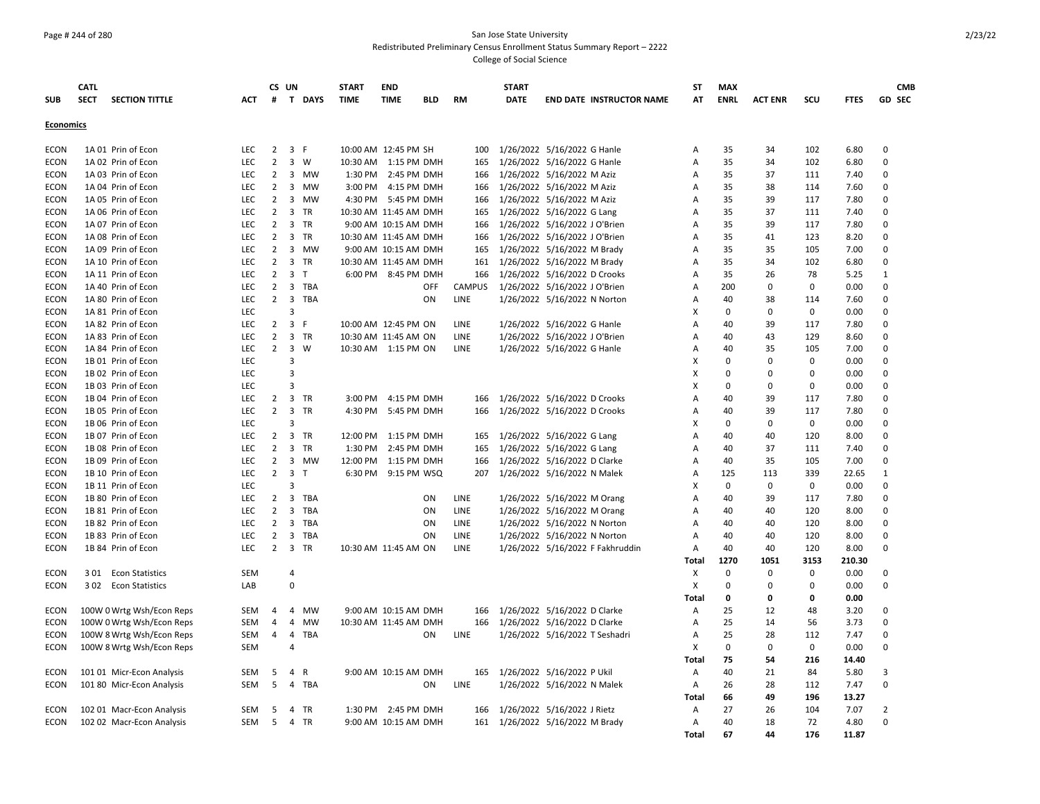San Jose State University
Redistributed Preliminary Census Enrollment Status Summary Report – 2222
College of Social Science

| SUB | CATL SECT | SECTION TITTLE | ACT | CS # | UN T | DAYS | START TIME | END TIME | BLD | RM | START DATE | END DATE | INSTRUCTOR NAME | ST AT | MAX ENRL | ACT ENR | SCU | FTES | GD | CMB SEC |
|---|---|---|---|---|---|---|---|---|---|---|---|---|---|---|---|---|---|---|---|---|
| **Economics** | | | | | | | | | | | | | | | | | | | | |
| ECON | 1A 01 | Prin of Econ | LEC | 2 | 3 | F | 10:00 AM | 12:45 PM | SH | 100 | 1/26/2022 | 5/16/2022 | G Hanle | A | 35 | 34 | 102 | 6.80 | 0 | |
| ECON | 1A 02 | Prin of Econ | LEC | 2 | 3 | W | 10:30 AM | 1:15 PM | DMH | 165 | 1/26/2022 | 5/16/2022 | G Hanle | A | 35 | 34 | 102 | 6.80 | 0 | |
| ECON | 1A 03 | Prin of Econ | LEC | 2 | 3 | MW | 1:30 PM | 2:45 PM | DMH | 166 | 1/26/2022 | 5/16/2022 | M Aziz | A | 35 | 37 | 111 | 7.40 | 0 | |
| ECON | 1A 04 | Prin of Econ | LEC | 2 | 3 | MW | 3:00 PM | 4:15 PM | DMH | 166 | 1/26/2022 | 5/16/2022 | M Aziz | A | 35 | 38 | 114 | 7.60 | 0 | |
| ECON | 1A 05 | Prin of Econ | LEC | 2 | 3 | MW | 4:30 PM | 5:45 PM | DMH | 166 | 1/26/2022 | 5/16/2022 | M Aziz | A | 35 | 39 | 117 | 7.80 | 0 | |
| ECON | 1A 06 | Prin of Econ | LEC | 2 | 3 | TR | 10:30 AM | 11:45 AM | DMH | 165 | 1/26/2022 | 5/16/2022 | G Lang | A | 35 | 37 | 111 | 7.40 | 0 | |
| ECON | 1A 07 | Prin of Econ | LEC | 2 | 3 | TR | 9:00 AM | 10:15 AM | DMH | 166 | 1/26/2022 | 5/16/2022 | J O'Brien | A | 35 | 39 | 117 | 7.80 | 0 | |
| ECON | 1A 08 | Prin of Econ | LEC | 2 | 3 | TR | 10:30 AM | 11:45 AM | DMH | 166 | 1/26/2022 | 5/16/2022 | J O'Brien | A | 35 | 41 | 123 | 8.20 | 0 | |
| ECON | 1A 09 | Prin of Econ | LEC | 2 | 3 | MW | 9:00 AM | 10:15 AM | DMH | 165 | 1/26/2022 | 5/16/2022 | M Brady | A | 35 | 35 | 105 | 7.00 | 0 | |
| ECON | 1A 10 | Prin of Econ | LEC | 2 | 3 | TR | 10:30 AM | 11:45 AM | DMH | 161 | 1/26/2022 | 5/16/2022 | M Brady | A | 35 | 34 | 102 | 6.80 | 0 | |
| ECON | 1A 11 | Prin of Econ | LEC | 2 | 3 | T | 6:00 PM | 8:45 PM | DMH | 166 | 1/26/2022 | 5/16/2022 | D Crooks | A | 35 | 26 | 78 | 5.25 | 1 | |
| ECON | 1A 40 | Prin of Econ | LEC | 2 | 3 | TBA | | | OFF | CAMPUS | 1/26/2022 | 5/16/2022 | J O'Brien | A | 200 | 0 | 0 | 0.00 | 0 | |
| ECON | 1A 80 | Prin of Econ | LEC | 2 | 3 | TBA | | | ON | LINE | 1/26/2022 | 5/16/2022 | N Norton | A | 40 | 38 | 114 | 7.60 | 0 | |
| ECON | 1A 81 | Prin of Econ | LEC | | 3 | | | | | | | | | X | 0 | 0 | 0 | 0.00 | 0 | |
| ECON | 1A 82 | Prin of Econ | LEC | 2 | 3 | F | 10:00 AM | 12:45 PM | ON | LINE | 1/26/2022 | 5/16/2022 | G Hanle | A | 40 | 39 | 117 | 7.80 | 0 | |
| ECON | 1A 83 | Prin of Econ | LEC | 2 | 3 | TR | 10:30 AM | 11:45 AM | ON | LINE | 1/26/2022 | 5/16/2022 | J O'Brien | A | 40 | 43 | 129 | 8.60 | 0 | |
| ECON | 1A 84 | Prin of Econ | LEC | 2 | 3 | W | 10:30 AM | 1:15 PM | ON | LINE | 1/26/2022 | 5/16/2022 | G Hanle | A | 40 | 35 | 105 | 7.00 | 0 | |
| ECON | 1B 01 | Prin of Econ | LEC | | 3 | | | | | | | | | X | 0 | 0 | 0 | 0.00 | 0 | |
| ECON | 1B 02 | Prin of Econ | LEC | | 3 | | | | | | | | | X | 0 | 0 | 0 | 0.00 | 0 | |
| ECON | 1B 03 | Prin of Econ | LEC | | 3 | | | | | | | | | X | 0 | 0 | 0 | 0.00 | 0 | |
| ECON | 1B 04 | Prin of Econ | LEC | 2 | 3 | TR | 3:00 PM | 4:15 PM | DMH | 166 | 1/26/2022 | 5/16/2022 | D Crooks | A | 40 | 39 | 117 | 7.80 | 0 | |
| ECON | 1B 05 | Prin of Econ | LEC | 2 | 3 | TR | 4:30 PM | 5:45 PM | DMH | 166 | 1/26/2022 | 5/16/2022 | D Crooks | A | 40 | 39 | 117 | 7.80 | 0 | |
| ECON | 1B 06 | Prin of Econ | LEC | | 3 | | | | | | | | | X | 0 | 0 | 0 | 0.00 | 0 | |
| ECON | 1B 07 | Prin of Econ | LEC | 2 | 3 | TR | 12:00 PM | 1:15 PM | DMH | 165 | 1/26/2022 | 5/16/2022 | G Lang | A | 40 | 40 | 120 | 8.00 | 0 | |
| ECON | 1B 08 | Prin of Econ | LEC | 2 | 3 | TR | 1:30 PM | 2:45 PM | DMH | 165 | 1/26/2022 | 5/16/2022 | G Lang | A | 40 | 37 | 111 | 7.40 | 0 | |
| ECON | 1B 09 | Prin of Econ | LEC | 2 | 3 | MW | 12:00 PM | 1:15 PM | DMH | 166 | 1/26/2022 | 5/16/2022 | D Clarke | A | 40 | 35 | 105 | 7.00 | 0 | |
| ECON | 1B 10 | Prin of Econ | LEC | 2 | 3 | T | 6:30 PM | 9:15 PM | WSQ | 207 | 1/26/2022 | 5/16/2022 | N Malek | A | 125 | 113 | 339 | 22.65 | 1 | |
| ECON | 1B 11 | Prin of Econ | LEC | | 3 | | | | | | | | | X | 0 | 0 | 0 | 0.00 | 0 | |
| ECON | 1B 80 | Prin of Econ | LEC | 2 | 3 | TBA | | | ON | LINE | 1/26/2022 | 5/16/2022 | M Orang | A | 40 | 39 | 117 | 7.80 | 0 | |
| ECON | 1B 81 | Prin of Econ | LEC | 2 | 3 | TBA | | | ON | LINE | 1/26/2022 | 5/16/2022 | M Orang | A | 40 | 40 | 120 | 8.00 | 0 | |
| ECON | 1B 82 | Prin of Econ | LEC | 2 | 3 | TBA | | | ON | LINE | 1/26/2022 | 5/16/2022 | N Norton | A | 40 | 40 | 120 | 8.00 | 0 | |
| ECON | 1B 83 | Prin of Econ | LEC | 2 | 3 | TBA | | | ON | LINE | 1/26/2022 | 5/16/2022 | N Norton | A | 40 | 40 | 120 | 8.00 | 0 | |
| ECON | 1B 84 | Prin of Econ | LEC | 2 | 3 | TR | 10:30 AM | 11:45 AM | ON | LINE | 1/26/2022 | 5/16/2022 | F Fakhruddin | A | 40 | 40 | 120 | 8.00 | 0 | |
| | | | | | | | | | | | | | | Total | 1270 | 1051 | 3153 | 210.30 | | |
| ECON | 3 01 | Econ Statistics | SEM | | 4 | | | | | | | | | X | 0 | 0 | 0 | 0.00 | 0 | |
| ECON | 3 02 | Econ Statistics | LAB | | 0 | | | | | | | | | X | 0 | 0 | 0 | 0.00 | 0 | |
| | | | | | | | | | | | | | | Total | 0 | 0 | 0 | 0.00 | | |
| ECON | 100W 0 | Wrtg Wsh/Econ Reps | SEM | 4 | 4 | MW | 9:00 AM | 10:15 AM | DMH | 166 | 1/26/2022 | 5/16/2022 | D Clarke | A | 25 | 12 | 48 | 3.20 | 0 | |
| ECON | 100W 0 | Wrtg Wsh/Econ Reps | SEM | 4 | 4 | MW | 10:30 AM | 11:45 AM | DMH | 166 | 1/26/2022 | 5/16/2022 | D Clarke | A | 25 | 14 | 56 | 3.73 | 0 | |
| ECON | 100W 8 | Wrtg Wsh/Econ Reps | SEM | 4 | 4 | TBA | | | ON | LINE | 1/26/2022 | 5/16/2022 | T Seshadri | A | 25 | 28 | 112 | 7.47 | 0 | |
| ECON | 100W 8 | Wrtg Wsh/Econ Reps | SEM | | 4 | | | | | | | | | X | 0 | 0 | 0 | 0.00 | 0 | |
| | | | | | | | | | | | | | | Total | 75 | 54 | 216 | 14.40 | | |
| ECON | 101 01 | Micr-Econ Analysis | SEM | 5 | 4 | R | 9:00 AM | 10:15 AM | DMH | 165 | 1/26/2022 | 5/16/2022 | P Ukil | A | 40 | 21 | 84 | 5.80 | 3 | |
| ECON | 101 80 | Micr-Econ Analysis | SEM | 5 | 4 | TBA | | | ON | LINE | 1/26/2022 | 5/16/2022 | N Malek | A | 26 | 28 | 112 | 7.47 | 0 | |
| | | | | | | | | | | | | | | Total | 66 | 49 | 196 | 13.27 | | |
| ECON | 102 01 | Macr-Econ Analysis | SEM | 5 | 4 | TR | 1:30 PM | 2:45 PM | DMH | 166 | 1/26/2022 | 5/16/2022 | J Rietz | A | 27 | 26 | 104 | 7.07 | 2 | |
| ECON | 102 02 | Macr-Econ Analysis | SEM | 5 | 4 | TR | 9:00 AM | 10:15 AM | DMH | 161 | 1/26/2022 | 5/16/2022 | M Brady | A | 40 | 18 | 72 | 4.80 | 0 | |
| | | | | | | | | | | | | | | Total | 67 | 44 | 176 | 11.87 | | |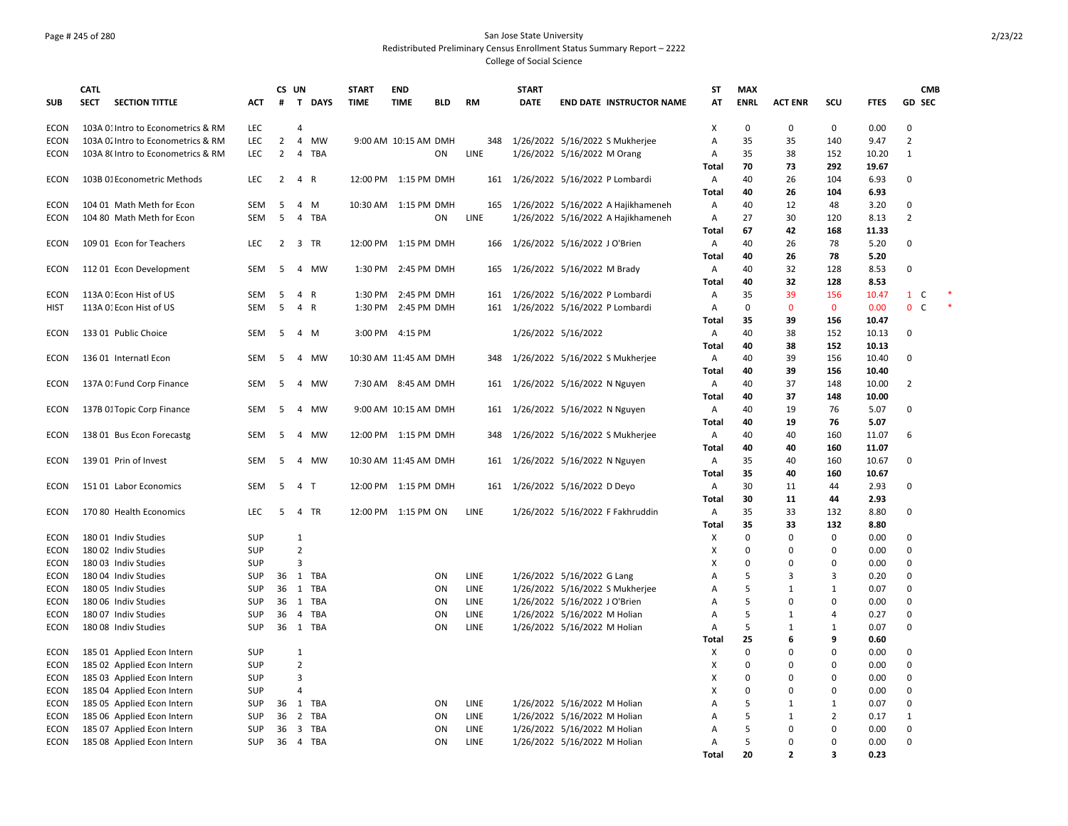San Jose State University
Redistributed Preliminary Census Enrollment Status Summary Report – 2222
College of Social Science

| SUB | CATL SECT | SECTION TITTLE | ACT | CS # | UN T | DAYS | START TIME | END TIME | BLD | RM | START DATE | END DATE | INSTRUCTOR NAME | ST AT | MAX ENRL | ACT ENR | SCU | FTES | GD | CMB SEC | |
|---|---|---|---|---|---|---|---|---|---|---|---|---|---|---|---|---|---|---|---|---|---|
| ECON | 103A 01 | Intro to Econometrics & RM | LEC | | 4 | | | | | | | | | X | 0 | 0 | 0 | 0.00 | 0 | | |
| ECON | 103A 02 | Intro to Econometrics & RM | LEC | 2 | 4 | MW | 9:00 AM | 10:15 AM | DMH | 348 | 1/26/2022 | 5/16/2022 | S Mukherjee | A | 35 | 35 | 140 | 9.47 | 2 | | |
| ECON | 103A 80 | Intro to Econometrics & RM | LEC | 2 | 4 | TBA | | | ON | LINE | 1/26/2022 | 5/16/2022 | M Orang | A | 35 | 38 | 152 | 10.20 | 1 | | |
| | | | | | | | | | | | | | | Total | 70 | 73 | 292 | 19.67 | | | |
| ECON | 103B 01 | Econometric Methods | LEC | 2 | 4 | R | 12:00 PM | 1:15 PM | DMH | 161 | 1/26/2022 | 5/16/2022 | P Lombardi | A | 40 | 26 | 104 | 6.93 | 0 | | |
| | | | | | | | | | | | | | | Total | 40 | 26 | 104 | 6.93 | | | |
| ECON | 104 01 | Math Meth for Econ | SEM | 5 | 4 | M | 10:30 AM | 1:15 PM | DMH | 165 | 1/26/2022 | 5/16/2022 | A Hajikhameneh | A | 40 | 12 | 48 | 3.20 | 0 | | |
| ECON | 104 80 | Math Meth for Econ | SEM | 5 | 4 | TBA | | | ON | LINE | 1/26/2022 | 5/16/2022 | A Hajikhameneh | A | 27 | 30 | 120 | 8.13 | 2 | | |
| | | | | | | | | | | | | | | Total | 67 | 42 | 168 | 11.33 | | | |
| ECON | 109 01 | Econ for Teachers | LEC | 2 | 3 | TR | 12:00 PM | 1:15 PM | DMH | 166 | 1/26/2022 | 5/16/2022 | J O'Brien | A | 40 | 26 | 78 | 5.20 | 0 | | |
| | | | | | | | | | | | | | | Total | 40 | 26 | 78 | 5.20 | | | |
| ECON | 112 01 | Econ Development | SEM | 5 | 4 | MW | 1:30 PM | 2:45 PM | DMH | 165 | 1/26/2022 | 5/16/2022 | M Brady | A | 40 | 32 | 128 | 8.53 | 0 | | |
| | | | | | | | | | | | | | | Total | 40 | 32 | 128 | 8.53 | | | |
| ECON | 113A 01 | Econ Hist of US | SEM | 5 | 4 | R | 1:30 PM | 2:45 PM | DMH | 161 | 1/26/2022 | 5/16/2022 | P Lombardi | A | 35 | 39 | 156 | 10.47 | 1 | C | * |
| HIST | 113A 01 | Econ Hist of US | SEM | 5 | 4 | R | 1:30 PM | 2:45 PM | DMH | 161 | 1/26/2022 | 5/16/2022 | P Lombardi | A | 0 | 0 | 0 | 0.00 | 0 | C | * |
| | | | | | | | | | | | | | | Total | 35 | 39 | 156 | 10.47 | | | |
| ECON | 133 01 | Public Choice | SEM | 5 | 4 | M | 3:00 PM | 4:15 PM | | | 1/26/2022 | 5/16/2022 | | A | 40 | 38 | 152 | 10.13 | 0 | | |
| | | | | | | | | | | | | | | Total | 40 | 38 | 152 | 10.13 | | | |
| ECON | 136 01 | Internatl Econ | SEM | 5 | 4 | MW | 10:30 AM | 11:45 AM | DMH | 348 | 1/26/2022 | 5/16/2022 | S Mukherjee | A | 40 | 39 | 156 | 10.40 | 0 | | |
| | | | | | | | | | | | | | | Total | 40 | 39 | 156 | 10.40 | | | |
| ECON | 137A 01 | Fund Corp Finance | SEM | 5 | 4 | MW | 7:30 AM | 8:45 AM | DMH | 161 | 1/26/2022 | 5/16/2022 | N Nguyen | A | 40 | 37 | 148 | 10.00 | 2 | | |
| | | | | | | | | | | | | | | Total | 40 | 37 | 148 | 10.00 | | | |
| ECON | 137B 01 | Topic Corp Finance | SEM | 5 | 4 | MW | 9:00 AM | 10:15 AM | DMH | 161 | 1/26/2022 | 5/16/2022 | N Nguyen | A | 40 | 19 | 76 | 5.07 | 0 | | |
| | | | | | | | | | | | | | | Total | 40 | 19 | 76 | 5.07 | | | |
| ECON | 138 01 | Bus Econ Forecastg | SEM | 5 | 4 | MW | 12:00 PM | 1:15 PM | DMH | 348 | 1/26/2022 | 5/16/2022 | S Mukherjee | A | 40 | 40 | 160 | 11.07 | 6 | | |
| | | | | | | | | | | | | | | Total | 40 | 40 | 160 | 11.07 | | | |
| ECON | 139 01 | Prin of Invest | SEM | 5 | 4 | MW | 10:30 AM | 11:45 AM | DMH | 161 | 1/26/2022 | 5/16/2022 | N Nguyen | A | 35 | 40 | 160 | 10.67 | 0 | | |
| | | | | | | | | | | | | | | Total | 35 | 40 | 160 | 10.67 | | | |
| ECON | 151 01 | Labor Economics | SEM | 5 | 4 | T | 12:00 PM | 1:15 PM | DMH | 161 | 1/26/2022 | 5/16/2022 | D Deyo | A | 30 | 11 | 44 | 2.93 | 0 | | |
| | | | | | | | | | | | | | | Total | 30 | 11 | 44 | 2.93 | | | |
| ECON | 170 80 | Health Economics | LEC | 5 | 4 | TR | 12:00 PM | 1:15 PM | ON | LINE | 1/26/2022 | 5/16/2022 | F Fakhruddin | A | 35 | 33 | 132 | 8.80 | 0 | | |
| | | | | | | | | | | | | | | Total | 35 | 33 | 132 | 8.80 | | | |
| ECON | 180 01 | Indiv Studies | SUP | | 1 | | | | | | | | | X | 0 | 0 | 0 | 0.00 | 0 | | |
| ECON | 180 02 | Indiv Studies | SUP | | 2 | | | | | | | | | X | 0 | 0 | 0 | 0.00 | 0 | | |
| ECON | 180 03 | Indiv Studies | SUP | | 3 | | | | | | | | | X | 0 | 0 | 0 | 0.00 | 0 | | |
| ECON | 180 04 | Indiv Studies | SUP | 36 | 1 | TBA | | | ON | LINE | 1/26/2022 | 5/16/2022 | G Lang | A | 5 | 3 | 3 | 0.20 | 0 | | |
| ECON | 180 05 | Indiv Studies | SUP | 36 | 1 | TBA | | | ON | LINE | 1/26/2022 | 5/16/2022 | S Mukherjee | A | 5 | 1 | 1 | 0.07 | 0 | | |
| ECON | 180 06 | Indiv Studies | SUP | 36 | 1 | TBA | | | ON | LINE | 1/26/2022 | 5/16/2022 | J O'Brien | A | 5 | 0 | 0 | 0.00 | 0 | | |
| ECON | 180 07 | Indiv Studies | SUP | 36 | 4 | TBA | | | ON | LINE | 1/26/2022 | 5/16/2022 | M Holian | A | 5 | 1 | 4 | 0.27 | 0 | | |
| ECON | 180 08 | Indiv Studies | SUP | 36 | 1 | TBA | | | ON | LINE | 1/26/2022 | 5/16/2022 | M Holian | A | 5 | 1 | 1 | 0.07 | 0 | | |
| | | | | | | | | | | | | | | Total | 25 | 6 | 9 | 0.60 | | | |
| ECON | 185 01 | Applied Econ Intern | SUP | | 1 | | | | | | | | | X | 0 | 0 | 0 | 0.00 | 0 | | |
| ECON | 185 02 | Applied Econ Intern | SUP | | 2 | | | | | | | | | X | 0 | 0 | 0 | 0.00 | 0 | | |
| ECON | 185 03 | Applied Econ Intern | SUP | | 3 | | | | | | | | | X | 0 | 0 | 0 | 0.00 | 0 | | |
| ECON | 185 04 | Applied Econ Intern | SUP | | 4 | | | | | | | | | X | 0 | 0 | 0 | 0.00 | 0 | | |
| ECON | 185 05 | Applied Econ Intern | SUP | 36 | 1 | TBA | | | ON | LINE | 1/26/2022 | 5/16/2022 | M Holian | A | 5 | 1 | 1 | 0.07 | 0 | | |
| ECON | 185 06 | Applied Econ Intern | SUP | 36 | 2 | TBA | | | ON | LINE | 1/26/2022 | 5/16/2022 | M Holian | A | 5 | 1 | 2 | 0.17 | 1 | | |
| ECON | 185 07 | Applied Econ Intern | SUP | 36 | 3 | TBA | | | ON | LINE | 1/26/2022 | 5/16/2022 | M Holian | A | 5 | 0 | 0 | 0.00 | 0 | | |
| ECON | 185 08 | Applied Econ Intern | SUP | 36 | 4 | TBA | | | ON | LINE | 1/26/2022 | 5/16/2022 | M Holian | A | 5 | 0 | 0 | 0.00 | 0 | | |
| | | | | | | | | | | | | | | Total | 20 | 2 | 3 | 0.23 | | | |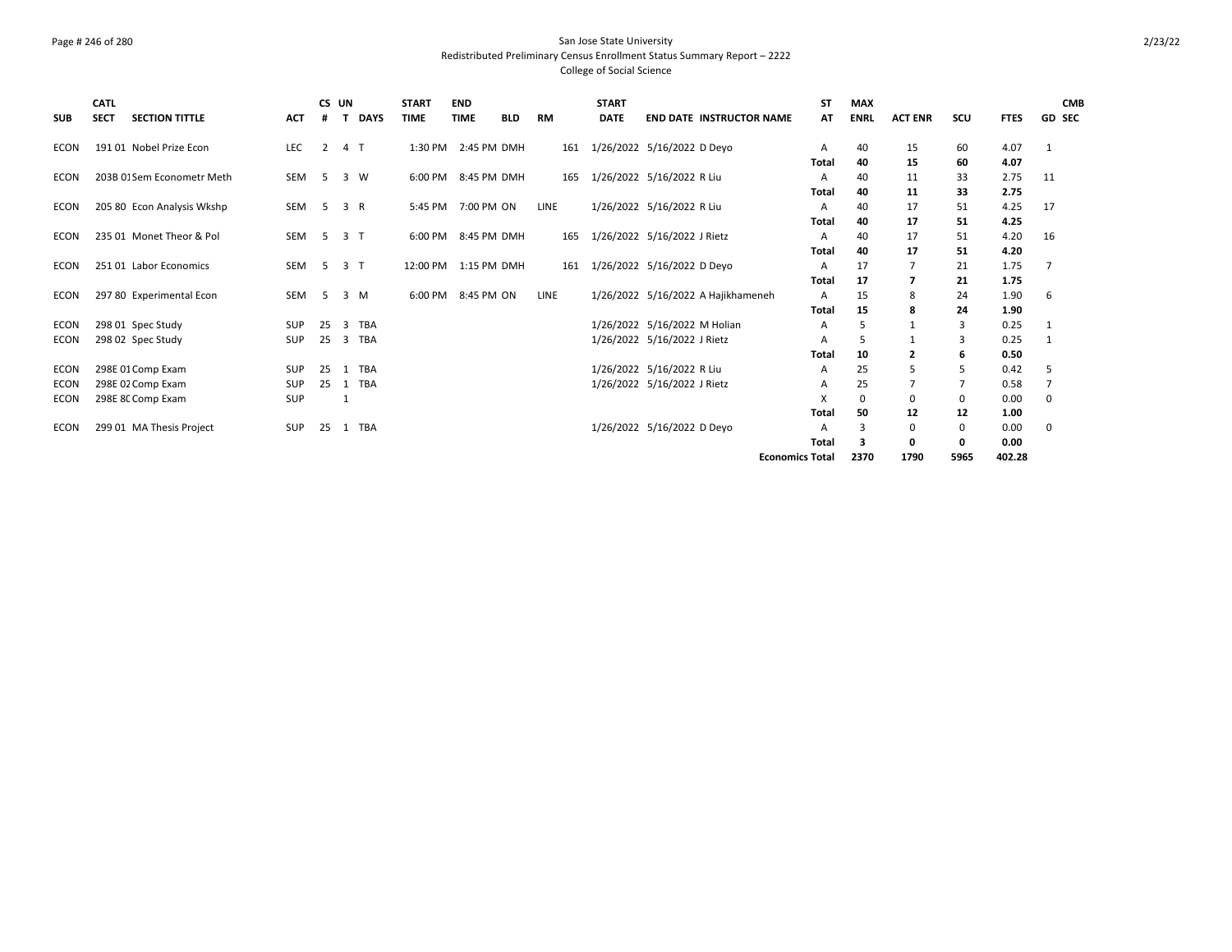San Jose State University

Redistributed Preliminary Census Enrollment Status Summary Report – 2222

College of Social Science

| SUB | CATL SECT | SECTION TITTLE | ACT | CS # | UN T | DAYS | START TIME | END TIME | BLD | RM | START DATE | END DATE | INSTRUCTOR NAME | ST AT | MAX ENRL | ACT ENR | SCU | FTES | GD | CMB SEC |
|---|---|---|---|---|---|---|---|---|---|---|---|---|---|---|---|---|---|---|---|---|
| ECON | 191 01 | Nobel Prize Econ | LEC | 2 | 4 | T | 1:30 PM | 2:45 PM | DMH | 161 | 1/26/2022 | 5/16/2022 | D Deyo | A | 40 | 15 | 60 | 4.07 | 1 | |
| | | | | | | | | | | | | | | **Total** | **40** | **15** | **60** | **4.07** | | |
| ECON | 203B 01 | Sem Econometr Meth | SEM | 5 | 3 | W | 6:00 PM | 8:45 PM | DMH | 165 | 1/26/2022 | 5/16/2022 | R Liu | A | 40 | 11 | 33 | 2.75 | 11 | |
| | | | | | | | | | | | | | | **Total** | **40** | **11** | **33** | **2.75** | | |
| ECON | 205 80 | Econ Analysis Wkshp | SEM | 5 | 3 | R | 5:45 PM | 7:00 PM | ON | LINE | 1/26/2022 | 5/16/2022 | R Liu | A | 40 | 17 | 51 | 4.25 | 17 | |
| | | | | | | | | | | | | | | **Total** | **40** | **17** | **51** | **4.25** | | |
| ECON | 235 01 | Monet Theor & Pol | SEM | 5 | 3 | T | 6:00 PM | 8:45 PM | DMH | 165 | 1/26/2022 | 5/16/2022 | J Rietz | A | 40 | 17 | 51 | 4.20 | 16 | |
| | | | | | | | | | | | | | | **Total** | **40** | **17** | **51** | **4.20** | | |
| ECON | 251 01 | Labor Economics | SEM | 5 | 3 | T | 12:00 PM | 1:15 PM | DMH | 161 | 1/26/2022 | 5/16/2022 | D Deyo | A | 17 | 7 | 21 | 1.75 | 7 | |
| | | | | | | | | | | | | | | **Total** | **17** | **7** | **21** | **1.75** | | |
| ECON | 297 80 | Experimental Econ | SEM | 5 | 3 | M | 6:00 PM | 8:45 PM | ON | LINE | 1/26/2022 | 5/16/2022 | A Hajikhameneh | A | 15 | 8 | 24 | 1.90 | 6 | |
| | | | | | | | | | | | | | | **Total** | **15** | **8** | **24** | **1.90** | | |
| ECON | 298 01 | Spec Study | SUP | 25 | 3 | TBA | | | | | 1/26/2022 | 5/16/2022 | M Holian | A | 5 | 1 | 3 | 0.25 | 1 | |
| ECON | 298 02 | Spec Study | SUP | 25 | 3 | TBA | | | | | 1/26/2022 | 5/16/2022 | J Rietz | A | 5 | 1 | 3 | 0.25 | 1 | |
| | | | | | | | | | | | | | | **Total** | **10** | **2** | **6** | **0.50** | | |
| ECON | 298E 01 | Comp Exam | SUP | 25 | 1 | TBA | | | | | 1/26/2022 | 5/16/2022 | R Liu | A | 25 | 5 | 5 | 0.42 | 5 | |
| ECON | 298E 02 | Comp Exam | SUP | 25 | 1 | TBA | | | | | 1/26/2022 | 5/16/2022 | J Rietz | A | 25 | 7 | 7 | 0.58 | 7 | |
| ECON | 298E 80 | Comp Exam | SUP | | 1 | | | | | | | | | X | 0 | 0 | 0 | 0.00 | 0 | |
| | | | | | | | | | | | | | | **Total** | **50** | **12** | **12** | **1.00** | | |
| ECON | 299 01 | MA Thesis Project | SUP | 25 | 1 | TBA | | | | | 1/26/2022 | 5/16/2022 | D Deyo | A | 3 | 0 | 0 | 0.00 | 0 | |
| | | | | | | | | | | | | | | **Total** | **3** | **0** | **0** | **0.00** | | |
| | | | | | | | | | | | | | | **Economics Total** | **2370** | **1790** | **5965** | **402.28** | | |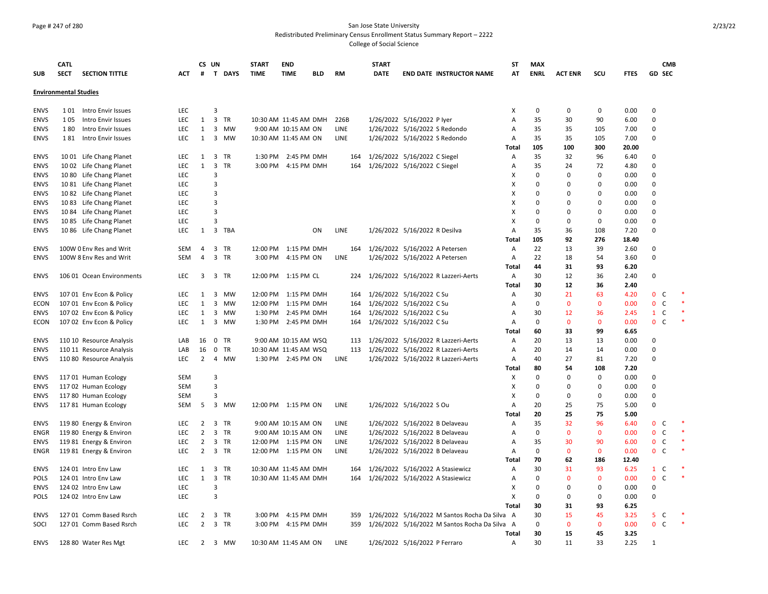San Jose State University
Redistributed Preliminary Census Enrollment Status Summary Report – 2222
College of Social Science

| SUB | CATL SECT | SECTION TITTLE | ACT | CS # | UN T | DAYS | START TIME | END TIME | BLD | RM | START DATE | END DATE | INSTRUCTOR NAME | ST AT | MAX ENRL | ACT ENR | SCU | FTES | GD | CMB SEC | |
|---|---|---|---|---|---|---|---|---|---|---|---|---|---|---|---|---|---|---|---|---|---|
| **Environmental Studies** | | | | | | | | | | | | | | | | | | | | | |
| ENVS | 1 01 | Intro Envir Issues | LEC | | 3 | | | | | | | | | X | 0 | 0 | 0 | 0.00 | 0 | | |
| ENVS | 1 05 | Intro Envir Issues | LEC | 1 | 3 | TR | 10:30 AM | 11:45 AM | DMH | 226B | 1/26/2022 | 5/16/2022 | P Iyer | A | 35 | 30 | 90 | 6.00 | 0 | | |
| ENVS | 1 80 | Intro Envir Issues | LEC | 1 | 3 | MW | 9:00 AM | 10:15 AM | ON | LINE | 1/26/2022 | 5/16/2022 | S Redondo | A | 35 | 35 | 105 | 7.00 | 0 | | |
| ENVS | 1 81 | Intro Envir Issues | LEC | 1 | 3 | MW | 10:30 AM | 11:45 AM | ON | LINE | 1/26/2022 | 5/16/2022 | S Redondo | A | 35 | 35 | 105 | 7.00 | 0 | | |
| | | | | | | | | | | | | | | Total | 105 | 100 | 300 | 20.00 | | | |
| ENVS | 10 01 | Life Chang Planet | LEC | 1 | 3 | TR | 1:30 PM | 2:45 PM | DMH | 164 | 1/26/2022 | 5/16/2022 | C Siegel | A | 35 | 32 | 96 | 6.40 | 0 | | |
| ENVS | 10 02 | Life Chang Planet | LEC | 1 | 3 | TR | 3:00 PM | 4:15 PM | DMH | 164 | 1/26/2022 | 5/16/2022 | C Siegel | A | 35 | 24 | 72 | 4.80 | 0 | | |
| ENVS | 10 80 | Life Chang Planet | LEC | | 3 | | | | | | | | | X | 0 | 0 | 0 | 0.00 | 0 | | |
| ENVS | 10 81 | Life Chang Planet | LEC | | 3 | | | | | | | | | X | 0 | 0 | 0 | 0.00 | 0 | | |
| ENVS | 10 82 | Life Chang Planet | LEC | | 3 | | | | | | | | | X | 0 | 0 | 0 | 0.00 | 0 | | |
| ENVS | 10 83 | Life Chang Planet | LEC | | 3 | | | | | | | | | X | 0 | 0 | 0 | 0.00 | 0 | | |
| ENVS | 10 84 | Life Chang Planet | LEC | | 3 | | | | | | | | | X | 0 | 0 | 0 | 0.00 | 0 | | |
| ENVS | 10 85 | Life Chang Planet | LEC | | 3 | | | | | | | | | X | 0 | 0 | 0 | 0.00 | 0 | | |
| ENVS | 10 86 | Life Chang Planet | LEC | 1 | 3 | TBA | | | ON | LINE | 1/26/2022 | 5/16/2022 | R Desilva | A | 35 | 36 | 108 | 7.20 | 0 | | |
| | | | | | | | | | | | | | | Total | 105 | 92 | 276 | 18.40 | | | |
| ENVS | 100W 0 | Env Res and Writ | SEM | 4 | 3 | TR | 12:00 PM | 1:15 PM | DMH | 164 | 1/26/2022 | 5/16/2022 | A Petersen | A | 22 | 13 | 39 | 2.60 | 0 | | |
| ENVS | 100W 8 | Env Res and Writ | SEM | 4 | 3 | TR | 3:00 PM | 4:15 PM | ON | LINE | 1/26/2022 | 5/16/2022 | A Petersen | A | 22 | 18 | 54 | 3.60 | 0 | | |
| | | | | | | | | | | | | | | Total | 44 | 31 | 93 | 6.20 | | | |
| ENVS | 106 01 | Ocean Environments | LEC | 3 | 3 | TR | 12:00 PM | 1:15 PM | CL | 224 | 1/26/2022 | 5/16/2022 | R Lazzeri-Aerts | A | 30 | 12 | 36 | 2.40 | 0 | | |
| | | | | | | | | | | | | | | Total | 30 | 12 | 36 | 2.40 | | | |
| ENVS | 107 01 | Env Econ & Policy | LEC | 1 | 3 | MW | 12:00 PM | 1:15 PM | DMH | 164 | 1/26/2022 | 5/16/2022 | C Su | A | 30 | 21 | 63 | 4.20 | 0 | C | * |
| ECON | 107 01 | Env Econ & Policy | LEC | 1 | 3 | MW | 12:00 PM | 1:15 PM | DMH | 164 | 1/26/2022 | 5/16/2022 | C Su | A | 0 | 0 | 0 | 0.00 | 0 | C | * |
| ENVS | 107 02 | Env Econ & Policy | LEC | 1 | 3 | MW | 1:30 PM | 2:45 PM | DMH | 164 | 1/26/2022 | 5/16/2022 | C Su | A | 30 | 12 | 36 | 2.45 | 1 | C | * |
| ECON | 107 02 | Env Econ & Policy | LEC | 1 | 3 | MW | 1:30 PM | 2:45 PM | DMH | 164 | 1/26/2022 | 5/16/2022 | C Su | A | 0 | 0 | 0 | 0.00 | 0 | C | * |
| | | | | | | | | | | | | | | Total | 60 | 33 | 99 | 6.65 | | | |
| ENVS | 110 10 | Resource Analysis | LAB | 16 | 0 | TR | 9:00 AM | 10:15 AM | WSQ | 113 | 1/26/2022 | 5/16/2022 | R Lazzeri-Aerts | A | 20 | 13 | 13 | 0.00 | 0 | | |
| ENVS | 110 11 | Resource Analysis | LAB | 16 | 0 | TR | 10:30 AM | 11:45 AM | WSQ | 113 | 1/26/2022 | 5/16/2022 | R Lazzeri-Aerts | A | 20 | 14 | 14 | 0.00 | 0 | | |
| ENVS | 110 80 | Resource Analysis | LEC | 2 | 4 | MW | 1:30 PM | 2:45 PM | ON | LINE | 1/26/2022 | 5/16/2022 | R Lazzeri-Aerts | A | 40 | 27 | 81 | 7.20 | 0 | | |
| | | | | | | | | | | | | | | Total | 80 | 54 | 108 | 7.20 | | | |
| ENVS | 117 01 | Human Ecology | SEM | | 3 | | | | | | | | | X | 0 | 0 | 0 | 0.00 | 0 | | |
| ENVS | 117 02 | Human Ecology | SEM | | 3 | | | | | | | | | X | 0 | 0 | 0 | 0.00 | 0 | | |
| ENVS | 117 80 | Human Ecology | SEM | | 3 | | | | | | | | | X | 0 | 0 | 0 | 0.00 | 0 | | |
| ENVS | 117 81 | Human Ecology | SEM | 5 | 3 | MW | 12:00 PM | 1:15 PM | ON | LINE | 1/26/2022 | 5/16/2022 | S Ou | A | 20 | 25 | 75 | 5.00 | 0 | | |
| | | | | | | | | | | | | | | Total | 20 | 25 | 75 | 5.00 | | | |
| ENVS | 119 80 | Energy & Environ | LEC | 2 | 3 | TR | 9:00 AM | 10:15 AM | ON | LINE | 1/26/2022 | 5/16/2022 | B Delaveau | A | 35 | 32 | 96 | 6.40 | 0 | C | * |
| ENGR | 119 80 | Energy & Environ | LEC | 2 | 3 | TR | 9:00 AM | 10:15 AM | ON | LINE | 1/26/2022 | 5/16/2022 | B Delaveau | A | 0 | 0 | 0 | 0.00 | 0 | C | * |
| ENVS | 119 81 | Energy & Environ | LEC | 2 | 3 | TR | 12:00 PM | 1:15 PM | ON | LINE | 1/26/2022 | 5/16/2022 | B Delaveau | A | 35 | 30 | 90 | 6.00 | 0 | C | * |
| ENGR | 119 81 | Energy & Environ | LEC | 2 | 3 | TR | 12:00 PM | 1:15 PM | ON | LINE | 1/26/2022 | 5/16/2022 | B Delaveau | A | 0 | 0 | 0 | 0.00 | 0 | C | * |
| | | | | | | | | | | | | | | Total | 70 | 62 | 186 | 12.40 | | | |
| ENVS | 124 01 | Intro Env Law | LEC | 1 | 3 | TR | 10:30 AM | 11:45 AM | DMH | 164 | 1/26/2022 | 5/16/2022 | A Stasiewicz | A | 30 | 31 | 93 | 6.25 | 1 | C | * |
| POLS | 124 01 | Intro Env Law | LEC | 1 | 3 | TR | 10:30 AM | 11:45 AM | DMH | 164 | 1/26/2022 | 5/16/2022 | A Stasiewicz | A | 0 | 0 | 0 | 0.00 | 0 | C | * |
| ENVS | 124 02 | Intro Env Law | LEC | | 3 | | | | | | | | | X | 0 | 0 | 0 | 0.00 | 0 | | |
| POLS | 124 02 | Intro Env Law | LEC | | 3 | | | | | | | | | X | 0 | 0 | 0 | 0.00 | 0 | | |
| | | | | | | | | | | | | | | Total | 30 | 31 | 93 | 6.25 | | | |
| ENVS | 127 01 | Comm Based Rsrch | LEC | 2 | 3 | TR | 3:00 PM | 4:15 PM | DMH | 359 | 1/26/2022 | 5/16/2022 | M Santos Rocha Da Silva | A | 30 | 15 | 45 | 3.25 | 5 | C | * |
| SOCI | 127 01 | Comm Based Rsrch | LEC | 2 | 3 | TR | 3:00 PM | 4:15 PM | DMH | 359 | 1/26/2022 | 5/16/2022 | M Santos Rocha Da Silva | A | 0 | 0 | 0 | 0.00 | 0 | C | * |
| | | | | | | | | | | | | | | Total | 30 | 15 | 45 | 3.25 | | | |
| ENVS | 128 80 | Water Res Mgt | LEC | 2 | 3 | MW | 10:30 AM | 11:45 AM | ON | LINE | 1/26/2022 | 5/16/2022 | P Ferraro | A | 30 | 11 | 33 | 2.25 | 1 | | |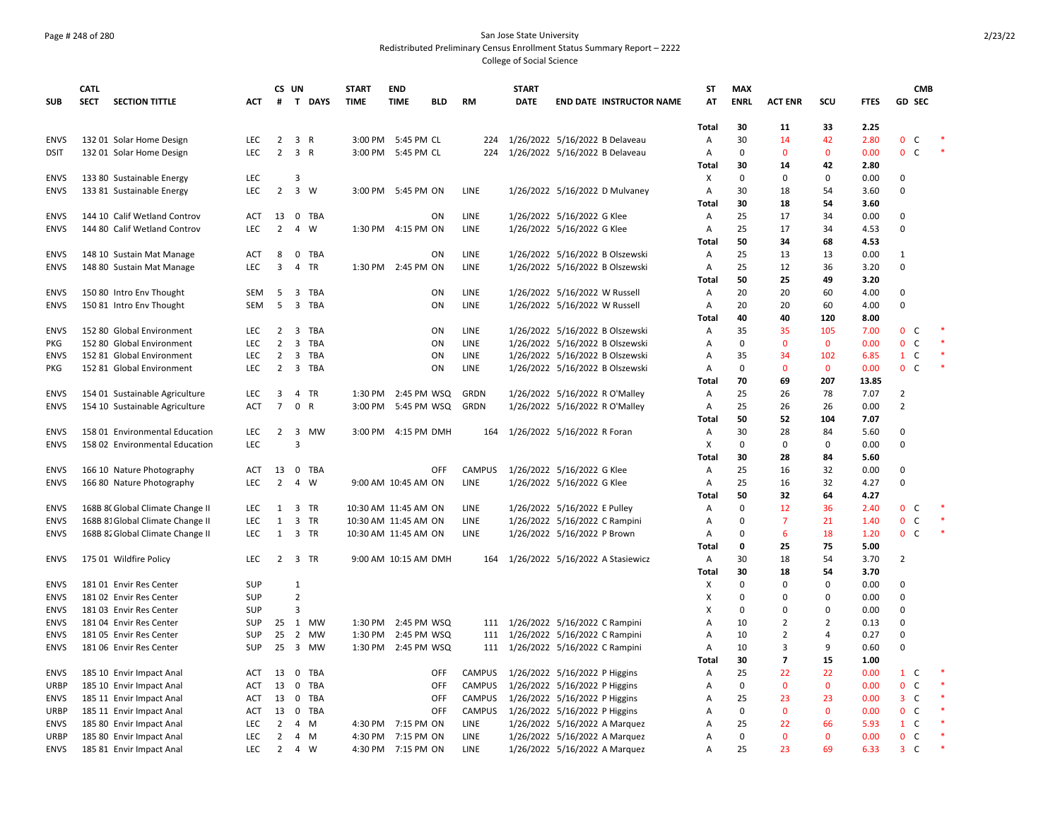San Jose State University
Redistributed Preliminary Census Enrollment Status Summary Report – 2222
College of Social Science

| SUB | CATL SECT | SECTION TITTLE | ACT | CS # | UN T | DAYS | START TIME | END TIME | BLD | RM | START DATE | END DATE | INSTRUCTOR NAME | ST AT | MAX ENRL | ACT ENR | SCU | FTES | GD | CMB SEC |
|---|---|---|---|---|---|---|---|---|---|---|---|---|---|---|---|---|---|---|---|---|
| | | | | | | | | | | | | | | Total | 30 | 11 | 33 | 2.25 | | |
| ENVS | 132 01 | Solar Home Design | LEC | 2 | 3 | R | 3:00 PM | 5:45 PM | CL | 224 | 1/26/2022 | 5/16/2022 | B Delaveau | A | 30 | 14 | 42 | 2.80 | 0 | C * |
| DSIT | 132 01 | Solar Home Design | LEC | 2 | 3 | R | 3:00 PM | 5:45 PM | CL | 224 | 1/26/2022 | 5/16/2022 | B Delaveau | A | 0 | 0 | 0 | 0.00 | 0 | C * |
| | | | | | | | | | | | | | | Total | 30 | 14 | 42 | 2.80 | | |
| ENVS | 133 80 | Sustainable Energy | LEC | | 3 | | | | | | | | | X | 0 | 0 | 0 | 0.00 | 0 | |
| ENVS | 133 81 | Sustainable Energy | LEC | 2 | 3 | W | 3:00 PM | 5:45 PM | ON | LINE | 1/26/2022 | 5/16/2022 | D Mulvaney | A | 30 | 18 | 54 | 3.60 | 0 | |
| | | | | | | | | | | | | | | Total | 30 | 18 | 54 | 3.60 | | |
| ENVS | 144 10 | Calif Wetland Controv | ACT | 13 | 0 | TBA | | | ON | LINE | 1/26/2022 | 5/16/2022 | G Klee | A | 25 | 17 | 34 | 0.00 | 0 | |
| ENVS | 144 80 | Calif Wetland Controv | LEC | 2 | 4 | W | 1:30 PM | 4:15 PM | ON | LINE | 1/26/2022 | 5/16/2022 | G Klee | A | 25 | 17 | 34 | 4.53 | 0 | |
| | | | | | | | | | | | | | | Total | 50 | 34 | 68 | 4.53 | | |
| ENVS | 148 10 | Sustain Mat Manage | ACT | 8 | 0 | TBA | | | ON | LINE | 1/26/2022 | 5/16/2022 | B Olszewski | A | 25 | 13 | 13 | 0.00 | 1 | |
| ENVS | 148 80 | Sustain Mat Manage | LEC | 3 | 4 | TR | 1:30 PM | 2:45 PM | ON | LINE | 1/26/2022 | 5/16/2022 | B Olszewski | A | 25 | 12 | 36 | 3.20 | 0 | |
| | | | | | | | | | | | | | | Total | 50 | 25 | 49 | 3.20 | | |
| ENVS | 150 80 | Intro Env Thought | SEM | 5 | 3 | TBA | | | ON | LINE | 1/26/2022 | 5/16/2022 | W Russell | A | 20 | 20 | 60 | 4.00 | 0 | |
| ENVS | 150 81 | Intro Env Thought | SEM | 5 | 3 | TBA | | | ON | LINE | 1/26/2022 | 5/16/2022 | W Russell | A | 20 | 20 | 60 | 4.00 | 0 | |
| | | | | | | | | | | | | | | Total | 40 | 40 | 120 | 8.00 | | |
| ENVS | 152 80 | Global Environment | LEC | 2 | 3 | TBA | | | ON | LINE | 1/26/2022 | 5/16/2022 | B Olszewski | A | 35 | 35 | 105 | 7.00 | 0 | C * |
| PKG | 152 80 | Global Environment | LEC | 2 | 3 | TBA | | | ON | LINE | 1/26/2022 | 5/16/2022 | B Olszewski | A | 0 | 0 | 0 | 0.00 | 0 | C * |
| ENVS | 152 81 | Global Environment | LEC | 2 | 3 | TBA | | | ON | LINE | 1/26/2022 | 5/16/2022 | B Olszewski | A | 35 | 34 | 102 | 6.85 | 1 | C * |
| PKG | 152 81 | Global Environment | LEC | 2 | 3 | TBA | | | ON | LINE | 1/26/2022 | 5/16/2022 | B Olszewski | A | 0 | 0 | 0 | 0.00 | 0 | C * |
| | | | | | | | | | | | | | | Total | 70 | 69 | 207 | 13.85 | | |
| ENVS | 154 01 | Sustainable Agriculture | LEC | 3 | 4 | TR | 1:30 PM | 2:45 PM | WSQ | GRDN | 1/26/2022 | 5/16/2022 | R O'Malley | A | 25 | 26 | 78 | 7.07 | 2 | |
| ENVS | 154 10 | Sustainable Agriculture | ACT | 7 | 0 | R | 3:00 PM | 5:45 PM | WSQ | GRDN | 1/26/2022 | 5/16/2022 | R O'Malley | A | 25 | 26 | 26 | 0.00 | 2 | |
| | | | | | | | | | | | | | | Total | 50 | 52 | 104 | 7.07 | | |
| ENVS | 158 01 | Environmental Education | LEC | 2 | 3 | MW | 3:00 PM | 4:15 PM | DMH | 164 | 1/26/2022 | 5/16/2022 | R Foran | A | 30 | 28 | 84 | 5.60 | 0 | |
| ENVS | 158 02 | Environmental Education | LEC | | 3 | | | | | | | | | X | 0 | 0 | 0 | 0.00 | 0 | |
| | | | | | | | | | | | | | | Total | 30 | 28 | 84 | 5.60 | | |
| ENVS | 166 10 | Nature Photography | ACT | 13 | 0 | TBA | | | OFF | CAMPUS | 1/26/2022 | 5/16/2022 | G Klee | A | 25 | 16 | 32 | 0.00 | 0 | |
| ENVS | 166 80 | Nature Photography | LEC | 2 | 4 | W | 9:00 AM | 10:45 AM | ON | LINE | 1/26/2022 | 5/16/2022 | G Klee | A | 25 | 16 | 32 | 4.27 | 0 | |
| | | | | | | | | | | | | | | Total | 50 | 32 | 64 | 4.27 | | |
| ENVS | 168B 80 | Global Climate Change II | LEC | 1 | 3 | TR | 10:30 AM | 11:45 AM | ON | LINE | 1/26/2022 | 5/16/2022 | E Pulley | A | 0 | 12 | 36 | 2.40 | 0 | C * |
| ENVS | 168B 81 | Global Climate Change II | LEC | 1 | 3 | TR | 10:30 AM | 11:45 AM | ON | LINE | 1/26/2022 | 5/16/2022 | C Rampini | A | 0 | 7 | 21 | 1.40 | 0 | C * |
| ENVS | 168B 82 | Global Climate Change II | LEC | 1 | 3 | TR | 10:30 AM | 11:45 AM | ON | LINE | 1/26/2022 | 5/16/2022 | P Brown | A | 0 | 6 | 18 | 1.20 | 0 | C * |
| | | | | | | | | | | | | | | Total | 0 | 25 | 75 | 5.00 | | |
| ENVS | 175 01 | Wildfire Policy | LEC | 2 | 3 | TR | 9:00 AM | 10:15 AM | DMH | 164 | 1/26/2022 | 5/16/2022 | A Stasiewicz | A | 30 | 18 | 54 | 3.70 | 2 | |
| | | | | | | | | | | | | | | Total | 30 | 18 | 54 | 3.70 | | |
| ENVS | 181 01 | Envir Res Center | SUP | | 1 | | | | | | | | | X | 0 | 0 | 0 | 0.00 | 0 | |
| ENVS | 181 02 | Envir Res Center | SUP | | 2 | | | | | | | | | X | 0 | 0 | 0 | 0.00 | 0 | |
| ENVS | 181 03 | Envir Res Center | SUP | | 3 | | | | | | | | | X | 0 | 0 | 0 | 0.00 | 0 | |
| ENVS | 181 04 | Envir Res Center | SUP | 25 | 1 | MW | 1:30 PM | 2:45 PM | WSQ | 111 | 1/26/2022 | 5/16/2022 | C Rampini | A | 10 | 2 | 2 | 0.13 | 0 | |
| ENVS | 181 05 | Envir Res Center | SUP | 25 | 2 | MW | 1:30 PM | 2:45 PM | WSQ | 111 | 1/26/2022 | 5/16/2022 | C Rampini | A | 10 | 2 | 4 | 0.27 | 0 | |
| ENVS | 181 06 | Envir Res Center | SUP | 25 | 3 | MW | 1:30 PM | 2:45 PM | WSQ | 111 | 1/26/2022 | 5/16/2022 | C Rampini | A | 10 | 3 | 9 | 0.60 | 0 | |
| | | | | | | | | | | | | | | Total | 30 | 7 | 15 | 1.00 | | |
| ENVS | 185 10 | Envir Impact Anal | ACT | 13 | 0 | TBA | | | OFF | CAMPUS | 1/26/2022 | 5/16/2022 | P Higgins | A | 25 | 22 | 22 | 0.00 | 1 | C * |
| URBP | 185 10 | Envir Impact Anal | ACT | 13 | 0 | TBA | | | OFF | CAMPUS | 1/26/2022 | 5/16/2022 | P Higgins | A | 0 | 0 | 0 | 0.00 | 0 | C * |
| ENVS | 185 11 | Envir Impact Anal | ACT | 13 | 0 | TBA | | | OFF | CAMPUS | 1/26/2022 | 5/16/2022 | P Higgins | A | 25 | 23 | 23 | 0.00 | 3 | C * |
| URBP | 185 11 | Envir Impact Anal | ACT | 13 | 0 | TBA | | | OFF | CAMPUS | 1/26/2022 | 5/16/2022 | P Higgins | A | 0 | 0 | 0 | 0.00 | 0 | C * |
| ENVS | 185 80 | Envir Impact Anal | LEC | 2 | 4 | M | 4:30 PM | 7:15 PM | ON | LINE | 1/26/2022 | 5/16/2022 | A Marquez | A | 25 | 22 | 66 | 5.93 | 1 | C * |
| URBP | 185 80 | Envir Impact Anal | LEC | 2 | 4 | M | 4:30 PM | 7:15 PM | ON | LINE | 1/26/2022 | 5/16/2022 | A Marquez | A | 0 | 0 | 0 | 0.00 | 0 | C * |
| ENVS | 185 81 | Envir Impact Anal | LEC | 2 | 4 | W | 4:30 PM | 7:15 PM | ON | LINE | 1/26/2022 | 5/16/2022 | A Marquez | A | 25 | 23 | 69 | 6.33 | 3 | C * |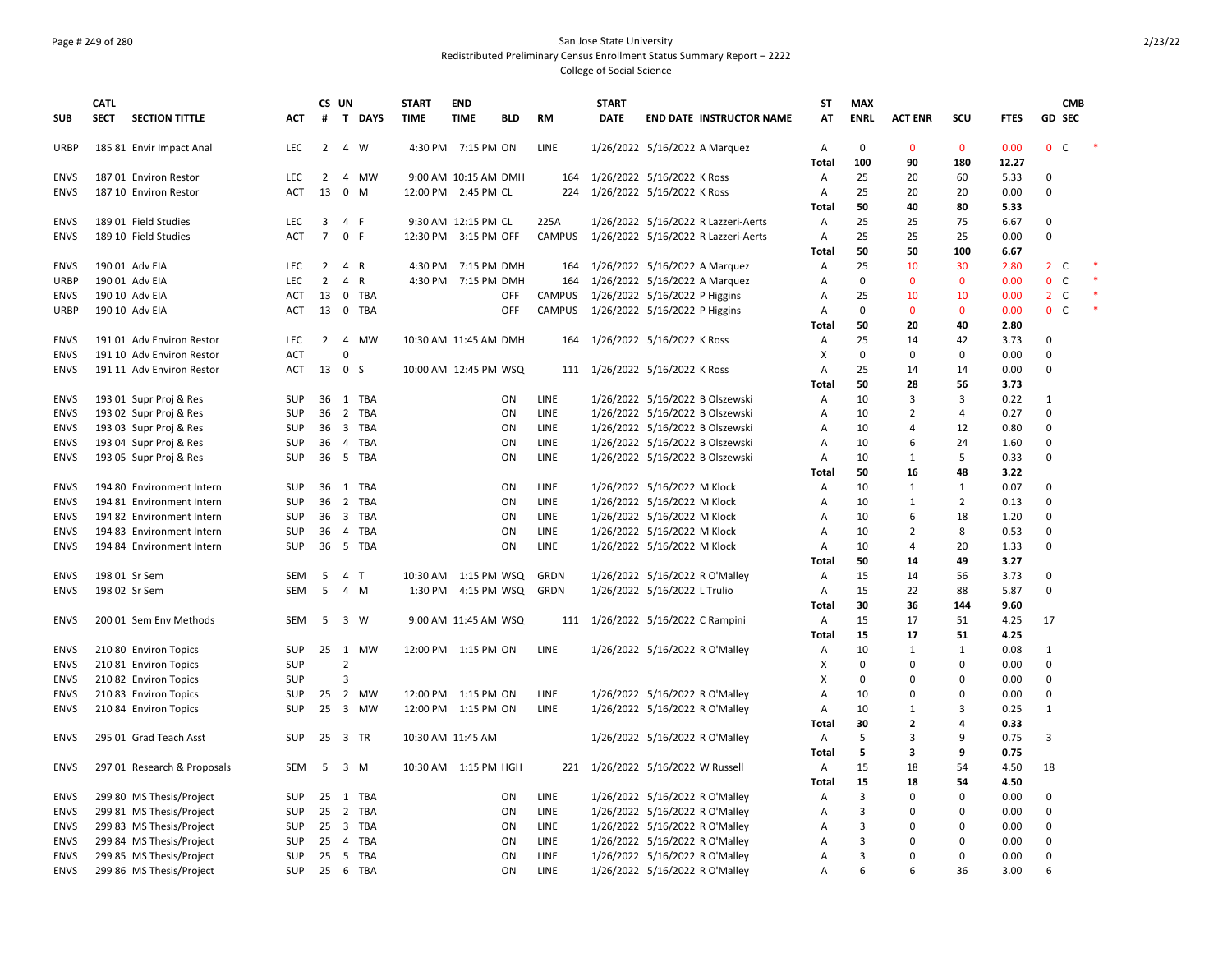San Jose State University
Redistributed Preliminary Census Enrollment Status Summary Report – 2222
College of Social Science

| SUB | CATL SECT | SECTION TITTLE | ACT | CS # | UN T | DAYS | START TIME | END TIME | BLD | RM | START DATE | END DATE | INSTRUCTOR NAME | ST AT | MAX ENRL | ACT ENR | SCU | FTES | GD | CMB SEC | |
|---|---|---|---|---|---|---|---|---|---|---|---|---|---|---|---|---|---|---|---|---|---|
| URBP | 185 81 | Envir Impact Anal | LEC | 2 | 4 | W | 4:30 PM | 7:15 PM | ON | LINE | 1/26/2022 | 5/16/2022 | A Marquez | A | 0 | 0 | 0 | 0.00 | 0 | C | * |
| | | | | | | | | | | | | | | Total | 100 | 90 | 180 | 12.27 | | | |
| ENVS | 187 01 | Environ Restor | LEC | 2 | 4 | MW | 9:00 AM | 10:15 AM | DMH | 164 | 1/26/2022 | 5/16/2022 | K Ross | A | 25 | 20 | 60 | 5.33 | 0 | | |
| ENVS | 187 10 | Environ Restor | ACT | 13 | 0 | M | 12:00 PM | 2:45 PM | CL | 224 | 1/26/2022 | 5/16/2022 | K Ross | A | 25 | 20 | 20 | 0.00 | 0 | | |
| | | | | | | | | | | | | | | Total | 50 | 40 | 80 | 5.33 | | | |
| ENVS | 189 01 | Field Studies | LEC | 3 | 4 | F | 9:30 AM | 12:15 PM | CL | 225A | 1/26/2022 | 5/16/2022 | R Lazzeri-Aerts | A | 25 | 25 | 75 | 6.67 | 0 | | |
| ENVS | 189 10 | Field Studies | ACT | 7 | 0 | F | 12:30 PM | 3:15 PM | OFF | CAMPUS | 1/26/2022 | 5/16/2022 | R Lazzeri-Aerts | A | 25 | 25 | 25 | 0.00 | 0 | | |
| | | | | | | | | | | | | | | Total | 50 | 50 | 100 | 6.67 | | | |
| ENVS | 190 01 | Adv EIA | LEC | 2 | 4 | R | 4:30 PM | 7:15 PM | DMH | 164 | 1/26/2022 | 5/16/2022 | A Marquez | A | 25 | 10 | 30 | 2.80 | 2 | C | * |
| URBP | 190 01 | Adv EIA | LEC | 2 | 4 | R | 4:30 PM | 7:15 PM | DMH | 164 | 1/26/2022 | 5/16/2022 | A Marquez | A | 0 | 0 | 0 | 0.00 | 0 | C | * |
| ENVS | 190 10 | Adv EIA | ACT | 13 | 0 | TBA | | | OFF | CAMPUS | 1/26/2022 | 5/16/2022 | P Higgins | A | 25 | 10 | 10 | 0.00 | 2 | C | * |
| URBP | 190 10 | Adv EIA | ACT | 13 | 0 | TBA | | | OFF | CAMPUS | 1/26/2022 | 5/16/2022 | P Higgins | A | 0 | 0 | 0 | 0.00 | 0 | C | * |
| | | | | | | | | | | | | | | Total | 50 | 20 | 40 | 2.80 | | | |
| ENVS | 191 01 | Adv Environ Restor | LEC | 2 | 4 | MW | 10:30 AM | 11:45 AM | DMH | 164 | 1/26/2022 | 5/16/2022 | K Ross | A | 25 | 14 | 42 | 3.73 | 0 | | |
| ENVS | 191 10 | Adv Environ Restor | ACT | | 0 | | | | | | | | | X | 0 | 0 | 0 | 0.00 | 0 | | |
| ENVS | 191 11 | Adv Environ Restor | ACT | 13 | 0 | S | 10:00 AM | 12:45 PM | WSQ | 111 | 1/26/2022 | 5/16/2022 | K Ross | A | 25 | 14 | 14 | 0.00 | 0 | | |
| | | | | | | | | | | | | | | Total | 50 | 28 | 56 | 3.73 | | | |
| ENVS | 193 01 | Supr Proj & Res | SUP | 36 | 1 | TBA | | | ON | LINE | 1/26/2022 | 5/16/2022 | B Olszewski | A | 10 | 3 | 3 | 0.22 | 1 | | |
| ENVS | 193 02 | Supr Proj & Res | SUP | 36 | 2 | TBA | | | ON | LINE | 1/26/2022 | 5/16/2022 | B Olszewski | A | 10 | 2 | 4 | 0.27 | 0 | | |
| ENVS | 193 03 | Supr Proj & Res | SUP | 36 | 3 | TBA | | | ON | LINE | 1/26/2022 | 5/16/2022 | B Olszewski | A | 10 | 4 | 12 | 0.80 | 0 | | |
| ENVS | 193 04 | Supr Proj & Res | SUP | 36 | 4 | TBA | | | ON | LINE | 1/26/2022 | 5/16/2022 | B Olszewski | A | 10 | 6 | 24 | 1.60 | 0 | | |
| ENVS | 193 05 | Supr Proj & Res | SUP | 36 | 5 | TBA | | | ON | LINE | 1/26/2022 | 5/16/2022 | B Olszewski | A | 10 | 1 | 5 | 0.33 | 0 | | |
| | | | | | | | | | | | | | | Total | 50 | 16 | 48 | 3.22 | | | |
| ENVS | 194 80 | Environment Intern | SUP | 36 | 1 | TBA | | | ON | LINE | 1/26/2022 | 5/16/2022 | M Klock | A | 10 | 1 | 1 | 0.07 | 0 | | |
| ENVS | 194 81 | Environment Intern | SUP | 36 | 2 | TBA | | | ON | LINE | 1/26/2022 | 5/16/2022 | M Klock | A | 10 | 1 | 2 | 0.13 | 0 | | |
| ENVS | 194 82 | Environment Intern | SUP | 36 | 3 | TBA | | | ON | LINE | 1/26/2022 | 5/16/2022 | M Klock | A | 10 | 6 | 18 | 1.20 | 0 | | |
| ENVS | 194 83 | Environment Intern | SUP | 36 | 4 | TBA | | | ON | LINE | 1/26/2022 | 5/16/2022 | M Klock | A | 10 | 2 | 8 | 0.53 | 0 | | |
| ENVS | 194 84 | Environment Intern | SUP | 36 | 5 | TBA | | | ON | LINE | 1/26/2022 | 5/16/2022 | M Klock | A | 10 | 4 | 20 | 1.33 | 0 | | |
| | | | | | | | | | | | | | | Total | 50 | 14 | 49 | 3.27 | | | |
| ENVS | 198 01 | Sr Sem | SEM | 5 | 4 | T | 10:30 AM | 1:15 PM | WSQ | GRDN | 1/26/2022 | 5/16/2022 | R O'Malley | A | 15 | 14 | 56 | 3.73 | 0 | | |
| ENVS | 198 02 | Sr Sem | SEM | 5 | 4 | M | 1:30 PM | 4:15 PM | WSQ | GRDN | 1/26/2022 | 5/16/2022 | L Trulio | A | 15 | 22 | 88 | 5.87 | 0 | | |
| | | | | | | | | | | | | | | Total | 30 | 36 | 144 | 9.60 | | | |
| ENVS | 200 01 | Sem Env Methods | SEM | 5 | 3 | W | 9:00 AM | 11:45 AM | WSQ | 111 | 1/26/2022 | 5/16/2022 | C Rampini | A | 15 | 17 | 51 | 4.25 | 17 | | |
| | | | | | | | | | | | | | | Total | 15 | 17 | 51 | 4.25 | | | |
| ENVS | 210 80 | Environ Topics | SUP | 25 | 1 | MW | 12:00 PM | 1:15 PM | ON | LINE | 1/26/2022 | 5/16/2022 | R O'Malley | A | 10 | 1 | 1 | 0.08 | 1 | | |
| ENVS | 210 81 | Environ Topics | SUP | | 2 | | | | | | | | | X | 0 | 0 | 0 | 0.00 | 0 | | |
| ENVS | 210 82 | Environ Topics | SUP | | 3 | | | | | | | | | X | 0 | 0 | 0 | 0.00 | 0 | | |
| ENVS | 210 83 | Environ Topics | SUP | 25 | 2 | MW | 12:00 PM | 1:15 PM | ON | LINE | 1/26/2022 | 5/16/2022 | R O'Malley | A | 10 | 0 | 0 | 0.00 | 0 | | |
| ENVS | 210 84 | Environ Topics | SUP | 25 | 3 | MW | 12:00 PM | 1:15 PM | ON | LINE | 1/26/2022 | 5/16/2022 | R O'Malley | A | 10 | 1 | 3 | 0.25 | 1 | | |
| | | | | | | | | | | | | | | Total | 30 | 2 | 4 | 0.33 | | | |
| ENVS | 295 01 | Grad Teach Asst | SUP | 25 | 3 | TR | 10:30 AM | 11:45 AM | | | | 1/26/2022 | 5/16/2022 R O'Malley | A | 5 | 3 | 9 | 0.75 | 3 | | |
| | | | | | | | | | | | | | | Total | 5 | 3 | 9 | 0.75 | | | |
| ENVS | 297 01 | Research & Proposals | SEM | 5 | 3 | M | 10:30 AM | 1:15 PM | HGH | 221 | 1/26/2022 | 5/16/2022 | W Russell | A | 15 | 18 | 54 | 4.50 | 18 | | |
| | | | | | | | | | | | | | | Total | 15 | 18 | 54 | 4.50 | | | |
| ENVS | 299 80 | MS Thesis/Project | SUP | 25 | 1 | TBA | | | ON | LINE | 1/26/2022 | 5/16/2022 | R O'Malley | A | 3 | 0 | 0 | 0.00 | 0 | | |
| ENVS | 299 81 | MS Thesis/Project | SUP | 25 | 2 | TBA | | | ON | LINE | 1/26/2022 | 5/16/2022 | R O'Malley | A | 3 | 0 | 0 | 0.00 | 0 | | |
| ENVS | 299 83 | MS Thesis/Project | SUP | 25 | 3 | TBA | | | ON | LINE | 1/26/2022 | 5/16/2022 | R O'Malley | A | 3 | 0 | 0 | 0.00 | 0 | | |
| ENVS | 299 84 | MS Thesis/Project | SUP | 25 | 4 | TBA | | | ON | LINE | 1/26/2022 | 5/16/2022 | R O'Malley | A | 3 | 0 | 0 | 0.00 | 0 | | |
| ENVS | 299 85 | MS Thesis/Project | SUP | 25 | 5 | TBA | | | ON | LINE | 1/26/2022 | 5/16/2022 | R O'Malley | A | 3 | 0 | 0 | 0.00 | 0 | | |
| ENVS | 299 86 | MS Thesis/Project | SUP | 25 | 6 | TBA | | | ON | LINE | 1/26/2022 | 5/16/2022 | R O'Malley | A | 6 | 6 | 36 | 3.00 | 6 | | |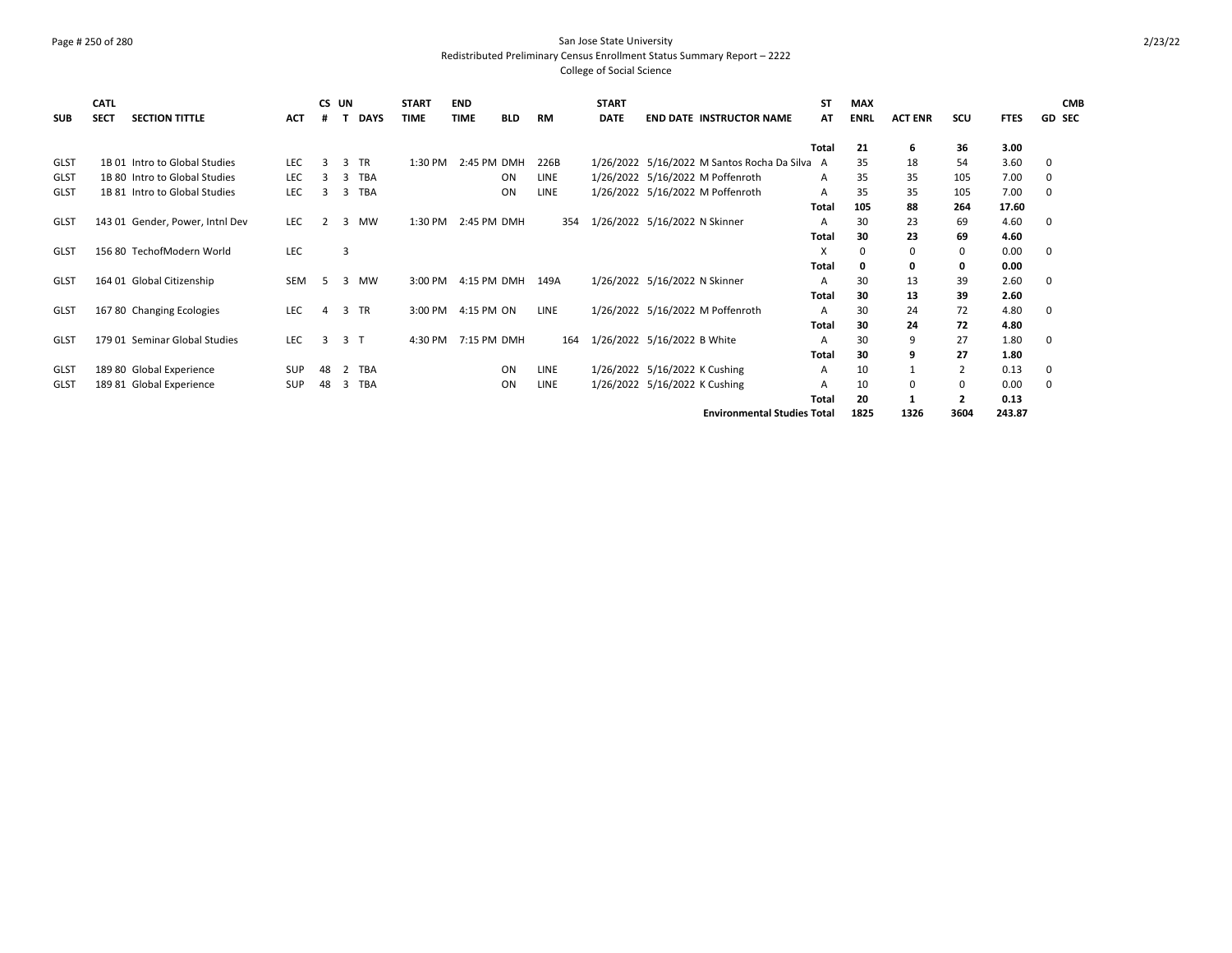San Jose State University

Redistributed Preliminary Census Enrollment Status Summary Report – 2222

College of Social Science

| SUB | CATL SECT | SECTION TITTLE | ACT | CS # | UN T | DAYS | START TIME | END TIME | BLD | RM | START DATE | END DATE | INSTRUCTOR NAME | ST AT | MAX ENRL | ACT ENR | SCU | FTES | GD | CMB SEC |
|---|---|---|---|---|---|---|---|---|---|---|---|---|---|---|---|---|---|---|---|---|
| | | | | | | | | | | | | | | **Total** | **21** | **6** | **36** | **3.00** | | |
| GLST | 1B 01 | Intro to Global Studies | LEC | 3 | 3 | TR | 1:30 PM | 2:45 PM | DMH | 226B | 1/26/2022 | 5/16/2022 | M Santos Rocha Da Silva | A | 35 | 18 | 54 | 3.60 | 0 | |
| GLST | 1B 80 | Intro to Global Studies | LEC | 3 | 3 | TBA | | | ON | LINE | 1/26/2022 | 5/16/2022 | M Poffenroth | A | 35 | 35 | 105 | 7.00 | 0 | |
| GLST | 1B 81 | Intro to Global Studies | LEC | 3 | 3 | TBA | | | ON | LINE | 1/26/2022 | 5/16/2022 | M Poffenroth | A | 35 | 35 | 105 | 7.00 | 0 | |
| | | | | | | | | | | | | | | **Total** | **105** | **88** | **264** | **17.60** | | |
| GLST | 143 01 | Gender, Power, Intnl Dev | LEC | 2 | 3 | MW | 1:30 PM | 2:45 PM | DMH | 354 | 1/26/2022 | 5/16/2022 | N Skinner | A | 30 | 23 | 69 | 4.60 | 0 | |
| | | | | | | | | | | | | | | **Total** | **30** | **23** | **69** | **4.60** | | |
| GLST | 156 80 | TechofModern World | LEC | | 3 | | | | | | | | | X | 0 | 0 | 0 | 0.00 | 0 | |
| | | | | | | | | | | | | | | **Total** | **0** | **0** | **0** | **0.00** | | |
| GLST | 164 01 | Global Citizenship | SEM | 5 | 3 | MW | 3:00 PM | 4:15 PM | DMH | 149A | 1/26/2022 | 5/16/2022 | N Skinner | A | 30 | 13 | 39 | 2.60 | 0 | |
| | | | | | | | | | | | | | | **Total** | **30** | **13** | **39** | **2.60** | | |
| GLST | 167 80 | Changing Ecologies | LEC | 4 | 3 | TR | 3:00 PM | 4:15 PM | ON | LINE | 1/26/2022 | 5/16/2022 | M Poffenroth | A | 30 | 24 | 72 | 4.80 | 0 | |
| | | | | | | | | | | | | | | **Total** | **30** | **24** | **72** | **4.80** | | |
| GLST | 179 01 | Seminar Global Studies | LEC | 3 | 3 | T | 4:30 PM | 7:15 PM | DMH | 164 | 1/26/2022 | 5/16/2022 | B White | A | 30 | 9 | 27 | 1.80 | 0 | |
| | | | | | | | | | | | | | | **Total** | **30** | **9** | **27** | **1.80** | | |
| GLST | 189 80 | Global Experience | SUP | 48 | 2 | TBA | | | ON | LINE | 1/26/2022 | 5/16/2022 | K Cushing | A | 10 | 1 | 2 | 0.13 | 0 | |
| GLST | 189 81 | Global Experience | SUP | 48 | 3 | TBA | | | ON | LINE | 1/26/2022 | 5/16/2022 | K Cushing | A | 10 | 0 | 0 | 0.00 | 0 | |
| | | | | | | | | | | | | | | **Total** | **20** | **1** | **2** | **0.13** | | |
| | | | | | | | | | | | | | **Environmental Studies Total** | | **1825** | **1326** | **3604** | **243.87** | | |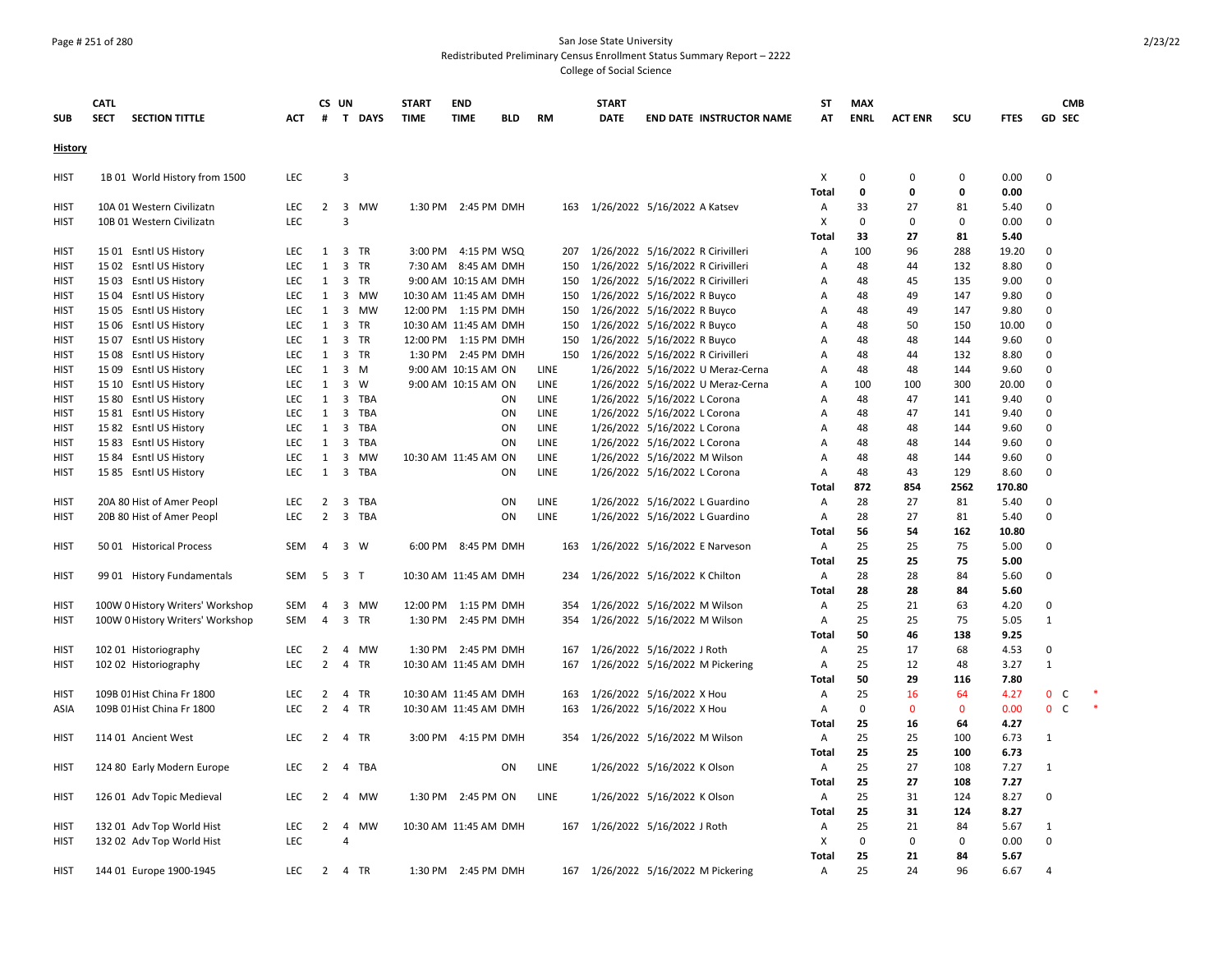San Jose State University
Redistributed Preliminary Census Enrollment Status Summary Report – 2222
College of Social Science

| SUB | CATL SECT | SECTION TITTLE | ACT | CS # | UN T | DAYS | START TIME | END TIME | BLD | RM | START DATE | END DATE | INSTRUCTOR NAME | ST AT | MAX ENRL | ACT ENR | SCU | FTES | GD | CMB SEC |
|---|---|---|---|---|---|---|---|---|---|---|---|---|---|---|---|---|---|---|---|---|
| **History** | | | | | | | | | | | | | | | | | | | | |
| HIST | 1B 01 | World History from 1500 | LEC | | 3 | | | | | | | | | X | 0 | 0 | 0 | 0.00 | 0 | |
| | | | | | | | | | | | | | | **Total** | **0** | **0** | **0** | **0.00** | | |
| HIST | 10A 01 | Western Civilizatn | LEC | 2 | 3 | MW | 1:30 PM | 2:45 PM | DMH | 163 | 1/26/2022 | 5/16/2022 | A Katsev | A | 33 | 27 | 81 | 5.40 | 0 | |
| HIST | 10B 01 | Western Civilizatn | LEC | | 3 | | | | | | | | | X | 0 | 0 | 0 | 0.00 | 0 | |
| | | | | | | | | | | | | | | **Total** | **33** | **27** | **81** | **5.40** | | |
| HIST | 15 01 | Esntl US History | LEC | 1 | 3 | TR | 3:00 PM | 4:15 PM | WSQ | 207 | 1/26/2022 | 5/16/2022 | R Cirivilleri | A | 100 | 96 | 288 | 19.20 | 0 | |
| HIST | 15 02 | Esntl US History | LEC | 1 | 3 | TR | 7:30 AM | 8:45 AM | DMH | 150 | 1/26/2022 | 5/16/2022 | R Cirivilleri | A | 48 | 44 | 132 | 8.80 | 0 | |
| HIST | 15 03 | Esntl US History | LEC | 1 | 3 | TR | 9:00 AM | 10:15 AM | DMH | 150 | 1/26/2022 | 5/16/2022 | R Cirivilleri | A | 48 | 45 | 135 | 9.00 | 0 | |
| HIST | 15 04 | Esntl US History | LEC | 1 | 3 | MW | 10:30 AM | 11:45 AM | DMH | 150 | 1/26/2022 | 5/16/2022 | R Buyco | A | 48 | 49 | 147 | 9.80 | 0 | |
| HIST | 15 05 | Esntl US History | LEC | 1 | 3 | MW | 12:00 PM | 1:15 PM | DMH | 150 | 1/26/2022 | 5/16/2022 | R Buyco | A | 48 | 49 | 147 | 9.80 | 0 | |
| HIST | 15 06 | Esntl US History | LEC | 1 | 3 | TR | 10:30 AM | 11:45 AM | DMH | 150 | 1/26/2022 | 5/16/2022 | R Buyco | A | 48 | 50 | 150 | 10.00 | 0 | |
| HIST | 15 07 | Esntl US History | LEC | 1 | 3 | TR | 12:00 PM | 1:15 PM | DMH | 150 | 1/26/2022 | 5/16/2022 | R Buyco | A | 48 | 48 | 144 | 9.60 | 0 | |
| HIST | 15 08 | Esntl US History | LEC | 1 | 3 | TR | 1:30 PM | 2:45 PM | DMH | 150 | 1/26/2022 | 5/16/2022 | R Cirivilleri | A | 48 | 44 | 132 | 8.80 | 0 | |
| HIST | 15 09 | Esntl US History | LEC | 1 | 3 | M | 9:00 AM | 10:15 AM | ON | LINE | 1/26/2022 | 5/16/2022 | U Meraz-Cerna | A | 48 | 48 | 144 | 9.60 | 0 | |
| HIST | 15 10 | Esntl US History | LEC | 1 | 3 | W | 9:00 AM | 10:15 AM | ON | LINE | 1/26/2022 | 5/16/2022 | U Meraz-Cerna | A | 100 | 100 | 300 | 20.00 | 0 | |
| HIST | 15 80 | Esntl US History | LEC | 1 | 3 | TBA | | | ON | LINE | 1/26/2022 | 5/16/2022 | L Corona | A | 48 | 47 | 141 | 9.40 | 0 | |
| HIST | 15 81 | Esntl US History | LEC | 1 | 3 | TBA | | | ON | LINE | 1/26/2022 | 5/16/2022 | L Corona | A | 48 | 47 | 141 | 9.40 | 0 | |
| HIST | 15 82 | Esntl US History | LEC | 1 | 3 | TBA | | | ON | LINE | 1/26/2022 | 5/16/2022 | L Corona | A | 48 | 48 | 144 | 9.60 | 0 | |
| HIST | 15 83 | Esntl US History | LEC | 1 | 3 | TBA | | | ON | LINE | 1/26/2022 | 5/16/2022 | L Corona | A | 48 | 48 | 144 | 9.60 | 0 | |
| HIST | 15 84 | Esntl US History | LEC | 1 | 3 | MW | 10:30 AM | 11:45 AM | ON | LINE | 1/26/2022 | 5/16/2022 | M Wilson | A | 48 | 48 | 144 | 9.60 | 0 | |
| HIST | 15 85 | Esntl US History | LEC | 1 | 3 | TBA | | | ON | LINE | 1/26/2022 | 5/16/2022 | L Corona | A | 48 | 43 | 129 | 8.60 | 0 | |
| | | | | | | | | | | | | | | **Total** | **872** | **854** | **2562** | **170.80** | | |
| HIST | 20A 80 | Hist of Amer Peopl | LEC | 2 | 3 | TBA | | | ON | LINE | 1/26/2022 | 5/16/2022 | L Guardino | A | 28 | 27 | 81 | 5.40 | 0 | |
| HIST | 20B 80 | Hist of Amer Peopl | LEC | 2 | 3 | TBA | | | ON | LINE | 1/26/2022 | 5/16/2022 | L Guardino | A | 28 | 27 | 81 | 5.40 | 0 | |
| | | | | | | | | | | | | | | **Total** | **56** | **54** | **162** | **10.80** | | |
| HIST | 50 01 | Historical Process | SEM | 4 | 3 | W | 6:00 PM | 8:45 PM | DMH | 163 | 1/26/2022 | 5/16/2022 | E Narveson | A | 25 | 25 | 75 | 5.00 | 0 | |
| | | | | | | | | | | | | | | **Total** | **25** | **25** | **75** | **5.00** | | |
| HIST | 99 01 | History Fundamentals | SEM | 5 | 3 | T | 10:30 AM | 11:45 AM | DMH | 234 | 1/26/2022 | 5/16/2022 | K Chilton | A | 28 | 28 | 84 | 5.60 | 0 | |
| | | | | | | | | | | | | | | **Total** | **28** | **28** | **84** | **5.60** | | |
| HIST | 100W 0 | History Writers' Workshop | SEM | 4 | 3 | MW | 12:00 PM | 1:15 PM | DMH | 354 | 1/26/2022 | 5/16/2022 | M Wilson | A | 25 | 21 | 63 | 4.20 | 0 | |
| HIST | 100W 0 | History Writers' Workshop | SEM | 4 | 3 | TR | 1:30 PM | 2:45 PM | DMH | 354 | 1/26/2022 | 5/16/2022 | M Wilson | A | 25 | 25 | 75 | 5.05 | 1 | |
| | | | | | | | | | | | | | | **Total** | **50** | **46** | **138** | **9.25** | | |
| HIST | 102 01 | Historiography | LEC | 2 | 4 | MW | 1:30 PM | 2:45 PM | DMH | 167 | 1/26/2022 | 5/16/2022 | J Roth | A | 25 | 17 | 68 | 4.53 | 0 | |
| HIST | 102 02 | Historiography | LEC | 2 | 4 | TR | 10:30 AM | 11:45 AM | DMH | 167 | 1/26/2022 | 5/16/2022 | M Pickering | A | 25 | 12 | 48 | 3.27 | 1 | |
| | | | | | | | | | | | | | | **Total** | **50** | **29** | **116** | **7.80** | | |
| HIST | 109B 01 | Hist China Fr 1800 | LEC | 2 | 4 | TR | 10:30 AM | 11:45 AM | DMH | 163 | 1/26/2022 | 5/16/2022 | X Hou | A | 25 | 16 | 64 | 4.27 | 0 | C * |
| ASIA | 109B 01 | Hist China Fr 1800 | LEC | 2 | 4 | TR | 10:30 AM | 11:45 AM | DMH | 163 | 1/26/2022 | 5/16/2022 | X Hou | A | 0 | 0 | 0 | 0.00 | 0 | C * |
| | | | | | | | | | | | | | | **Total** | **25** | **16** | **64** | **4.27** | | |
| HIST | 114 01 | Ancient West | LEC | 2 | 4 | TR | 3:00 PM | 4:15 PM | DMH | 354 | 1/26/2022 | 5/16/2022 | M Wilson | A | 25 | 25 | 100 | 6.73 | 1 | |
| | | | | | | | | | | | | | | **Total** | **25** | **25** | **100** | **6.73** | | |
| HIST | 124 80 | Early Modern Europe | LEC | 2 | 4 | TBA | | | ON | LINE | 1/26/2022 | 5/16/2022 | K Olson | A | 25 | 27 | 108 | 7.27 | 1 | |
| | | | | | | | | | | | | | | **Total** | **25** | **27** | **108** | **7.27** | | |
| HIST | 126 01 | Adv Topic Medieval | LEC | 2 | 4 | MW | 1:30 PM | 2:45 PM | ON | LINE | 1/26/2022 | 5/16/2022 | K Olson | A | 25 | 31 | 124 | 8.27 | 0 | |
| | | | | | | | | | | | | | | **Total** | **25** | **31** | **124** | **8.27** | | |
| HIST | 132 01 | Adv Top World Hist | LEC | 2 | 4 | MW | 10:30 AM | 11:45 AM | DMH | 167 | 1/26/2022 | 5/16/2022 | J Roth | A | 25 | 21 | 84 | 5.67 | 1 | |
| HIST | 132 02 | Adv Top World Hist | LEC | | 4 | | | | | | | | | X | 0 | 0 | 0 | 0.00 | 0 | |
| | | | | | | | | | | | | | | **Total** | **25** | **21** | **84** | **5.67** | | |
| HIST | 144 01 | Europe 1900-1945 | LEC | 2 | 4 | TR | 1:30 PM | 2:45 PM | DMH | 167 | 1/26/2022 | 5/16/2022 | M Pickering | A | 25 | 24 | 96 | 6.67 | 4 | |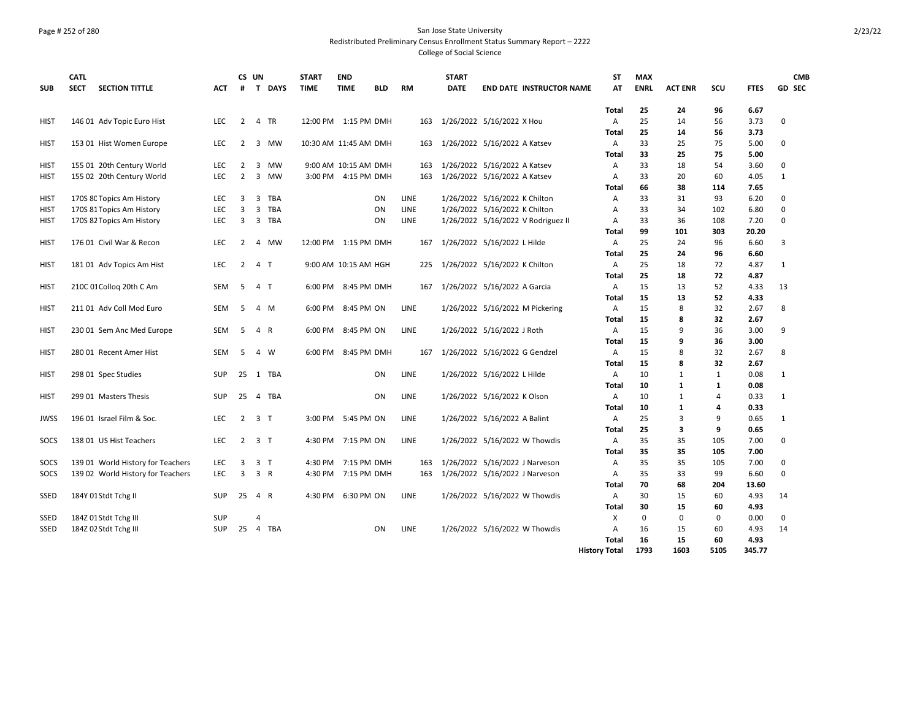San Jose State University

Redistributed Preliminary Census Enrollment Status Summary Report – 2222

College of Social Science

| SUB | CATL SECT | SECTION TITTLE | ACT | CS # | UN T | DAYS | START TIME | END TIME | BLD | RM | START DATE | END DATE | INSTRUCTOR NAME | ST AT | MAX ENRL | ACT ENR | SCU | FTES | GD | CMB SEC |
|---|---|---|---|---|---|---|---|---|---|---|---|---|---|---|---|---|---|---|---|---|
| | | | | | | | | | | | | | | **Total** | **25** | **24** | **96** | **6.67** | | |
| HIST | 146 01 | Adv Topic Euro Hist | LEC | 2 | 4 | TR | 12:00 PM | 1:15 PM | DMH | 163 | 1/26/2022 | 5/16/2022 | X Hou | A | 25 | 14 | 56 | 3.73 | 0 | |
| | | | | | | | | | | | | | | **Total** | **25** | **14** | **56** | **3.73** | | |
| HIST | 153 01 | Hist Women Europe | LEC | 2 | 3 | MW | 10:30 AM | 11:45 AM | DMH | 163 | 1/26/2022 | 5/16/2022 | A Katsev | A | 33 | 25 | 75 | 5.00 | 0 | |
| | | | | | | | | | | | | | | **Total** | **33** | **25** | **75** | **5.00** | | |
| HIST | 155 01 | 20th Century World | LEC | 2 | 3 | MW | 9:00 AM | 10:15 AM | DMH | 163 | 1/26/2022 | 5/16/2022 | A Katsev | A | 33 | 18 | 54 | 3.60 | 0 | |
| HIST | 155 02 | 20th Century World | LEC | 2 | 3 | MW | 3:00 PM | 4:15 PM | DMH | 163 | 1/26/2022 | 5/16/2022 | A Katsev | A | 33 | 20 | 60 | 4.05 | 1 | |
| | | | | | | | | | | | | | | **Total** | **66** | **38** | **114** | **7.65** | | |
| HIST | 170S 80 | Topics Am History | LEC | 3 | 3 | TBA | | | ON | LINE | 1/26/2022 | 5/16/2022 | K Chilton | A | 33 | 31 | 93 | 6.20 | 0 | |
| HIST | 170S 81 | Topics Am History | LEC | 3 | 3 | TBA | | | ON | LINE | 1/26/2022 | 5/16/2022 | K Chilton | A | 33 | 34 | 102 | 6.80 | 0 | |
| HIST | 170S 82 | Topics Am History | LEC | 3 | 3 | TBA | | | ON | LINE | 1/26/2022 | 5/16/2022 | V Rodriguez II | A | 33 | 36 | 108 | 7.20 | 0 | |
| | | | | | | | | | | | | | | **Total** | **99** | **101** | **303** | **20.20** | | |
| HIST | 176 01 | Civil War & Recon | LEC | 2 | 4 | MW | 12:00 PM | 1:15 PM | DMH | 167 | 1/26/2022 | 5/16/2022 | L Hilde | A | 25 | 24 | 96 | 6.60 | 3 | |
| | | | | | | | | | | | | | | **Total** | **25** | **24** | **96** | **6.60** | | |
| HIST | 181 01 | Adv Topics Am Hist | LEC | 2 | 4 | T | 9:00 AM | 10:15 AM | HGH | 225 | 1/26/2022 | 5/16/2022 | K Chilton | A | 25 | 18 | 72 | 4.87 | 1 | |
| | | | | | | | | | | | | | | **Total** | **25** | **18** | **72** | **4.87** | | |
| HIST | 210C 01 | Colloq 20th C Am | SEM | 5 | 4 | T | 6:00 PM | 8:45 PM | DMH | 167 | 1/26/2022 | 5/16/2022 | A Garcia | A | 15 | 13 | 52 | 4.33 | 13 | |
| | | | | | | | | | | | | | | **Total** | **15** | **13** | **52** | **4.33** | | |
| HIST | 211 01 | Adv Coll Mod Euro | SEM | 5 | 4 | M | 6:00 PM | 8:45 PM | ON | LINE | 1/26/2022 | 5/16/2022 | M Pickering | A | 15 | 8 | 32 | 2.67 | 8 | |
| | | | | | | | | | | | | | | **Total** | **15** | **8** | **32** | **2.67** | | |
| HIST | 230 01 | Sem Anc Med Europe | SEM | 5 | 4 | R | 6:00 PM | 8:45 PM | ON | LINE | 1/26/2022 | 5/16/2022 | J Roth | A | 15 | 9 | 36 | 3.00 | 9 | |
| | | | | | | | | | | | | | | **Total** | **15** | **9** | **36** | **3.00** | | |
| HIST | 280 01 | Recent Amer Hist | SEM | 5 | 4 | W | 6:00 PM | 8:45 PM | DMH | 167 | 1/26/2022 | 5/16/2022 | G Gendzel | A | 15 | 8 | 32 | 2.67 | 8 | |
| | | | | | | | | | | | | | | **Total** | **15** | **8** | **32** | **2.67** | | |
| HIST | 298 01 | Spec Studies | SUP | 25 | 1 | TBA | | | ON | LINE | 1/26/2022 | 5/16/2022 | L Hilde | A | 10 | 1 | 1 | 0.08 | 1 | |
| | | | | | | | | | | | | | | **Total** | **10** | **1** | **1** | **0.08** | | |
| HIST | 299 01 | Masters Thesis | SUP | 25 | 4 | TBA | | | ON | LINE | 1/26/2022 | 5/16/2022 | K Olson | A | 10 | 1 | 4 | 0.33 | 1 | |
| | | | | | | | | | | | | | | **Total** | **10** | **1** | **4** | **0.33** | | |
| JWSS | 196 01 | Israel Film & Soc. | LEC | 2 | 3 | T | 3:00 PM | 5:45 PM | ON | LINE | 1/26/2022 | 5/16/2022 | A Balint | A | 25 | 3 | 9 | 0.65 | 1 | |
| | | | | | | | | | | | | | | **Total** | **25** | **3** | **9** | **0.65** | | |
| SOCS | 138 01 | US Hist Teachers | LEC | 2 | 3 | T | 4:30 PM | 7:15 PM | ON | LINE | 1/26/2022 | 5/16/2022 | W Thowdis | A | 35 | 35 | 105 | 7.00 | 0 | |
| | | | | | | | | | | | | | | **Total** | **35** | **35** | **105** | **7.00** | | |
| SOCS | 139 01 | World History for Teachers | LEC | 3 | 3 | T | 4:30 PM | 7:15 PM | DMH | 163 | 1/26/2022 | 5/16/2022 | J Narveson | A | 35 | 35 | 105 | 7.00 | 0 | |
| SOCS | 139 02 | World History for Teachers | LEC | 3 | 3 | R | 4:30 PM | 7:15 PM | DMH | 163 | 1/26/2022 | 5/16/2022 | J Narveson | A | 35 | 33 | 99 | 6.60 | 0 | |
| | | | | | | | | | | | | | | **Total** | **70** | **68** | **204** | **13.60** | | |
| SSED | 184Y 01 | Stdt Tchg II | SUP | 25 | 4 | R | 4:30 PM | 6:30 PM | ON | LINE | 1/26/2022 | 5/16/2022 | W Thowdis | A | 30 | 15 | 60 | 4.93 | 14 | |
| | | | | | | | | | | | | | | **Total** | **30** | **15** | **60** | **4.93** | | |
| SSED | 184Z 01 | Stdt Tchg III | SUP | | 4 | | | | | | | | | X | 0 | 0 | 0 | 0.00 | 0 | |
| SSED | 184Z 02 | Stdt Tchg III | SUP | 25 | 4 | TBA | | | ON | LINE | 1/26/2022 | 5/16/2022 | W Thowdis | A | 16 | 15 | 60 | 4.93 | 14 | |
| | | | | | | | | | | | | | | **Total** | **16** | **15** | **60** | **4.93** | | |
| | | | | | | | | | | | | | | **History Total** | **1793** | **1603** | **5105** | **345.77** | | |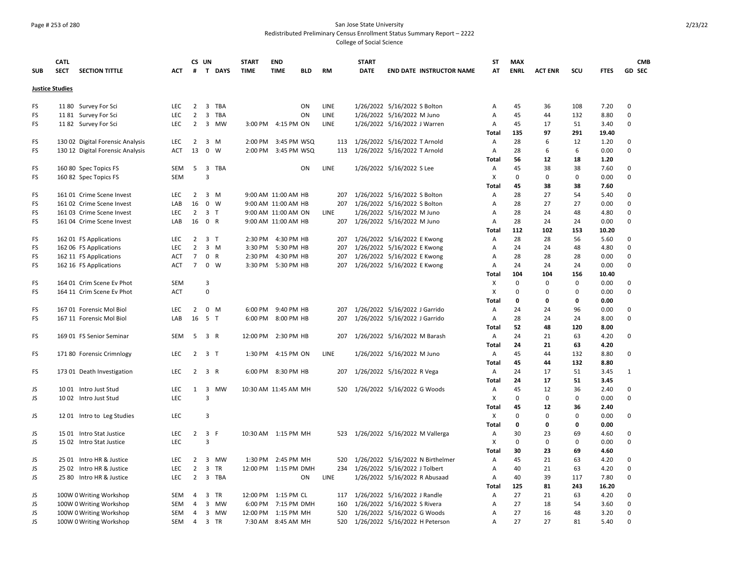San Jose State University

Redistributed Preliminary Census Enrollment Status Summary Report – 2222

College of Social Science

| SUB | CATL SECT | SECTION TITTLE | ACT | CS # | UN T | DAYS | START TIME | END TIME | BLD | RM | START DATE | END DATE | INSTRUCTOR NAME | ST AT | MAX ENRL | ACT ENR | SCU | FTES | GD | CMB SEC |
|---|---|---|---|---|---|---|---|---|---|---|---|---|---|---|---|---|---|---|---|---|
| **Justice Studies** | | | | | | | | | | | | | | | | | | | | |
| FS | 11 80 | Survey For Sci | LEC | 2 | 3 | TBA | | | ON | LINE | 1/26/2022 | 5/16/2022 | S Bolton | A | 45 | 36 | 108 | 7.20 | 0 | |
| FS | 11 81 | Survey For Sci | LEC | 2 | 3 | TBA | | | ON | LINE | 1/26/2022 | 5/16/2022 | M Juno | A | 45 | 44 | 132 | 8.80 | 0 | |
| FS | 11 82 | Survey For Sci | LEC | 2 | 3 | MW | 3:00 PM | 4:15 PM | ON | LINE | 1/26/2022 | 5/16/2022 | J Warren | A | 45 | 17 | 51 | 3.40 | 0 | |
| | | | | | | | | | | | | | | **Total** | **135** | **97** | **291** | **19.40** | | |
| FS | 130 02 | Digital Forensic Analysis | LEC | 2 | 3 | M | 2:00 PM | 3:45 PM | WSQ | 113 | 1/26/2022 | 5/16/2022 | T Arnold | A | 28 | 6 | 12 | 1.20 | 0 | |
| FS | 130 12 | Digital Forensic Analysis | ACT | 13 | 0 | W | 2:00 PM | 3:45 PM | WSQ | 113 | 1/26/2022 | 5/16/2022 | T Arnold | A | 28 | 6 | 6 | 0.00 | 0 | |
| | | | | | | | | | | | | | | **Total** | **56** | **12** | **18** | **1.20** | | |
| FS | 160 80 | Spec Topics FS | SEM | 5 | 3 | TBA | | | ON | LINE | 1/26/2022 | 5/16/2022 | S Lee | A | 45 | 38 | 38 | 7.60 | 0 | |
| FS | 160 82 | Spec Topics FS | SEM | | 3 | | | | | | | | | X | 0 | 0 | 0 | 0.00 | 0 | |
| | | | | | | | | | | | | | | **Total** | **45** | **38** | **38** | **7.60** | | |
| FS | 161 01 | Crime Scene Invest | LEC | 2 | 3 | M | 9:00 AM | 11:00 AM | HB | 207 | 1/26/2022 | 5/16/2022 | S Bolton | A | 28 | 27 | 54 | 5.40 | 0 | |
| FS | 161 02 | Crime Scene Invest | LAB | 16 | 0 | W | 9:00 AM | 11:00 AM | HB | 207 | 1/26/2022 | 5/16/2022 | S Bolton | A | 28 | 27 | 27 | 0.00 | 0 | |
| FS | 161 03 | Crime Scene Invest | LEC | 2 | 3 | T | 9:00 AM | 11:00 AM | ON | LINE | 1/26/2022 | 5/16/2022 | M Juno | A | 28 | 24 | 48 | 4.80 | 0 | |
| FS | 161 04 | Crime Scene Invest | LAB | 16 | 0 | R | 9:00 AM | 11:00 AM | HB | 207 | 1/26/2022 | 5/16/2022 | M Juno | A | 28 | 24 | 24 | 0.00 | 0 | |
| | | | | | | | | | | | | | | **Total** | **112** | **102** | **153** | **10.20** | | |
| FS | 162 01 | FS Applications | LEC | 2 | 3 | T | 2:30 PM | 4:30 PM | HB | 207 | 1/26/2022 | 5/16/2022 | E Kwong | A | 28 | 28 | 56 | 5.60 | 0 | |
| FS | 162 06 | FS Applications | LEC | 2 | 3 | M | 3:30 PM | 5:30 PM | HB | 207 | 1/26/2022 | 5/16/2022 | E Kwong | A | 24 | 24 | 48 | 4.80 | 0 | |
| FS | 162 11 | FS Applications | ACT | 7 | 0 | R | 2:30 PM | 4:30 PM | HB | 207 | 1/26/2022 | 5/16/2022 | E Kwong | A | 28 | 28 | 28 | 0.00 | 0 | |
| FS | 162 16 | FS Applications | ACT | 7 | 0 | W | 3:30 PM | 5:30 PM | HB | 207 | 1/26/2022 | 5/16/2022 | E Kwong | A | 24 | 24 | 24 | 0.00 | 0 | |
| | | | | | | | | | | | | | | **Total** | **104** | **104** | **156** | **10.40** | | |
| FS | 164 01 | Crim Scene Ev Phot | SEM | | 3 | | | | | | | | | X | 0 | 0 | 0 | 0.00 | 0 | |
| FS | 164 11 | Crim Scene Ev Phot | ACT | | 0 | | | | | | | | | X | 0 | 0 | 0 | 0.00 | 0 | |
| | | | | | | | | | | | | | | **Total** | **0** | **0** | **0** | **0.00** | | |
| FS | 167 01 | Forensic Mol Biol | LEC | 2 | 0 | M | 6:00 PM | 9:40 PM | HB | 207 | 1/26/2022 | 5/16/2022 | J Garrido | A | 24 | 24 | 96 | 0.00 | 0 | |
| FS | 167 11 | Forensic Mol Biol | LAB | 16 | 5 | T | 6:00 PM | 8:00 PM | HB | 207 | 1/26/2022 | 5/16/2022 | J Garrido | A | 28 | 24 | 24 | 8.00 | 0 | |
| | | | | | | | | | | | | | | **Total** | **52** | **48** | **120** | **8.00** | | |
| FS | 169 01 | FS Senior Seminar | SEM | 5 | 3 | R | 12:00 PM | 2:30 PM | HB | 207 | 1/26/2022 | 5/16/2022 | M Barash | A | 24 | 21 | 63 | 4.20 | 0 | |
| | | | | | | | | | | | | | | **Total** | **24** | **21** | **63** | **4.20** | | |
| FS | 171 80 | Forensic Crimnlogy | LEC | 2 | 3 | T | 1:30 PM | 4:15 PM | ON | LINE | 1/26/2022 | 5/16/2022 | M Juno | A | 45 | 44 | 132 | 8.80 | 0 | |
| | | | | | | | | | | | | | | **Total** | **45** | **44** | **132** | **8.80** | | |
| FS | 173 01 | Death Investigation | LEC | 2 | 3 | R | 6:00 PM | 8:30 PM | HB | 207 | 1/26/2022 | 5/16/2022 | R Vega | A | 24 | 17 | 51 | 3.45 | 1 | |
| | | | | | | | | | | | | | | **Total** | **24** | **17** | **51** | **3.45** | | |
| JS | 10 01 | Intro Just Stud | LEC | 1 | 3 | MW | 10:30 AM | 11:45 AM | MH | 520 | 1/26/2022 | 5/16/2022 | G Woods | A | 45 | 12 | 36 | 2.40 | 0 | |
| JS | 10 02 | Intro Just Stud | LEC | | 3 | | | | | | | | | X | 0 | 0 | 0 | 0.00 | 0 | |
| | | | | | | | | | | | | | | **Total** | **45** | **12** | **36** | **2.40** | | |
| JS | 12 01 | Intro to Leg Studies | LEC | | 3 | | | | | | | | | X | 0 | 0 | 0 | 0.00 | 0 | |
| | | | | | | | | | | | | | | **Total** | **0** | **0** | **0** | **0.00** | | |
| JS | 15 01 | Intro Stat Justice | LEC | 2 | 3 | F | 10:30 AM | 1:15 PM | MH | 523 | 1/26/2022 | 5/16/2022 | M Vallerga | A | 30 | 23 | 69 | 4.60 | 0 | |
| JS | 15 02 | Intro Stat Justice | LEC | | 3 | | | | | | | | | X | 0 | 0 | 0 | 0.00 | 0 | |
| | | | | | | | | | | | | | | **Total** | **30** | **23** | **69** | **4.60** | | |
| JS | 25 01 | Intro HR & Justice | LEC | 2 | 3 | MW | 1:30 PM | 2:45 PM | MH | 520 | 1/26/2022 | 5/16/2022 | N Birthelmer | A | 45 | 21 | 63 | 4.20 | 0 | |
| JS | 25 02 | Intro HR & Justice | LEC | 2 | 3 | TR | 12:00 PM | 1:15 PM | DMH | 234 | 1/26/2022 | 5/16/2022 | J Tolbert | A | 40 | 21 | 63 | 4.20 | 0 | |
| JS | 25 80 | Intro HR & Justice | LEC | 2 | 3 | TBA | | | ON | LINE | 1/26/2022 | 5/16/2022 | R Abusaad | A | 40 | 39 | 117 | 7.80 | 0 | |
| | | | | | | | | | | | | | | **Total** | **125** | **81** | **243** | **16.20** | | |
| JS | 100W 0 | Writing Workshop | SEM | 4 | 3 | TR | 12:00 PM | 1:15 PM | CL | 117 | 1/26/2022 | 5/16/2022 | J Randle | A | 27 | 21 | 63 | 4.20 | 0 | |
| JS | 100W 0 | Writing Workshop | SEM | 4 | 3 | MW | 6:00 PM | 7:15 PM | DMH | 160 | 1/26/2022 | 5/16/2022 | S Rivera | A | 27 | 18 | 54 | 3.60 | 0 | |
| JS | 100W 0 | Writing Workshop | SEM | 4 | 3 | MW | 12:00 PM | 1:15 PM | MH | 520 | 1/26/2022 | 5/16/2022 | G Woods | A | 27 | 16 | 48 | 3.20 | 0 | |
| JS | 100W 0 | Writing Workshop | SEM | 4 | 3 | TR | 7:30 AM | 8:45 AM | MH | 520 | 1/26/2022 | 5/16/2022 | H Peterson | A | 27 | 27 | 81 | 5.40 | 0 | |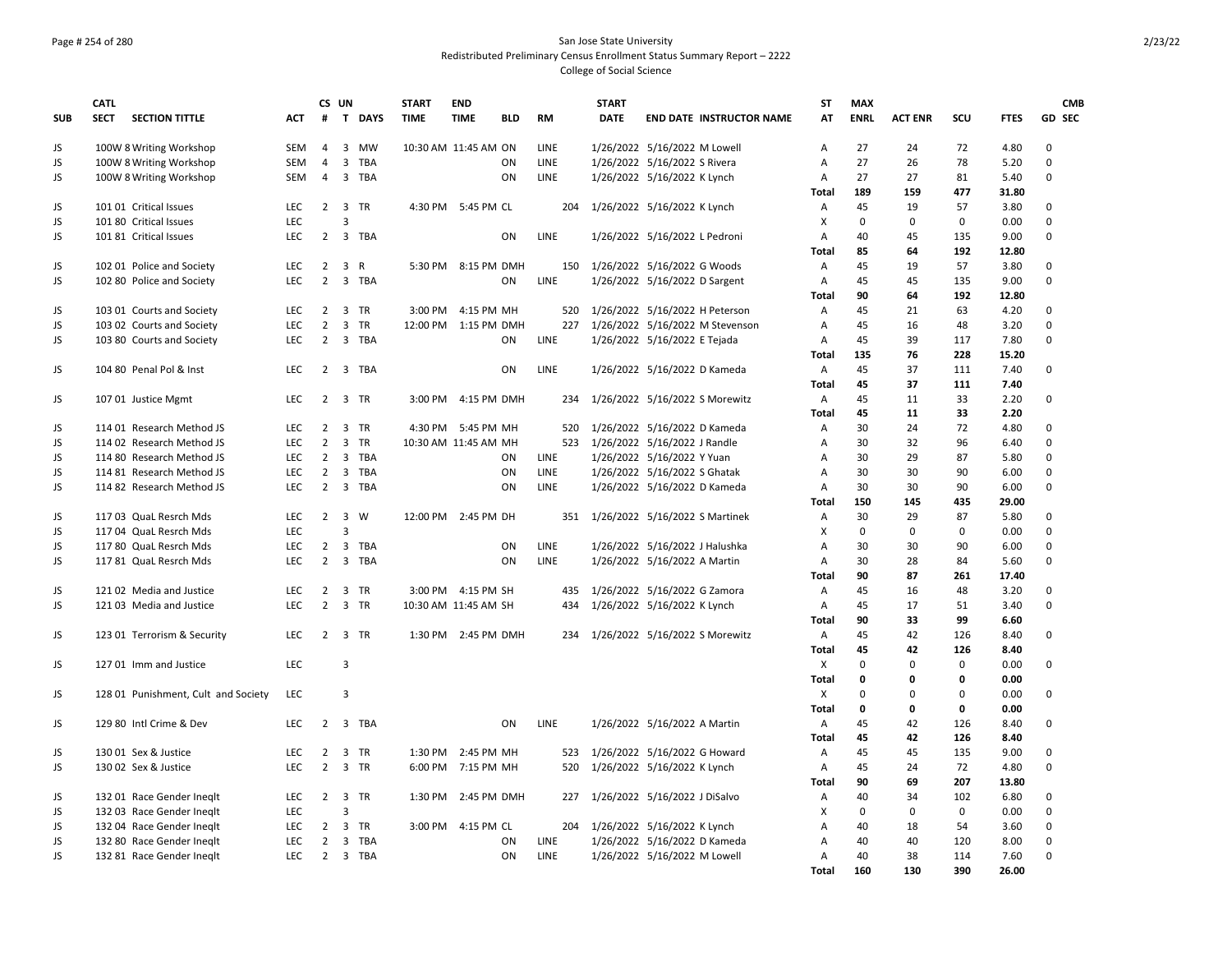San Jose State University
Redistributed Preliminary Census Enrollment Status Summary Report – 2222
College of Social Science

| SUB | CATL SECT | SECTION TITTLE | ACT | CS # | UN T | DAYS | START TIME | END TIME | BLD | RM | START DATE | END DATE | INSTRUCTOR NAME | ST AT | MAX ENRL | ACT ENR | SCU | FTES | GD | CMB SEC |
|---|---|---|---|---|---|---|---|---|---|---|---|---|---|---|---|---|---|---|---|---|
| JS | 100W 8 | Writing Workshop | SEM | 4 | 3 | MW | 10:30 AM | 11:45 AM | ON | LINE | 1/26/2022 | 5/16/2022 | M Lowell | A | 27 | 24 | 72 | 4.80 | 0 | |
| JS | 100W 8 | Writing Workshop | SEM | 4 | 3 | TBA | | | ON | LINE | 1/26/2022 | 5/16/2022 | S Rivera | A | 27 | 26 | 78 | 5.20 | 0 | |
| JS | 100W 8 | Writing Workshop | SEM | 4 | 3 | TBA | | | ON | LINE | 1/26/2022 | 5/16/2022 | K Lynch | A | 27 | 27 | 81 | 5.40 | 0 | |
| | | | | | | | | | | | | | | **Total** | **189** | **159** | **477** | **31.80** | | |
| JS | 101 01 | Critical Issues | LEC | 2 | 3 | TR | 4:30 PM | 5:45 PM | CL | 204 | 1/26/2022 | 5/16/2022 | K Lynch | A | 45 | 19 | 57 | 3.80 | 0 | |
| JS | 101 80 | Critical Issues | LEC | | 3 | | | | | | | | | X | 0 | 0 | 0 | 0.00 | 0 | |
| JS | 101 81 | Critical Issues | LEC | 2 | 3 | TBA | | | ON | LINE | 1/26/2022 | 5/16/2022 | L Pedroni | A | 40 | 45 | 135 | 9.00 | 0 | |
| | | | | | | | | | | | | | | **Total** | **85** | **64** | **192** | **12.80** | | |
| JS | 102 01 | Police and Society | LEC | 2 | 3 | R | 5:30 PM | 8:15 PM | DMH | 150 | 1/26/2022 | 5/16/2022 | G Woods | A | 45 | 19 | 57 | 3.80 | 0 | |
| JS | 102 80 | Police and Society | LEC | 2 | 3 | TBA | | | ON | LINE | 1/26/2022 | 5/16/2022 | D Sargent | A | 45 | 45 | 135 | 9.00 | 0 | |
| | | | | | | | | | | | | | | **Total** | **90** | **64** | **192** | **12.80** | | |
| JS | 103 01 | Courts and Society | LEC | 2 | 3 | TR | 3:00 PM | 4:15 PM | MH | 520 | 1/26/2022 | 5/16/2022 | H Peterson | A | 45 | 21 | 63 | 4.20 | 0 | |
| JS | 103 02 | Courts and Society | LEC | 2 | 3 | TR | 12:00 PM | 1:15 PM | DMH | 227 | 1/26/2022 | 5/16/2022 | M Stevenson | A | 45 | 16 | 48 | 3.20 | 0 | |
| JS | 103 80 | Courts and Society | LEC | 2 | 3 | TBA | | | ON | LINE | 1/26/2022 | 5/16/2022 | E Tejada | A | 45 | 39 | 117 | 7.80 | 0 | |
| | | | | | | | | | | | | | | **Total** | **135** | **76** | **228** | **15.20** | | |
| JS | 104 80 | Penal Pol & Inst | LEC | 2 | 3 | TBA | | | ON | LINE | 1/26/2022 | 5/16/2022 | D Kameda | A | 45 | 37 | 111 | 7.40 | 0 | |
| | | | | | | | | | | | | | | **Total** | **45** | **37** | **111** | **7.40** | | |
| JS | 107 01 | Justice Mgmt | LEC | 2 | 3 | TR | 3:00 PM | 4:15 PM | DMH | 234 | 1/26/2022 | 5/16/2022 | S Morewitz | A | 45 | 11 | 33 | 2.20 | 0 | |
| | | | | | | | | | | | | | | **Total** | **45** | **11** | **33** | **2.20** | | |
| JS | 114 01 | Research Method JS | LEC | 2 | 3 | TR | 4:30 PM | 5:45 PM | MH | 520 | 1/26/2022 | 5/16/2022 | D Kameda | A | 30 | 24 | 72 | 4.80 | 0 | |
| JS | 114 02 | Research Method JS | LEC | 2 | 3 | TR | 10:30 AM | 11:45 AM | MH | 523 | 1/26/2022 | 5/16/2022 | J Randle | A | 30 | 32 | 96 | 6.40 | 0 | |
| JS | 114 80 | Research Method JS | LEC | 2 | 3 | TBA | | | ON | LINE | 1/26/2022 | 5/16/2022 | Y Yuan | A | 30 | 29 | 87 | 5.80 | 0 | |
| JS | 114 81 | Research Method JS | LEC | 2 | 3 | TBA | | | ON | LINE | 1/26/2022 | 5/16/2022 | S Ghatak | A | 30 | 30 | 90 | 6.00 | 0 | |
| JS | 114 82 | Research Method JS | LEC | 2 | 3 | TBA | | | ON | LINE | 1/26/2022 | 5/16/2022 | D Kameda | A | 30 | 30 | 90 | 6.00 | 0 | |
| | | | | | | | | | | | | | | **Total** | **150** | **145** | **435** | **29.00** | | |
| JS | 117 03 | QuaL Resrch Mds | LEC | 2 | 3 | W | 12:00 PM | 2:45 PM | DH | 351 | 1/26/2022 | 5/16/2022 | S Martinek | A | 30 | 29 | 87 | 5.80 | 0 | |
| JS | 117 04 | QuaL Resrch Mds | LEC | | 3 | | | | | | | | | X | 0 | 0 | 0 | 0.00 | 0 | |
| JS | 117 80 | QuaL Resrch Mds | LEC | 2 | 3 | TBA | | | ON | LINE | 1/26/2022 | 5/16/2022 | J Halushka | A | 30 | 30 | 90 | 6.00 | 0 | |
| JS | 117 81 | QuaL Resrch Mds | LEC | 2 | 3 | TBA | | | ON | LINE | 1/26/2022 | 5/16/2022 | A Martin | A | 30 | 28 | 84 | 5.60 | 0 | |
| | | | | | | | | | | | | | | **Total** | **90** | **87** | **261** | **17.40** | | |
| JS | 121 02 | Media and Justice | LEC | 2 | 3 | TR | 3:00 PM | 4:15 PM | SH | 435 | 1/26/2022 | 5/16/2022 | G Zamora | A | 45 | 16 | 48 | 3.20 | 0 | |
| JS | 121 03 | Media and Justice | LEC | 2 | 3 | TR | 10:30 AM | 11:45 AM | SH | 434 | 1/26/2022 | 5/16/2022 | K Lynch | A | 45 | 17 | 51 | 3.40 | 0 | |
| | | | | | | | | | | | | | | **Total** | **90** | **33** | **99** | **6.60** | | |
| JS | 123 01 | Terrorism & Security | LEC | 2 | 3 | TR | 1:30 PM | 2:45 PM | DMH | 234 | 1/26/2022 | 5/16/2022 | S Morewitz | A | 45 | 42 | 126 | 8.40 | 0 | |
| | | | | | | | | | | | | | | **Total** | **45** | **42** | **126** | **8.40** | | |
| JS | 127 01 | Imm and Justice | LEC | | 3 | | | | | | | | | X | 0 | 0 | 0 | 0.00 | 0 | |
| | | | | | | | | | | | | | | **Total** | **0** | **0** | **0** | **0.00** | | |
| JS | 128 01 | Punishment, Cult and Society | LEC | | 3 | | | | | | | | | X | 0 | 0 | 0 | 0.00 | 0 | |
| | | | | | | | | | | | | | | **Total** | **0** | **0** | **0** | **0.00** | | |
| JS | 129 80 | Intl Crime & Dev | LEC | 2 | 3 | TBA | | | ON | LINE | 1/26/2022 | 5/16/2022 | A Martin | A | 45 | 42 | 126 | 8.40 | 0 | |
| | | | | | | | | | | | | | | **Total** | **45** | **42** | **126** | **8.40** | | |
| JS | 130 01 | Sex & Justice | LEC | 2 | 3 | TR | 1:30 PM | 2:45 PM | MH | 523 | 1/26/2022 | 5/16/2022 | G Howard | A | 45 | 45 | 135 | 9.00 | 0 | |
| JS | 130 02 | Sex & Justice | LEC | 2 | 3 | TR | 6:00 PM | 7:15 PM | MH | 520 | 1/26/2022 | 5/16/2022 | K Lynch | A | 45 | 24 | 72 | 4.80 | 0 | |
| | | | | | | | | | | | | | | **Total** | **90** | **69** | **207** | **13.80** | | |
| JS | 132 01 | Race Gender Ineqlt | LEC | 2 | 3 | TR | 1:30 PM | 2:45 PM | DMH | 227 | 1/26/2022 | 5/16/2022 | J DiSalvo | A | 40 | 34 | 102 | 6.80 | 0 | |
| JS | 132 03 | Race Gender Ineqlt | LEC | | 3 | | | | | | | | | X | 0 | 0 | 0 | 0.00 | 0 | |
| JS | 132 04 | Race Gender Ineqlt | LEC | 2 | 3 | TR | 3:00 PM | 4:15 PM | CL | 204 | 1/26/2022 | 5/16/2022 | K Lynch | A | 40 | 18 | 54 | 3.60 | 0 | |
| JS | 132 80 | Race Gender Ineqlt | LEC | 2 | 3 | TBA | | | ON | LINE | 1/26/2022 | 5/16/2022 | D Kameda | A | 40 | 40 | 120 | 8.00 | 0 | |
| JS | 132 81 | Race Gender Ineqlt | LEC | 2 | 3 | TBA | | | ON | LINE | 1/26/2022 | 5/16/2022 | M Lowell | A | 40 | 38 | 114 | 7.60 | 0 | |
| | | | | | | | | | | | | | | **Total** | **160** | **130** | **390** | **26.00** | | |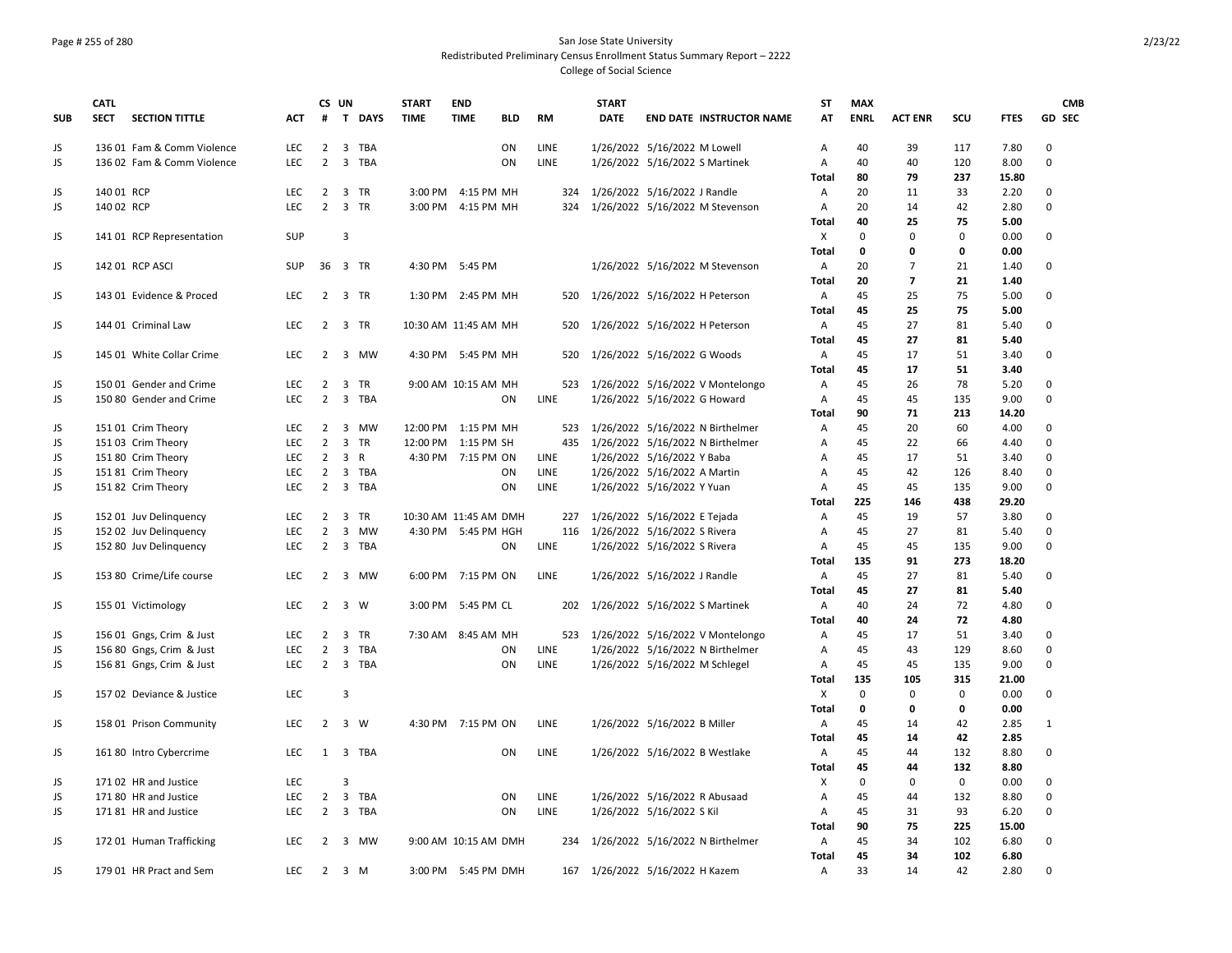San Jose State University
Redistributed Preliminary Census Enrollment Status Summary Report – 2222
College of Social Science

| SUB | CATL SECT | SECTION TITTLE | ACT | CS # | UN T | DAYS | START TIME | END TIME | BLD | RM | START DATE | END DATE | INSTRUCTOR NAME | ST AT | MAX ENRL | ACT ENR | SCU | FTES | GD | CMB SEC |
|---|---|---|---|---|---|---|---|---|---|---|---|---|---|---|---|---|---|---|---|---|
| JS | 136 01 | Fam & Comm Violence | LEC | 2 | 3 | TBA | | | ON | LINE | 1/26/2022 | 5/16/2022 | M Lowell | A | 40 | 39 | 117 | 7.80 | 0 | |
| JS | 136 02 | Fam & Comm Violence | LEC | 2 | 3 | TBA | | | ON | LINE | 1/26/2022 | 5/16/2022 | S Martinek | A | 40 | 40 | 120 | 8.00 | 0 | |
| | | | | | | | | | | | | | | **Total** | **80** | **79** | **237** | **15.80** | | |
| JS | 140 01 | RCP | LEC | 2 | 3 | TR | 3:00 PM | 4:15 PM | MH | 324 | 1/26/2022 | 5/16/2022 | J Randle | A | 20 | 11 | 33 | 2.20 | 0 | |
| JS | 140 02 | RCP | LEC | 2 | 3 | TR | 3:00 PM | 4:15 PM | MH | 324 | 1/26/2022 | 5/16/2022 | M Stevenson | A | 20 | 14 | 42 | 2.80 | 0 | |
| | | | | | | | | | | | | | | **Total** | **40** | **25** | **75** | **5.00** | | |
| JS | 141 01 | RCP Representation | SUP | | 3 | | | | | | | | | X | 0 | 0 | 0 | 0.00 | 0 | |
| | | | | | | | | | | | | | | **Total** | **0** | **0** | **0** | **0.00** | | |
| JS | 142 01 | RCP ASCI | SUP | 36 | 3 | TR | 4:30 PM | 5:45 PM | | | 1/26/2022 | 5/16/2022 | M Stevenson | A | 20 | 7 | 21 | 1.40 | 0 | |
| | | | | | | | | | | | | | | **Total** | **20** | **7** | **21** | **1.40** | | |
| JS | 143 01 | Evidence & Proced | LEC | 2 | 3 | TR | 1:30 PM | 2:45 PM | MH | 520 | 1/26/2022 | 5/16/2022 | H Peterson | A | 45 | 25 | 75 | 5.00 | 0 | |
| | | | | | | | | | | | | | | **Total** | **45** | **25** | **75** | **5.00** | | |
| JS | 144 01 | Criminal Law | LEC | 2 | 3 | TR | 10:30 AM | 11:45 AM | MH | 520 | 1/26/2022 | 5/16/2022 | H Peterson | A | 45 | 27 | 81 | 5.40 | 0 | |
| | | | | | | | | | | | | | | **Total** | **45** | **27** | **81** | **5.40** | | |
| JS | 145 01 | White Collar Crime | LEC | 2 | 3 | MW | 4:30 PM | 5:45 PM | MH | 520 | 1/26/2022 | 5/16/2022 | G Woods | A | 45 | 17 | 51 | 3.40 | 0 | |
| | | | | | | | | | | | | | | **Total** | **45** | **17** | **51** | **3.40** | | |
| JS | 150 01 | Gender and Crime | LEC | 2 | 3 | TR | 9:00 AM | 10:15 AM | MH | 523 | 1/26/2022 | 5/16/2022 | V Montelongo | A | 45 | 26 | 78 | 5.20 | 0 | |
| JS | 150 80 | Gender and Crime | LEC | 2 | 3 | TBA | | | ON | LINE | 1/26/2022 | 5/16/2022 | G Howard | A | 45 | 45 | 135 | 9.00 | 0 | |
| | | | | | | | | | | | | | | **Total** | **90** | **71** | **213** | **14.20** | | |
| JS | 151 01 | Crim Theory | LEC | 2 | 3 | MW | 12:00 PM | 1:15 PM | MH | 523 | 1/26/2022 | 5/16/2022 | N Birthelmer | A | 45 | 20 | 60 | 4.00 | 0 | |
| JS | 151 03 | Crim Theory | LEC | 2 | 3 | TR | 12:00 PM | 1:15 PM | SH | 435 | 1/26/2022 | 5/16/2022 | N Birthelmer | A | 45 | 22 | 66 | 4.40 | 0 | |
| JS | 151 80 | Crim Theory | LEC | 2 | 3 | R | 4:30 PM | 7:15 PM | ON | LINE | 1/26/2022 | 5/16/2022 | Y Baba | A | 45 | 17 | 51 | 3.40 | 0 | |
| JS | 151 81 | Crim Theory | LEC | 2 | 3 | TBA | | | ON | LINE | 1/26/2022 | 5/16/2022 | A Martin | A | 45 | 42 | 126 | 8.40 | 0 | |
| JS | 151 82 | Crim Theory | LEC | 2 | 3 | TBA | | | ON | LINE | 1/26/2022 | 5/16/2022 | Y Yuan | A | 45 | 45 | 135 | 9.00 | 0 | |
| | | | | | | | | | | | | | | **Total** | **225** | **146** | **438** | **29.20** | | |
| JS | 152 01 | Juv Delinquency | LEC | 2 | 3 | TR | 10:30 AM | 11:45 AM | DMH | 227 | 1/26/2022 | 5/16/2022 | E Tejada | A | 45 | 19 | 57 | 3.80 | 0 | |
| JS | 152 02 | Juv Delinquency | LEC | 2 | 3 | MW | 4:30 PM | 5:45 PM | HGH | 116 | 1/26/2022 | 5/16/2022 | S Rivera | A | 45 | 27 | 81 | 5.40 | 0 | |
| JS | 152 80 | Juv Delinquency | LEC | 2 | 3 | TBA | | | ON | LINE | 1/26/2022 | 5/16/2022 | S Rivera | A | 45 | 45 | 135 | 9.00 | 0 | |
| | | | | | | | | | | | | | | **Total** | **135** | **91** | **273** | **18.20** | | |
| JS | 153 80 | Crime/Life course | LEC | 2 | 3 | MW | 6:00 PM | 7:15 PM | ON | LINE | 1/26/2022 | 5/16/2022 | J Randle | A | 45 | 27 | 81 | 5.40 | 0 | |
| | | | | | | | | | | | | | | **Total** | **45** | **27** | **81** | **5.40** | | |
| JS | 155 01 | Victimology | LEC | 2 | 3 | W | 3:00 PM | 5:45 PM | CL | 202 | 1/26/2022 | 5/16/2022 | S Martinek | A | 40 | 24 | 72 | 4.80 | 0 | |
| | | | | | | | | | | | | | | **Total** | **40** | **24** | **72** | **4.80** | | |
| JS | 156 01 | Gngs, Crim & Just | LEC | 2 | 3 | TR | 7:30 AM | 8:45 AM | MH | 523 | 1/26/2022 | 5/16/2022 | V Montelongo | A | 45 | 17 | 51 | 3.40 | 0 | |
| JS | 156 80 | Gngs, Crim & Just | LEC | 2 | 3 | TBA | | | ON | LINE | 1/26/2022 | 5/16/2022 | N Birthelmer | A | 45 | 43 | 129 | 8.60 | 0 | |
| JS | 156 81 | Gngs, Crim & Just | LEC | 2 | 3 | TBA | | | ON | LINE | 1/26/2022 | 5/16/2022 | M Schlegel | A | 45 | 45 | 135 | 9.00 | 0 | |
| | | | | | | | | | | | | | | **Total** | **135** | **105** | **315** | **21.00** | | |
| JS | 157 02 | Deviance & Justice | LEC | | 3 | | | | | | | | | X | 0 | 0 | 0 | 0.00 | 0 | |
| | | | | | | | | | | | | | | **Total** | **0** | **0** | **0** | **0.00** | | |
| JS | 158 01 | Prison Community | LEC | 2 | 3 | W | 4:30 PM | 7:15 PM | ON | LINE | 1/26/2022 | 5/16/2022 | B Miller | A | 45 | 14 | 42 | 2.85 | 1 | |
| | | | | | | | | | | | | | | **Total** | **45** | **14** | **42** | **2.85** | | |
| JS | 161 80 | Intro Cybercrime | LEC | 1 | 3 | TBA | | | ON | LINE | 1/26/2022 | 5/16/2022 | B Westlake | A | 45 | 44 | 132 | 8.80 | 0 | |
| | | | | | | | | | | | | | | **Total** | **45** | **44** | **132** | **8.80** | | |
| JS | 171 02 | HR and Justice | LEC | | 3 | | | | | | | | | X | 0 | 0 | 0 | 0.00 | 0 | |
| JS | 171 80 | HR and Justice | LEC | 2 | 3 | TBA | | | ON | LINE | 1/26/2022 | 5/16/2022 | R Abusaad | A | 45 | 44 | 132 | 8.80 | 0 | |
| JS | 171 81 | HR and Justice | LEC | 2 | 3 | TBA | | | ON | LINE | 1/26/2022 | 5/16/2022 | S Kil | A | 45 | 31 | 93 | 6.20 | 0 | |
| | | | | | | | | | | | | | | **Total** | **90** | **75** | **225** | **15.00** | | |
| JS | 172 01 | Human Trafficking | LEC | 2 | 3 | MW | 9:00 AM | 10:15 AM | DMH | 234 | 1/26/2022 | 5/16/2022 | N Birthelmer | A | 45 | 34 | 102 | 6.80 | 0 | |
| | | | | | | | | | | | | | | **Total** | **45** | **34** | **102** | **6.80** | | |
| JS | 179 01 | HR Pract and Sem | LEC | 2 | 3 | M | 3:00 PM | 5:45 PM | DMH | 167 | 1/26/2022 | 5/16/2022 | H Kazem | A | 33 | 14 | 42 | 2.80 | 0 | |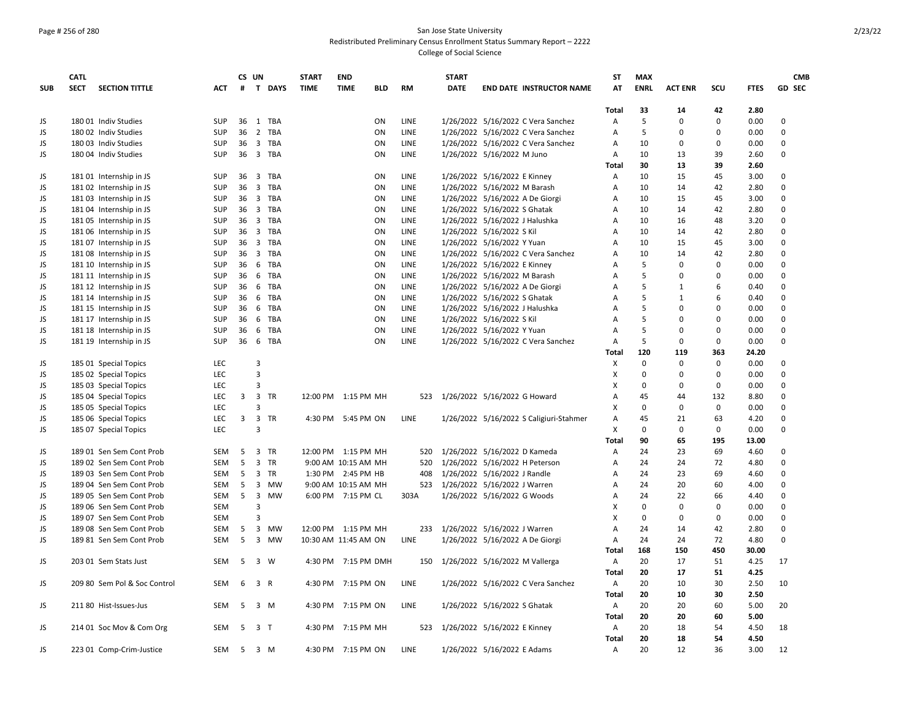San Jose State University
Redistributed Preliminary Census Enrollment Status Summary Report – 2222
College of Social Science

| SUB | CATL SECT | SECTION TITTLE | ACT | CS # | UN T | DAYS | START TIME | END TIME | BLD | RM | START DATE | END DATE | INSTRUCTOR NAME | ST AT | MAX ENRL | ACT ENR | SCU | FTES | GD | CMB SEC |
|---|---|---|---|---|---|---|---|---|---|---|---|---|---|---|---|---|---|---|---|---|
| | | | | | | | | | | | | | | Total | 33 | 14 | 42 | 2.80 | | |
| JS | 180 01 | Indiv Studies | SUP | 36 | 1 | TBA | | | ON | LINE | 1/26/2022 | 5/16/2022 | C Vera Sanchez | A | 5 | 0 | 0 | 0.00 | 0 | |
| JS | 180 02 | Indiv Studies | SUP | 36 | 2 | TBA | | | ON | LINE | 1/26/2022 | 5/16/2022 | C Vera Sanchez | A | 5 | 0 | 0 | 0.00 | 0 | |
| JS | 180 03 | Indiv Studies | SUP | 36 | 3 | TBA | | | ON | LINE | 1/26/2022 | 5/16/2022 | C Vera Sanchez | A | 10 | 0 | 0 | 0.00 | 0 | |
| JS | 180 04 | Indiv Studies | SUP | 36 | 3 | TBA | | | ON | LINE | 1/26/2022 | 5/16/2022 | M Juno | A | 10 | 13 | 39 | 2.60 | 0 | |
| | | | | | | | | | | | | | | Total | 30 | 13 | 39 | 2.60 | | |
| JS | 181 01 | Internship in JS | SUP | 36 | 3 | TBA | | | ON | LINE | 1/26/2022 | 5/16/2022 | E Kinney | A | 10 | 15 | 45 | 3.00 | 0 | |
| JS | 181 02 | Internship in JS | SUP | 36 | 3 | TBA | | | ON | LINE | 1/26/2022 | 5/16/2022 | M Barash | A | 10 | 14 | 42 | 2.80 | 0 | |
| JS | 181 03 | Internship in JS | SUP | 36 | 3 | TBA | | | ON | LINE | 1/26/2022 | 5/16/2022 | A De Giorgi | A | 10 | 15 | 45 | 3.00 | 0 | |
| JS | 181 04 | Internship in JS | SUP | 36 | 3 | TBA | | | ON | LINE | 1/26/2022 | 5/16/2022 | S Ghatak | A | 10 | 14 | 42 | 2.80 | 0 | |
| JS | 181 05 | Internship in JS | SUP | 36 | 3 | TBA | | | ON | LINE | 1/26/2022 | 5/16/2022 | J Halushka | A | 10 | 16 | 48 | 3.20 | 0 | |
| JS | 181 06 | Internship in JS | SUP | 36 | 3 | TBA | | | ON | LINE | 1/26/2022 | 5/16/2022 | S Kil | A | 10 | 14 | 42 | 2.80 | 0 | |
| JS | 181 07 | Internship in JS | SUP | 36 | 3 | TBA | | | ON | LINE | 1/26/2022 | 5/16/2022 | Y Yuan | A | 10 | 15 | 45 | 3.00 | 0 | |
| JS | 181 08 | Internship in JS | SUP | 36 | 3 | TBA | | | ON | LINE | 1/26/2022 | 5/16/2022 | C Vera Sanchez | A | 10 | 14 | 42 | 2.80 | 0 | |
| JS | 181 10 | Internship in JS | SUP | 36 | 6 | TBA | | | ON | LINE | 1/26/2022 | 5/16/2022 | E Kinney | A | 5 | 0 | 0 | 0.00 | 0 | |
| JS | 181 11 | Internship in JS | SUP | 36 | 6 | TBA | | | ON | LINE | 1/26/2022 | 5/16/2022 | M Barash | A | 5 | 0 | 0 | 0.00 | 0 | |
| JS | 181 12 | Internship in JS | SUP | 36 | 6 | TBA | | | ON | LINE | 1/26/2022 | 5/16/2022 | A De Giorgi | A | 5 | 1 | 6 | 0.40 | 0 | |
| JS | 181 14 | Internship in JS | SUP | 36 | 6 | TBA | | | ON | LINE | 1/26/2022 | 5/16/2022 | S Ghatak | A | 5 | 1 | 6 | 0.40 | 0 | |
| JS | 181 15 | Internship in JS | SUP | 36 | 6 | TBA | | | ON | LINE | 1/26/2022 | 5/16/2022 | J Halushka | A | 5 | 0 | 0 | 0.00 | 0 | |
| JS | 181 17 | Internship in JS | SUP | 36 | 6 | TBA | | | ON | LINE | 1/26/2022 | 5/16/2022 | S Kil | A | 5 | 0 | 0 | 0.00 | 0 | |
| JS | 181 18 | Internship in JS | SUP | 36 | 6 | TBA | | | ON | LINE | 1/26/2022 | 5/16/2022 | Y Yuan | A | 5 | 0 | 0 | 0.00 | 0 | |
| JS | 181 19 | Internship in JS | SUP | 36 | 6 | TBA | | | ON | LINE | 1/26/2022 | 5/16/2022 | C Vera Sanchez | A | 5 | 0 | 0 | 0.00 | 0 | |
| | | | | | | | | | | | | | | Total | 120 | 119 | 363 | 24.20 | | |
| JS | 185 01 | Special Topics | LEC | | 3 | | | | | | | | | X | 0 | 0 | 0 | 0.00 | 0 | |
| JS | 185 02 | Special Topics | LEC | | 3 | | | | | | | | | X | 0 | 0 | 0 | 0.00 | 0 | |
| JS | 185 03 | Special Topics | LEC | | 3 | | | | | | | | | X | 0 | 0 | 0 | 0.00 | 0 | |
| JS | 185 04 | Special Topics | LEC | 3 | 3 | TR | 12:00 PM | 1:15 PM | MH | 523 | 1/26/2022 | 5/16/2022 | G Howard | A | 45 | 44 | 132 | 8.80 | 0 | |
| JS | 185 05 | Special Topics | LEC | | 3 | | | | | | | | | X | 0 | 0 | 0 | 0.00 | 0 | |
| JS | 185 06 | Special Topics | LEC | 3 | 3 | TR | 4:30 PM | 5:45 PM | ON | LINE | 1/26/2022 | 5/16/2022 | S Caligiuri-Stahmer | A | 45 | 21 | 63 | 4.20 | 0 | |
| JS | 185 07 | Special Topics | LEC | | 3 | | | | | | | | | X | 0 | 0 | 0 | 0.00 | 0 | |
| | | | | | | | | | | | | | | Total | 90 | 65 | 195 | 13.00 | | |
| JS | 189 01 | Sen Sem Cont Prob | SEM | 5 | 3 | TR | 12:00 PM | 1:15 PM | MH | 520 | 1/26/2022 | 5/16/2022 | D Kameda | A | 24 | 23 | 69 | 4.60 | 0 | |
| JS | 189 02 | Sen Sem Cont Prob | SEM | 5 | 3 | TR | 9:00 AM | 10:15 AM | MH | 520 | 1/26/2022 | 5/16/2022 | H Peterson | A | 24 | 24 | 72 | 4.80 | 0 | |
| JS | 189 03 | Sen Sem Cont Prob | SEM | 5 | 3 | TR | 1:30 PM | 2:45 PM | HB | 408 | 1/26/2022 | 5/16/2022 | J Randle | A | 24 | 23 | 69 | 4.60 | 0 | |
| JS | 189 04 | Sen Sem Cont Prob | SEM | 5 | 3 | MW | 9:00 AM | 10:15 AM | MH | 523 | 1/26/2022 | 5/16/2022 | J Warren | A | 24 | 20 | 60 | 4.00 | 0 | |
| JS | 189 05 | Sen Sem Cont Prob | SEM | 5 | 3 | MW | 6:00 PM | 7:15 PM | CL | 303A | 1/26/2022 | 5/16/2022 | G Woods | A | 24 | 22 | 66 | 4.40 | 0 | |
| JS | 189 06 | Sen Sem Cont Prob | SEM | | 3 | | | | | | | | | X | 0 | 0 | 0 | 0.00 | 0 | |
| JS | 189 07 | Sen Sem Cont Prob | SEM | | 3 | | | | | | | | | X | 0 | 0 | 0 | 0.00 | 0 | |
| JS | 189 08 | Sen Sem Cont Prob | SEM | 5 | 3 | MW | 12:00 PM | 1:15 PM | MH | 233 | 1/26/2022 | 5/16/2022 | J Warren | A | 24 | 14 | 42 | 2.80 | 0 | |
| JS | 189 81 | Sen Sem Cont Prob | SEM | 5 | 3 | MW | 10:30 AM | 11:45 AM | ON | LINE | 1/26/2022 | 5/16/2022 | A De Giorgi | A | 24 | 24 | 72 | 4.80 | 0 | |
| | | | | | | | | | | | | | | Total | 168 | 150 | 450 | 30.00 | | |
| JS | 203 01 | Sem Stats Just | SEM | 5 | 3 | W | 4:30 PM | 7:15 PM | DMH | 150 | 1/26/2022 | 5/16/2022 | M Vallerga | A | 20 | 17 | 51 | 4.25 | 17 | |
| | | | | | | | | | | | | | | Total | 20 | 17 | 51 | 4.25 | | |
| JS | 209 80 | Sem Pol & Soc Control | SEM | 6 | 3 | R | 4:30 PM | 7:15 PM | ON | LINE | 1/26/2022 | 5/16/2022 | C Vera Sanchez | A | 20 | 10 | 30 | 2.50 | 10 | |
| | | | | | | | | | | | | | | Total | 20 | 10 | 30 | 2.50 | | |
| JS | 211 80 | Hist-Issues-Jus | SEM | 5 | 3 | M | 4:30 PM | 7:15 PM | ON | LINE | 1/26/2022 | 5/16/2022 | S Ghatak | A | 20 | 20 | 60 | 5.00 | 20 | |
| | | | | | | | | | | | | | | Total | 20 | 20 | 60 | 5.00 | | |
| JS | 214 01 | Soc Mov & Com Org | SEM | 5 | 3 | T | 4:30 PM | 7:15 PM | MH | 523 | 1/26/2022 | 5/16/2022 | E Kinney | A | 20 | 18 | 54 | 4.50 | 18 | |
| | | | | | | | | | | | | | | Total | 20 | 18 | 54 | 4.50 | | |
| JS | 223 01 | Comp-Crim-Justice | SEM | 5 | 3 | M | 4:30 PM | 7:15 PM | ON | LINE | 1/26/2022 | 5/16/2022 | E Adams | A | 20 | 12 | 36 | 3.00 | 12 | |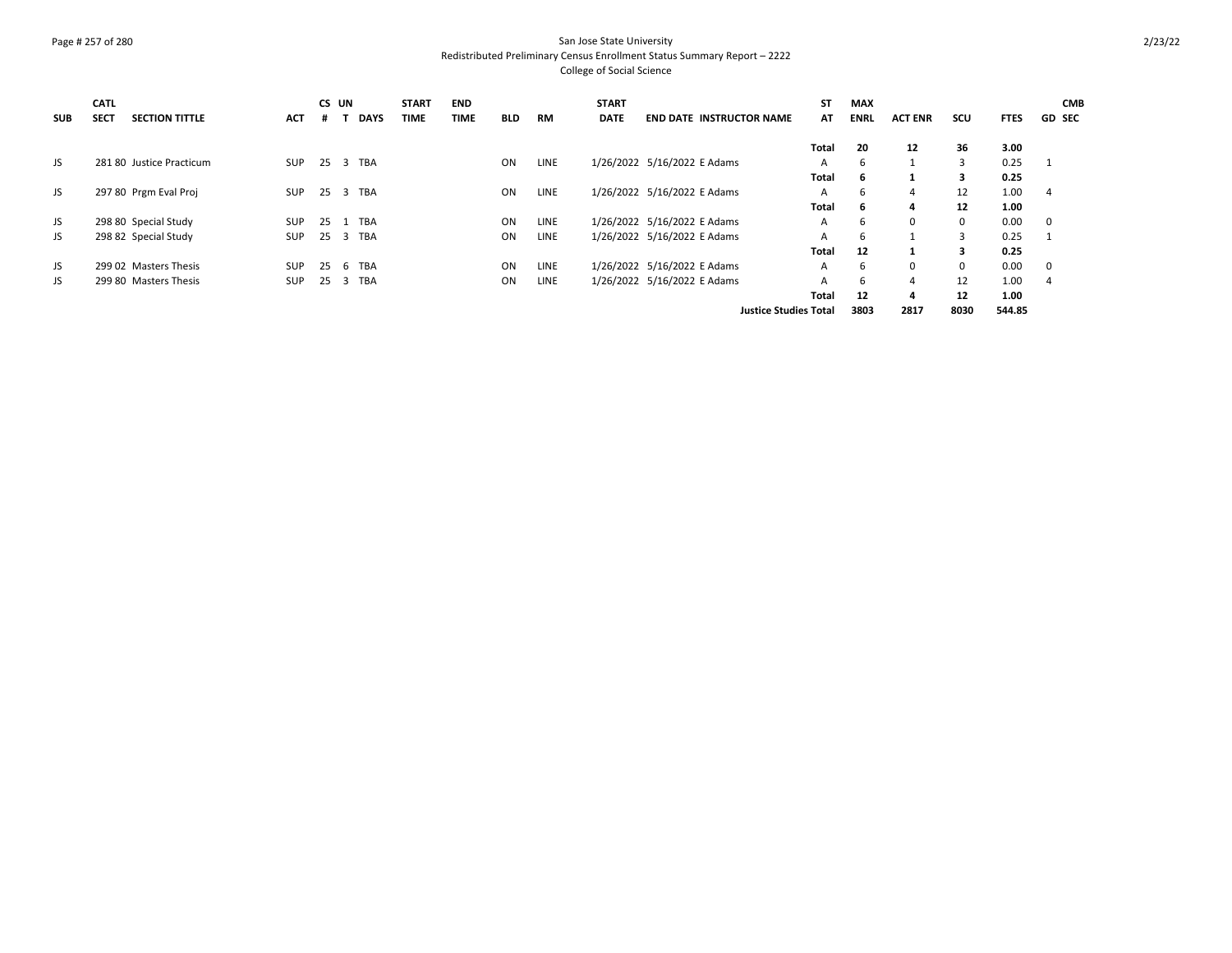# San Jose State University

Redistributed Preliminary Census Enrollment Status Summary Report – 2222

College of Social Science

| SUB | CATL SECT | SECTION TITTLE | ACT | CS # | UN T | DAYS | START TIME | END TIME | BLD | RM | START DATE | END DATE | INSTRUCTOR NAME | ST AT | MAX ENRL | ACT ENR | SCU | FTES | GD | CMB SEC |
|---|---|---|---|---|---|---|---|---|---|---|---|---|---|---|---|---|---|---|---|---|
| | | | | | | | | | | | | | | **Total** | **20** | **12** | **36** | **3.00** | | |
| JS | 281 80 | Justice Practicum | SUP | 25 | 3 | TBA | | | ON | LINE | 1/26/2022 | 5/16/2022 | E Adams | A | 6 | 1 | 3 | 0.25 | 1 | |
| | | | | | | | | | | | | | | **Total** | **6** | **1** | **3** | **0.25** | | |
| JS | 297 80 | Prgm Eval Proj | SUP | 25 | 3 | TBA | | | ON | LINE | 1/26/2022 | 5/16/2022 | E Adams | A | 6 | 4 | 12 | 1.00 | 4 | |
| | | | | | | | | | | | | | | **Total** | **6** | **4** | **12** | **1.00** | | |
| JS | 298 80 | Special Study | SUP | 25 | 1 | TBA | | | ON | LINE | 1/26/2022 | 5/16/2022 | E Adams | A | 6 | 0 | 0 | 0.00 | 0 | |
| JS | 298 82 | Special Study | SUP | 25 | 3 | TBA | | | ON | LINE | 1/26/2022 | 5/16/2022 | E Adams | A | 6 | 1 | 3 | 0.25 | 1 | |
| | | | | | | | | | | | | | | **Total** | **12** | **1** | **3** | **0.25** | | |
| JS | 299 02 | Masters Thesis | SUP | 25 | 6 | TBA | | | ON | LINE | 1/26/2022 | 5/16/2022 | E Adams | A | 6 | 0 | 0 | 0.00 | 0 | |
| JS | 299 80 | Masters Thesis | SUP | 25 | 3 | TBA | | | ON | LINE | 1/26/2022 | 5/16/2022 | E Adams | A | 6 | 4 | 12 | 1.00 | 4 | |
| | | | | | | | | | | | | | | **Total** | **12** | **4** | **12** | **1.00** | | |
| | | | | | | | | | | | | | | **Justice Studies Total** | **3803** | **2817** | **8030** | **544.85** | | |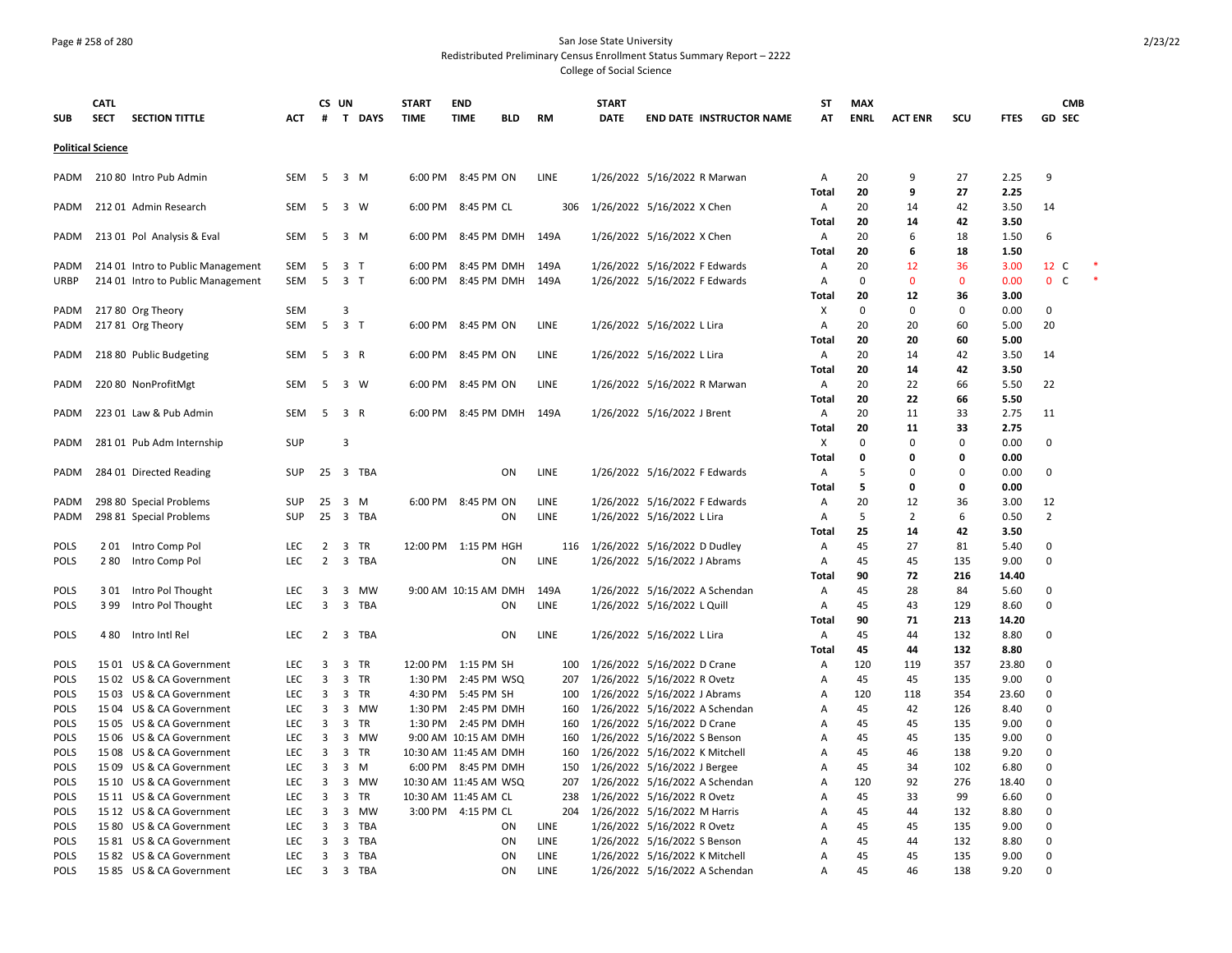San Jose State University
Redistributed Preliminary Census Enrollment Status Summary Report – 2222
College of Social Science

| SUB | CATL SECT | SECTION TITTLE | ACT | CS # | UN T | DAYS | START TIME | END TIME | BLD | RM | START DATE | END DATE | INSTRUCTOR NAME | ST AT | MAX ENRL | ACT ENR | SCU | FTES | GD | CMB SEC |
|---|---|---|---|---|---|---|---|---|---|---|---|---|---|---|---|---|---|---|---|---|
| **Political Science** | | | | | | | | | | | | | | | | | | | | |
| PADM | 210 80 | Intro Pub Admin | SEM | 5 | 3 | M | 6:00 PM | 8:45 PM | ON | LINE | 1/26/2022 | 5/16/2022 | R Marwan | A | 20 | 9 | 27 | 2.25 | 9 | |
| | | | | | | | | | | | | | | **Total** | **20** | **9** | **27** | **2.25** | | |
| PADM | 212 01 | Admin Research | SEM | 5 | 3 | W | 6:00 PM | 8:45 PM | CL | 306 | 1/26/2022 | 5/16/2022 | X Chen | A | 20 | 14 | 42 | 3.50 | 14 | |
| | | | | | | | | | | | | | | **Total** | **20** | **14** | **42** | **3.50** | | |
| PADM | 213 01 | Pol Analysis & Eval | SEM | 5 | 3 | M | 6:00 PM | 8:45 PM | DMH | 149A | 1/26/2022 | 5/16/2022 | X Chen | A | 20 | 6 | 18 | 1.50 | 6 | |
| | | | | | | | | | | | | | | **Total** | **20** | **6** | **18** | **1.50** | | |
| PADM | 214 01 | Intro to Public Management | SEM | 5 | 3 | T | 6:00 PM | 8:45 PM | DMH | 149A | 1/26/2022 | 5/16/2022 | F Edwards | A | 20 | 12 | 36 | 3.00 | 12 | C * |
| URBP | 214 01 | Intro to Public Management | SEM | 5 | 3 | T | 6:00 PM | 8:45 PM | DMH | 149A | 1/26/2022 | 5/16/2022 | F Edwards | A | 0 | 0 | 0 | 0.00 | 0 | C * |
| | | | | | | | | | | | | | | **Total** | **20** | **12** | **36** | **3.00** | | |
| PADM | 217 80 | Org Theory | SEM | | 3 | | | | | | | | | X | 0 | 0 | 0 | 0.00 | 0 | |
| PADM | 217 81 | Org Theory | SEM | 5 | 3 | T | 6:00 PM | 8:45 PM | ON | LINE | 1/26/2022 | 5/16/2022 | L Lira | A | 20 | 20 | 60 | 5.00 | 20 | |
| | | | | | | | | | | | | | | **Total** | **20** | **20** | **60** | **5.00** | | |
| PADM | 218 80 | Public Budgeting | SEM | 5 | 3 | R | 6:00 PM | 8:45 PM | ON | LINE | 1/26/2022 | 5/16/2022 | L Lira | A | 20 | 14 | 42 | 3.50 | 14 | |
| | | | | | | | | | | | | | | **Total** | **20** | **14** | **42** | **3.50** | | |
| PADM | 220 80 | NonProfitMgt | SEM | 5 | 3 | W | 6:00 PM | 8:45 PM | ON | LINE | 1/26/2022 | 5/16/2022 | R Marwan | A | 20 | 22 | 66 | 5.50 | 22 | |
| | | | | | | | | | | | | | | **Total** | **20** | **22** | **66** | **5.50** | | |
| PADM | 223 01 | Law & Pub Admin | SEM | 5 | 3 | R | 6:00 PM | 8:45 PM | DMH | 149A | 1/26/2022 | 5/16/2022 | J Brent | A | 20 | 11 | 33 | 2.75 | 11 | |
| | | | | | | | | | | | | | | **Total** | **20** | **11** | **33** | **2.75** | | |
| PADM | 281 01 | Pub Adm Internship | SUP | | 3 | | | | | | | | | X | 0 | 0 | 0 | 0.00 | 0 | |
| | | | | | | | | | | | | | | **Total** | **0** | **0** | **0** | **0.00** | | |
| PADM | 284 01 | Directed Reading | SUP | 25 | 3 | TBA | | | ON | LINE | 1/26/2022 | 5/16/2022 | F Edwards | A | 5 | 0 | 0 | 0.00 | 0 | |
| | | | | | | | | | | | | | | **Total** | **5** | **0** | **0** | **0.00** | | |
| PADM | 298 80 | Special Problems | SUP | 25 | 3 | M | 6:00 PM | 8:45 PM | ON | LINE | 1/26/2022 | 5/16/2022 | F Edwards | A | 20 | 12 | 36 | 3.00 | 12 | |
| PADM | 298 81 | Special Problems | SUP | 25 | 3 | TBA | | | ON | LINE | 1/26/2022 | 5/16/2022 | L Lira | A | 5 | 2 | 6 | 0.50 | 2 | |
| | | | | | | | | | | | | | | **Total** | **25** | **14** | **42** | **3.50** | | |
| POLS | 2 01 | Intro Comp Pol | LEC | 2 | 3 | TR | 12:00 PM | 1:15 PM | HGH | 116 | 1/26/2022 | 5/16/2022 | D Dudley | A | 45 | 27 | 81 | 5.40 | 0 | |
| POLS | 2 80 | Intro Comp Pol | LEC | 2 | 3 | TBA | | | ON | LINE | 1/26/2022 | 5/16/2022 | J Abrams | A | 45 | 45 | 135 | 9.00 | 0 | |
| | | | | | | | | | | | | | | **Total** | **90** | **72** | **216** | **14.40** | | |
| POLS | 3 01 | Intro Pol Thought | LEC | 3 | 3 | MW | 9:00 AM | 10:15 AM | DMH | 149A | 1/26/2022 | 5/16/2022 | A Schendan | A | 45 | 28 | 84 | 5.60 | 0 | |
| POLS | 3 99 | Intro Pol Thought | LEC | 3 | 3 | TBA | | | ON | LINE | 1/26/2022 | 5/16/2022 | L Quill | A | 45 | 43 | 129 | 8.60 | 0 | |
| | | | | | | | | | | | | | | **Total** | **90** | **71** | **213** | **14.20** | | |
| POLS | 4 80 | Intro Intl Rel | LEC | 2 | 3 | TBA | | | ON | LINE | 1/26/2022 | 5/16/2022 | L Lira | A | 45 | 44 | 132 | 8.80 | 0 | |
| | | | | | | | | | | | | | | **Total** | **45** | **44** | **132** | **8.80** | | |
| POLS | 15 01 | US & CA Government | LEC | 3 | 3 | TR | 12:00 PM | 1:15 PM | SH | 100 | 1/26/2022 | 5/16/2022 | D Crane | A | 120 | 119 | 357 | 23.80 | 0 | |
| POLS | 15 02 | US & CA Government | LEC | 3 | 3 | TR | 1:30 PM | 2:45 PM | WSQ | 207 | 1/26/2022 | 5/16/2022 | R Ovetz | A | 45 | 45 | 135 | 9.00 | 0 | |
| POLS | 15 03 | US & CA Government | LEC | 3 | 3 | TR | 4:30 PM | 5:45 PM | SH | 100 | 1/26/2022 | 5/16/2022 | J Abrams | A | 120 | 118 | 354 | 23.60 | 0 | |
| POLS | 15 04 | US & CA Government | LEC | 3 | 3 | MW | 1:30 PM | 2:45 PM | DMH | 160 | 1/26/2022 | 5/16/2022 | A Schendan | A | 45 | 42 | 126 | 8.40 | 0 | |
| POLS | 15 05 | US & CA Government | LEC | 3 | 3 | TR | 1:30 PM | 2:45 PM | DMH | 160 | 1/26/2022 | 5/16/2022 | D Crane | A | 45 | 45 | 135 | 9.00 | 0 | |
| POLS | 15 06 | US & CA Government | LEC | 3 | 3 | MW | 9:00 AM | 10:15 AM | DMH | 160 | 1/26/2022 | 5/16/2022 | S Benson | A | 45 | 45 | 135 | 9.00 | 0 | |
| POLS | 15 08 | US & CA Government | LEC | 3 | 3 | TR | 10:30 AM | 11:45 AM | DMH | 160 | 1/26/2022 | 5/16/2022 | K Mitchell | A | 45 | 46 | 138 | 9.20 | 0 | |
| POLS | 15 09 | US & CA Government | LEC | 3 | 3 | M | 6:00 PM | 8:45 PM | DMH | 150 | 1/26/2022 | 5/16/2022 | J Bergee | A | 45 | 34 | 102 | 6.80 | 0 | |
| POLS | 15 10 | US & CA Government | LEC | 3 | 3 | MW | 10:30 AM | 11:45 AM | WSQ | 207 | 1/26/2022 | 5/16/2022 | A Schendan | A | 120 | 92 | 276 | 18.40 | 0 | |
| POLS | 15 11 | US & CA Government | LEC | 3 | 3 | TR | 10:30 AM | 11:45 AM | CL | 238 | 1/26/2022 | 5/16/2022 | R Ovetz | A | 45 | 33 | 99 | 6.60 | 0 | |
| POLS | 15 12 | US & CA Government | LEC | 3 | 3 | MW | 3:00 PM | 4:15 PM | CL | 204 | 1/26/2022 | 5/16/2022 | M Harris | A | 45 | 44 | 132 | 8.80 | 0 | |
| POLS | 15 80 | US & CA Government | LEC | 3 | 3 | TBA | | | ON | LINE | 1/26/2022 | 5/16/2022 | R Ovetz | A | 45 | 45 | 135 | 9.00 | 0 | |
| POLS | 15 81 | US & CA Government | LEC | 3 | 3 | TBA | | | ON | LINE | 1/26/2022 | 5/16/2022 | S Benson | A | 45 | 44 | 132 | 8.80 | 0 | |
| POLS | 15 82 | US & CA Government | LEC | 3 | 3 | TBA | | | ON | LINE | 1/26/2022 | 5/16/2022 | K Mitchell | A | 45 | 45 | 135 | 9.00 | 0 | |
| POLS | 15 85 | US & CA Government | LEC | 3 | 3 | TBA | | | ON | LINE | 1/26/2022 | 5/16/2022 | A Schendan | A | 45 | 46 | 138 | 9.20 | 0 | |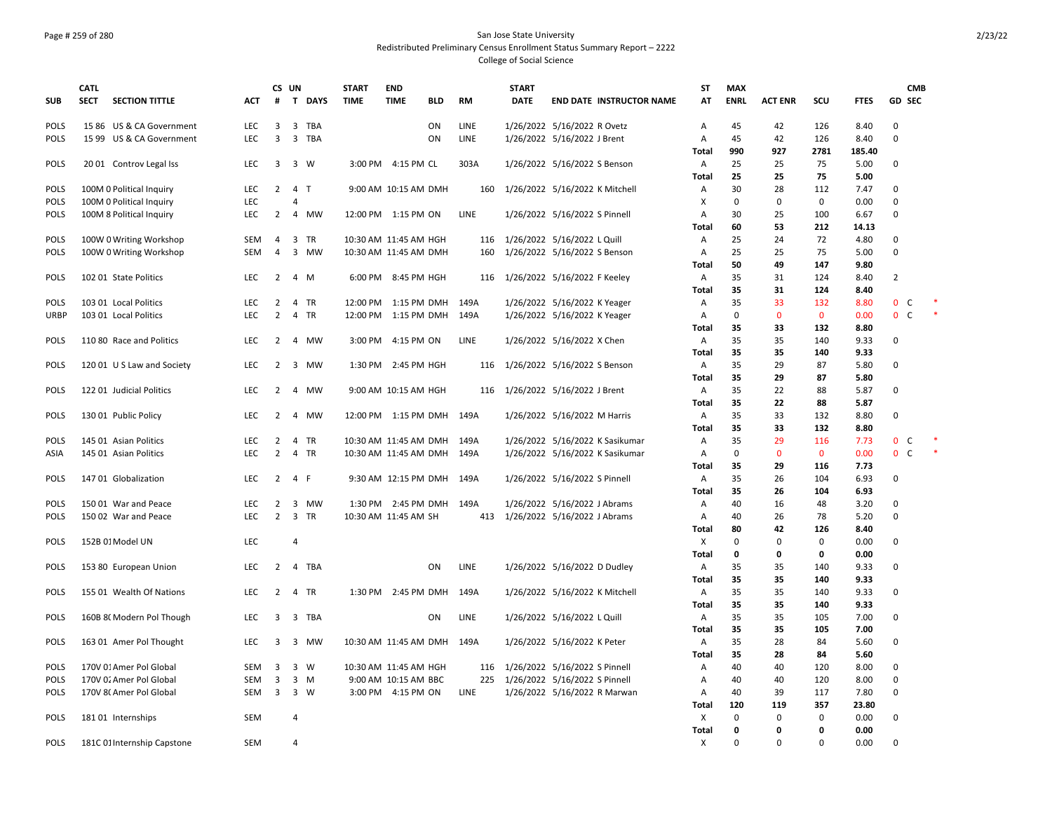San Jose State University
Redistributed Preliminary Census Enrollment Status Summary Report – 2222
College of Social Science

| SUB | CATL SECT | SECTION TITTLE | ACT | CS # | UN T | DAYS | START TIME | END TIME | BLD | RM | START DATE | END DATE | INSTRUCTOR NAME | ST AT | MAX ENRL | ACT ENR | SCU | FTES | GD | CMB SEC | |
|---|---|---|---|---|---|---|---|---|---|---|---|---|---|---|---|---|---|---|---|---|---|
| POLS | 15 86 | US & CA Government | LEC | 3 | 3 | TBA | | | ON | LINE | 1/26/2022 | 5/16/2022 | R Ovetz | A | 45 | 42 | 126 | 8.40 | 0 | | |
| POLS | 15 99 | US & CA Government | LEC | 3 | 3 | TBA | | | ON | LINE | 1/26/2022 | 5/16/2022 | J Brent | A | 45 | 42 | 126 | 8.40 | 0 | | |
| | | | | | | | | | | | | | | **Total** | **990** | **927** | **2781** | **185.40** | | | |
| POLS | 20 01 | Controv Legal Iss | LEC | 3 | 3 | W | 3:00 PM | 4:15 PM | CL | 303A | 1/26/2022 | 5/16/2022 | S Benson | A | 25 | 25 | 75 | 5.00 | 0 | | |
| | | | | | | | | | | | | | | **Total** | **25** | **25** | **75** | **5.00** | | | |
| POLS | 100M 0 | Political Inquiry | LEC | 2 | 4 | T | 9:00 AM | 10:15 AM | DMH | 160 | 1/26/2022 | 5/16/2022 | K Mitchell | A | 30 | 28 | 112 | 7.47 | 0 | | |
| POLS | 100M 0 | Political Inquiry | LEC | | 4 | | | | | | | | | X | 0 | 0 | 0 | 0.00 | 0 | | |
| POLS | 100M 8 | Political Inquiry | LEC | 2 | 4 | MW | 12:00 PM | 1:15 PM | ON | LINE | 1/26/2022 | 5/16/2022 | S Pinnell | A | 30 | 25 | 100 | 6.67 | 0 | | |
| | | | | | | | | | | | | | | **Total** | **60** | **53** | **212** | **14.13** | | | |
| POLS | 100W 0 | Writing Workshop | SEM | 4 | 3 | TR | 10:30 AM | 11:45 AM | HGH | 116 | 1/26/2022 | 5/16/2022 | L Quill | A | 25 | 24 | 72 | 4.80 | 0 | | |
| POLS | 100W 0 | Writing Workshop | SEM | 4 | 3 | MW | 10:30 AM | 11:45 AM | DMH | 160 | 1/26/2022 | 5/16/2022 | S Benson | A | 25 | 25 | 75 | 5.00 | 0 | | |
| | | | | | | | | | | | | | | **Total** | **50** | **49** | **147** | **9.80** | | | |
| POLS | 102 01 | State Politics | LEC | 2 | 4 | M | 6:00 PM | 8:45 PM | HGH | 116 | 1/26/2022 | 5/16/2022 | F Keeley | A | 35 | 31 | 124 | 8.40 | 2 | | |
| | | | | | | | | | | | | | | **Total** | **35** | **31** | **124** | **8.40** | | | |
| POLS | 103 01 | Local Politics | LEC | 2 | 4 | TR | 12:00 PM | 1:15 PM | DMH | 149A | 1/26/2022 | 5/16/2022 | K Yeager | A | 35 | 33 | 132 | 8.80 | 0 | C | * |
| URBP | 103 01 | Local Politics | LEC | 2 | 4 | TR | 12:00 PM | 1:15 PM | DMH | 149A | 1/26/2022 | 5/16/2022 | K Yeager | A | 0 | 0 | 0 | 0.00 | 0 | C | * |
| | | | | | | | | | | | | | | **Total** | **35** | **33** | **132** | **8.80** | | | |
| POLS | 110 80 | Race and Politics | LEC | 2 | 4 | MW | 3:00 PM | 4:15 PM | ON | LINE | 1/26/2022 | 5/16/2022 | X Chen | A | 35 | 35 | 140 | 9.33 | 0 | | |
| | | | | | | | | | | | | | | **Total** | **35** | **35** | **140** | **9.33** | | | |
| POLS | 120 01 | U S Law and Society | LEC | 2 | 3 | MW | 1:30 PM | 2:45 PM | HGH | 116 | 1/26/2022 | 5/16/2022 | S Benson | A | 35 | 29 | 87 | 5.80 | 0 | | |
| | | | | | | | | | | | | | | **Total** | **35** | **29** | **87** | **5.80** | | | |
| POLS | 122 01 | Judicial Politics | LEC | 2 | 4 | MW | 9:00 AM | 10:15 AM | HGH | 116 | 1/26/2022 | 5/16/2022 | J Brent | A | 35 | 22 | 88 | 5.87 | 0 | | |
| | | | | | | | | | | | | | | **Total** | **35** | **22** | **88** | **5.87** | | | |
| POLS | 130 01 | Public Policy | LEC | 2 | 4 | MW | 12:00 PM | 1:15 PM | DMH | 149A | 1/26/2022 | 5/16/2022 | M Harris | A | 35 | 33 | 132 | 8.80 | 0 | | |
| | | | | | | | | | | | | | | **Total** | **35** | **33** | **132** | **8.80** | | | |
| POLS | 145 01 | Asian Politics | LEC | 2 | 4 | TR | 10:30 AM | 11:45 AM | DMH | 149A | 1/26/2022 | 5/16/2022 | K Sasikumar | A | 35 | 29 | 116 | 7.73 | 0 | C | * |
| ASIA | 145 01 | Asian Politics | LEC | 2 | 4 | TR | 10:30 AM | 11:45 AM | DMH | 149A | 1/26/2022 | 5/16/2022 | K Sasikumar | A | 0 | 0 | 0 | 0.00 | 0 | C | * |
| | | | | | | | | | | | | | | **Total** | **35** | **29** | **116** | **7.73** | | | |
| POLS | 147 01 | Globalization | LEC | 2 | 4 | F | 9:30 AM | 12:15 PM | DMH | 149A | 1/26/2022 | 5/16/2022 | S Pinnell | A | 35 | 26 | 104 | 6.93 | 0 | | |
| | | | | | | | | | | | | | | **Total** | **35** | **26** | **104** | **6.93** | | | |
| POLS | 150 01 | War and Peace | LEC | 2 | 3 | MW | 1:30 PM | 2:45 PM | DMH | 149A | 1/26/2022 | 5/16/2022 | J Abrams | A | 40 | 16 | 48 | 3.20 | 0 | | |
| POLS | 150 02 | War and Peace | LEC | 2 | 3 | TR | 10:30 AM | 11:45 AM | SH | 413 | 1/26/2022 | 5/16/2022 | J Abrams | A | 40 | 26 | 78 | 5.20 | 0 | | |
| | | | | | | | | | | | | | | **Total** | **80** | **42** | **126** | **8.40** | | | |
| POLS | 152B 01 | Model UN | LEC | | 4 | | | | | | | | | X | 0 | 0 | 0 | 0.00 | 0 | | |
| | | | | | | | | | | | | | | **Total** | **0** | **0** | **0** | **0.00** | | | |
| POLS | 153 80 | European Union | LEC | 2 | 4 | TBA | | | ON | LINE | 1/26/2022 | 5/16/2022 | D Dudley | A | 35 | 35 | 140 | 9.33 | 0 | | |
| | | | | | | | | | | | | | | **Total** | **35** | **35** | **140** | **9.33** | | | |
| POLS | 155 01 | Wealth Of Nations | LEC | 2 | 4 | TR | 1:30 PM | 2:45 PM | DMH | 149A | 1/26/2022 | 5/16/2022 | K Mitchell | A | 35 | 35 | 140 | 9.33 | 0 | | |
| | | | | | | | | | | | | | | **Total** | **35** | **35** | **140** | **9.33** | | | |
| POLS | 160B 80 | Modern Pol Though | LEC | 3 | 3 | TBA | | | ON | LINE | 1/26/2022 | 5/16/2022 | L Quill | A | 35 | 35 | 105 | 7.00 | 0 | | |
| | | | | | | | | | | | | | | **Total** | **35** | **35** | **105** | **7.00** | | | |
| POLS | 163 01 | Amer Pol Thought | LEC | 3 | 3 | MW | 10:30 AM | 11:45 AM | DMH | 149A | 1/26/2022 | 5/16/2022 | K Peter | A | 35 | 28 | 84 | 5.60 | 0 | | |
| | | | | | | | | | | | | | | **Total** | **35** | **28** | **84** | **5.60** | | | |
| POLS | 170V 01 | Amer Pol Global | SEM | 3 | 3 | W | 10:30 AM | 11:45 AM | HGH | 116 | 1/26/2022 | 5/16/2022 | S Pinnell | A | 40 | 40 | 120 | 8.00 | 0 | | |
| POLS | 170V 02 | Amer Pol Global | SEM | 3 | 3 | M | 9:00 AM | 10:15 AM | BBC | 225 | 1/26/2022 | 5/16/2022 | S Pinnell | A | 40 | 40 | 120 | 8.00 | 0 | | |
| POLS | 170V 80 | Amer Pol Global | SEM | 3 | 3 | W | 3:00 PM | 4:15 PM | ON | LINE | 1/26/2022 | 5/16/2022 | R Marwan | A | 40 | 39 | 117 | 7.80 | 0 | | |
| | | | | | | | | | | | | | | **Total** | **120** | **119** | **357** | **23.80** | | | |
| POLS | 181 01 | Internships | SEM | | 4 | | | | | | | | | X | 0 | 0 | 0 | 0.00 | 0 | | |
| | | | | | | | | | | | | | | **Total** | **0** | **0** | **0** | **0.00** | | | |
| POLS | 181C 01 | Internship Capstone | SEM | | 4 | | | | | | | | | X | 0 | 0 | 0 | 0.00 | 0 | | |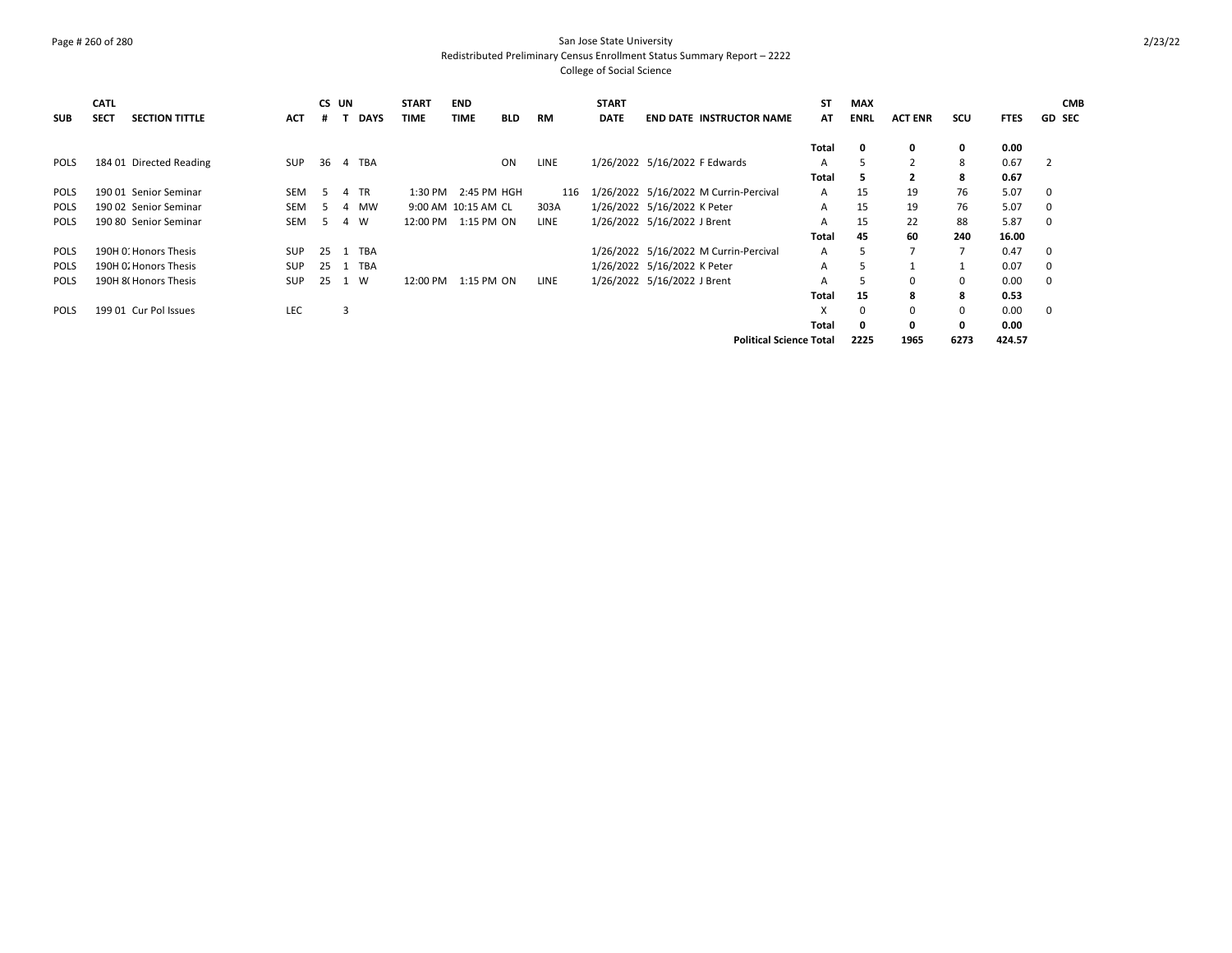# San Jose State University

## Redistributed Preliminary Census Enrollment Status Summary Report – 2222

### College of Social Science

| SUB | CATL SECT | SECTION TITTLE | ACT | CS # | UN T | DAYS | START TIME | END TIME | BLD | RM | START DATE | END DATE | INSTRUCTOR NAME | ST AT | MAX ENRL | ACT ENR | SCU | FTES | GD | CMB SEC |
|---|---|---|---|---|---|---|---|---|---|---|---|---|---|---|---|---|---|---|---|---|
| | | | | | | | | | | | | | | **Total** | **0** | **0** | **0** | **0.00** | | |
| POLS | 184 01 | Directed Reading | SUP | 36 | 4 | TBA | | | ON | LINE | 1/26/2022 | 5/16/2022 | F Edwards | A | 5 | 2 | 8 | 0.67 | 2 | |
| | | | | | | | | | | | | | | **Total** | **5** | **2** | **8** | **0.67** | | |
| POLS | 190 01 | Senior Seminar | SEM | 5 | 4 | TR | 1:30 PM | 2:45 PM | HGH | 116 | 1/26/2022 | 5/16/2022 | M Currin-Percival | A | 15 | 19 | 76 | 5.07 | 0 | |
| POLS | 190 02 | Senior Seminar | SEM | 5 | 4 | MW | 9:00 AM | 10:15 AM | CL | 303A | 1/26/2022 | 5/16/2022 | K Peter | A | 15 | 19 | 76 | 5.07 | 0 | |
| POLS | 190 80 | Senior Seminar | SEM | 5 | 4 | W | 12:00 PM | 1:15 PM | ON | LINE | 1/26/2022 | 5/16/2022 | J Brent | A | 15 | 22 | 88 | 5.87 | 0 | |
| | | | | | | | | | | | | | | **Total** | **45** | **60** | **240** | **16.00** | | |
| POLS | 190H 01 | Honors Thesis | SUP | 25 | 1 | TBA | | | | | 1/26/2022 | 5/16/2022 | M Currin-Percival | A | 5 | 7 | 7 | 0.47 | 0 | |
| POLS | 190H 02 | Honors Thesis | SUP | 25 | 1 | TBA | | | | | 1/26/2022 | 5/16/2022 | K Peter | A | 5 | 1 | 1 | 0.07 | 0 | |
| POLS | 190H 80 | Honors Thesis | SUP | 25 | 1 | W | 12:00 PM | 1:15 PM | ON | LINE | 1/26/2022 | 5/16/2022 | J Brent | A | 5 | 0 | 0 | 0.00 | 0 | |
| | | | | | | | | | | | | | | **Total** | **15** | **8** | **8** | **0.53** | | |
| POLS | 199 01 | Cur Pol Issues | LEC | | 3 | | | | | | | | | X | 0 | 0 | 0 | 0.00 | 0 | |
| | | | | | | | | | | | | | | **Total** | **0** | **0** | **0** | **0.00** | | |
| | | | | | | | | | | | | | **Political Science Total** | | **2225** | **1965** | **6273** | **424.57** | | |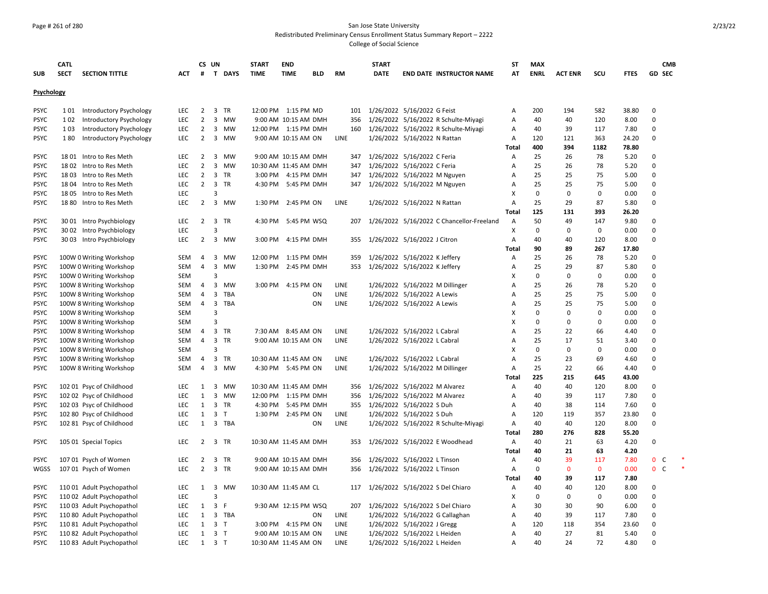San Jose State University
Redistributed Preliminary Census Enrollment Status Summary Report – 2222
College of Social Science

| SUB | CATL SECT | SECTION TITTLE | ACT | CS # | UN T | DAYS | START TIME | END TIME | BLD | RM | START DATE | END DATE | INSTRUCTOR NAME | ST AT | MAX ENRL | ACT ENR | SCU | FTES | GD | CMB SEC |
|---|---|---|---|---|---|---|---|---|---|---|---|---|---|---|---|---|---|---|---|---|
| **Psychology** | | | | | | | | | | | | | | | | | | | | |
| PSYC | 1 01 | Introductory Psychology | LEC | 2 | 3 | TR | 12:00 PM | 1:15 PM | MD | 101 | 1/26/2022 | 5/16/2022 | G Feist | A | 200 | 194 | 582 | 38.80 | 0 | |
| PSYC | 1 02 | Introductory Psychology | LEC | 2 | 3 | MW | 9:00 AM | 10:15 AM | DMH | 356 | 1/26/2022 | 5/16/2022 | R Schulte-Miyagi | A | 40 | 40 | 120 | 8.00 | 0 | |
| PSYC | 1 03 | Introductory Psychology | LEC | 2 | 3 | MW | 12:00 PM | 1:15 PM | DMH | 160 | 1/26/2022 | 5/16/2022 | R Schulte-Miyagi | A | 40 | 39 | 117 | 7.80 | 0 | |
| PSYC | 1 80 | Introductory Psychology | LEC | 2 | 3 | MW | 9:00 AM | 10:15 AM | ON | LINE | 1/26/2022 | 5/16/2022 | N Rattan | A | 120 | 121 | 363 | 24.20 | 0 | |
| | | | | | | | | | | | | | | **Total** | **400** | **394** | **1182** | **78.80** | | |
| PSYC | 18 01 | Intro to Res Meth | LEC | 2 | 3 | MW | 9:00 AM | 10:15 AM | DMH | 347 | 1/26/2022 | 5/16/2022 | C Feria | A | 25 | 26 | 78 | 5.20 | 0 | |
| PSYC | 18 02 | Intro to Res Meth | LEC | 2 | 3 | MW | 10:30 AM | 11:45 AM | DMH | 347 | 1/26/2022 | 5/16/2022 | C Feria | A | 25 | 26 | 78 | 5.20 | 0 | |
| PSYC | 18 03 | Intro to Res Meth | LEC | 2 | 3 | TR | 3:00 PM | 4:15 PM | DMH | 347 | 1/26/2022 | 5/16/2022 | M Nguyen | A | 25 | 25 | 75 | 5.00 | 0 | |
| PSYC | 18 04 | Intro to Res Meth | LEC | 2 | 3 | TR | 4:30 PM | 5:45 PM | DMH | 347 | 1/26/2022 | 5/16/2022 | M Nguyen | A | 25 | 25 | 75 | 5.00 | 0 | |
| PSYC | 18 05 | Intro to Res Meth | LEC | | 3 | | | | | | | | | X | 0 | 0 | 0 | 0.00 | 0 | |
| PSYC | 18 80 | Intro to Res Meth | LEC | 2 | 3 | MW | 1:30 PM | 2:45 PM | ON | LINE | 1/26/2022 | 5/16/2022 | N Rattan | A | 25 | 29 | 87 | 5.80 | 0 | |
| | | | | | | | | | | | | | | **Total** | **125** | **131** | **393** | **26.20** | | |
| PSYC | 30 01 | Intro Psychbiology | LEC | 2 | 3 | TR | 4:30 PM | 5:45 PM | WSQ | 207 | 1/26/2022 | 5/16/2022 | C Chancellor-Freeland | A | 50 | 49 | 147 | 9.80 | 0 | |
| PSYC | 30 02 | Intro Psychbiology | LEC | | 3 | | | | | | | | | X | 0 | 0 | 0 | 0.00 | 0 | |
| PSYC | 30 03 | Intro Psychbiology | LEC | 2 | 3 | MW | 3:00 PM | 4:15 PM | DMH | 355 | 1/26/2022 | 5/16/2022 | J Citron | A | 40 | 40 | 120 | 8.00 | 0 | |
| | | | | | | | | | | | | | | **Total** | **90** | **89** | **267** | **17.80** | | |
| PSYC | 100W 0 | Writing Workshop | SEM | 4 | 3 | MW | 12:00 PM | 1:15 PM | DMH | 359 | 1/26/2022 | 5/16/2022 | K Jeffery | A | 25 | 26 | 78 | 5.20 | 0 | |
| PSYC | 100W 0 | Writing Workshop | SEM | 4 | 3 | MW | 1:30 PM | 2:45 PM | DMH | 353 | 1/26/2022 | 5/16/2022 | K Jeffery | A | 25 | 29 | 87 | 5.80 | 0 | |
| PSYC | 100W 0 | Writing Workshop | SEM | | 3 | | | | | | | | | X | 0 | 0 | 0 | 0.00 | 0 | |
| PSYC | 100W 8 | Writing Workshop | SEM | 4 | 3 | MW | 3:00 PM | 4:15 PM | ON | LINE | 1/26/2022 | 5/16/2022 | M Dillinger | A | 25 | 26 | 78 | 5.20 | 0 | |
| PSYC | 100W 8 | Writing Workshop | SEM | 4 | 3 | TBA | | | ON | LINE | 1/26/2022 | 5/16/2022 | A Lewis | A | 25 | 25 | 75 | 5.00 | 0 | |
| PSYC | 100W 8 | Writing Workshop | SEM | 4 | 3 | TBA | | | ON | LINE | 1/26/2022 | 5/16/2022 | A Lewis | A | 25 | 25 | 75 | 5.00 | 0 | |
| PSYC | 100W 8 | Writing Workshop | SEM | | 3 | | | | | | | | | X | 0 | 0 | 0 | 0.00 | 0 | |
| PSYC | 100W 8 | Writing Workshop | SEM | | 3 | | | | | | | | | X | 0 | 0 | 0 | 0.00 | 0 | |
| PSYC | 100W 8 | Writing Workshop | SEM | 4 | 3 | TR | 7:30 AM | 8:45 AM | ON | LINE | 1/26/2022 | 5/16/2022 | L Cabral | A | 25 | 22 | 66 | 4.40 | 0 | |
| PSYC | 100W 8 | Writing Workshop | SEM | 4 | 3 | TR | 9:00 AM | 10:15 AM | ON | LINE | 1/26/2022 | 5/16/2022 | L Cabral | A | 25 | 17 | 51 | 3.40 | 0 | |
| PSYC | 100W 8 | Writing Workshop | SEM | | 3 | | | | | | | | | X | 0 | 0 | 0 | 0.00 | 0 | |
| PSYC | 100W 8 | Writing Workshop | SEM | 4 | 3 | TR | 10:30 AM | 11:45 AM | ON | LINE | 1/26/2022 | 5/16/2022 | L Cabral | A | 25 | 23 | 69 | 4.60 | 0 | |
| PSYC | 100W 8 | Writing Workshop | SEM | 4 | 3 | MW | 4:30 PM | 5:45 PM | ON | LINE | 1/26/2022 | 5/16/2022 | M Dillinger | A | 25 | 22 | 66 | 4.40 | 0 | |
| | | | | | | | | | | | | | | **Total** | **225** | **215** | **645** | **43.00** | | |
| PSYC | 102 01 | Psyc of Childhood | LEC | 1 | 3 | MW | 10:30 AM | 11:45 AM | DMH | 356 | 1/26/2022 | 5/16/2022 | M Alvarez | A | 40 | 40 | 120 | 8.00 | 0 | |
| PSYC | 102 02 | Psyc of Childhood | LEC | 1 | 3 | MW | 12:00 PM | 1:15 PM | DMH | 356 | 1/26/2022 | 5/16/2022 | M Alvarez | A | 40 | 39 | 117 | 7.80 | 0 | |
| PSYC | 102 03 | Psyc of Childhood | LEC | 1 | 3 | TR | 4:30 PM | 5:45 PM | DMH | 355 | 1/26/2022 | 5/16/2022 | S Duh | A | 40 | 38 | 114 | 7.60 | 0 | |
| PSYC | 102 80 | Psyc of Childhood | LEC | 1 | 3 | T | 1:30 PM | 2:45 PM | ON | LINE | 1/26/2022 | 5/16/2022 | S Duh | A | 120 | 119 | 357 | 23.80 | 0 | |
| PSYC | 102 81 | Psyc of Childhood | LEC | 1 | 3 | TBA | | | ON | LINE | 1/26/2022 | 5/16/2022 | R Schulte-Miyagi | A | 40 | 40 | 120 | 8.00 | 0 | |
| | | | | | | | | | | | | | | **Total** | **280** | **276** | **828** | **55.20** | | |
| PSYC | 105 01 | Special Topics | LEC | 2 | 3 | TR | 10:30 AM | 11:45 AM | DMH | 353 | 1/26/2022 | 5/16/2022 | E Woodhead | A | 40 | 21 | 63 | 4.20 | 0 | |
| | | | | | | | | | | | | | | **Total** | **40** | **21** | **63** | **4.20** | | |
| PSYC | 107 01 | Psych of Women | LEC | 2 | 3 | TR | 9:00 AM | 10:15 AM | DMH | 356 | 1/26/2022 | 5/16/2022 | L Tinson | A | 40 | 39 | 117 | 7.80 | 0 | C * |
| WGSS | 107 01 | Psych of Women | LEC | 2 | 3 | TR | 9:00 AM | 10:15 AM | DMH | 356 | 1/26/2022 | 5/16/2022 | L Tinson | A | 0 | 0 | 0 | 0.00 | 0 | C * |
| | | | | | | | | | | | | | | **Total** | **40** | **39** | **117** | **7.80** | | |
| PSYC | 110 01 | Adult Psychopathol | LEC | 1 | 3 | MW | 10:30 AM | 11:45 AM | CL | 117 | 1/26/2022 | 5/16/2022 | S Del Chiaro | A | 40 | 40 | 120 | 8.00 | 0 | |
| PSYC | 110 02 | Adult Psychopathol | LEC | | 3 | | | | | | | | | X | 0 | 0 | 0 | 0.00 | 0 | |
| PSYC | 110 03 | Adult Psychopathol | LEC | 1 | 3 | F | 9:30 AM | 12:15 PM | WSQ | 207 | 1/26/2022 | 5/16/2022 | S Del Chiaro | A | 30 | 30 | 90 | 6.00 | 0 | |
| PSYC | 110 80 | Adult Psychopathol | LEC | 1 | 3 | TBA | | | ON | LINE | 1/26/2022 | 5/16/2022 | G Callaghan | A | 40 | 39 | 117 | 7.80 | 0 | |
| PSYC | 110 81 | Adult Psychopathol | LEC | 1 | 3 | T | 3:00 PM | 4:15 PM | ON | LINE | 1/26/2022 | 5/16/2022 | J Gregg | A | 120 | 118 | 354 | 23.60 | 0 | |
| PSYC | 110 82 | Adult Psychopathol | LEC | 1 | 3 | T | 9:00 AM | 10:15 AM | ON | LINE | 1/26/2022 | 5/16/2022 | L Heiden | A | 40 | 27 | 81 | 5.40 | 0 | |
| PSYC | 110 83 | Adult Psychopathol | LEC | 1 | 3 | T | 10:30 AM | 11:45 AM | ON | LINE | 1/26/2022 | 5/16/2022 | L Heiden | A | 40 | 24 | 72 | 4.80 | 0 | |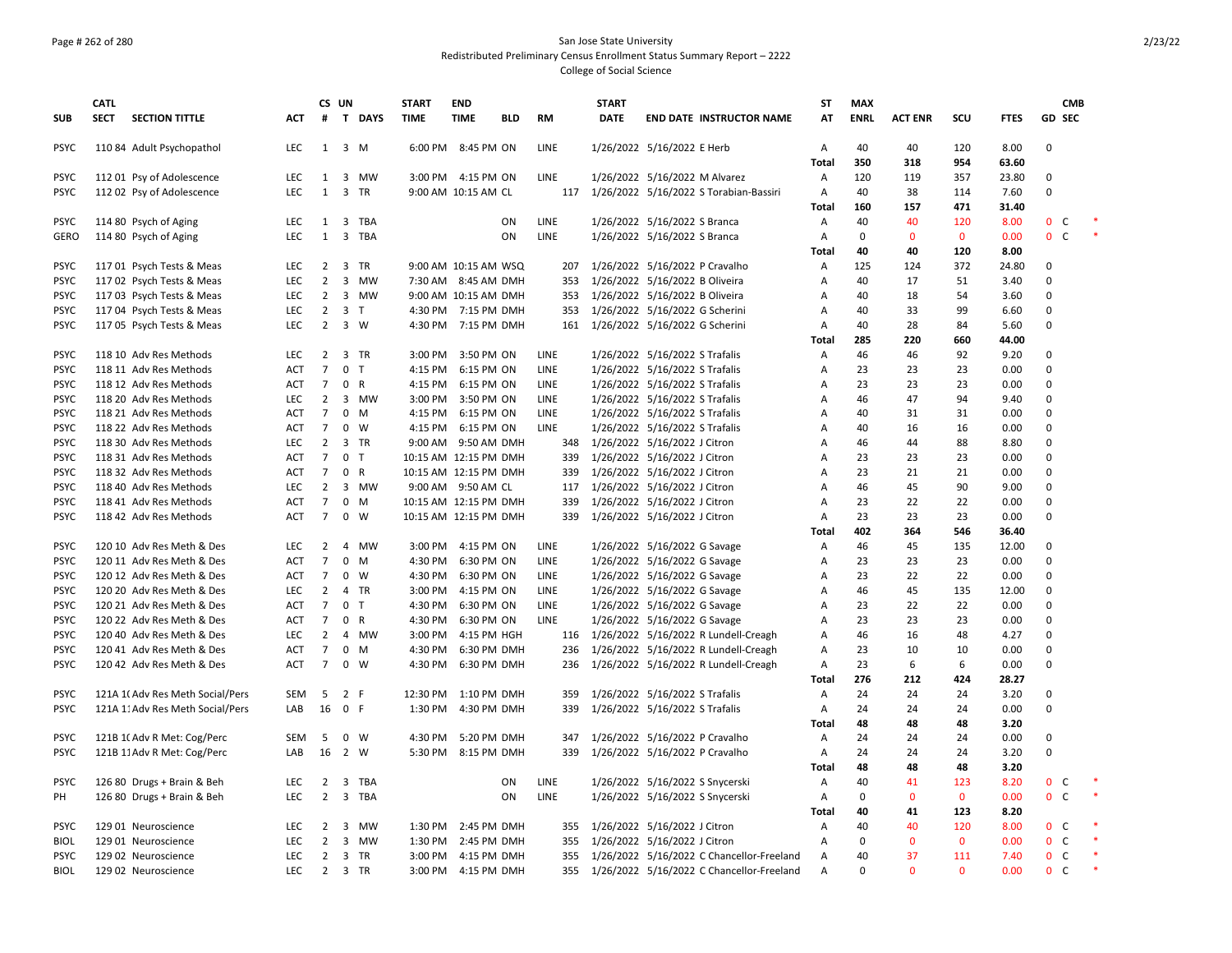San Jose State University
Redistributed Preliminary Census Enrollment Status Summary Report – 2222
College of Social Science

| SUB | CATL SECT | SECTION TITTLE | ACT | CS # | UN T | DAYS | START TIME | END TIME | BLD | RM | START DATE | END DATE | INSTRUCTOR NAME | ST AT | MAX ENRL | ACT ENR | SCU | FTES | GD | CMB SEC | |
|---|---|---|---|---|---|---|---|---|---|---|---|---|---|---|---|---|---|---|---|---|---|
| PSYC | 110 84 | Adult Psychopathol | LEC | 1 | 3 | M | 6:00 PM | 8:45 PM | ON | LINE | 1/26/2022 | 5/16/2022 | E Herb | A | 40 | 40 | 120 | 8.00 | 0 | | |
| | | | | | | | | | | | | | | Total | 350 | 318 | 954 | 63.60 | | | |
| PSYC | 112 01 | Psy of Adolescence | LEC | 1 | 3 | MW | 3:00 PM | 4:15 PM | ON | LINE | 1/26/2022 | 5/16/2022 | M Alvarez | A | 120 | 119 | 357 | 23.80 | 0 | | |
| PSYC | 112 02 | Psy of Adolescence | LEC | 1 | 3 | TR | 9:00 AM | 10:15 AM | CL | 117 | 1/26/2022 | 5/16/2022 | S Torabian-Bassiri | A | 40 | 38 | 114 | 7.60 | 0 | | |
| | | | | | | | | | | | | | | Total | 160 | 157 | 471 | 31.40 | | | |
| PSYC | 114 80 | Psych of Aging | LEC | 1 | 3 | TBA | | | ON | LINE | 1/26/2022 | 5/16/2022 | S Branca | A | 40 | 40 | 120 | 8.00 | 0 | C | * |
| GERO | 114 80 | Psych of Aging | LEC | 1 | 3 | TBA | | | ON | LINE | 1/26/2022 | 5/16/2022 | S Branca | A | 0 | 0 | 0 | 0.00 | 0 | C | * |
| | | | | | | | | | | | | | | Total | 40 | 40 | 120 | 8.00 | | | |
| PSYC | 117 01 | Psych Tests & Meas | LEC | 2 | 3 | TR | 9:00 AM | 10:15 AM | WSQ | 207 | 1/26/2022 | 5/16/2022 | P Cravalho | A | 125 | 124 | 372 | 24.80 | 0 | | |
| PSYC | 117 02 | Psych Tests & Meas | LEC | 2 | 3 | MW | 7:30 AM | 8:45 AM | DMH | 353 | 1/26/2022 | 5/16/2022 | B Oliveira | A | 40 | 17 | 51 | 3.40 | 0 | | |
| PSYC | 117 03 | Psych Tests & Meas | LEC | 2 | 3 | MW | 9:00 AM | 10:15 AM | DMH | 353 | 1/26/2022 | 5/16/2022 | B Oliveira | A | 40 | 18 | 54 | 3.60 | 0 | | |
| PSYC | 117 04 | Psych Tests & Meas | LEC | 2 | 3 | T | 4:30 PM | 7:15 PM | DMH | 353 | 1/26/2022 | 5/16/2022 | G Scherini | A | 40 | 33 | 99 | 6.60 | 0 | | |
| PSYC | 117 05 | Psych Tests & Meas | LEC | 2 | 3 | W | 4:30 PM | 7:15 PM | DMH | 161 | 1/26/2022 | 5/16/2022 | G Scherini | A | 40 | 28 | 84 | 5.60 | 0 | | |
| | | | | | | | | | | | | | | Total | 285 | 220 | 660 | 44.00 | | | |
| PSYC | 118 10 | Adv Res Methods | LEC | 2 | 3 | TR | 3:00 PM | 3:50 PM | ON | LINE | 1/26/2022 | 5/16/2022 | S Trafalis | A | 46 | 46 | 92 | 9.20 | 0 | | |
| PSYC | 118 11 | Adv Res Methods | ACT | 7 | 0 | T | 4:15 PM | 6:15 PM | ON | LINE | 1/26/2022 | 5/16/2022 | S Trafalis | A | 23 | 23 | 23 | 0.00 | 0 | | |
| PSYC | 118 12 | Adv Res Methods | ACT | 7 | 0 | R | 4:15 PM | 6:15 PM | ON | LINE | 1/26/2022 | 5/16/2022 | S Trafalis | A | 23 | 23 | 23 | 0.00 | 0 | | |
| PSYC | 118 20 | Adv Res Methods | LEC | 2 | 3 | MW | 3:00 PM | 3:50 PM | ON | LINE | 1/26/2022 | 5/16/2022 | S Trafalis | A | 46 | 47 | 94 | 9.40 | 0 | | |
| PSYC | 118 21 | Adv Res Methods | ACT | 7 | 0 | M | 4:15 PM | 6:15 PM | ON | LINE | 1/26/2022 | 5/16/2022 | S Trafalis | A | 40 | 31 | 31 | 0.00 | 0 | | |
| PSYC | 118 22 | Adv Res Methods | ACT | 7 | 0 | W | 4:15 PM | 6:15 PM | ON | LINE | 1/26/2022 | 5/16/2022 | S Trafalis | A | 40 | 16 | 16 | 0.00 | 0 | | |
| PSYC | 118 30 | Adv Res Methods | LEC | 2 | 3 | TR | 9:00 AM | 9:50 AM | DMH | 348 | 1/26/2022 | 5/16/2022 | J Citron | A | 46 | 44 | 88 | 8.80 | 0 | | |
| PSYC | 118 31 | Adv Res Methods | ACT | 7 | 0 | T | 10:15 AM | 12:15 PM | DMH | 339 | 1/26/2022 | 5/16/2022 | J Citron | A | 23 | 23 | 23 | 0.00 | 0 | | |
| PSYC | 118 32 | Adv Res Methods | ACT | 7 | 0 | R | 10:15 AM | 12:15 PM | DMH | 339 | 1/26/2022 | 5/16/2022 | J Citron | A | 23 | 21 | 21 | 0.00 | 0 | | |
| PSYC | 118 40 | Adv Res Methods | LEC | 2 | 3 | MW | 9:00 AM | 9:50 AM | CL | 117 | 1/26/2022 | 5/16/2022 | J Citron | A | 46 | 45 | 90 | 9.00 | 0 | | |
| PSYC | 118 41 | Adv Res Methods | ACT | 7 | 0 | M | 10:15 AM | 12:15 PM | DMH | 339 | 1/26/2022 | 5/16/2022 | J Citron | A | 23 | 22 | 22 | 0.00 | 0 | | |
| PSYC | 118 42 | Adv Res Methods | ACT | 7 | 0 | W | 10:15 AM | 12:15 PM | DMH | 339 | 1/26/2022 | 5/16/2022 | J Citron | A | 23 | 23 | 23 | 0.00 | 0 | | |
| | | | | | | | | | | | | | | Total | 402 | 364 | 546 | 36.40 | | | |
| PSYC | 120 10 | Adv Res Meth & Des | LEC | 2 | 4 | MW | 3:00 PM | 4:15 PM | ON | LINE | 1/26/2022 | 5/16/2022 | G Savage | A | 46 | 45 | 135 | 12.00 | 0 | | |
| PSYC | 120 11 | Adv Res Meth & Des | ACT | 7 | 0 | M | 4:30 PM | 6:30 PM | ON | LINE | 1/26/2022 | 5/16/2022 | G Savage | A | 23 | 23 | 23 | 0.00 | 0 | | |
| PSYC | 120 12 | Adv Res Meth & Des | ACT | 7 | 0 | W | 4:30 PM | 6:30 PM | ON | LINE | 1/26/2022 | 5/16/2022 | G Savage | A | 23 | 22 | 22 | 0.00 | 0 | | |
| PSYC | 120 20 | Adv Res Meth & Des | LEC | 2 | 4 | TR | 3:00 PM | 4:15 PM | ON | LINE | 1/26/2022 | 5/16/2022 | G Savage | A | 46 | 45 | 135 | 12.00 | 0 | | |
| PSYC | 120 21 | Adv Res Meth & Des | ACT | 7 | 0 | T | 4:30 PM | 6:30 PM | ON | LINE | 1/26/2022 | 5/16/2022 | G Savage | A | 23 | 22 | 22 | 0.00 | 0 | | |
| PSYC | 120 22 | Adv Res Meth & Des | ACT | 7 | 0 | R | 4:30 PM | 6:30 PM | ON | LINE | 1/26/2022 | 5/16/2022 | G Savage | A | 23 | 23 | 23 | 0.00 | 0 | | |
| PSYC | 120 40 | Adv Res Meth & Des | LEC | 2 | 4 | MW | 3:00 PM | 4:15 PM | HGH | 116 | 1/26/2022 | 5/16/2022 | R Lundell-Creagh | A | 46 | 16 | 48 | 4.27 | 0 | | |
| PSYC | 120 41 | Adv Res Meth & Des | ACT | 7 | 0 | M | 4:30 PM | 6:30 PM | DMH | 236 | 1/26/2022 | 5/16/2022 | R Lundell-Creagh | A | 23 | 10 | 10 | 0.00 | 0 | | |
| PSYC | 120 42 | Adv Res Meth & Des | ACT | 7 | 0 | W | 4:30 PM | 6:30 PM | DMH | 236 | 1/26/2022 | 5/16/2022 | R Lundell-Creagh | A | 23 | 6 | 6 | 0.00 | 0 | | |
| | | | | | | | | | | | | | | Total | 276 | 212 | 424 | 28.27 | | | |
| PSYC | 121A 1( | Adv Res Meth Social/Pers | SEM | 5 | 2 | F | 12:30 PM | 1:10 PM | DMH | 359 | 1/26/2022 | 5/16/2022 | S Trafalis | A | 24 | 24 | 24 | 3.20 | 0 | | |
| PSYC | 121A 1: | Adv Res Meth Social/Pers | LAB | 16 | 0 | F | 1:30 PM | 4:30 PM | DMH | 339 | 1/26/2022 | 5/16/2022 | S Trafalis | A | 24 | 24 | 24 | 0.00 | 0 | | |
| | | | | | | | | | | | | | | Total | 48 | 48 | 48 | 3.20 | | | |
| PSYC | 121B 1( | Adv R Met: Cog/Perc | SEM | 5 | 0 | W | 4:30 PM | 5:20 PM | DMH | 347 | 1/26/2022 | 5/16/2022 | P Cravalho | A | 24 | 24 | 24 | 0.00 | 0 | | |
| PSYC | 121B 1: | Adv R Met: Cog/Perc | LAB | 16 | 2 | W | 5:30 PM | 8:15 PM | DMH | 339 | 1/26/2022 | 5/16/2022 | P Cravalho | A | 24 | 24 | 24 | 3.20 | 0 | | |
| | | | | | | | | | | | | | | Total | 48 | 48 | 48 | 3.20 | | | |
| PSYC | 126 80 | Drugs + Brain & Beh | LEC | 2 | 3 | TBA | | | ON | LINE | 1/26/2022 | 5/16/2022 | S Snycerski | A | 40 | 41 | 123 | 8.20 | 0 | C | * |
| PH | 126 80 | Drugs + Brain & Beh | LEC | 2 | 3 | TBA | | | ON | LINE | 1/26/2022 | 5/16/2022 | S Snycerski | A | 0 | 0 | 0 | 0.00 | 0 | C | * |
| | | | | | | | | | | | | | | Total | 40 | 41 | 123 | 8.20 | | | |
| PSYC | 129 01 | Neuroscience | LEC | 2 | 3 | MW | 1:30 PM | 2:45 PM | DMH | 355 | 1/26/2022 | 5/16/2022 | J Citron | A | 40 | 40 | 120 | 8.00 | 0 | C | * |
| BIOL | 129 01 | Neuroscience | LEC | 2 | 3 | MW | 1:30 PM | 2:45 PM | DMH | 355 | 1/26/2022 | 5/16/2022 | J Citron | A | 0 | 0 | 0 | 0.00 | 0 | C | * |
| PSYC | 129 02 | Neuroscience | LEC | 2 | 3 | TR | 3:00 PM | 4:15 PM | DMH | 355 | 1/26/2022 | 5/16/2022 | C Chancellor-Freeland | A | 40 | 37 | 111 | 7.40 | 0 | C | * |
| BIOL | 129 02 | Neuroscience | LEC | 2 | 3 | TR | 3:00 PM | 4:15 PM | DMH | 355 | 1/26/2022 | 5/16/2022 | C Chancellor-Freeland | A | 0 | 0 | 0 | 0.00 | 0 | C | * |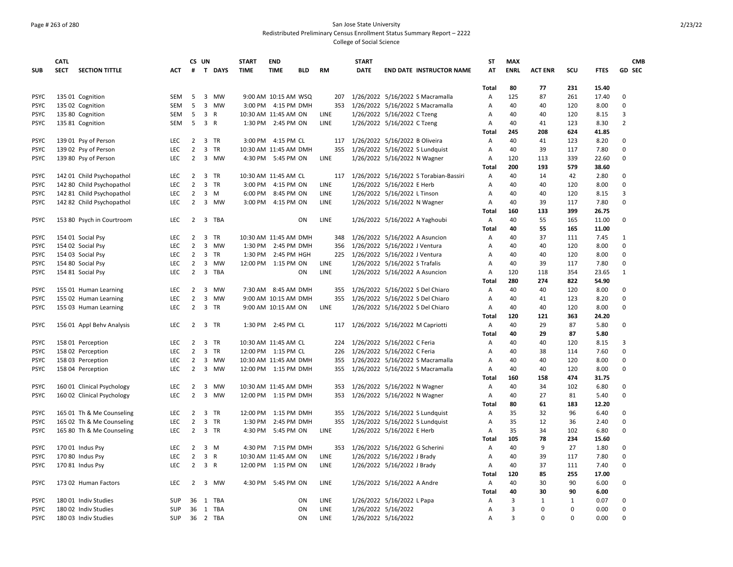San Jose State University
Redistributed Preliminary Census Enrollment Status Summary Report – 2222
College of Social Science

| SUB | CATL SECT | SECTION TITTLE | ACT | CS # | UN T | DAYS | START TIME | END TIME | BLD | RM | START DATE | END DATE | INSTRUCTOR NAME | ST AT | MAX ENRL | ACT ENR | SCU | FTES | GD | CMB SEC |
|---|---|---|---|---|---|---|---|---|---|---|---|---|---|---|---|---|---|---|---|---|
| | | | | | | | | | | | | | | Total | 80 | 77 | 231 | 15.40 | | |
| PSYC | 135 01 | Cognition | SEM | 5 | 3 | MW | 9:00 AM | 10:15 AM | WSQ | 207 | 1/26/2022 | 5/16/2022 | S Macramalla | A | 125 | 87 | 261 | 17.40 | 0 | |
| PSYC | 135 02 | Cognition | SEM | 5 | 3 | MW | 3:00 PM | 4:15 PM | DMH | 353 | 1/26/2022 | 5/16/2022 | S Macramalla | A | 40 | 40 | 120 | 8.00 | 0 | |
| PSYC | 135 80 | Cognition | SEM | 5 | 3 | R | 10:30 AM | 11:45 AM | ON | LINE | 1/26/2022 | 5/16/2022 | C Tzeng | A | 40 | 40 | 120 | 8.15 | 3 | |
| PSYC | 135 81 | Cognition | SEM | 5 | 3 | R | 1:30 PM | 2:45 PM | ON | LINE | 1/26/2022 | 5/16/2022 | C Tzeng | A | 40 | 41 | 123 | 8.30 | 2 | |
| | | | | | | | | | | | | | | Total | 245 | 208 | 624 | 41.85 | | |
| PSYC | 139 01 | Psy of Person | LEC | 2 | 3 | TR | 3:00 PM | 4:15 PM | CL | 117 | 1/26/2022 | 5/16/2022 | B Oliveira | A | 40 | 41 | 123 | 8.20 | 0 | |
| PSYC | 139 02 | Psy of Person | LEC | 2 | 3 | TR | 10:30 AM | 11:45 AM | DMH | 355 | 1/26/2022 | 5/16/2022 | S Lundquist | A | 40 | 39 | 117 | 7.80 | 0 | |
| PSYC | 139 80 | Psy of Person | LEC | 2 | 3 | MW | 4:30 PM | 5:45 PM | ON | LINE | 1/26/2022 | 5/16/2022 | N Wagner | A | 120 | 113 | 339 | 22.60 | 0 | |
| | | | | | | | | | | | | | | Total | 200 | 193 | 579 | 38.60 | | |
| PSYC | 142 01 | Child Psychopathol | LEC | 2 | 3 | TR | 10:30 AM | 11:45 AM | CL | 117 | 1/26/2022 | 5/16/2022 | S Torabian-Bassiri | A | 40 | 14 | 42 | 2.80 | 0 | |
| PSYC | 142 80 | Child Psychopathol | LEC | 2 | 3 | TR | 3:00 PM | 4:15 PM | ON | LINE | 1/26/2022 | 5/16/2022 | E Herb | A | 40 | 40 | 120 | 8.00 | 0 | |
| PSYC | 142 81 | Child Psychopathol | LEC | 2 | 3 | M | 6:00 PM | 8:45 PM | ON | LINE | 1/26/2022 | 5/16/2022 | L Tinson | A | 40 | 40 | 120 | 8.15 | 3 | |
| PSYC | 142 82 | Child Psychopathol | LEC | 2 | 3 | MW | 3:00 PM | 4:15 PM | ON | LINE | 1/26/2022 | 5/16/2022 | N Wagner | A | 40 | 39 | 117 | 7.80 | 0 | |
| | | | | | | | | | | | | | | Total | 160 | 133 | 399 | 26.75 | | |
| PSYC | 153 80 | Psych in Courtroom | LEC | 2 | 3 | TBA | | | ON | LINE | 1/26/2022 | 5/16/2022 | A Yaghoubi | A | 40 | 55 | 165 | 11.00 | 0 | |
| | | | | | | | | | | | | | | Total | 40 | 55 | 165 | 11.00 | | |
| PSYC | 154 01 | Social Psy | LEC | 2 | 3 | TR | 10:30 AM | 11:45 AM | DMH | 348 | 1/26/2022 | 5/16/2022 | A Asuncion | A | 40 | 37 | 111 | 7.45 | 1 | |
| PSYC | 154 02 | Social Psy | LEC | 2 | 3 | MW | 1:30 PM | 2:45 PM | DMH | 356 | 1/26/2022 | 5/16/2022 | J Ventura | A | 40 | 40 | 120 | 8.00 | 0 | |
| PSYC | 154 03 | Social Psy | LEC | 2 | 3 | TR | 1:30 PM | 2:45 PM | HGH | 225 | 1/26/2022 | 5/16/2022 | J Ventura | A | 40 | 40 | 120 | 8.00 | 0 | |
| PSYC | 154 80 | Social Psy | LEC | 2 | 3 | MW | 12:00 PM | 1:15 PM | ON | LINE | 1/26/2022 | 5/16/2022 | S Trafalis | A | 40 | 39 | 117 | 7.80 | 0 | |
| PSYC | 154 81 | Social Psy | LEC | 2 | 3 | TBA | | | ON | LINE | 1/26/2022 | 5/16/2022 | A Asuncion | A | 120 | 118 | 354 | 23.65 | 1 | |
| | | | | | | | | | | | | | | Total | 280 | 274 | 822 | 54.90 | | |
| PSYC | 155 01 | Human Learning | LEC | 2 | 3 | MW | 7:30 AM | 8:45 AM | DMH | 355 | 1/26/2022 | 5/16/2022 | S Del Chiaro | A | 40 | 40 | 120 | 8.00 | 0 | |
| PSYC | 155 02 | Human Learning | LEC | 2 | 3 | MW | 9:00 AM | 10:15 AM | DMH | 355 | 1/26/2022 | 5/16/2022 | S Del Chiaro | A | 40 | 41 | 123 | 8.20 | 0 | |
| PSYC | 155 03 | Human Learning | LEC | 2 | 3 | TR | 9:00 AM | 10:15 AM | ON | LINE | 1/26/2022 | 5/16/2022 | S Del Chiaro | A | 40 | 40 | 120 | 8.00 | 0 | |
| | | | | | | | | | | | | | | Total | 120 | 121 | 363 | 24.20 | | |
| PSYC | 156 01 | Appl Behv Analysis | LEC | 2 | 3 | TR | 1:30 PM | 2:45 PM | CL | 117 | 1/26/2022 | 5/16/2022 | M Capriotti | A | 40 | 29 | 87 | 5.80 | 0 | |
| | | | | | | | | | | | | | | Total | 40 | 29 | 87 | 5.80 | | |
| PSYC | 158 01 | Perception | LEC | 2 | 3 | TR | 10:30 AM | 11:45 AM | CL | 224 | 1/26/2022 | 5/16/2022 | C Feria | A | 40 | 40 | 120 | 8.15 | 3 | |
| PSYC | 158 02 | Perception | LEC | 2 | 3 | TR | 12:00 PM | 1:15 PM | CL | 226 | 1/26/2022 | 5/16/2022 | C Feria | A | 40 | 38 | 114 | 7.60 | 0 | |
| PSYC | 158 03 | Perception | LEC | 2 | 3 | MW | 10:30 AM | 11:45 AM | DMH | 355 | 1/26/2022 | 5/16/2022 | S Macramalla | A | 40 | 40 | 120 | 8.00 | 0 | |
| PSYC | 158 04 | Perception | LEC | 2 | 3 | MW | 12:00 PM | 1:15 PM | DMH | 355 | 1/26/2022 | 5/16/2022 | S Macramalla | A | 40 | 40 | 120 | 8.00 | 0 | |
| | | | | | | | | | | | | | | Total | 160 | 158 | 474 | 31.75 | | |
| PSYC | 160 01 | Clinical Psychology | LEC | 2 | 3 | MW | 10:30 AM | 11:45 AM | DMH | 353 | 1/26/2022 | 5/16/2022 | N Wagner | A | 40 | 34 | 102 | 6.80 | 0 | |
| PSYC | 160 02 | Clinical Psychology | LEC | 2 | 3 | MW | 12:00 PM | 1:15 PM | DMH | 353 | 1/26/2022 | 5/16/2022 | N Wagner | A | 40 | 27 | 81 | 5.40 | 0 | |
| | | | | | | | | | | | | | | Total | 80 | 61 | 183 | 12.20 | | |
| PSYC | 165 01 | Th & Me Counseling | LEC | 2 | 3 | TR | 12:00 PM | 1:15 PM | DMH | 355 | 1/26/2022 | 5/16/2022 | S Lundquist | A | 35 | 32 | 96 | 6.40 | 0 | |
| PSYC | 165 02 | Th & Me Counseling | LEC | 2 | 3 | TR | 1:30 PM | 2:45 PM | DMH | 355 | 1/26/2022 | 5/16/2022 | S Lundquist | A | 35 | 12 | 36 | 2.40 | 0 | |
| PSYC | 165 80 | Th & Me Counseling | LEC | 2 | 3 | TR | 4:30 PM | 5:45 PM | ON | LINE | 1/26/2022 | 5/16/2022 | E Herb | A | 35 | 34 | 102 | 6.80 | 0 | |
| | | | | | | | | | | | | | | Total | 105 | 78 | 234 | 15.60 | | |
| PSYC | 170 01 | Indus Psy | LEC | 2 | 3 | M | 4:30 PM | 7:15 PM | DMH | 353 | 1/26/2022 | 5/16/2022 | G Scherini | A | 40 | 9 | 27 | 1.80 | 0 | |
| PSYC | 170 80 | Indus Psy | LEC | 2 | 3 | R | 10:30 AM | 11:45 AM | ON | LINE | 1/26/2022 | 5/16/2022 | J Brady | A | 40 | 39 | 117 | 7.80 | 0 | |
| PSYC | 170 81 | Indus Psy | LEC | 2 | 3 | R | 12:00 PM | 1:15 PM | ON | LINE | 1/26/2022 | 5/16/2022 | J Brady | A | 40 | 37 | 111 | 7.40 | 0 | |
| | | | | | | | | | | | | | | Total | 120 | 85 | 255 | 17.00 | | |
| PSYC | 173 02 | Human Factors | LEC | 2 | 3 | MW | 4:30 PM | 5:45 PM | ON | LINE | 1/26/2022 | 5/16/2022 | A Andre | A | 40 | 30 | 90 | 6.00 | 0 | |
| | | | | | | | | | | | | | | Total | 40 | 30 | 90 | 6.00 | | |
| PSYC | 180 01 | Indiv Studies | SUP | 36 | 1 | TBA | | | ON | LINE | 1/26/2022 | 5/16/2022 | L Papa | A | 3 | 1 | 1 | 0.07 | 0 | |
| PSYC | 180 02 | Indiv Studies | SUP | 36 | 1 | TBA | | | ON | LINE | 1/26/2022 | 5/16/2022 | | A | 3 | 0 | 0 | 0.00 | 0 | |
| PSYC | 180 03 | Indiv Studies | SUP | 36 | 2 | TBA | | | ON | LINE | 1/26/2022 | 5/16/2022 | | A | 3 | 0 | 0 | 0.00 | 0 | |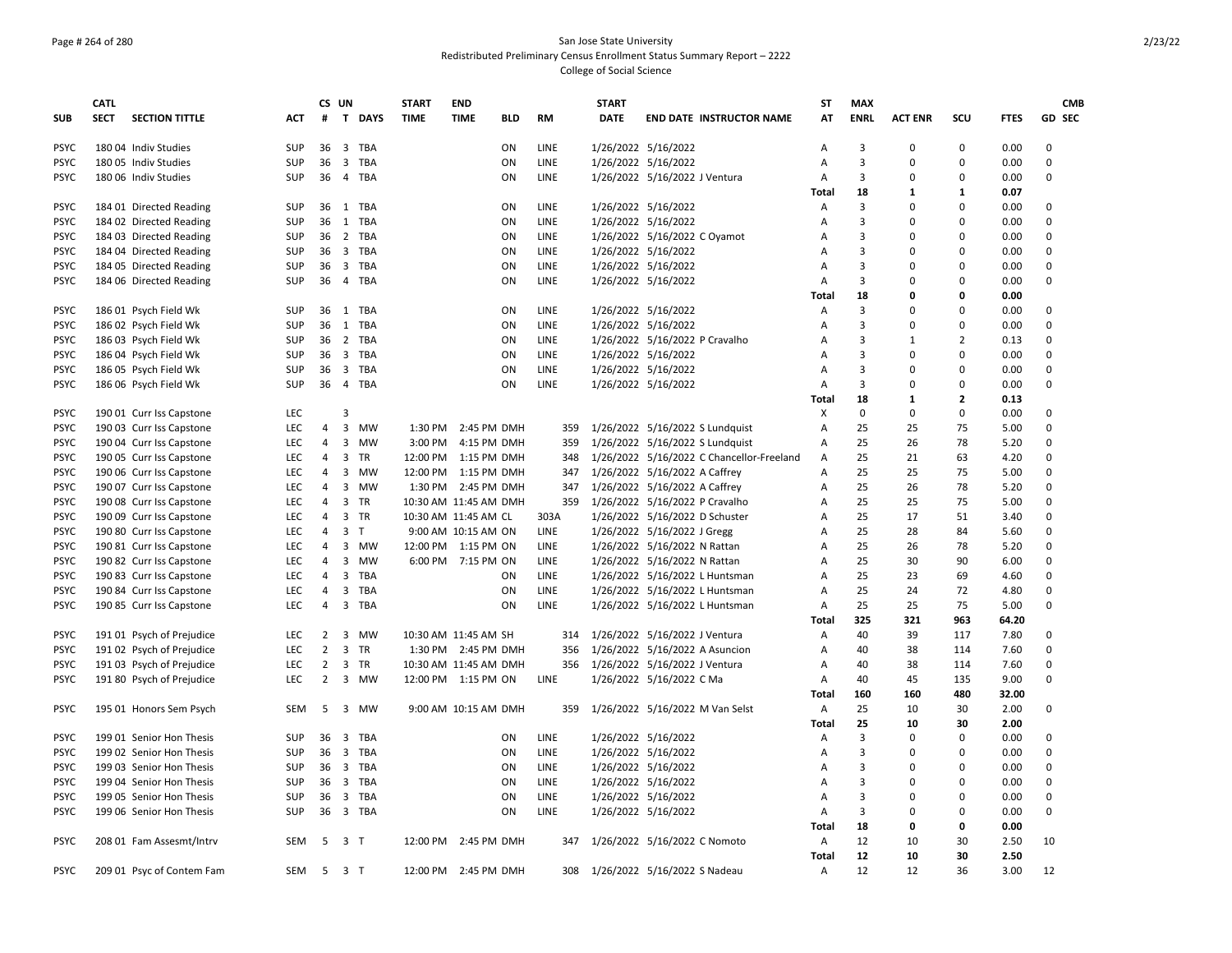San Jose State University
Redistributed Preliminary Census Enrollment Status Summary Report – 2222
College of Social Science

| SUB | CATL SECT | SECTION TITTLE | ACT | CS # | UN T | DAYS | START TIME | END TIME | BLD | RM | START DATE | END DATE | INSTRUCTOR NAME | ST AT | MAX ENRL | ACT ENR | SCU | FTES | GD | CMB SEC |
|---|---|---|---|---|---|---|---|---|---|---|---|---|---|---|---|---|---|---|---|---|
| PSYC | 180 04 | Indiv Studies | SUP | 36 | 3 | TBA | | | ON | LINE | 1/26/2022 | 5/16/2022 | | A | 3 | 0 | 0 | 0.00 | 0 | |
| PSYC | 180 05 | Indiv Studies | SUP | 36 | 3 | TBA | | | ON | LINE | 1/26/2022 | 5/16/2022 | | A | 3 | 0 | 0 | 0.00 | 0 | |
| PSYC | 180 06 | Indiv Studies | SUP | 36 | 4 | TBA | | | ON | LINE | 1/26/2022 | 5/16/2022 | J Ventura | A | 3 | 0 | 0 | 0.00 | 0 | |
| | | | | | | | | | | | | | | **Total** | **18** | **1** | **1** | **0.07** | | |
| PSYC | 184 01 | Directed Reading | SUP | 36 | 1 | TBA | | | ON | LINE | 1/26/2022 | 5/16/2022 | | A | 3 | 0 | 0 | 0.00 | 0 | |
| PSYC | 184 02 | Directed Reading | SUP | 36 | 1 | TBA | | | ON | LINE | 1/26/2022 | 5/16/2022 | | A | 3 | 0 | 0 | 0.00 | 0 | |
| PSYC | 184 03 | Directed Reading | SUP | 36 | 2 | TBA | | | ON | LINE | 1/26/2022 | 5/16/2022 | C Oyamot | A | 3 | 0 | 0 | 0.00 | 0 | |
| PSYC | 184 04 | Directed Reading | SUP | 36 | 3 | TBA | | | ON | LINE | 1/26/2022 | 5/16/2022 | | A | 3 | 0 | 0 | 0.00 | 0 | |
| PSYC | 184 05 | Directed Reading | SUP | 36 | 3 | TBA | | | ON | LINE | 1/26/2022 | 5/16/2022 | | A | 3 | 0 | 0 | 0.00 | 0 | |
| PSYC | 184 06 | Directed Reading | SUP | 36 | 4 | TBA | | | ON | LINE | 1/26/2022 | 5/16/2022 | | A | 3 | 0 | 0 | 0.00 | 0 | |
| | | | | | | | | | | | | | | **Total** | **18** | **0** | **0** | **0.00** | | |
| PSYC | 186 01 | Psych Field Wk | SUP | 36 | 1 | TBA | | | ON | LINE | 1/26/2022 | 5/16/2022 | | A | 3 | 0 | 0 | 0.00 | 0 | |
| PSYC | 186 02 | Psych Field Wk | SUP | 36 | 1 | TBA | | | ON | LINE | 1/26/2022 | 5/16/2022 | | A | 3 | 0 | 0 | 0.00 | 0 | |
| PSYC | 186 03 | Psych Field Wk | SUP | 36 | 2 | TBA | | | ON | LINE | 1/26/2022 | 5/16/2022 | P Cravalho | A | 3 | 1 | 2 | 0.13 | 0 | |
| PSYC | 186 04 | Psych Field Wk | SUP | 36 | 3 | TBA | | | ON | LINE | 1/26/2022 | 5/16/2022 | | A | 3 | 0 | 0 | 0.00 | 0 | |
| PSYC | 186 05 | Psych Field Wk | SUP | 36 | 3 | TBA | | | ON | LINE | 1/26/2022 | 5/16/2022 | | A | 3 | 0 | 0 | 0.00 | 0 | |
| PSYC | 186 06 | Psych Field Wk | SUP | 36 | 4 | TBA | | | ON | LINE | 1/26/2022 | 5/16/2022 | | A | 3 | 0 | 0 | 0.00 | 0 | |
| | | | | | | | | | | | | | | **Total** | **18** | **1** | **2** | **0.13** | | |
| PSYC | 190 01 | Curr Iss Capstone | LEC | | 3 | | | | | | | | | X | 0 | 0 | 0 | 0.00 | 0 | |
| PSYC | 190 03 | Curr Iss Capstone | LEC | 4 | 3 | MW | 1:30 PM | 2:45 PM | DMH | 359 | 1/26/2022 | 5/16/2022 | S Lundquist | A | 25 | 25 | 75 | 5.00 | 0 | |
| PSYC | 190 04 | Curr Iss Capstone | LEC | 4 | 3 | MW | 3:00 PM | 4:15 PM | DMH | 359 | 1/26/2022 | 5/16/2022 | S Lundquist | A | 25 | 26 | 78 | 5.20 | 0 | |
| PSYC | 190 05 | Curr Iss Capstone | LEC | 4 | 3 | TR | 12:00 PM | 1:15 PM | DMH | 348 | 1/26/2022 | 5/16/2022 | C Chancellor-Freeland | A | 25 | 21 | 63 | 4.20 | 0 | |
| PSYC | 190 06 | Curr Iss Capstone | LEC | 4 | 3 | MW | 12:00 PM | 1:15 PM | DMH | 347 | 1/26/2022 | 5/16/2022 | A Caffrey | A | 25 | 25 | 75 | 5.00 | 0 | |
| PSYC | 190 07 | Curr Iss Capstone | LEC | 4 | 3 | MW | 1:30 PM | 2:45 PM | DMH | 347 | 1/26/2022 | 5/16/2022 | A Caffrey | A | 25 | 26 | 78 | 5.20 | 0 | |
| PSYC | 190 08 | Curr Iss Capstone | LEC | 4 | 3 | TR | 10:30 AM | 11:45 AM | DMH | 359 | 1/26/2022 | 5/16/2022 | P Cravalho | A | 25 | 25 | 75 | 5.00 | 0 | |
| PSYC | 190 09 | Curr Iss Capstone | LEC | 4 | 3 | TR | 10:30 AM | 11:45 AM | CL | 303A | 1/26/2022 | 5/16/2022 | D Schuster | A | 25 | 17 | 51 | 3.40 | 0 | |
| PSYC | 190 80 | Curr Iss Capstone | LEC | 4 | 3 | T | 9:00 AM | 10:15 AM | ON | LINE | 1/26/2022 | 5/16/2022 | J Gregg | A | 25 | 28 | 84 | 5.60 | 0 | |
| PSYC | 190 81 | Curr Iss Capstone | LEC | 4 | 3 | MW | 12:00 PM | 1:15 PM | ON | LINE | 1/26/2022 | 5/16/2022 | N Rattan | A | 25 | 26 | 78 | 5.20 | 0 | |
| PSYC | 190 82 | Curr Iss Capstone | LEC | 4 | 3 | MW | 6:00 PM | 7:15 PM | ON | LINE | 1/26/2022 | 5/16/2022 | N Rattan | A | 25 | 30 | 90 | 6.00 | 0 | |
| PSYC | 190 83 | Curr Iss Capstone | LEC | 4 | 3 | TBA | | | ON | LINE | 1/26/2022 | 5/16/2022 | L Huntsman | A | 25 | 23 | 69 | 4.60 | 0 | |
| PSYC | 190 84 | Curr Iss Capstone | LEC | 4 | 3 | TBA | | | ON | LINE | 1/26/2022 | 5/16/2022 | L Huntsman | A | 25 | 24 | 72 | 4.80 | 0 | |
| PSYC | 190 85 | Curr Iss Capstone | LEC | 4 | 3 | TBA | | | ON | LINE | 1/26/2022 | 5/16/2022 | L Huntsman | A | 25 | 25 | 75 | 5.00 | 0 | |
| | | | | | | | | | | | | | | **Total** | **325** | **321** | **963** | **64.20** | | |
| PSYC | 191 01 | Psych of Prejudice | LEC | 2 | 3 | MW | 10:30 AM | 11:45 AM | SH | 314 | 1/26/2022 | 5/16/2022 | J Ventura | A | 40 | 39 | 117 | 7.80 | 0 | |
| PSYC | 191 02 | Psych of Prejudice | LEC | 2 | 3 | TR | 1:30 PM | 2:45 PM | DMH | 356 | 1/26/2022 | 5/16/2022 | A Asuncion | A | 40 | 38 | 114 | 7.60 | 0 | |
| PSYC | 191 03 | Psych of Prejudice | LEC | 2 | 3 | TR | 10:30 AM | 11:45 AM | DMH | 356 | 1/26/2022 | 5/16/2022 | J Ventura | A | 40 | 38 | 114 | 7.60 | 0 | |
| PSYC | 191 80 | Psych of Prejudice | LEC | 2 | 3 | MW | 12:00 PM | 1:15 PM | ON | LINE | 1/26/2022 | 5/16/2022 | C Ma | A | 40 | 45 | 135 | 9.00 | 0 | |
| | | | | | | | | | | | | | | **Total** | **160** | **160** | **480** | **32.00** | | |
| PSYC | 195 01 | Honors Sem Psych | SEM | 5 | 3 | MW | 9:00 AM | 10:15 AM | DMH | 359 | 1/26/2022 | 5/16/2022 | M Van Selst | A | 25 | 10 | 30 | 2.00 | 0 | |
| | | | | | | | | | | | | | | **Total** | **25** | **10** | **30** | **2.00** | | |
| PSYC | 199 01 | Senior Hon Thesis | SUP | 36 | 3 | TBA | | | ON | LINE | 1/26/2022 | 5/16/2022 | | A | 3 | 0 | 0 | 0.00 | 0 | |
| PSYC | 199 02 | Senior Hon Thesis | SUP | 36 | 3 | TBA | | | ON | LINE | 1/26/2022 | 5/16/2022 | | A | 3 | 0 | 0 | 0.00 | 0 | |
| PSYC | 199 03 | Senior Hon Thesis | SUP | 36 | 3 | TBA | | | ON | LINE | 1/26/2022 | 5/16/2022 | | A | 3 | 0 | 0 | 0.00 | 0 | |
| PSYC | 199 04 | Senior Hon Thesis | SUP | 36 | 3 | TBA | | | ON | LINE | 1/26/2022 | 5/16/2022 | | A | 3 | 0 | 0 | 0.00 | 0 | |
| PSYC | 199 05 | Senior Hon Thesis | SUP | 36 | 3 | TBA | | | ON | LINE | 1/26/2022 | 5/16/2022 | | A | 3 | 0 | 0 | 0.00 | 0 | |
| PSYC | 199 06 | Senior Hon Thesis | SUP | 36 | 3 | TBA | | | ON | LINE | 1/26/2022 | 5/16/2022 | | A | 3 | 0 | 0 | 0.00 | 0 | |
| | | | | | | | | | | | | | | **Total** | **18** | **0** | **0** | **0.00** | | |
| PSYC | 208 01 | Fam Assesmt/Intrv | SEM | 5 | 3 | T | 12:00 PM | 2:45 PM | DMH | 347 | 1/26/2022 | 5/16/2022 | C Nomoto | A | 12 | 10 | 30 | 2.50 | 10 | |
| | | | | | | | | | | | | | | **Total** | **12** | **10** | **30** | **2.50** | | |
| PSYC | 209 01 | Psyc of Contem Fam | SEM | 5 | 3 | T | 12:00 PM | 2:45 PM | DMH | 308 | 1/26/2022 | 5/16/2022 | S Nadeau | A | 12 | 12 | 36 | 3.00 | 12 | |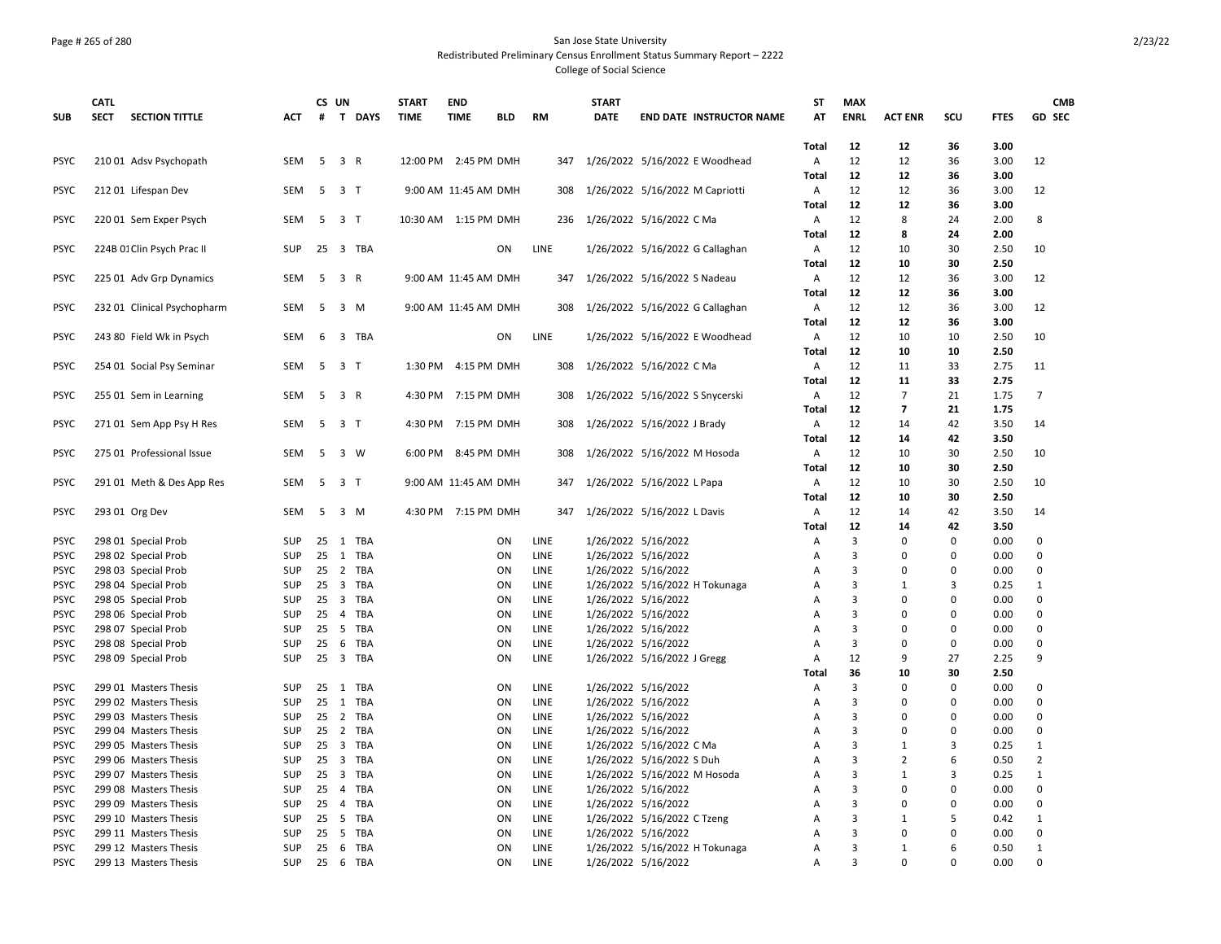San Jose State University

Redistributed Preliminary Census Enrollment Status Summary Report – 2222

College of Social Science

| SUB | CATL SECT | SECTION TITTLE | ACT | CS # | UN T | DAYS | START TIME | END TIME | BLD | RM | START DATE | END DATE | INSTRUCTOR NAME | ST AT | MAX ENRL | ACT ENR | SCU | FTES | GD | CMB SEC |
|---|---|---|---|---|---|---|---|---|---|---|---|---|---|---|---|---|---|---|---|---|
| | | | | | | | | | | | | | | **Total** | **12** | **12** | **36** | **3.00** | | |
| PSYC | 210 01 | Adsv Psychopath | SEM | 5 | 3 | R | 12:00 PM | 2:45 PM | DMH | 347 | 1/26/2022 | 5/16/2022 | E Woodhead | A | 12 | 12 | 36 | 3.00 | 12 | |
| | | | | | | | | | | | | | | **Total** | **12** | **12** | **36** | **3.00** | | |
| PSYC | 212 01 | Lifespan Dev | SEM | 5 | 3 | T | 9:00 AM | 11:45 AM | DMH | 308 | 1/26/2022 | 5/16/2022 | M Capriotti | A | 12 | 12 | 36 | 3.00 | 12 | |
| | | | | | | | | | | | | | | **Total** | **12** | **12** | **36** | **3.00** | | |
| PSYC | 220 01 | Sem Exper Psych | SEM | 5 | 3 | T | 10:30 AM | 1:15 PM | DMH | 236 | 1/26/2022 | 5/16/2022 | C Ma | A | 12 | 8 | 24 | 2.00 | 8 | |
| | | | | | | | | | | | | | | **Total** | **12** | **8** | **24** | **2.00** | | |
| PSYC | 224B 01 | Clin Psych Prac II | SUP | 25 | 3 | TBA | | | ON | LINE | 1/26/2022 | 5/16/2022 | G Callaghan | A | 12 | 10 | 30 | 2.50 | 10 | |
| | | | | | | | | | | | | | | **Total** | **12** | **10** | **30** | **2.50** | | |
| PSYC | 225 01 | Adv Grp Dynamics | SEM | 5 | 3 | R | 9:00 AM | 11:45 AM | DMH | 347 | 1/26/2022 | 5/16/2022 | S Nadeau | A | 12 | 12 | 36 | 3.00 | 12 | |
| | | | | | | | | | | | | | | **Total** | **12** | **12** | **36** | **3.00** | | |
| PSYC | 232 01 | Clinical Psychopharm | SEM | 5 | 3 | M | 9:00 AM | 11:45 AM | DMH | 308 | 1/26/2022 | 5/16/2022 | G Callaghan | A | 12 | 12 | 36 | 3.00 | 12 | |
| | | | | | | | | | | | | | | **Total** | **12** | **12** | **36** | **3.00** | | |
| PSYC | 243 80 | Field Wk in Psych | SEM | 6 | 3 | TBA | | | ON | LINE | 1/26/2022 | 5/16/2022 | E Woodhead | A | 12 | 10 | 10 | 2.50 | 10 | |
| | | | | | | | | | | | | | | **Total** | **12** | **10** | **10** | **2.50** | | |
| PSYC | 254 01 | Social Psy Seminar | SEM | 5 | 3 | T | 1:30 PM | 4:15 PM | DMH | 308 | 1/26/2022 | 5/16/2022 | C Ma | A | 12 | 11 | 33 | 2.75 | 11 | |
| | | | | | | | | | | | | | | **Total** | **12** | **11** | **33** | **2.75** | | |
| PSYC | 255 01 | Sem in Learning | SEM | 5 | 3 | R | 4:30 PM | 7:15 PM | DMH | 308 | 1/26/2022 | 5/16/2022 | S Snycerski | A | 12 | 7 | 21 | 1.75 | 7 | |
| | | | | | | | | | | | | | | **Total** | **12** | **7** | **21** | **1.75** | | |
| PSYC | 271 01 | Sem App Psy H Res | SEM | 5 | 3 | T | 4:30 PM | 7:15 PM | DMH | 308 | 1/26/2022 | 5/16/2022 | J Brady | A | 12 | 14 | 42 | 3.50 | 14 | |
| | | | | | | | | | | | | | | **Total** | **12** | **14** | **42** | **3.50** | | |
| PSYC | 275 01 | Professional Issue | SEM | 5 | 3 | W | 6:00 PM | 8:45 PM | DMH | 308 | 1/26/2022 | 5/16/2022 | M Hosoda | A | 12 | 10 | 30 | 2.50 | 10 | |
| | | | | | | | | | | | | | | **Total** | **12** | **10** | **30** | **2.50** | | |
| PSYC | 291 01 | Meth & Des App Res | SEM | 5 | 3 | T | 9:00 AM | 11:45 AM | DMH | 347 | 1/26/2022 | 5/16/2022 | L Papa | A | 12 | 10 | 30 | 2.50 | 10 | |
| | | | | | | | | | | | | | | **Total** | **12** | **10** | **30** | **2.50** | | |
| PSYC | 293 01 | Org Dev | SEM | 5 | 3 | M | 4:30 PM | 7:15 PM | DMH | 347 | 1/26/2022 | 5/16/2022 | L Davis | A | 12 | 14 | 42 | 3.50 | 14 | |
| | | | | | | | | | | | | | | **Total** | **12** | **14** | **42** | **3.50** | | |
| PSYC | 298 01 | Special Prob | SUP | 25 | 1 | TBA | | | ON | LINE | 1/26/2022 | 5/16/2022 | | A | 3 | 0 | 0 | 0.00 | 0 | |
| PSYC | 298 02 | Special Prob | SUP | 25 | 1 | TBA | | | ON | LINE | 1/26/2022 | 5/16/2022 | | A | 3 | 0 | 0 | 0.00 | 0 | |
| PSYC | 298 03 | Special Prob | SUP | 25 | 2 | TBA | | | ON | LINE | 1/26/2022 | 5/16/2022 | | A | 3 | 0 | 0 | 0.00 | 0 | |
| PSYC | 298 04 | Special Prob | SUP | 25 | 3 | TBA | | | ON | LINE | 1/26/2022 | 5/16/2022 | H Tokunaga | A | 3 | 1 | 3 | 0.25 | 1 | |
| PSYC | 298 05 | Special Prob | SUP | 25 | 3 | TBA | | | ON | LINE | 1/26/2022 | 5/16/2022 | | A | 3 | 0 | 0 | 0.00 | 0 | |
| PSYC | 298 06 | Special Prob | SUP | 25 | 4 | TBA | | | ON | LINE | 1/26/2022 | 5/16/2022 | | A | 3 | 0 | 0 | 0.00 | 0 | |
| PSYC | 298 07 | Special Prob | SUP | 25 | 5 | TBA | | | ON | LINE | 1/26/2022 | 5/16/2022 | | A | 3 | 0 | 0 | 0.00 | 0 | |
| PSYC | 298 08 | Special Prob | SUP | 25 | 6 | TBA | | | ON | LINE | 1/26/2022 | 5/16/2022 | | A | 3 | 0 | 0 | 0.00 | 0 | |
| PSYC | 298 09 | Special Prob | SUP | 25 | 3 | TBA | | | ON | LINE | 1/26/2022 | 5/16/2022 | J Gregg | A | 12 | 9 | 27 | 2.25 | 9 | |
| | | | | | | | | | | | | | | **Total** | **36** | **10** | **30** | **2.50** | | |
| PSYC | 299 01 | Masters Thesis | SUP | 25 | 1 | TBA | | | ON | LINE | 1/26/2022 | 5/16/2022 | | A | 3 | 0 | 0 | 0.00 | 0 | |
| PSYC | 299 02 | Masters Thesis | SUP | 25 | 1 | TBA | | | ON | LINE | 1/26/2022 | 5/16/2022 | | A | 3 | 0 | 0 | 0.00 | 0 | |
| PSYC | 299 03 | Masters Thesis | SUP | 25 | 2 | TBA | | | ON | LINE | 1/26/2022 | 5/16/2022 | | A | 3 | 0 | 0 | 0.00 | 0 | |
| PSYC | 299 04 | Masters Thesis | SUP | 25 | 2 | TBA | | | ON | LINE | 1/26/2022 | 5/16/2022 | | A | 3 | 0 | 0 | 0.00 | 0 | |
| PSYC | 299 05 | Masters Thesis | SUP | 25 | 3 | TBA | | | ON | LINE | 1/26/2022 | 5/16/2022 | C Ma | A | 3 | 1 | 3 | 0.25 | 1 | |
| PSYC | 299 06 | Masters Thesis | SUP | 25 | 3 | TBA | | | ON | LINE | 1/26/2022 | 5/16/2022 | S Duh | A | 3 | 2 | 6 | 0.50 | 2 | |
| PSYC | 299 07 | Masters Thesis | SUP | 25 | 3 | TBA | | | ON | LINE | 1/26/2022 | 5/16/2022 | M Hosoda | A | 3 | 1 | 3 | 0.25 | 1 | |
| PSYC | 299 08 | Masters Thesis | SUP | 25 | 4 | TBA | | | ON | LINE | 1/26/2022 | 5/16/2022 | | A | 3 | 0 | 0 | 0.00 | 0 | |
| PSYC | 299 09 | Masters Thesis | SUP | 25 | 4 | TBA | | | ON | LINE | 1/26/2022 | 5/16/2022 | | A | 3 | 0 | 0 | 0.00 | 0 | |
| PSYC | 299 10 | Masters Thesis | SUP | 25 | 5 | TBA | | | ON | LINE | 1/26/2022 | 5/16/2022 | C Tzeng | A | 3 | 1 | 5 | 0.42 | 1 | |
| PSYC | 299 11 | Masters Thesis | SUP | 25 | 5 | TBA | | | ON | LINE | 1/26/2022 | 5/16/2022 | | A | 3 | 0 | 0 | 0.00 | 0 | |
| PSYC | 299 12 | Masters Thesis | SUP | 25 | 6 | TBA | | | ON | LINE | 1/26/2022 | 5/16/2022 | H Tokunaga | A | 3 | 1 | 6 | 0.50 | 1 | |
| PSYC | 299 13 | Masters Thesis | SUP | 25 | 6 | TBA | | | ON | LINE | 1/26/2022 | 5/16/2022 | | A | 3 | 0 | 0 | 0.00 | 0 | |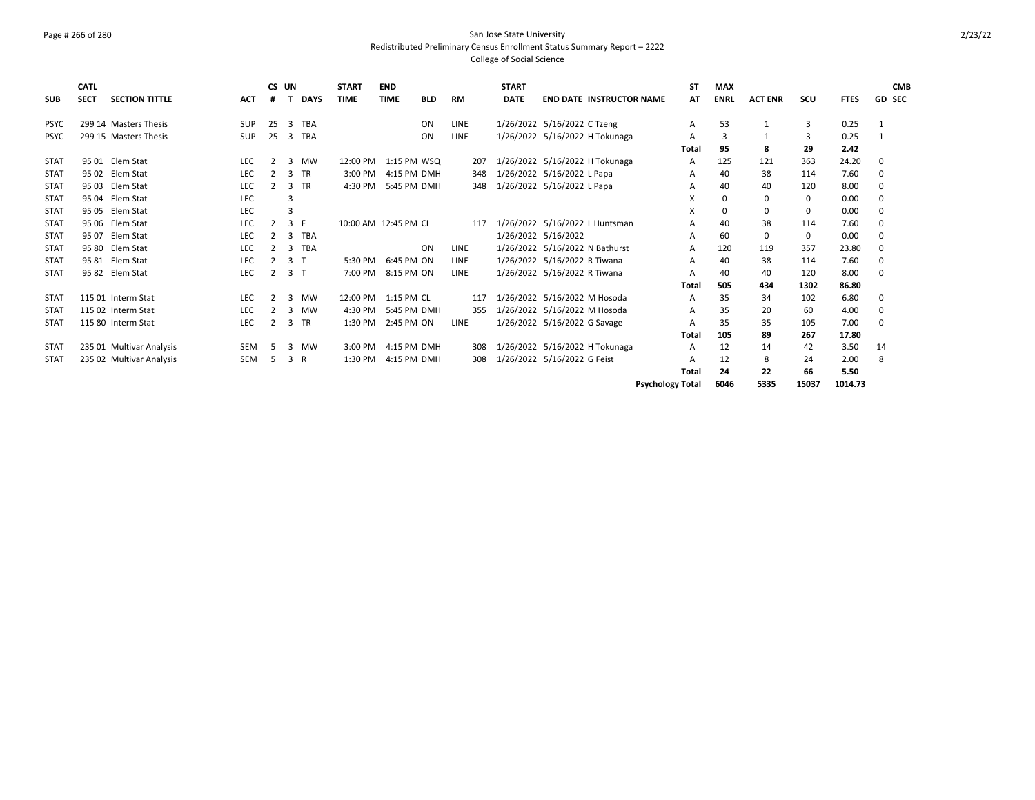San Jose State University
Redistributed Preliminary Census Enrollment Status Summary Report – 2222
College of Social Science

| SUB | CATL SECT | SECTION TITTLE | ACT | CS # | UN T | DAYS | START TIME | END TIME | BLD | RM | START DATE | END DATE | INSTRUCTOR NAME | ST AT | MAX ENRL | ACT ENR | SCU | FTES | GD | CMB SEC |
|---|---|---|---|---|---|---|---|---|---|---|---|---|---|---|---|---|---|---|---|---|
| PSYC | 299 14 | Masters Thesis | SUP | 25 | 3 | TBA | | | ON | LINE | 1/26/2022 | 5/16/2022 | C Tzeng | A | 53 | 1 | 3 | 0.25 | 1 | |
| PSYC | 299 15 | Masters Thesis | SUP | 25 | 3 | TBA | | | ON | LINE | 1/26/2022 | 5/16/2022 | H Tokunaga | A | 3 | 1 | 3 | 0.25 | 1 | |
| | | | | | | | | | | | | | | **Total** | **95** | **8** | **29** | **2.42** | | |
| STAT | 95 01 | Elem Stat | LEC | 2 | 3 | MW | 12:00 PM | 1:15 PM | WSQ | 207 | 1/26/2022 | 5/16/2022 | H Tokunaga | A | 125 | 121 | 363 | 24.20 | 0 | |
| STAT | 95 02 | Elem Stat | LEC | 2 | 3 | TR | 3:00 PM | 4:15 PM | DMH | 348 | 1/26/2022 | 5/16/2022 | L Papa | A | 40 | 38 | 114 | 7.60 | 0 | |
| STAT | 95 03 | Elem Stat | LEC | 2 | 3 | TR | 4:30 PM | 5:45 PM | DMH | 348 | 1/26/2022 | 5/16/2022 | L Papa | A | 40 | 40 | 120 | 8.00 | 0 | |
| STAT | 95 04 | Elem Stat | LEC | | 3 | | | | | | | | | X | 0 | 0 | 0 | 0.00 | 0 | |
| STAT | 95 05 | Elem Stat | LEC | | 3 | | | | | | | | | X | 0 | 0 | 0 | 0.00 | 0 | |
| STAT | 95 06 | Elem Stat | LEC | 2 | 3 | F | 10:00 AM | 12:45 PM | CL | 117 | 1/26/2022 | 5/16/2022 | L Huntsman | A | 40 | 38 | 114 | 7.60 | 0 | |
| STAT | 95 07 | Elem Stat | LEC | 2 | 3 | TBA | | | | | 1/26/2022 | 5/16/2022 | | A | 60 | 0 | 0 | 0.00 | 0 | |
| STAT | 95 80 | Elem Stat | LEC | 2 | 3 | TBA | | | ON | LINE | 1/26/2022 | 5/16/2022 | N Bathurst | A | 120 | 119 | 357 | 23.80 | 0 | |
| STAT | 95 81 | Elem Stat | LEC | 2 | 3 | T | 5:30 PM | 6:45 PM | ON | LINE | 1/26/2022 | 5/16/2022 | R Tiwana | A | 40 | 38 | 114 | 7.60 | 0 | |
| STAT | 95 82 | Elem Stat | LEC | 2 | 3 | T | 7:00 PM | 8:15 PM | ON | LINE | 1/26/2022 | 5/16/2022 | R Tiwana | A | 40 | 40 | 120 | 8.00 | 0 | |
| | | | | | | | | | | | | | | **Total** | **505** | **434** | **1302** | **86.80** | | |
| STAT | 115 01 | Interm Stat | LEC | 2 | 3 | MW | 12:00 PM | 1:15 PM | CL | 117 | 1/26/2022 | 5/16/2022 | M Hosoda | A | 35 | 34 | 102 | 6.80 | 0 | |
| STAT | 115 02 | Interm Stat | LEC | 2 | 3 | MW | 4:30 PM | 5:45 PM | DMH | 355 | 1/26/2022 | 5/16/2022 | M Hosoda | A | 35 | 20 | 60 | 4.00 | 0 | |
| STAT | 115 80 | Interm Stat | LEC | 2 | 3 | TR | 1:30 PM | 2:45 PM | ON | LINE | 1/26/2022 | 5/16/2022 | G Savage | A | 35 | 35 | 105 | 7.00 | 0 | |
| | | | | | | | | | | | | | | **Total** | **105** | **89** | **267** | **17.80** | | |
| STAT | 235 01 | Multivar Analysis | SEM | 5 | 3 | MW | 3:00 PM | 4:15 PM | DMH | 308 | 1/26/2022 | 5/16/2022 | H Tokunaga | A | 12 | 14 | 42 | 3.50 | 14 | |
| STAT | 235 02 | Multivar Analysis | SEM | 5 | 3 | R | 1:30 PM | 4:15 PM | DMH | 308 | 1/26/2022 | 5/16/2022 | G Feist | A | 12 | 8 | 24 | 2.00 | 8 | |
| | | | | | | | | | | | | | | **Total** | **24** | **22** | **66** | **5.50** | | |
| | | | | | | | | | | | | | **Psychology Total** | | **6046** | **5335** | **15037** | **1014.73** | | |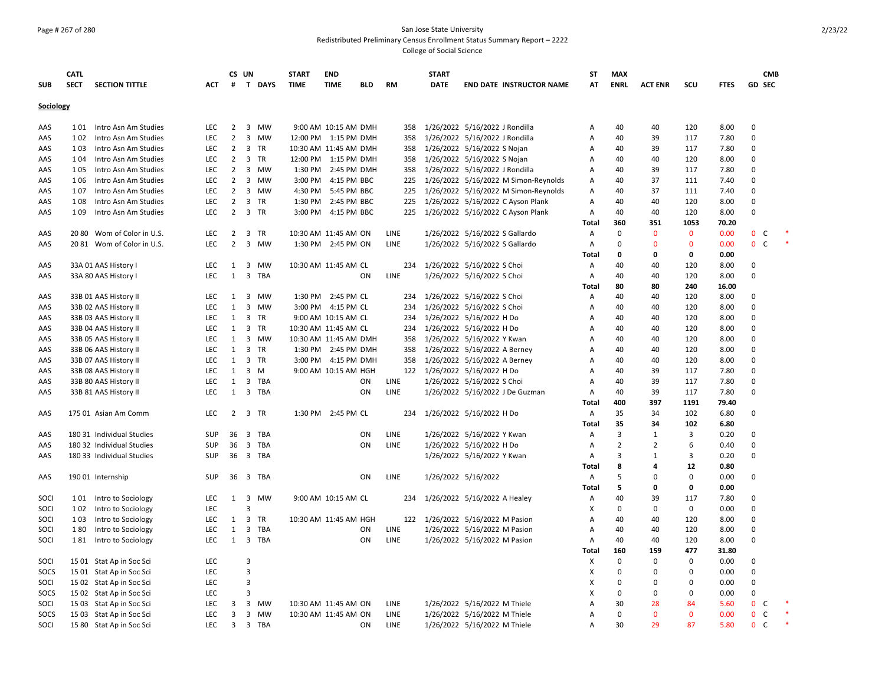San Jose State University
Redistributed Preliminary Census Enrollment Status Summary Report – 2222
College of Social Science

| SUB | CATL SECT | SECTION TITTLE | ACT | CS # | UN T | DAYS | START TIME | END TIME | BLD | RM | START DATE | END DATE | INSTRUCTOR NAME | ST AT | MAX ENRL | ACT ENR | SCU | FTES | GD | CMB SEC |
|---|---|---|---|---|---|---|---|---|---|---|---|---|---|---|---|---|---|---|---|---|
| **Sociology** | | | | | | | | | | | | | | | | | | | | |
| AAS | 1 01 | Intro Asn Am Studies | LEC | 2 | 3 | MW | 9:00 AM | 10:15 AM | DMH | 358 | 1/26/2022 | 5/16/2022 | J Rondilla | A | 40 | 40 | 120 | 8.00 | 0 | |
| AAS | 1 02 | Intro Asn Am Studies | LEC | 2 | 3 | MW | 12:00 PM | 1:15 PM | DMH | 358 | 1/26/2022 | 5/16/2022 | J Rondilla | A | 40 | 39 | 117 | 7.80 | 0 | |
| AAS | 1 03 | Intro Asn Am Studies | LEC | 2 | 3 | TR | 10:30 AM | 11:45 AM | DMH | 358 | 1/26/2022 | 5/16/2022 | S Nojan | A | 40 | 39 | 117 | 7.80 | 0 | |
| AAS | 1 04 | Intro Asn Am Studies | LEC | 2 | 3 | TR | 12:00 PM | 1:15 PM | DMH | 358 | 1/26/2022 | 5/16/2022 | S Nojan | A | 40 | 40 | 120 | 8.00 | 0 | |
| AAS | 1 05 | Intro Asn Am Studies | LEC | 2 | 3 | MW | 1:30 PM | 2:45 PM | DMH | 358 | 1/26/2022 | 5/16/2022 | J Rondilla | A | 40 | 39 | 117 | 7.80 | 0 | |
| AAS | 1 06 | Intro Asn Am Studies | LEC | 2 | 3 | MW | 3:00 PM | 4:15 PM | BBC | 225 | 1/26/2022 | 5/16/2022 | M Simon-Reynolds | A | 40 | 37 | 111 | 7.40 | 0 | |
| AAS | 1 07 | Intro Asn Am Studies | LEC | 2 | 3 | MW | 4:30 PM | 5:45 PM | BBC | 225 | 1/26/2022 | 5/16/2022 | M Simon-Reynolds | A | 40 | 37 | 111 | 7.40 | 0 | |
| AAS | 1 08 | Intro Asn Am Studies | LEC | 2 | 3 | TR | 1:30 PM | 2:45 PM | BBC | 225 | 1/26/2022 | 5/16/2022 | C Ayson Plank | A | 40 | 40 | 120 | 8.00 | 0 | |
| AAS | 1 09 | Intro Asn Am Studies | LEC | 2 | 3 | TR | 3:00 PM | 4:15 PM | BBC | 225 | 1/26/2022 | 5/16/2022 | C Ayson Plank | A | 40 | 40 | 120 | 8.00 | 0 | |
| | | | | | | | | | | | | | | **Total** | **360** | **351** | **1053** | **70.20** | | |
| AAS | 20 80 | Wom of Color in U.S. | LEC | 2 | 3 | TR | 10:30 AM | 11:45 AM | ON | LINE | 1/26/2022 | 5/16/2022 | S Gallardo | A | 0 | 0 | 0 | 0.00 | 0 | C * |
| AAS | 20 81 | Wom of Color in U.S. | LEC | 2 | 3 | MW | 1:30 PM | 2:45 PM | ON | LINE | 1/26/2022 | 5/16/2022 | S Gallardo | A | 0 | 0 | 0 | 0.00 | 0 | C * |
| | | | | | | | | | | | | | | **Total** | **0** | **0** | **0** | **0.00** | | |
| AAS | 33A 01 | AAS History I | LEC | 1 | 3 | MW | 10:30 AM | 11:45 AM | CL | 234 | 1/26/2022 | 5/16/2022 | S Choi | A | 40 | 40 | 120 | 8.00 | 0 | |
| AAS | 33A 80 | AAS History I | LEC | 1 | 3 | TBA | | | ON | LINE | 1/26/2022 | 5/16/2022 | S Choi | A | 40 | 40 | 120 | 8.00 | 0 | |
| | | | | | | | | | | | | | | **Total** | **80** | **80** | **240** | **16.00** | | |
| AAS | 33B 01 | AAS History II | LEC | 1 | 3 | MW | 1:30 PM | 2:45 PM | CL | 234 | 1/26/2022 | 5/16/2022 | S Choi | A | 40 | 40 | 120 | 8.00 | 0 | |
| AAS | 33B 02 | AAS History II | LEC | 1 | 3 | MW | 3:00 PM | 4:15 PM | CL | 234 | 1/26/2022 | 5/16/2022 | S Choi | A | 40 | 40 | 120 | 8.00 | 0 | |
| AAS | 33B 03 | AAS History II | LEC | 1 | 3 | TR | 9:00 AM | 10:15 AM | CL | 234 | 1/26/2022 | 5/16/2022 | H Do | A | 40 | 40 | 120 | 8.00 | 0 | |
| AAS | 33B 04 | AAS History II | LEC | 1 | 3 | TR | 10:30 AM | 11:45 AM | CL | 234 | 1/26/2022 | 5/16/2022 | H Do | A | 40 | 40 | 120 | 8.00 | 0 | |
| AAS | 33B 05 | AAS History II | LEC | 1 | 3 | MW | 10:30 AM | 11:45 AM | DMH | 358 | 1/26/2022 | 5/16/2022 | Y Kwan | A | 40 | 40 | 120 | 8.00 | 0 | |
| AAS | 33B 06 | AAS History II | LEC | 1 | 3 | TR | 1:30 PM | 2:45 PM | DMH | 358 | 1/26/2022 | 5/16/2022 | A Berney | A | 40 | 40 | 120 | 8.00 | 0 | |
| AAS | 33B 07 | AAS History II | LEC | 1 | 3 | TR | 3:00 PM | 4:15 PM | DMH | 358 | 1/26/2022 | 5/16/2022 | A Berney | A | 40 | 40 | 120 | 8.00 | 0 | |
| AAS | 33B 08 | AAS History II | LEC | 1 | 3 | M | 9:00 AM | 10:15 AM | HGH | 122 | 1/26/2022 | 5/16/2022 | H Do | A | 40 | 39 | 117 | 7.80 | 0 | |
| AAS | 33B 80 | AAS History II | LEC | 1 | 3 | TBA | | | ON | LINE | 1/26/2022 | 5/16/2022 | S Choi | A | 40 | 39 | 117 | 7.80 | 0 | |
| AAS | 33B 81 | AAS History II | LEC | 1 | 3 | TBA | | | ON | LINE | 1/26/2022 | 5/16/2022 | J De Guzman | A | 40 | 39 | 117 | 7.80 | 0 | |
| | | | | | | | | | | | | | | **Total** | **400** | **397** | **1191** | **79.40** | | |
| AAS | 175 01 | Asian Am Comm | LEC | 2 | 3 | TR | 1:30 PM | 2:45 PM | CL | 234 | 1/26/2022 | 5/16/2022 | H Do | A | 35 | 34 | 102 | 6.80 | 0 | |
| | | | | | | | | | | | | | | **Total** | **35** | **34** | **102** | **6.80** | | |
| AAS | 180 31 | Individual Studies | SUP | 36 | 3 | TBA | | | ON | LINE | 1/26/2022 | 5/16/2022 | Y Kwan | A | 3 | 1 | 3 | 0.20 | 0 | |
| AAS | 180 32 | Individual Studies | SUP | 36 | 3 | TBA | | | ON | LINE | 1/26/2022 | 5/16/2022 | H Do | A | 2 | 2 | 6 | 0.40 | 0 | |
| AAS | 180 33 | Individual Studies | SUP | 36 | 3 | TBA | | | | | 1/26/2022 | 5/16/2022 | Y Kwan | A | 3 | 1 | 3 | 0.20 | 0 | |
| | | | | | | | | | | | | | | **Total** | **8** | **4** | **12** | **0.80** | | |
| AAS | 190 01 | Internship | SUP | 36 | 3 | TBA | | | ON | LINE | 1/26/2022 | 5/16/2022 | | A | 5 | 0 | 0 | 0.00 | 0 | |
| | | | | | | | | | | | | | | **Total** | **5** | **0** | **0** | **0.00** | | |
| SOCI | 1 01 | Intro to Sociology | LEC | 1 | 3 | MW | 9:00 AM | 10:15 AM | CL | 234 | 1/26/2022 | 5/16/2022 | A Healey | A | 40 | 39 | 117 | 7.80 | 0 | |
| SOCI | 1 02 | Intro to Sociology | LEC | | 3 | | | | | | | | | X | 0 | 0 | 0 | 0.00 | 0 | |
| SOCI | 1 03 | Intro to Sociology | LEC | 1 | 3 | TR | 10:30 AM | 11:45 AM | HGH | 122 | 1/26/2022 | 5/16/2022 | M Pasion | A | 40 | 40 | 120 | 8.00 | 0 | |
| SOCI | 1 80 | Intro to Sociology | LEC | 1 | 3 | TBA | | | ON | LINE | 1/26/2022 | 5/16/2022 | M Pasion | A | 40 | 40 | 120 | 8.00 | 0 | |
| SOCI | 1 81 | Intro to Sociology | LEC | 1 | 3 | TBA | | | ON | LINE | 1/26/2022 | 5/16/2022 | M Pasion | A | 40 | 40 | 120 | 8.00 | 0 | |
| | | | | | | | | | | | | | | **Total** | **160** | **159** | **477** | **31.80** | | |
| SOCI | 15 01 | Stat Ap in Soc Sci | LEC | | 3 | | | | | | | | | X | 0 | 0 | 0 | 0.00 | 0 | |
| SOCS | 15 01 | Stat Ap in Soc Sci | LEC | | 3 | | | | | | | | | X | 0 | 0 | 0 | 0.00 | 0 | |
| SOCI | 15 02 | Stat Ap in Soc Sci | LEC | | 3 | | | | | | | | | X | 0 | 0 | 0 | 0.00 | 0 | |
| SOCS | 15 02 | Stat Ap in Soc Sci | LEC | | 3 | | | | | | | | | X | 0 | 0 | 0 | 0.00 | 0 | |
| SOCI | 15 03 | Stat Ap in Soc Sci | LEC | 3 | 3 | MW | 10:30 AM | 11:45 AM | ON | LINE | 1/26/2022 | 5/16/2022 | M Thiele | A | 30 | 28 | 84 | 5.60 | 0 | C * |
| SOCS | 15 03 | Stat Ap in Soc Sci | LEC | 3 | 3 | MW | 10:30 AM | 11:45 AM | ON | LINE | 1/26/2022 | 5/16/2022 | M Thiele | A | 0 | 0 | 0 | 0.00 | 0 | C * |
| SOCI | 15 80 | Stat Ap in Soc Sci | LEC | 3 | 3 | TBA | | | ON | LINE | 1/26/2022 | 5/16/2022 | M Thiele | A | 30 | 29 | 87 | 5.80 | 0 | C * |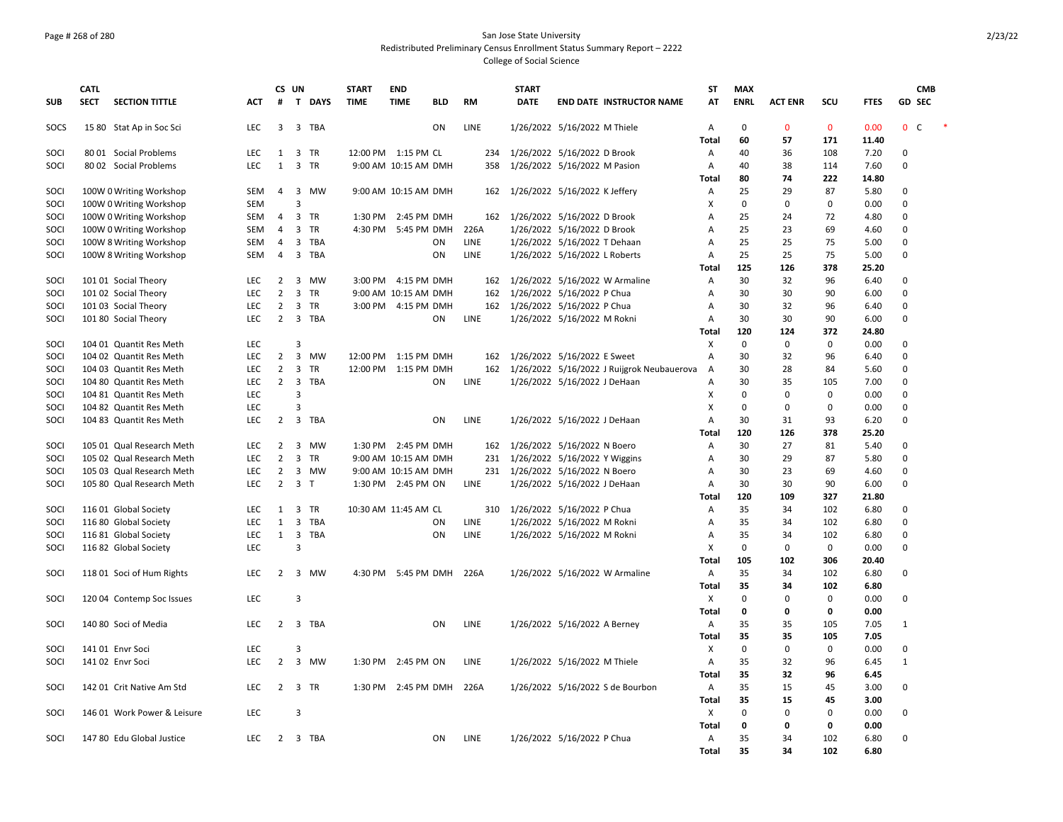San Jose State University
Redistributed Preliminary Census Enrollment Status Summary Report – 2222
College of Social Science

| SUB | CATL SECT | SECTION TITTLE | ACT | CS # | UN T | DAYS | START TIME | END TIME | BLD | RM | START DATE | END DATE | INSTRUCTOR NAME | ST AT | MAX ENRL | ACT ENR | SCU | FTES | GD | CMB SEC |
|---|---|---|---|---|---|---|---|---|---|---|---|---|---|---|---|---|---|---|---|---|
| SOCS | 15 80 | Stat Ap in Soc Sci | LEC | 3 | 3 | TBA | | | ON | LINE | 1/26/2022 | 5/16/2022 | M Thiele | A | 0 | 0 | 0 | 0.00 | 0 | C * |
| | | | | | | | | | | | | | | Total | 60 | 57 | 171 | 11.40 | | |
| SOCI | 80 01 | Social Problems | LEC | 1 | 3 | TR | 12:00 PM | 1:15 PM | CL | 234 | 1/26/2022 | 5/16/2022 | D Brook | A | 40 | 36 | 108 | 7.20 | 0 | |
| SOCI | 80 02 | Social Problems | LEC | 1 | 3 | TR | 9:00 AM | 10:15 AM | DMH | 358 | 1/26/2022 | 5/16/2022 | M Pasion | A | 40 | 38 | 114 | 7.60 | 0 | |
| | | | | | | | | | | | | | | Total | 80 | 74 | 222 | 14.80 | | |
| SOCI | 100W 0 | Writing Workshop | SEM | 4 | 3 | MW | 9:00 AM | 10:15 AM | DMH | 162 | 1/26/2022 | 5/16/2022 | K Jeffery | A | 25 | 29 | 87 | 5.80 | 0 | |
| SOCI | 100W 0 | Writing Workshop | SEM | | 3 | | | | | | | | | X | 0 | 0 | 0 | 0.00 | 0 | |
| SOCI | 100W 0 | Writing Workshop | SEM | 4 | 3 | TR | 1:30 PM | 2:45 PM | DMH | 162 | 1/26/2022 | 5/16/2022 | D Brook | A | 25 | 24 | 72 | 4.80 | 0 | |
| SOCI | 100W 0 | Writing Workshop | SEM | 4 | 3 | TR | 4:30 PM | 5:45 PM | DMH | 226A | 1/26/2022 | 5/16/2022 | D Brook | A | 25 | 23 | 69 | 4.60 | 0 | |
| SOCI | 100W 8 | Writing Workshop | SEM | 4 | 3 | TBA | | | ON | LINE | 1/26/2022 | 5/16/2022 | T Dehaan | A | 25 | 25 | 75 | 5.00 | 0 | |
| SOCI | 100W 8 | Writing Workshop | SEM | 4 | 3 | TBA | | | ON | LINE | 1/26/2022 | 5/16/2022 | L Roberts | A | 25 | 25 | 75 | 5.00 | 0 | |
| | | | | | | | | | | | | | | Total | 125 | 126 | 378 | 25.20 | | |
| SOCI | 101 01 | Social Theory | LEC | 2 | 3 | MW | 3:00 PM | 4:15 PM | DMH | 162 | 1/26/2022 | 5/16/2022 | W Armaline | A | 30 | 32 | 96 | 6.40 | 0 | |
| SOCI | 101 02 | Social Theory | LEC | 2 | 3 | TR | 9:00 AM | 10:15 AM | DMH | 162 | 1/26/2022 | 5/16/2022 | P Chua | A | 30 | 30 | 90 | 6.00 | 0 | |
| SOCI | 101 03 | Social Theory | LEC | 2 | 3 | TR | 3:00 PM | 4:15 PM | DMH | 162 | 1/26/2022 | 5/16/2022 | P Chua | A | 30 | 32 | 96 | 6.40 | 0 | |
| SOCI | 101 80 | Social Theory | LEC | 2 | 3 | TBA | | | ON | LINE | 1/26/2022 | 5/16/2022 | M Rokni | A | 30 | 30 | 90 | 6.00 | 0 | |
| | | | | | | | | | | | | | | Total | 120 | 124 | 372 | 24.80 | | |
| SOCI | 104 01 | Quantit Res Meth | LEC | | 3 | | | | | | | | | X | 0 | 0 | 0 | 0.00 | 0 | |
| SOCI | 104 02 | Quantit Res Meth | LEC | 2 | 3 | MW | 12:00 PM | 1:15 PM | DMH | 162 | 1/26/2022 | 5/16/2022 | E Sweet | A | 30 | 32 | 96 | 6.40 | 0 | |
| SOCI | 104 03 | Quantit Res Meth | LEC | 2 | 3 | TR | 12:00 PM | 1:15 PM | DMH | 162 | 1/26/2022 | 5/16/2022 | J Ruijgrok Neubauerova | A | 30 | 28 | 84 | 5.60 | 0 | |
| SOCI | 104 80 | Quantit Res Meth | LEC | 2 | 3 | TBA | | | ON | LINE | 1/26/2022 | 5/16/2022 | J DeHaan | A | 30 | 35 | 105 | 7.00 | 0 | |
| SOCI | 104 81 | Quantit Res Meth | LEC | | 3 | | | | | | | | | X | 0 | 0 | 0 | 0.00 | 0 | |
| SOCI | 104 82 | Quantit Res Meth | LEC | | 3 | | | | | | | | | X | 0 | 0 | 0 | 0.00 | 0 | |
| SOCI | 104 83 | Quantit Res Meth | LEC | 2 | 3 | TBA | | | ON | LINE | 1/26/2022 | 5/16/2022 | J DeHaan | A | 30 | 31 | 93 | 6.20 | 0 | |
| | | | | | | | | | | | | | | Total | 120 | 126 | 378 | 25.20 | | |
| SOCI | 105 01 | Qual Research Meth | LEC | 2 | 3 | MW | 1:30 PM | 2:45 PM | DMH | 162 | 1/26/2022 | 5/16/2022 | N Boero | A | 30 | 27 | 81 | 5.40 | 0 | |
| SOCI | 105 02 | Qual Research Meth | LEC | 2 | 3 | TR | 9:00 AM | 10:15 AM | DMH | 231 | 1/26/2022 | 5/16/2022 | Y Wiggins | A | 30 | 29 | 87 | 5.80 | 0 | |
| SOCI | 105 03 | Qual Research Meth | LEC | 2 | 3 | MW | 9:00 AM | 10:15 AM | DMH | 231 | 1/26/2022 | 5/16/2022 | N Boero | A | 30 | 23 | 69 | 4.60 | 0 | |
| SOCI | 105 80 | Qual Research Meth | LEC | 2 | 3 | T | 1:30 PM | 2:45 PM | ON | LINE | 1/26/2022 | 5/16/2022 | J DeHaan | A | 30 | 30 | 90 | 6.00 | 0 | |
| | | | | | | | | | | | | | | Total | 120 | 109 | 327 | 21.80 | | |
| SOCI | 116 01 | Global Society | LEC | 1 | 3 | TR | 10:30 AM | 11:45 AM | CL | 310 | 1/26/2022 | 5/16/2022 | P Chua | A | 35 | 34 | 102 | 6.80 | 0 | |
| SOCI | 116 80 | Global Society | LEC | 1 | 3 | TBA | | | ON | LINE | 1/26/2022 | 5/16/2022 | M Rokni | A | 35 | 34 | 102 | 6.80 | 0 | |
| SOCI | 116 81 | Global Society | LEC | 1 | 3 | TBA | | | ON | LINE | 1/26/2022 | 5/16/2022 | M Rokni | A | 35 | 34 | 102 | 6.80 | 0 | |
| SOCI | 116 82 | Global Society | LEC | | 3 | | | | | | | | | X | 0 | 0 | 0 | 0.00 | 0 | |
| | | | | | | | | | | | | | | Total | 105 | 102 | 306 | 20.40 | | |
| SOCI | 118 01 | Soci of Hum Rights | LEC | 2 | 3 | MW | 4:30 PM | 5:45 PM | DMH | 226A | 1/26/2022 | 5/16/2022 | W Armaline | A | 35 | 34 | 102 | 6.80 | 0 | |
| | | | | | | | | | | | | | | Total | 35 | 34 | 102 | 6.80 | | |
| SOCI | 120 04 | Contemp Soc Issues | LEC | | 3 | | | | | | | | | X | 0 | 0 | 0 | 0.00 | 0 | |
| | | | | | | | | | | | | | | Total | 0 | 0 | 0 | 0.00 | | |
| SOCI | 140 80 | Soci of Media | LEC | 2 | 3 | TBA | | | ON | LINE | 1/26/2022 | 5/16/2022 | A Berney | A | 35 | 35 | 105 | 7.05 | 1 | |
| | | | | | | | | | | | | | | Total | 35 | 35 | 105 | 7.05 | | |
| SOCI | 141 01 | Envr Soci | LEC | | 3 | | | | | | | | | X | 0 | 0 | 0 | 0.00 | 0 | |
| SOCI | 141 02 | Envr Soci | LEC | 2 | 3 | MW | 1:30 PM | 2:45 PM | ON | LINE | 1/26/2022 | 5/16/2022 | M Thiele | A | 35 | 32 | 96 | 6.45 | 1 | |
| | | | | | | | | | | | | | | Total | 35 | 32 | 96 | 6.45 | | |
| SOCI | 142 01 | Crit Native Am Std | LEC | 2 | 3 | TR | 1:30 PM | 2:45 PM | DMH | 226A | 1/26/2022 | 5/16/2022 | S de Bourbon | A | 35 | 15 | 45 | 3.00 | 0 | |
| | | | | | | | | | | | | | | Total | 35 | 15 | 45 | 3.00 | | |
| SOCI | 146 01 | Work Power & Leisure | LEC | | 3 | | | | | | | | | X | 0 | 0 | 0 | 0.00 | 0 | |
| | | | | | | | | | | | | | | Total | 0 | 0 | 0 | 0.00 | | |
| SOCI | 147 80 | Edu Global Justice | LEC | 2 | 3 | TBA | | | ON | LINE | 1/26/2022 | 5/16/2022 | P Chua | A | 35 | 34 | 102 | 6.80 | 0 | |
| | | | | | | | | | | | | | | Total | 35 | 34 | 102 | 6.80 | | |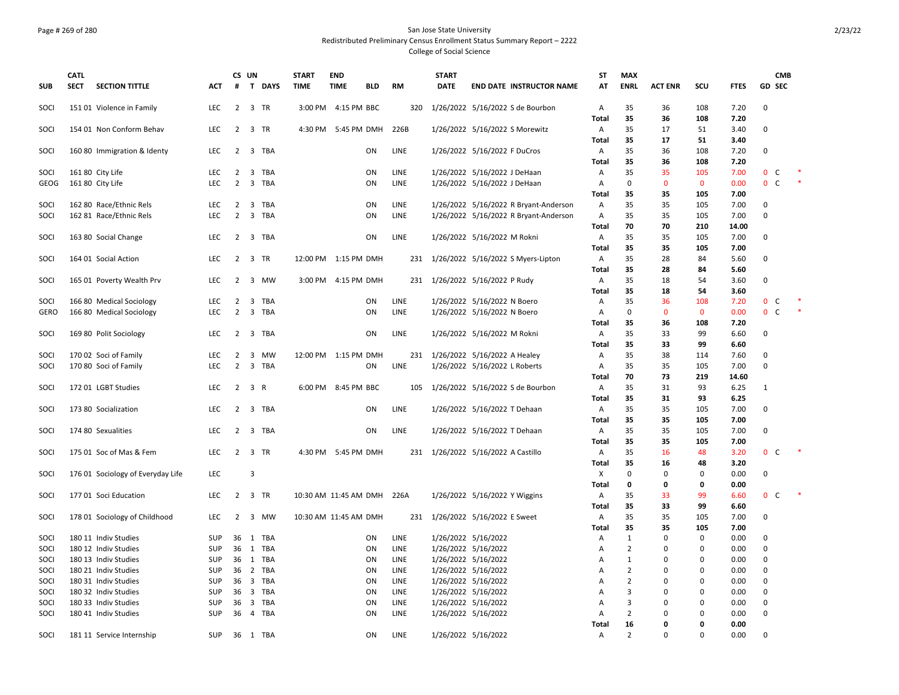San Jose State University
Redistributed Preliminary Census Enrollment Status Summary Report – 2222
College of Social Science

| SUB | CATL SECT | SECTION TITTLE | ACT | CS # | UN T | DAYS | START TIME | END TIME | BLD | RM | START DATE | END DATE | INSTRUCTOR NAME | ST AT | MAX ENRL | ACT ENR | SCU | FTES | GD | CMB SEC | |
|---|---|---|---|---|---|---|---|---|---|---|---|---|---|---|---|---|---|---|---|---|---|
| SOCI | 151 01 | Violence in Family | LEC | 2 | 3 | TR | 3:00 PM | 4:15 PM | BBC | 320 | 1/26/2022 | 5/16/2022 | S de Bourbon | A | 35 | 36 | 108 | 7.20 | 0 | | |
| | | | | | | | | | | | | | | Total | 35 | 36 | 108 | 7.20 | | | |
| SOCI | 154 01 | Non Conform Behav | LEC | 2 | 3 | TR | 4:30 PM | 5:45 PM | DMH | 226B | 1/26/2022 | 5/16/2022 | S Morewitz | A | 35 | 17 | 51 | 3.40 | 0 | | |
| | | | | | | | | | | | | | | Total | 35 | 17 | 51 | 3.40 | | | |
| SOCI | 160 80 | Immigration & Identy | LEC | 2 | 3 | TBA | | | ON | LINE | 1/26/2022 | 5/16/2022 | F DuCros | A | 35 | 36 | 108 | 7.20 | 0 | | |
| | | | | | | | | | | | | | | Total | 35 | 36 | 108 | 7.20 | | | |
| SOCI | 161 80 | City Life | LEC | 2 | 3 | TBA | | | ON | LINE | 1/26/2022 | 5/16/2022 | J DeHaan | A | 35 | 35 | 105 | 7.00 | 0 | C | * |
| GEOG | 161 80 | City Life | LEC | 2 | 3 | TBA | | | ON | LINE | 1/26/2022 | 5/16/2022 | J DeHaan | A | 0 | 0 | 0 | 0.00 | 0 | C | * |
| | | | | | | | | | | | | | | Total | 35 | 35 | 105 | 7.00 | | | |
| SOCI | 162 80 | Race/Ethnic Rels | LEC | 2 | 3 | TBA | | | ON | LINE | 1/26/2022 | 5/16/2022 | R Bryant-Anderson | A | 35 | 35 | 105 | 7.00 | 0 | | |
| SOCI | 162 81 | Race/Ethnic Rels | LEC | 2 | 3 | TBA | | | ON | LINE | 1/26/2022 | 5/16/2022 | R Bryant-Anderson | A | 35 | 35 | 105 | 7.00 | 0 | | |
| | | | | | | | | | | | | | | Total | 70 | 70 | 210 | 14.00 | | | |
| SOCI | 163 80 | Social Change | LEC | 2 | 3 | TBA | | | ON | LINE | 1/26/2022 | 5/16/2022 | M Rokni | A | 35 | 35 | 105 | 7.00 | 0 | | |
| | | | | | | | | | | | | | | Total | 35 | 35 | 105 | 7.00 | | | |
| SOCI | 164 01 | Social Action | LEC | 2 | 3 | TR | 12:00 PM | 1:15 PM | DMH | 231 | 1/26/2022 | 5/16/2022 | S Myers-Lipton | A | 35 | 28 | 84 | 5.60 | 0 | | |
| | | | | | | | | | | | | | | Total | 35 | 28 | 84 | 5.60 | | | |
| SOCI | 165 01 | Poverty Wealth Prv | LEC | 2 | 3 | MW | 3:00 PM | 4:15 PM | DMH | 231 | 1/26/2022 | 5/16/2022 | P Rudy | A | 35 | 18 | 54 | 3.60 | 0 | | |
| | | | | | | | | | | | | | | Total | 35 | 18 | 54 | 3.60 | | | |
| SOCI | 166 80 | Medical Sociology | LEC | 2 | 3 | TBA | | | ON | LINE | 1/26/2022 | 5/16/2022 | N Boero | A | 35 | 36 | 108 | 7.20 | 0 | C | * |
| GERO | 166 80 | Medical Sociology | LEC | 2 | 3 | TBA | | | ON | LINE | 1/26/2022 | 5/16/2022 | N Boero | A | 0 | 0 | 0 | 0.00 | 0 | C | * |
| | | | | | | | | | | | | | | Total | 35 | 36 | 108 | 7.20 | | | |
| SOCI | 169 80 | Polit Sociology | LEC | 2 | 3 | TBA | | | ON | LINE | 1/26/2022 | 5/16/2022 | M Rokni | A | 35 | 33 | 99 | 6.60 | 0 | | |
| | | | | | | | | | | | | | | Total | 35 | 33 | 99 | 6.60 | | | |
| SOCI | 170 02 | Soci of Family | LEC | 2 | 3 | MW | 12:00 PM | 1:15 PM | DMH | 231 | 1/26/2022 | 5/16/2022 | A Healey | A | 35 | 38 | 114 | 7.60 | 0 | | |
| SOCI | 170 80 | Soci of Family | LEC | 2 | 3 | TBA | | | ON | LINE | 1/26/2022 | 5/16/2022 | L Roberts | A | 35 | 35 | 105 | 7.00 | 0 | | |
| | | | | | | | | | | | | | | Total | 70 | 73 | 219 | 14.60 | | | |
| SOCI | 172 01 | LGBT Studies | LEC | 2 | 3 | R | 6:00 PM | 8:45 PM | BBC | 105 | 1/26/2022 | 5/16/2022 | S de Bourbon | A | 35 | 31 | 93 | 6.25 | 1 | | |
| | | | | | | | | | | | | | | Total | 35 | 31 | 93 | 6.25 | | | |
| SOCI | 173 80 | Socialization | LEC | 2 | 3 | TBA | | | ON | LINE | 1/26/2022 | 5/16/2022 | T Dehaan | A | 35 | 35 | 105 | 7.00 | 0 | | |
| | | | | | | | | | | | | | | Total | 35 | 35 | 105 | 7.00 | | | |
| SOCI | 174 80 | Sexualities | LEC | 2 | 3 | TBA | | | ON | LINE | 1/26/2022 | 5/16/2022 | T Dehaan | A | 35 | 35 | 105 | 7.00 | 0 | | |
| | | | | | | | | | | | | | | Total | 35 | 35 | 105 | 7.00 | | | |
| SOCI | 175 01 | Soc of Mas & Fem | LEC | 2 | 3 | TR | 4:30 PM | 5:45 PM | DMH | 231 | 1/26/2022 | 5/16/2022 | A Castillo | A | 35 | 16 | 48 | 3.20 | 0 | C | * |
| | | | | | | | | | | | | | | Total | 35 | 16 | 48 | 3.20 | | | |
| SOCI | 176 01 | Sociology of Everyday Life | LEC | | 3 | | | | | | | | | X | 0 | 0 | 0 | 0.00 | 0 | | |
| | | | | | | | | | | | | | | Total | 0 | 0 | 0 | 0.00 | | | |
| SOCI | 177 01 | Soci Education | LEC | 2 | 3 | TR | 10:30 AM | 11:45 AM | DMH | 226A | 1/26/2022 | 5/16/2022 | Y Wiggins | A | 35 | 33 | 99 | 6.60 | 0 | C | * |
| | | | | | | | | | | | | | | Total | 35 | 33 | 99 | 6.60 | | | |
| SOCI | 178 01 | Sociology of Childhood | LEC | 2 | 3 | MW | 10:30 AM | 11:45 AM | DMH | 231 | 1/26/2022 | 5/16/2022 | E Sweet | A | 35 | 35 | 105 | 7.00 | 0 | | |
| | | | | | | | | | | | | | | Total | 35 | 35 | 105 | 7.00 | | | |
| SOCI | 180 11 | Indiv Studies | SUP | 36 | 1 | TBA | | | ON | LINE | 1/26/2022 | 5/16/2022 | | A | 1 | 0 | 0 | 0.00 | 0 | | |
| SOCI | 180 12 | Indiv Studies | SUP | 36 | 1 | TBA | | | ON | LINE | 1/26/2022 | 5/16/2022 | | A | 2 | 0 | 0 | 0.00 | 0 | | |
| SOCI | 180 13 | Indiv Studies | SUP | 36 | 1 | TBA | | | ON | LINE | 1/26/2022 | 5/16/2022 | | A | 1 | 0 | 0 | 0.00 | 0 | | |
| SOCI | 180 21 | Indiv Studies | SUP | 36 | 2 | TBA | | | ON | LINE | 1/26/2022 | 5/16/2022 | | A | 2 | 0 | 0 | 0.00 | 0 | | |
| SOCI | 180 31 | Indiv Studies | SUP | 36 | 3 | TBA | | | ON | LINE | 1/26/2022 | 5/16/2022 | | A | 2 | 0 | 0 | 0.00 | 0 | | |
| SOCI | 180 32 | Indiv Studies | SUP | 36 | 3 | TBA | | | ON | LINE | 1/26/2022 | 5/16/2022 | | A | 3 | 0 | 0 | 0.00 | 0 | | |
| SOCI | 180 33 | Indiv Studies | SUP | 36 | 3 | TBA | | | ON | LINE | 1/26/2022 | 5/16/2022 | | A | 3 | 0 | 0 | 0.00 | 0 | | |
| SOCI | 180 41 | Indiv Studies | SUP | 36 | 4 | TBA | | | ON | LINE | 1/26/2022 | 5/16/2022 | | A | 2 | 0 | 0 | 0.00 | 0 | | |
| | | | | | | | | | | | | | | Total | 16 | 0 | 0 | 0.00 | | | |
| SOCI | 181 11 | Service Internship | SUP | 36 | 1 | TBA | | | ON | LINE | 1/26/2022 | 5/16/2022 | | A | 2 | 0 | 0 | 0.00 | 0 | | |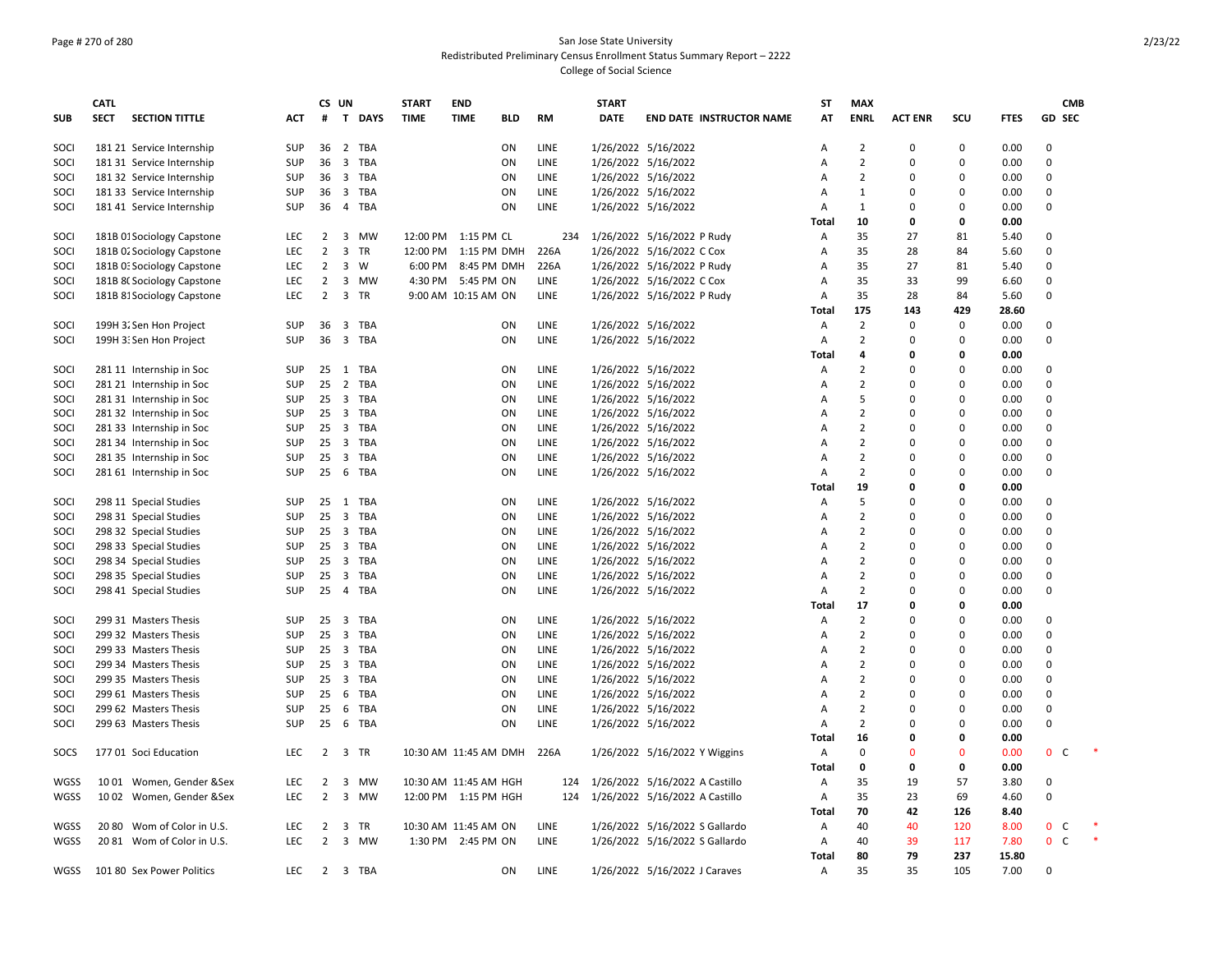San Jose State University
Redistributed Preliminary Census Enrollment Status Summary Report – 2222
College of Social Science

| SUB | CATL SECT | SECTION TITTLE | ACT | CS # | UN T | DAYS | START TIME | END TIME | BLD | RM | START DATE | END DATE | INSTRUCTOR NAME | ST AT | MAX ENRL | ACT ENR | SCU | FTES | GD | CMB SEC |
|---|---|---|---|---|---|---|---|---|---|---|---|---|---|---|---|---|---|---|---|---|
| SOCI | 181 21 | Service Internship | SUP | 36 | 2 | TBA | | | ON | LINE | 1/26/2022 | 5/16/2022 | | A | 2 | 0 | 0 | 0.00 | 0 | |
| SOCI | 181 31 | Service Internship | SUP | 36 | 3 | TBA | | | ON | LINE | 1/26/2022 | 5/16/2022 | | A | 2 | 0 | 0 | 0.00 | 0 | |
| SOCI | 181 32 | Service Internship | SUP | 36 | 3 | TBA | | | ON | LINE | 1/26/2022 | 5/16/2022 | | A | 2 | 0 | 0 | 0.00 | 0 | |
| SOCI | 181 33 | Service Internship | SUP | 36 | 3 | TBA | | | ON | LINE | 1/26/2022 | 5/16/2022 | | A | 1 | 0 | 0 | 0.00 | 0 | |
| SOCI | 181 41 | Service Internship | SUP | 36 | 4 | TBA | | | ON | LINE | 1/26/2022 | 5/16/2022 | | A | 1 | 0 | 0 | 0.00 | 0 | |
| | | | | | | | | | | | | | | **Total** | **10** | **0** | **0** | **0.00** | | |
| SOCI | 181B 01 | Sociology Capstone | LEC | 2 | 3 | MW | 12:00 PM | 1:15 PM | CL | 234 | 1/26/2022 | 5/16/2022 | P Rudy | A | 35 | 27 | 81 | 5.40 | 0 | |
| SOCI | 181B 02 | Sociology Capstone | LEC | 2 | 3 | TR | 12:00 PM | 1:15 PM | DMH | 226A | 1/26/2022 | 5/16/2022 | C Cox | A | 35 | 28 | 84 | 5.60 | 0 | |
| SOCI | 181B 03 | Sociology Capstone | LEC | 2 | 3 | W | 6:00 PM | 8:45 PM | DMH | 226A | 1/26/2022 | 5/16/2022 | P Rudy | A | 35 | 27 | 81 | 5.40 | 0 | |
| SOCI | 181B 80 | Sociology Capstone | LEC | 2 | 3 | MW | 4:30 PM | 5:45 PM | ON | LINE | 1/26/2022 | 5/16/2022 | C Cox | A | 35 | 33 | 99 | 6.60 | 0 | |
| SOCI | 181B 81 | Sociology Capstone | LEC | 2 | 3 | TR | 9:00 AM | 10:15 AM | ON | LINE | 1/26/2022 | 5/16/2022 | P Rudy | A | 35 | 28 | 84 | 5.60 | 0 | |
| | | | | | | | | | | | | | | **Total** | **175** | **143** | **429** | **28.60** | | |
| SOCI | 199H 32 | Sen Hon Project | SUP | 36 | 3 | TBA | | | ON | LINE | 1/26/2022 | 5/16/2022 | | A | 2 | 0 | 0 | 0.00 | 0 | |
| SOCI | 199H 33 | Sen Hon Project | SUP | 36 | 3 | TBA | | | ON | LINE | 1/26/2022 | 5/16/2022 | | A | 2 | 0 | 0 | 0.00 | 0 | |
| | | | | | | | | | | | | | | **Total** | **4** | **0** | **0** | **0.00** | | |
| SOCI | 281 11 | Internship in Soc | SUP | 25 | 1 | TBA | | | ON | LINE | 1/26/2022 | 5/16/2022 | | A | 2 | 0 | 0 | 0.00 | 0 | |
| SOCI | 281 21 | Internship in Soc | SUP | 25 | 2 | TBA | | | ON | LINE | 1/26/2022 | 5/16/2022 | | A | 2 | 0 | 0 | 0.00 | 0 | |
| SOCI | 281 31 | Internship in Soc | SUP | 25 | 3 | TBA | | | ON | LINE | 1/26/2022 | 5/16/2022 | | A | 5 | 0 | 0 | 0.00 | 0 | |
| SOCI | 281 32 | Internship in Soc | SUP | 25 | 3 | TBA | | | ON | LINE | 1/26/2022 | 5/16/2022 | | A | 2 | 0 | 0 | 0.00 | 0 | |
| SOCI | 281 33 | Internship in Soc | SUP | 25 | 3 | TBA | | | ON | LINE | 1/26/2022 | 5/16/2022 | | A | 2 | 0 | 0 | 0.00 | 0 | |
| SOCI | 281 34 | Internship in Soc | SUP | 25 | 3 | TBA | | | ON | LINE | 1/26/2022 | 5/16/2022 | | A | 2 | 0 | 0 | 0.00 | 0 | |
| SOCI | 281 35 | Internship in Soc | SUP | 25 | 3 | TBA | | | ON | LINE | 1/26/2022 | 5/16/2022 | | A | 2 | 0 | 0 | 0.00 | 0 | |
| SOCI | 281 61 | Internship in Soc | SUP | 25 | 6 | TBA | | | ON | LINE | 1/26/2022 | 5/16/2022 | | A | 2 | 0 | 0 | 0.00 | 0 | |
| | | | | | | | | | | | | | | **Total** | **19** | **0** | **0** | **0.00** | | |
| SOCI | 298 11 | Special Studies | SUP | 25 | 1 | TBA | | | ON | LINE | 1/26/2022 | 5/16/2022 | | A | 5 | 0 | 0 | 0.00 | 0 | |
| SOCI | 298 31 | Special Studies | SUP | 25 | 3 | TBA | | | ON | LINE | 1/26/2022 | 5/16/2022 | | A | 2 | 0 | 0 | 0.00 | 0 | |
| SOCI | 298 32 | Special Studies | SUP | 25 | 3 | TBA | | | ON | LINE | 1/26/2022 | 5/16/2022 | | A | 2 | 0 | 0 | 0.00 | 0 | |
| SOCI | 298 33 | Special Studies | SUP | 25 | 3 | TBA | | | ON | LINE | 1/26/2022 | 5/16/2022 | | A | 2 | 0 | 0 | 0.00 | 0 | |
| SOCI | 298 34 | Special Studies | SUP | 25 | 3 | TBA | | | ON | LINE | 1/26/2022 | 5/16/2022 | | A | 2 | 0 | 0 | 0.00 | 0 | |
| SOCI | 298 35 | Special Studies | SUP | 25 | 3 | TBA | | | ON | LINE | 1/26/2022 | 5/16/2022 | | A | 2 | 0 | 0 | 0.00 | 0 | |
| SOCI | 298 41 | Special Studies | SUP | 25 | 4 | TBA | | | ON | LINE | 1/26/2022 | 5/16/2022 | | A | 2 | 0 | 0 | 0.00 | 0 | |
| | | | | | | | | | | | | | | **Total** | **17** | **0** | **0** | **0.00** | | |
| SOCI | 299 31 | Masters Thesis | SUP | 25 | 3 | TBA | | | ON | LINE | 1/26/2022 | 5/16/2022 | | A | 2 | 0 | 0 | 0.00 | 0 | |
| SOCI | 299 32 | Masters Thesis | SUP | 25 | 3 | TBA | | | ON | LINE | 1/26/2022 | 5/16/2022 | | A | 2 | 0 | 0 | 0.00 | 0 | |
| SOCI | 299 33 | Masters Thesis | SUP | 25 | 3 | TBA | | | ON | LINE | 1/26/2022 | 5/16/2022 | | A | 2 | 0 | 0 | 0.00 | 0 | |
| SOCI | 299 34 | Masters Thesis | SUP | 25 | 3 | TBA | | | ON | LINE | 1/26/2022 | 5/16/2022 | | A | 2 | 0 | 0 | 0.00 | 0 | |
| SOCI | 299 35 | Masters Thesis | SUP | 25 | 3 | TBA | | | ON | LINE | 1/26/2022 | 5/16/2022 | | A | 2 | 0 | 0 | 0.00 | 0 | |
| SOCI | 299 61 | Masters Thesis | SUP | 25 | 6 | TBA | | | ON | LINE | 1/26/2022 | 5/16/2022 | | A | 2 | 0 | 0 | 0.00 | 0 | |
| SOCI | 299 62 | Masters Thesis | SUP | 25 | 6 | TBA | | | ON | LINE | 1/26/2022 | 5/16/2022 | | A | 2 | 0 | 0 | 0.00 | 0 | |
| SOCI | 299 63 | Masters Thesis | SUP | 25 | 6 | TBA | | | ON | LINE | 1/26/2022 | 5/16/2022 | | A | 2 | 0 | 0 | 0.00 | 0 | |
| | | | | | | | | | | | | | | **Total** | **16** | **0** | **0** | **0.00** | | |
| SOCS | 177 01 | Soci Education | LEC | 2 | 3 | TR | 10:30 AM | 11:45 AM | DMH | 226A | 1/26/2022 | 5/16/2022 | Y Wiggins | A | 0 | 0 | 0 | 0.00 | 0 | C * |
| | | | | | | | | | | | | | | **Total** | **0** | **0** | **0** | **0.00** | | |
| WGSS | 10 01 | Women, Gender &Sex | LEC | 2 | 3 | MW | 10:30 AM | 11:45 AM | HGH | 124 | 1/26/2022 | 5/16/2022 | A Castillo | A | 35 | 19 | 57 | 3.80 | 0 | |
| WGSS | 10 02 | Women, Gender &Sex | LEC | 2 | 3 | MW | 12:00 PM | 1:15 PM | HGH | 124 | 1/26/2022 | 5/16/2022 | A Castillo | A | 35 | 23 | 69 | 4.60 | 0 | |
| | | | | | | | | | | | | | | **Total** | **70** | **42** | **126** | **8.40** | | |
| WGSS | 20 80 | Wom of Color in U.S. | LEC | 2 | 3 | TR | 10:30 AM | 11:45 AM | ON | LINE | 1/26/2022 | 5/16/2022 | S Gallardo | A | 40 | 40 | 120 | 8.00 | 0 | C * |
| WGSS | 20 81 | Wom of Color in U.S. | LEC | 2 | 3 | MW | 1:30 PM | 2:45 PM | ON | LINE | 1/26/2022 | 5/16/2022 | S Gallardo | A | 40 | 39 | 117 | 7.80 | 0 | C * |
| | | | | | | | | | | | | | | **Total** | **80** | **79** | **237** | **15.80** | | |
| WGSS | 101 80 | Sex Power Politics | LEC | 2 | 3 | TBA | | | ON | LINE | 1/26/2022 | 5/16/2022 | J Caraves | A | 35 | 35 | 105 | 7.00 | 0 | |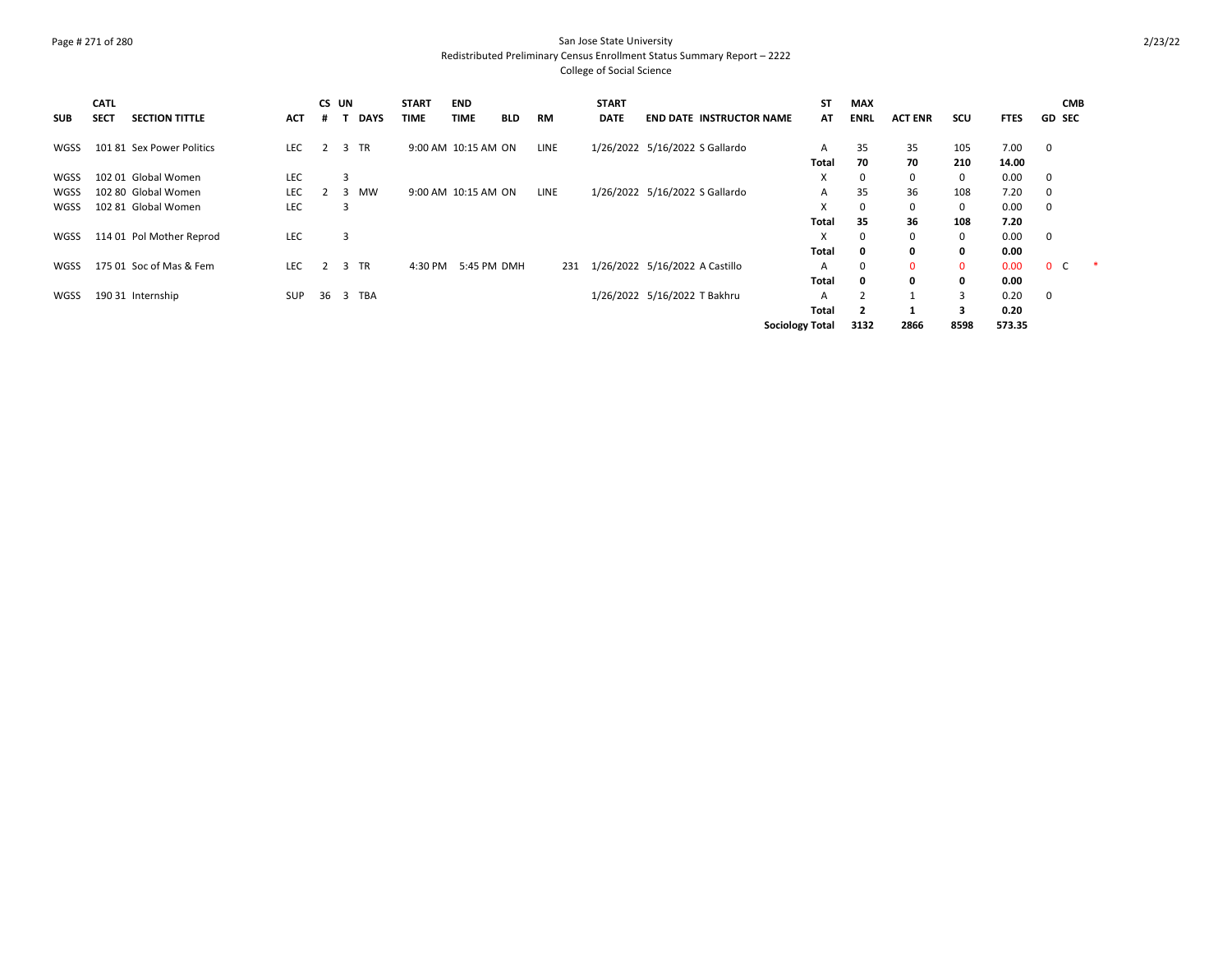San Jose State University

Redistributed Preliminary Census Enrollment Status Summary Report – 2222

College of Social Science

| SUB | CATL SECT | SECTION TITTLE | ACT | CS # | UN T | DAYS | START TIME | END TIME | BLD | RM | START DATE | END DATE | INSTRUCTOR NAME | ST AT | MAX ENRL | ACT ENR | SCU | FTES | GD | CMB SEC |
|---|---|---|---|---|---|---|---|---|---|---|---|---|---|---|---|---|---|---|---|---|
| WGSS | 101 81 | Sex Power Politics | LEC | 2 | 3 | TR | 9:00 AM | 10:15 AM | ON | LINE | 1/26/2022 | 5/16/2022 | S Gallardo | A | 35 | 35 | 105 | 7.00 | 0 | |
| | | | | | | | | | | | | | | **Total** | **70** | **70** | **210** | **14.00** | | |
| WGSS | 102 01 | Global Women | LEC | | 3 | | | | | | | | | X | 0 | 0 | 0 | 0.00 | 0 | |
| WGSS | 102 80 | Global Women | LEC | 2 | 3 | MW | 9:00 AM | 10:15 AM | ON | LINE | 1/26/2022 | 5/16/2022 | S Gallardo | A | 35 | 36 | 108 | 7.20 | 0 | |
| WGSS | 102 81 | Global Women | LEC | | 3 | | | | | | | | | X | 0 | 0 | 0 | 0.00 | 0 | |
| | | | | | | | | | | | | | | **Total** | **35** | **36** | **108** | **7.20** | | |
| WGSS | 114 01 | Pol Mother Reprod | LEC | | 3 | | | | | | | | | X | 0 | 0 | 0 | 0.00 | 0 | |
| | | | | | | | | | | | | | | **Total** | **0** | **0** | **0** | **0.00** | | |
| WGSS | 175 01 | Soc of Mas & Fem | LEC | 2 | 3 | TR | 4:30 PM | 5:45 PM | DMH | 231 | 1/26/2022 | 5/16/2022 | A Castillo | A | 0 | 0 | 0 | 0.00 | 0 | C * |
| | | | | | | | | | | | | | | **Total** | **0** | **0** | **0** | **0.00** | | |
| WGSS | 190 31 | Internship | SUP | 36 | 3 | TBA | | | | | 1/26/2022 | 5/16/2022 | T Bakhru | A | 2 | 1 | 3 | 0.20 | 0 | |
| | | | | | | | | | | | | | | **Total** | **2** | **1** | **3** | **0.20** | | |
| | | | | | | | | | | | | | | **Sociology Total** | **3132** | **2866** | **8598** | **573.35** | | |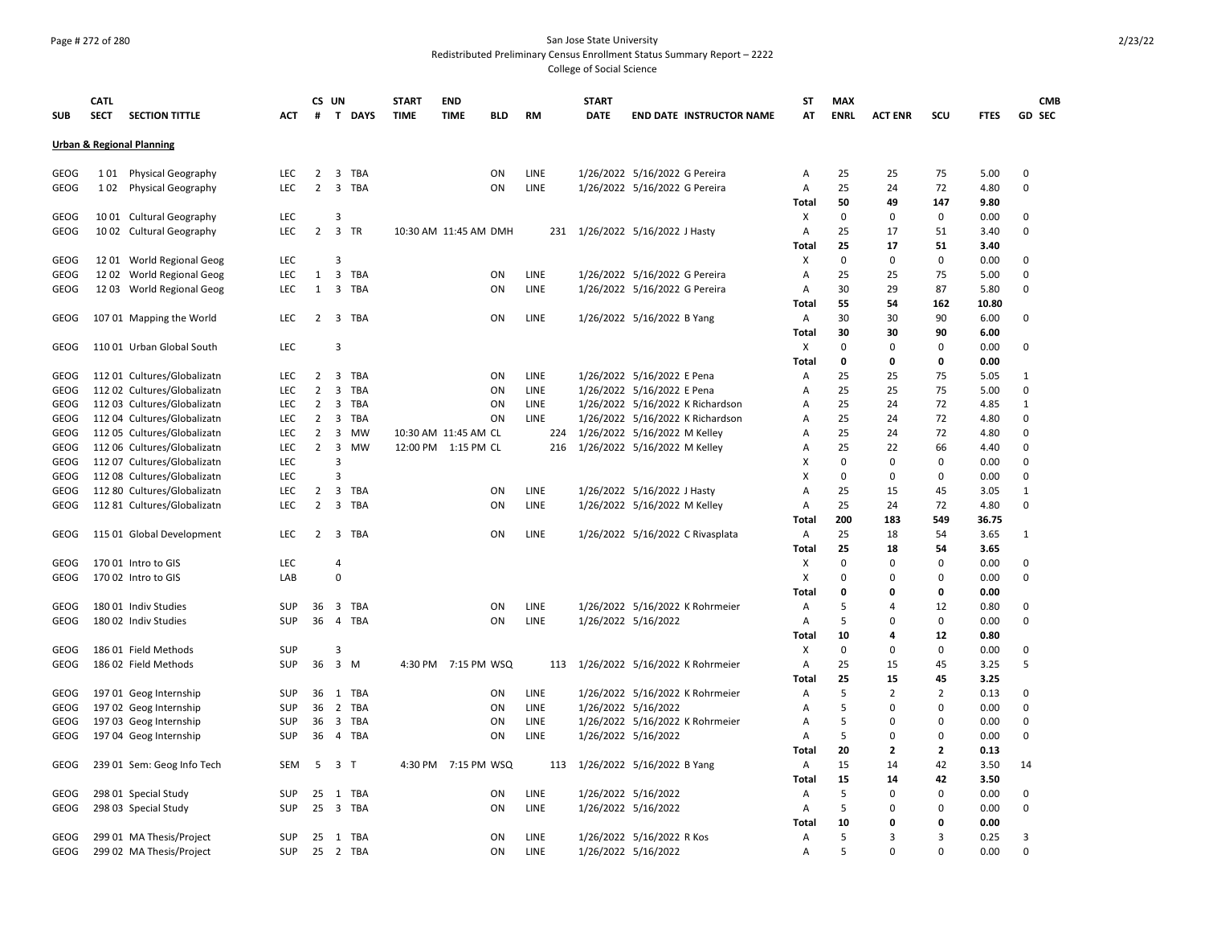San Jose State University
Redistributed Preliminary Census Enrollment Status Summary Report – 2222
College of Social Science

## Urban & Regional Planning

| SUB | CATL SECT | SECTION TITTLE | ACT | CS # | UN T | DAYS | START TIME | END TIME | BLD | RM | START DATE | END DATE | INSTRUCTOR NAME | ST AT | MAX ENRL | ACT ENR | SCU | FTES | GD | CMB SEC |
|---|---|---|---|---|---|---|---|---|---|---|---|---|---|---|---|---|---|---|---|---|
| GEOG | 1 01 | Physical Geography | LEC | 2 | 3 | TBA | | | ON | LINE | 1/26/2022 | 5/16/2022 | G Pereira | A | 25 | 25 | 75 | 5.00 | 0 | |
| GEOG | 1 02 | Physical Geography | LEC | 2 | 3 | TBA | | | ON | LINE | 1/26/2022 | 5/16/2022 | G Pereira | A | 25 | 24 | 72 | 4.80 | 0 | |
| | | | | | | | | | | | | | | **Total** | **50** | **49** | **147** | **9.80** | | |
| GEOG | 10 01 | Cultural Geography | LEC | | 3 | | | | | | | | | X | 0 | 0 | 0 | 0.00 | 0 | |
| GEOG | 10 02 | Cultural Geography | LEC | 2 | 3 | TR | 10:30 AM | 11:45 AM | DMH | 231 | 1/26/2022 | 5/16/2022 | J Hasty | A | 25 | 17 | 51 | 3.40 | 0 | |
| | | | | | | | | | | | | | | **Total** | **25** | **17** | **51** | **3.40** | | |
| GEOG | 12 01 | World Regional Geog | LEC | | 3 | | | | | | | | | X | 0 | 0 | 0 | 0.00 | 0 | |
| GEOG | 12 02 | World Regional Geog | LEC | 1 | 3 | TBA | | | ON | LINE | 1/26/2022 | 5/16/2022 | G Pereira | A | 25 | 25 | 75 | 5.00 | 0 | |
| GEOG | 12 03 | World Regional Geog | LEC | 1 | 3 | TBA | | | ON | LINE | 1/26/2022 | 5/16/2022 | G Pereira | A | 30 | 29 | 87 | 5.80 | 0 | |
| | | | | | | | | | | | | | | **Total** | **55** | **54** | **162** | **10.80** | | |
| GEOG | 107 01 | Mapping the World | LEC | 2 | 3 | TBA | | | ON | LINE | 1/26/2022 | 5/16/2022 | B Yang | A | 30 | 30 | 90 | 6.00 | 0 | |
| | | | | | | | | | | | | | | **Total** | **30** | **30** | **90** | **6.00** | | |
| GEOG | 110 01 | Urban Global South | LEC | | 3 | | | | | | | | | X | 0 | 0 | 0 | 0.00 | 0 | |
| | | | | | | | | | | | | | | **Total** | **0** | **0** | **0** | **0.00** | | |
| GEOG | 112 01 | Cultures/Globalizatn | LEC | 2 | 3 | TBA | | | ON | LINE | 1/26/2022 | 5/16/2022 | E Pena | A | 25 | 25 | 75 | 5.05 | 1 | |
| GEOG | 112 02 | Cultures/Globalizatn | LEC | 2 | 3 | TBA | | | ON | LINE | 1/26/2022 | 5/16/2022 | E Pena | A | 25 | 25 | 75 | 5.00 | 0 | |
| GEOG | 112 03 | Cultures/Globalizatn | LEC | 2 | 3 | TBA | | | ON | LINE | 1/26/2022 | 5/16/2022 | K Richardson | A | 25 | 24 | 72 | 4.85 | 1 | |
| GEOG | 112 04 | Cultures/Globalizatn | LEC | 2 | 3 | TBA | | | ON | LINE | 1/26/2022 | 5/16/2022 | K Richardson | A | 25 | 24 | 72 | 4.80 | 0 | |
| GEOG | 112 05 | Cultures/Globalizatn | LEC | 2 | 3 | MW | 10:30 AM | 11:45 AM | CL | 224 | 1/26/2022 | 5/16/2022 | M Kelley | A | 25 | 24 | 72 | 4.80 | 0 | |
| GEOG | 112 06 | Cultures/Globalizatn | LEC | 2 | 3 | MW | 12:00 PM | 1:15 PM | CL | 216 | 1/26/2022 | 5/16/2022 | M Kelley | A | 25 | 22 | 66 | 4.40 | 0 | |
| GEOG | 112 07 | Cultures/Globalizatn | LEC | | 3 | | | | | | | | | X | 0 | 0 | 0 | 0.00 | 0 | |
| GEOG | 112 08 | Cultures/Globalizatn | LEC | | 3 | | | | | | | | | X | 0 | 0 | 0 | 0.00 | 0 | |
| GEOG | 112 80 | Cultures/Globalizatn | LEC | 2 | 3 | TBA | | | ON | LINE | 1/26/2022 | 5/16/2022 | J Hasty | A | 25 | 15 | 45 | 3.05 | 1 | |
| GEOG | 112 81 | Cultures/Globalizatn | LEC | 2 | 3 | TBA | | | ON | LINE | 1/26/2022 | 5/16/2022 | M Kelley | A | 25 | 24 | 72 | 4.80 | 0 | |
| | | | | | | | | | | | | | | **Total** | **200** | **183** | **549** | **36.75** | | |
| GEOG | 115 01 | Global Development | LEC | 2 | 3 | TBA | | | ON | LINE | 1/26/2022 | 5/16/2022 | C Rivasplata | A | 25 | 18 | 54 | 3.65 | 1 | |
| | | | | | | | | | | | | | | **Total** | **25** | **18** | **54** | **3.65** | | |
| GEOG | 170 01 | Intro to GIS | LEC | | 4 | | | | | | | | | X | 0 | 0 | 0 | 0.00 | 0 | |
| GEOG | 170 02 | Intro to GIS | LAB | | 0 | | | | | | | | | X | 0 | 0 | 0 | 0.00 | 0 | |
| | | | | | | | | | | | | | | **Total** | **0** | **0** | **0** | **0.00** | | |
| GEOG | 180 01 | Indiv Studies | SUP | 36 | 3 | TBA | | | ON | LINE | 1/26/2022 | 5/16/2022 | K Rohrmeier | A | 5 | 4 | 12 | 0.80 | 0 | |
| GEOG | 180 02 | Indiv Studies | SUP | 36 | 4 | TBA | | | ON | LINE | 1/26/2022 | 5/16/2022 | | A | 5 | 0 | 0 | 0.00 | 0 | |
| | | | | | | | | | | | | | | **Total** | **10** | **4** | **12** | **0.80** | | |
| GEOG | 186 01 | Field Methods | SUP | | 3 | | | | | | | | | X | 0 | 0 | 0 | 0.00 | 0 | |
| GEOG | 186 02 | Field Methods | SUP | 36 | 3 | M | 4:30 PM | 7:15 PM | WSQ | 113 | 1/26/2022 | 5/16/2022 | K Rohrmeier | A | 25 | 15 | 45 | 3.25 | 5 | |
| | | | | | | | | | | | | | | **Total** | **25** | **15** | **45** | **3.25** | | |
| GEOG | 197 01 | Geog Internship | SUP | 36 | 1 | TBA | | | ON | LINE | 1/26/2022 | 5/16/2022 | K Rohrmeier | A | 5 | 2 | 2 | 0.13 | 0 | |
| GEOG | 197 02 | Geog Internship | SUP | 36 | 2 | TBA | | | ON | LINE | 1/26/2022 | 5/16/2022 | | A | 5 | 0 | 0 | 0.00 | 0 | |
| GEOG | 197 03 | Geog Internship | SUP | 36 | 3 | TBA | | | ON | LINE | 1/26/2022 | 5/16/2022 | K Rohrmeier | A | 5 | 0 | 0 | 0.00 | 0 | |
| GEOG | 197 04 | Geog Internship | SUP | 36 | 4 | TBA | | | ON | LINE | 1/26/2022 | 5/16/2022 | | A | 5 | 0 | 0 | 0.00 | 0 | |
| | | | | | | | | | | | | | | **Total** | **20** | **2** | **2** | **0.13** | | |
| GEOG | 239 01 | Sem: Geog Info Tech | SEM | 5 | 3 | T | 4:30 PM | 7:15 PM | WSQ | 113 | 1/26/2022 | 5/16/2022 | B Yang | A | 15 | 14 | 42 | 3.50 | 14 | |
| | | | | | | | | | | | | | | **Total** | **15** | **14** | **42** | **3.50** | | |
| GEOG | 298 01 | Special Study | SUP | 25 | 1 | TBA | | | ON | LINE | 1/26/2022 | 5/16/2022 | | A | 5 | 0 | 0 | 0.00 | 0 | |
| GEOG | 298 03 | Special Study | SUP | 25 | 3 | TBA | | | ON | LINE | 1/26/2022 | 5/16/2022 | | A | 5 | 0 | 0 | 0.00 | 0 | |
| | | | | | | | | | | | | | | **Total** | **10** | **0** | **0** | **0.00** | | |
| GEOG | 299 01 | MA Thesis/Project | SUP | 25 | 1 | TBA | | | ON | LINE | 1/26/2022 | 5/16/2022 | R Kos | A | 5 | 3 | 3 | 0.25 | 3 | |
| GEOG | 299 02 | MA Thesis/Project | SUP | 25 | 2 | TBA | | | ON | LINE | 1/26/2022 | 5/16/2022 | | A | 5 | 0 | 0 | 0.00 | 0 | |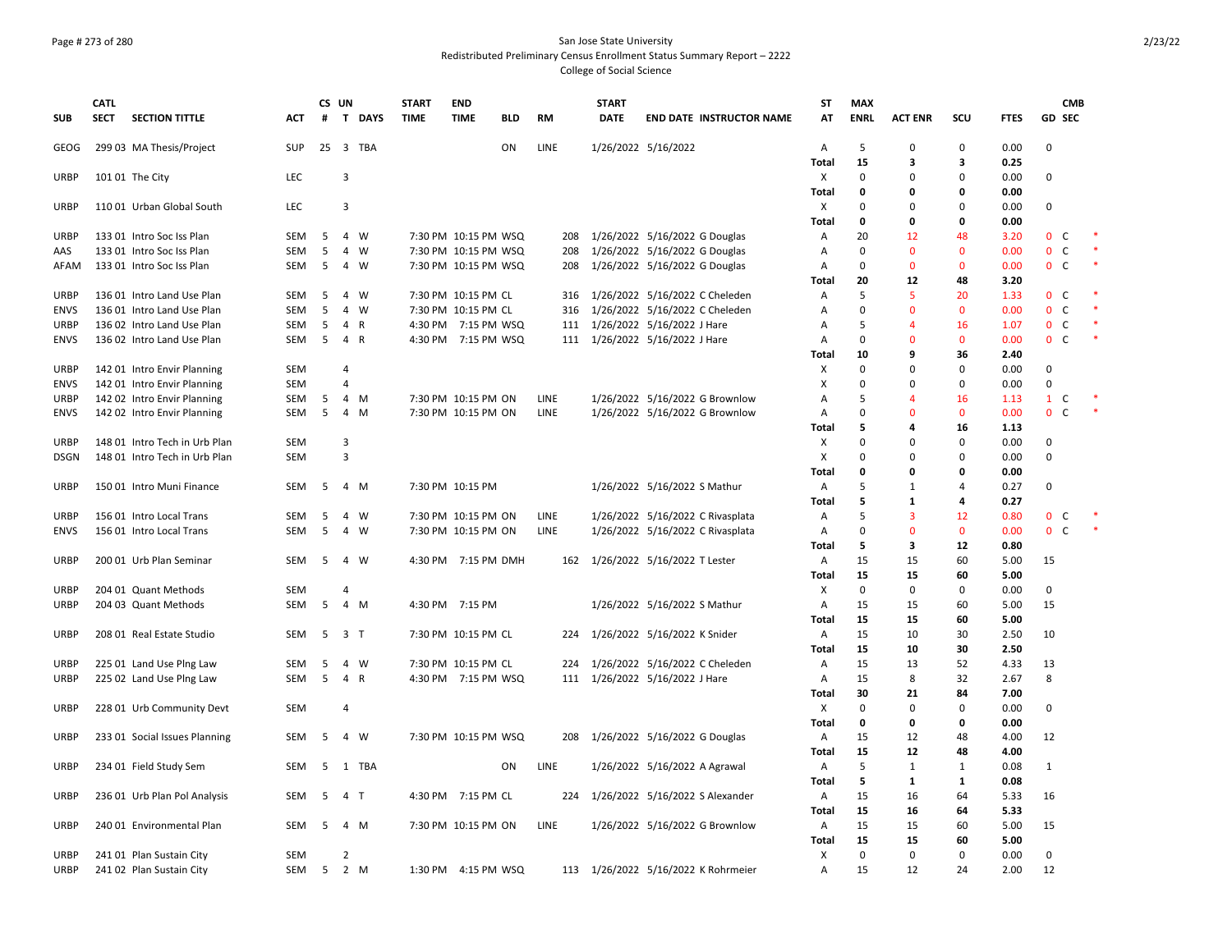San Jose State University
Redistributed Preliminary Census Enrollment Status Summary Report – 2222
College of Social Science

| SUB | CATL SECT | SECTION TITTLE | ACT | CS # | UN T | DAYS | START TIME | END TIME | BLD | RM | START DATE | END DATE | INSTRUCTOR NAME | ST AT | MAX ENRL | ACT ENR | SCU | FTES | GD | CMB SEC | |
|---|---|---|---|---|---|---|---|---|---|---|---|---|---|---|---|---|---|---|---|---|---|
| GEOG | 299 03 | MA Thesis/Project | SUP | 25 | 3 | TBA | | | ON | LINE | 1/26/2022 | 5/16/2022 | | A | 5 | 0 | 0 | 0.00 | 0 | | |
| | | | | | | | | | | | | | | Total | 15 | 3 | 3 | 0.25 | | | |
| URBP | 101 01 | The City | LEC | | 3 | | | | | | | | | X | 0 | 0 | 0 | 0.00 | 0 | | |
| | | | | | | | | | | | | | | Total | 0 | 0 | 0 | 0.00 | | | |
| URBP | 110 01 | Urban Global South | LEC | | 3 | | | | | | | | | X | 0 | 0 | 0 | 0.00 | 0 | | |
| | | | | | | | | | | | | | | Total | 0 | 0 | 0 | 0.00 | | | |
| URBP | 133 01 | Intro Soc Iss Plan | SEM | 5 | 4 | W | 7:30 PM | 10:15 PM | WSQ | 208 | 1/26/2022 | 5/16/2022 | G Douglas | A | 20 | 12 | 48 | 3.20 | 0 | C | * |
| AAS | 133 01 | Intro Soc Iss Plan | SEM | 5 | 4 | W | 7:30 PM | 10:15 PM | WSQ | 208 | 1/26/2022 | 5/16/2022 | G Douglas | A | 0 | 0 | 0 | 0.00 | 0 | C | * |
| AFAM | 133 01 | Intro Soc Iss Plan | SEM | 5 | 4 | W | 7:30 PM | 10:15 PM | WSQ | 208 | 1/26/2022 | 5/16/2022 | G Douglas | A | 0 | 0 | 0 | 0.00 | 0 | C | * |
| | | | | | | | | | | | | | | Total | 20 | 12 | 48 | 3.20 | | | |
| URBP | 136 01 | Intro Land Use Plan | SEM | 5 | 4 | W | 7:30 PM | 10:15 PM | CL | 316 | 1/26/2022 | 5/16/2022 | C Cheleden | A | 5 | 5 | 20 | 1.33 | 0 | C | * |
| ENVS | 136 01 | Intro Land Use Plan | SEM | 5 | 4 | W | 7:30 PM | 10:15 PM | CL | 316 | 1/26/2022 | 5/16/2022 | C Cheleden | A | 0 | 0 | 0 | 0.00 | 0 | C | * |
| URBP | 136 02 | Intro Land Use Plan | SEM | 5 | 4 | R | 4:30 PM | 7:15 PM | WSQ | 111 | 1/26/2022 | 5/16/2022 | J Hare | A | 5 | 4 | 16 | 1.07 | 0 | C | * |
| ENVS | 136 02 | Intro Land Use Plan | SEM | 5 | 4 | R | 4:30 PM | 7:15 PM | WSQ | 111 | 1/26/2022 | 5/16/2022 | J Hare | A | 0 | 0 | 0 | 0.00 | 0 | C | * |
| | | | | | | | | | | | | | | Total | 10 | 9 | 36 | 2.40 | | | |
| URBP | 142 01 | Intro Envir Planning | SEM | | 4 | | | | | | | | | X | 0 | 0 | 0 | 0.00 | 0 | | |
| ENVS | 142 01 | Intro Envir Planning | SEM | | 4 | | | | | | | | | X | 0 | 0 | 0 | 0.00 | 0 | | |
| URBP | 142 02 | Intro Envir Planning | SEM | 5 | 4 | M | 7:30 PM | 10:15 PM | ON | LINE | 1/26/2022 | 5/16/2022 | G Brownlow | A | 5 | 4 | 16 | 1.13 | 1 | C | * |
| ENVS | 142 02 | Intro Envir Planning | SEM | 5 | 4 | M | 7:30 PM | 10:15 PM | ON | LINE | 1/26/2022 | 5/16/2022 | G Brownlow | A | 0 | 0 | 0 | 0.00 | 0 | C | * |
| | | | | | | | | | | | | | | Total | 5 | 4 | 16 | 1.13 | | | |
| URBP | 148 01 | Intro Tech in Urb Plan | SEM | | 3 | | | | | | | | | X | 0 | 0 | 0 | 0.00 | 0 | | |
| DSGN | 148 01 | Intro Tech in Urb Plan | SEM | | 3 | | | | | | | | | X | 0 | 0 | 0 | 0.00 | 0 | | |
| | | | | | | | | | | | | | | Total | 0 | 0 | 0 | 0.00 | | | |
| URBP | 150 01 | Intro Muni Finance | SEM | 5 | 4 | M | 7:30 PM | 10:15 PM | | | 1/26/2022 | 5/16/2022 | S Mathur | A | 5 | 1 | 4 | 0.27 | 0 | | |
| | | | | | | | | | | | | | | Total | 5 | 1 | 4 | 0.27 | | | |
| URBP | 156 01 | Intro Local Trans | SEM | 5 | 4 | W | 7:30 PM | 10:15 PM | ON | LINE | 1/26/2022 | 5/16/2022 | C Rivasplata | A | 5 | 3 | 12 | 0.80 | 0 | C | * |
| ENVS | 156 01 | Intro Local Trans | SEM | 5 | 4 | W | 7:30 PM | 10:15 PM | ON | LINE | 1/26/2022 | 5/16/2022 | C Rivasplata | A | 0 | 0 | 0 | 0.00 | 0 | C | * |
| | | | | | | | | | | | | | | Total | 5 | 3 | 12 | 0.80 | | | |
| URBP | 200 01 | Urb Plan Seminar | SEM | 5 | 4 | W | 4:30 PM | 7:15 PM | DMH | 162 | 1/26/2022 | 5/16/2022 | T Lester | A | 15 | 15 | 60 | 5.00 | 15 | | |
| | | | | | | | | | | | | | | Total | 15 | 15 | 60 | 5.00 | | | |
| URBP | 204 01 | Quant Methods | SEM | | 4 | | | | | | | | | X | 0 | 0 | 0 | 0.00 | 0 | | |
| URBP | 204 03 | Quant Methods | SEM | 5 | 4 | M | 4:30 PM | 7:15 PM | | | 1/26/2022 | 5/16/2022 | S Mathur | A | 15 | 15 | 60 | 5.00 | 15 | | |
| | | | | | | | | | | | | | | Total | 15 | 15 | 60 | 5.00 | | | |
| URBP | 208 01 | Real Estate Studio | SEM | 5 | 3 | T | 7:30 PM | 10:15 PM | CL | 224 | 1/26/2022 | 5/16/2022 | K Snider | A | 15 | 10 | 30 | 2.50 | 10 | | |
| | | | | | | | | | | | | | | Total | 15 | 10 | 30 | 2.50 | | | |
| URBP | 225 01 | Land Use Plng Law | SEM | 5 | 4 | W | 7:30 PM | 10:15 PM | CL | 224 | 1/26/2022 | 5/16/2022 | C Cheleden | A | 15 | 13 | 52 | 4.33 | 13 | | |
| URBP | 225 02 | Land Use Plng Law | SEM | 5 | 4 | R | 4:30 PM | 7:15 PM | WSQ | 111 | 1/26/2022 | 5/16/2022 | J Hare | A | 15 | 8 | 32 | 2.67 | 8 | | |
| | | | | | | | | | | | | | | Total | 30 | 21 | 84 | 7.00 | | | |
| URBP | 228 01 | Urb Community Devt | SEM | | 4 | | | | | | | | | X | 0 | 0 | 0 | 0.00 | 0 | | |
| | | | | | | | | | | | | | | Total | 0 | 0 | 0 | 0.00 | | | |
| URBP | 233 01 | Social Issues Planning | SEM | 5 | 4 | W | 7:30 PM | 10:15 PM | WSQ | 208 | 1/26/2022 | 5/16/2022 | G Douglas | A | 15 | 12 | 48 | 4.00 | 12 | | |
| | | | | | | | | | | | | | | Total | 15 | 12 | 48 | 4.00 | | | |
| URBP | 234 01 | Field Study Sem | SEM | 5 | 1 | TBA | | | ON | LINE | 1/26/2022 | 5/16/2022 | A Agrawal | A | 5 | 1 | 1 | 0.08 | 1 | | |
| | | | | | | | | | | | | | | Total | 5 | 1 | 1 | 0.08 | | | |
| URBP | 236 01 | Urb Plan Pol Analysis | SEM | 5 | 4 | T | 4:30 PM | 7:15 PM | CL | 224 | 1/26/2022 | 5/16/2022 | S Alexander | A | 15 | 16 | 64 | 5.33 | 16 | | |
| | | | | | | | | | | | | | | Total | 15 | 16 | 64 | 5.33 | | | |
| URBP | 240 01 | Environmental Plan | SEM | 5 | 4 | M | 7:30 PM | 10:15 PM | ON | LINE | 1/26/2022 | 5/16/2022 | G Brownlow | A | 15 | 15 | 60 | 5.00 | 15 | | |
| | | | | | | | | | | | | | | Total | 15 | 15 | 60 | 5.00 | | | |
| URBP | 241 01 | Plan Sustain City | SEM | | 2 | | | | | | | | | X | 0 | 0 | 0 | 0.00 | 0 | | |
| URBP | 241 02 | Plan Sustain City | SEM | 5 | 2 | M | 1:30 PM | 4:15 PM | WSQ | 113 | 1/26/2022 | 5/16/2022 | K Rohrmeier | A | 15 | 12 | 24 | 2.00 | 12 | | |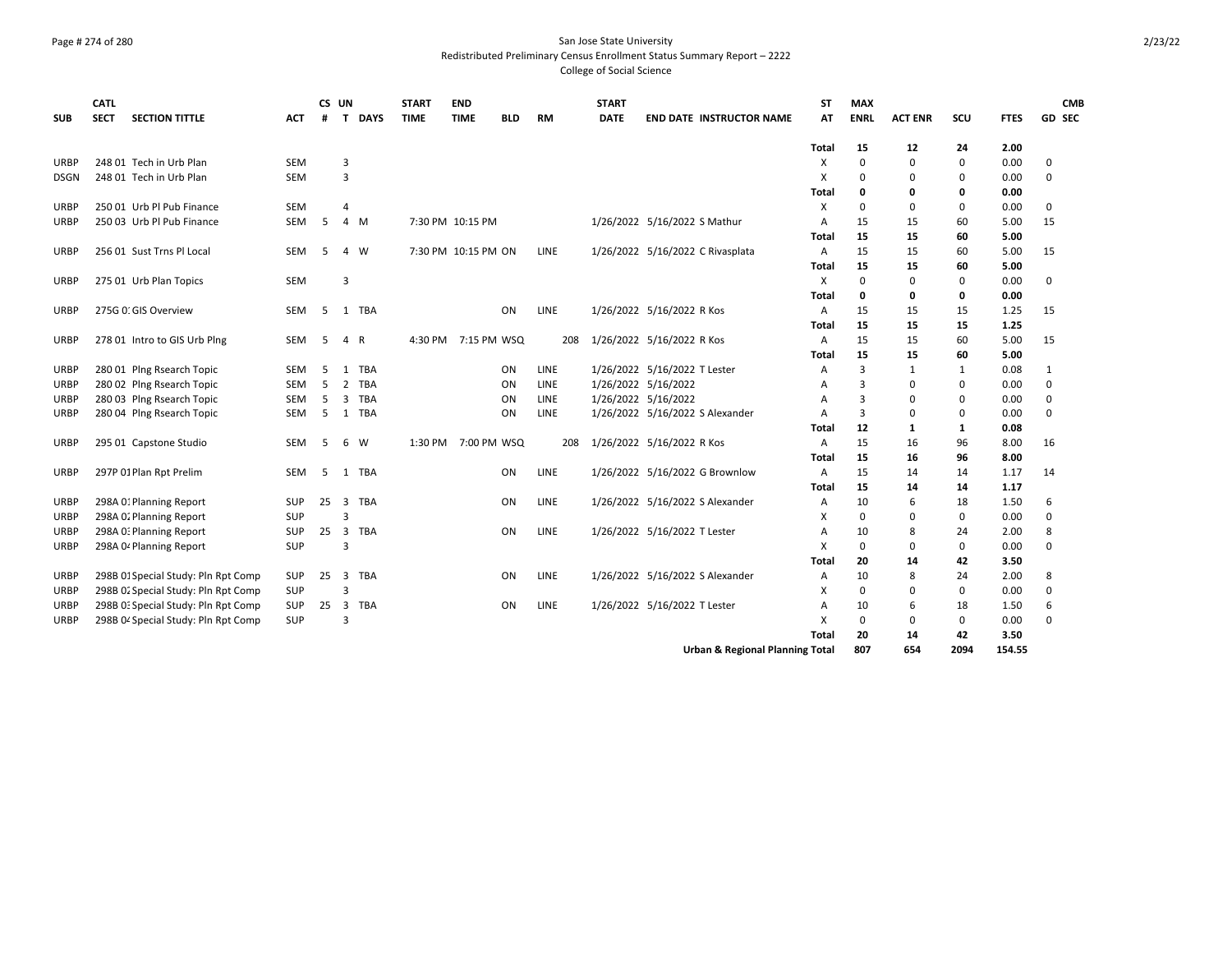San Jose State University

Redistributed Preliminary Census Enrollment Status Summary Report – 2222

College of Social Science

| SUB | CATL SECT | SECTION TITTLE | ACT | CS # | UN T | DAYS | START TIME | END TIME | BLD | RM | START DATE | END DATE | INSTRUCTOR NAME | ST AT | MAX ENRL | ACT ENR | SCU | FTES | GD | CMB SEC |
|---|---|---|---|---|---|---|---|---|---|---|---|---|---|---|---|---|---|---|---|---|
| | | | | | | | | | | | | | | Total | 15 | 12 | 24 | 2.00 | | |
| URBP | 248 01 | Tech in Urb Plan | SEM | | 3 | | | | | | | | | X | 0 | 0 | 0 | 0.00 | 0 | |
| DSGN | 248 01 | Tech in Urb Plan | SEM | | 3 | | | | | | | | | X | 0 | 0 | 0 | 0.00 | 0 | |
| | | | | | | | | | | | | | | Total | 0 | 0 | 0 | 0.00 | | |
| URBP | 250 01 | Urb Pl Pub Finance | SEM | | 4 | | | | | | | | | X | 0 | 0 | 0 | 0.00 | 0 | |
| URBP | 250 03 | Urb Pl Pub Finance | SEM | 5 | 4 | M | 7:30 PM | 10:15 PM | | | 1/26/2022 | 5/16/2022 | S Mathur | A | 15 | 15 | 60 | 5.00 | 15 | |
| | | | | | | | | | | | | | | Total | 15 | 15 | 60 | 5.00 | | |
| URBP | 256 01 | Sust Trns Pl Local | SEM | 5 | 4 | W | 7:30 PM | 10:15 PM | ON | LINE | 1/26/2022 | 5/16/2022 | C Rivasplata | A | 15 | 15 | 60 | 5.00 | 15 | |
| | | | | | | | | | | | | | | Total | 15 | 15 | 60 | 5.00 | | |
| URBP | 275 01 | Urb Plan Topics | SEM | | 3 | | | | | | | | | X | 0 | 0 | 0 | 0.00 | 0 | |
| | | | | | | | | | | | | | | Total | 0 | 0 | 0 | 0.00 | | |
| URBP | 275G 0: | GIS Overview | SEM | 5 | 1 | TBA | | | ON | LINE | 1/26/2022 | 5/16/2022 | R Kos | A | 15 | 15 | 15 | 1.25 | 15 | |
| | | | | | | | | | | | | | | Total | 15 | 15 | 15 | 1.25 | | |
| URBP | 278 01 | Intro to GIS Urb Plng | SEM | 5 | 4 | R | 4:30 PM | 7:15 PM | WSQ | 208 | 1/26/2022 | 5/16/2022 | R Kos | A | 15 | 15 | 60 | 5.00 | 15 | |
| | | | | | | | | | | | | | | Total | 15 | 15 | 60 | 5.00 | | |
| URBP | 280 01 | Plng Rsearch Topic | SEM | 5 | 1 | TBA | | | ON | LINE | 1/26/2022 | 5/16/2022 | T Lester | A | 3 | 1 | 1 | 0.08 | 1 | |
| URBP | 280 02 | Plng Rsearch Topic | SEM | 5 | 2 | TBA | | | ON | LINE | 1/26/2022 | 5/16/2022 | | A | 3 | 0 | 0 | 0.00 | 0 | |
| URBP | 280 03 | Plng Rsearch Topic | SEM | 5 | 3 | TBA | | | ON | LINE | 1/26/2022 | 5/16/2022 | | A | 3 | 0 | 0 | 0.00 | 0 | |
| URBP | 280 04 | Plng Rsearch Topic | SEM | 5 | 1 | TBA | | | ON | LINE | 1/26/2022 | 5/16/2022 | S Alexander | A | 3 | 0 | 0 | 0.00 | 0 | |
| | | | | | | | | | | | | | | Total | 12 | 1 | 1 | 0.08 | | |
| URBP | 295 01 | Capstone Studio | SEM | 5 | 6 | W | 1:30 PM | 7:00 PM | WSQ | 208 | 1/26/2022 | 5/16/2022 | R Kos | A | 15 | 16 | 96 | 8.00 | 16 | |
| | | | | | | | | | | | | | | Total | 15 | 16 | 96 | 8.00 | | |
| URBP | 297P 01 | Plan Rpt Prelim | SEM | 5 | 1 | TBA | | | ON | LINE | 1/26/2022 | 5/16/2022 | G Brownlow | A | 15 | 14 | 14 | 1.17 | 14 | |
| | | | | | | | | | | | | | | Total | 15 | 14 | 14 | 1.17 | | |
| URBP | 298A 0: | Planning Report | SUP | 25 | 3 | TBA | | | ON | LINE | 1/26/2022 | 5/16/2022 | S Alexander | A | 10 | 6 | 18 | 1.50 | 6 | |
| URBP | 298A 0: | Planning Report | SUP | | 3 | | | | | | | | | X | 0 | 0 | 0 | 0.00 | 0 | |
| URBP | 298A 0: | Planning Report | SUP | 25 | 3 | TBA | | | ON | LINE | 1/26/2022 | 5/16/2022 | T Lester | A | 10 | 8 | 24 | 2.00 | 8 | |
| URBP | 298A 0· | Planning Report | SUP | | 3 | | | | | | | | | X | 0 | 0 | 0 | 0.00 | 0 | |
| | | | | | | | | | | | | | | Total | 20 | 14 | 42 | 3.50 | | |
| URBP | 298B 01 | Special Study: Pln Rpt Comp | SUP | 25 | 3 | TBA | | | ON | LINE | 1/26/2022 | 5/16/2022 | S Alexander | A | 10 | 8 | 24 | 2.00 | 8 | |
| URBP | 298B 02 | Special Study: Pln Rpt Comp | SUP | | 3 | | | | | | | | | X | 0 | 0 | 0 | 0.00 | 0 | |
| URBP | 298B 0: | Special Study: Pln Rpt Comp | SUP | 25 | 3 | TBA | | | ON | LINE | 1/26/2022 | 5/16/2022 | T Lester | A | 10 | 6 | 18 | 1.50 | 6 | |
| URBP | 298B 04 | Special Study: Pln Rpt Comp | SUP | | 3 | | | | | | | | | X | 0 | 0 | 0 | 0.00 | 0 | |
| | | | | | | | | | | | | | | Total | 20 | 14 | 42 | 3.50 | | |
| | | | | | | | | | | | | | Urban & Regional Planning Total | | 807 | 654 | 2094 | 154.55 | | |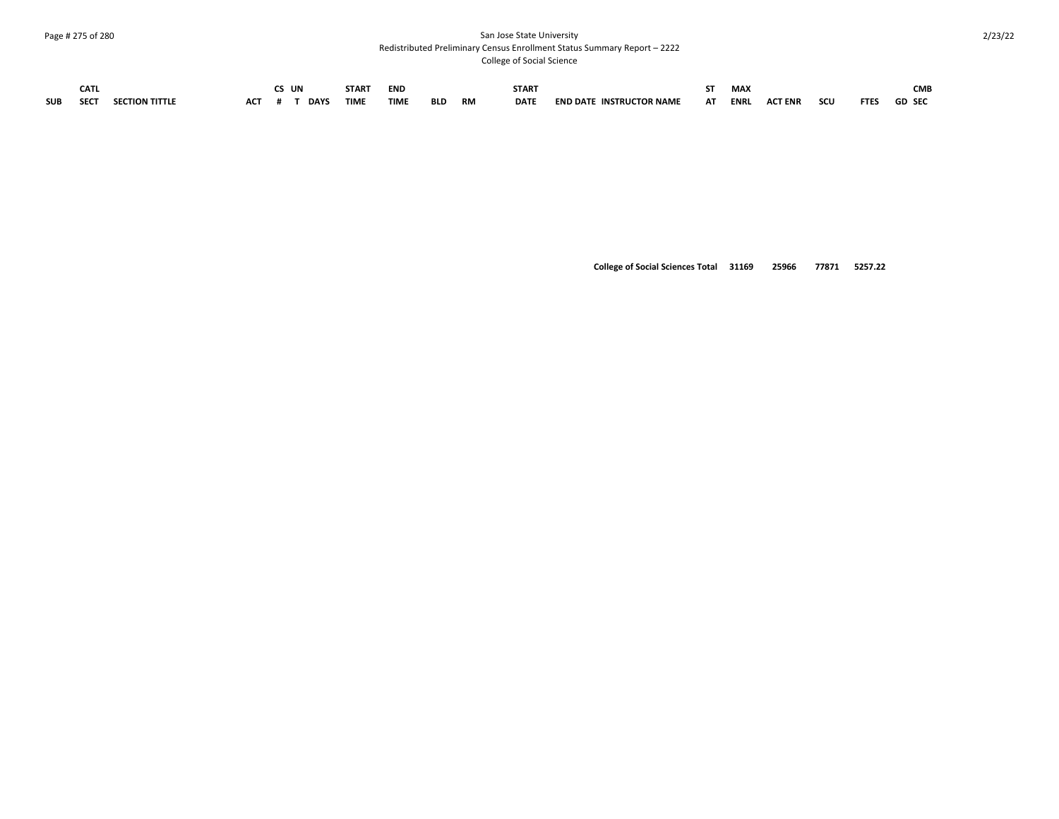| SUB | CATL SECT | SECTION TITTLE | ACT | CS # | UN T | DAYS | START TIME | END TIME | BLD | RM | START DATE | END DATE | INSTRUCTOR NAME | ST AT | MAX ENRL | ACT ENR | SCU | FTES | GD | CMB SEC |
|---|---|---|---|---|---|---|---|---|---|---|---|---|---|---|---|---|---|---|---|---|
| | | | | | | | | | | | | | College of Social Sciences Total | | 31169 | 25966 | 77871 | 5257.22 | | |